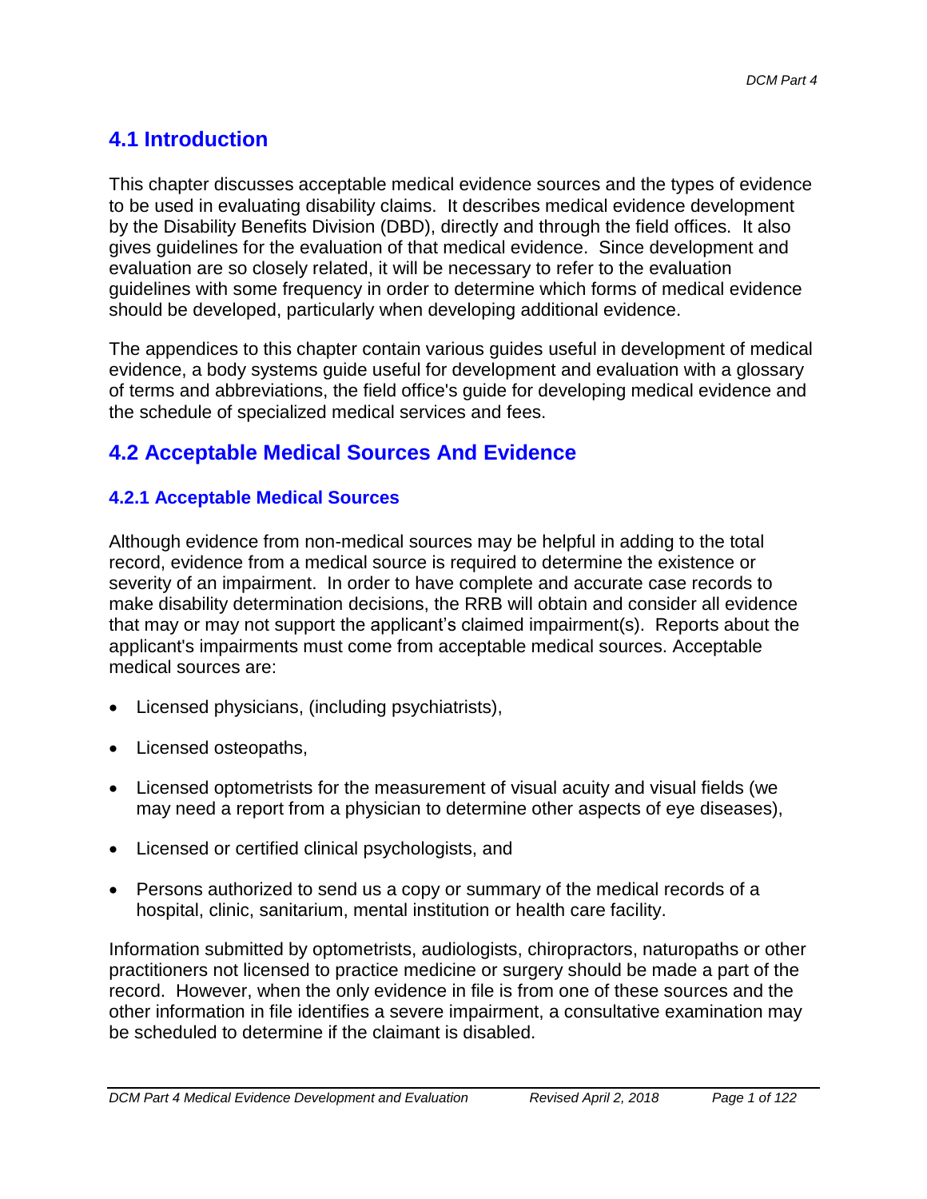## 4.1 Introduction

This chapter discusses acceptable medical evidence sources and the types of evidence to be used in evaluating disability claims. It describes medical evidence development by the Disability Benefits Division (DBD), directly and through the field offices. It also gives guidelines for the evaluation of that medical evidence. Since development and evaluation are so closely related, it will be necessary to refer to the evaluation guidelines with some frequency in order to determine which forms of medical evidence should be developed, particularly when developing additional evidence.

The appendices to this chapter contain various guides useful in development of medical evidence, a body systems guide useful for development and evaluation with a glossary of terms and abbreviations, the field office's guide for developing medical evidence and the schedule of specialized medical services and fees.

## 4.2 Acceptable Medical Sources And Evidence

### 4.2.1 Acceptable Medical Sources

Although evidence from non-medical sources may be helpful in adding to the total record, evidence from a medical source is required to determine the existence or severity of an impairment. In order to have complete and accurate case records to make disability determination decisions, the RRB will obtain and consider all evidence that may or may not support the applicant's claimed impairment(s). Reports about the applicant's impairments must come from acceptable medical sources. Acceptable medical sources are:

- Licensed physicians, (including psychiatrists),
- Licensed osteopaths,
- Licensed optometrists for the measurement of visual acuity and visual fields (we may need a report from a physician to determine other aspects of eye diseases),
- Licensed or certified clinical psychologists, and
- Persons authorized to send us a copy or summary of the medical records of a hospital, clinic, sanitarium, mental institution or health care facility.

Information submitted by optometrists, audiologists, chiropractors, naturopaths or other practitioners not licensed to practice medicine or surgery should be made a part of the record. However, when the only evidence in file is from one of these sources and the other information in file identifies a severe impairment, a consultative examination may be scheduled to determine if the claimant is disabled.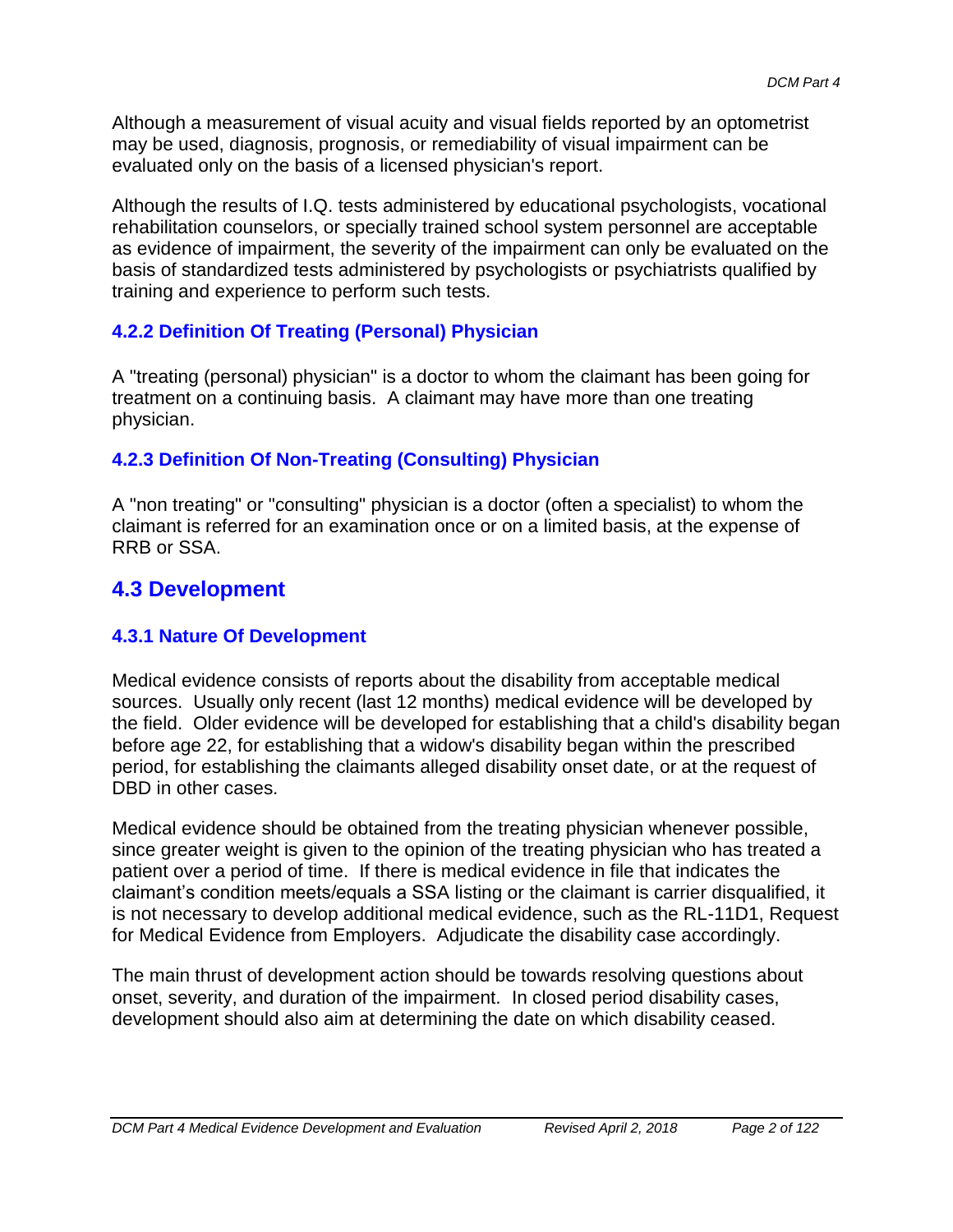Although a measurement of visual acuity and visual fields reported by an optometrist may be used, diagnosis, prognosis, or remediability of visual impairment can be evaluated only on the basis of a licensed physician's report.

Although the results of I.Q. tests administered by educational psychologists, vocational rehabilitation counselors, or specially trained school system personnel are acceptable as evidence of impairment, the severity of the impairment can only be evaluated on the basis of standardized tests administered by psychologists or psychiatrists qualified by training and experience to perform such tests.

### 4.2.2 Definition Of Treating (Personal) Physician

A "treating (personal) physician" is a doctor to whom the claimant has been going for treatment on a continuing basis. A claimant may have more than one treating physician.

### 4.2.3 Definition Of Non-Treating (Consulting) Physician

A "non treating" or "consulting" physician is a doctor (often a specialist) to whom the claimant is referred for an examination once or on a limited basis, at the expense of RRB or SSA.

## 4.3 Development

### 4.3.1 Nature Of Development

Medical evidence consists of reports about the disability from acceptable medical sources. Usually only recent (last 12 months) medical evidence will be developed by the field. Older evidence will be developed for establishing that a child's disability began before age 22, for establishing that a widow's disability began within the prescribed period, for establishing the claimants alleged disability onset date, or at the request of DBD in other cases.

Medical evidence should be obtained from the treating physician whenever possible, since greater weight is given to the opinion of the treating physician who has treated a patient over a period of time. If there is medical evidence in file that indicates the claimant's condition meets/equals a SSA listing or the claimant is carrier disqualified, it is not necessary to develop additional medical evidence, such as the RL-11D1, Request for Medical Evidence from Employers. Adjudicate the disability case accordingly.

The main thrust of development action should be towards resolving questions about onset, severity, and duration of the impairment. In closed period disability cases, development should also aim at determining the date on which disability ceased.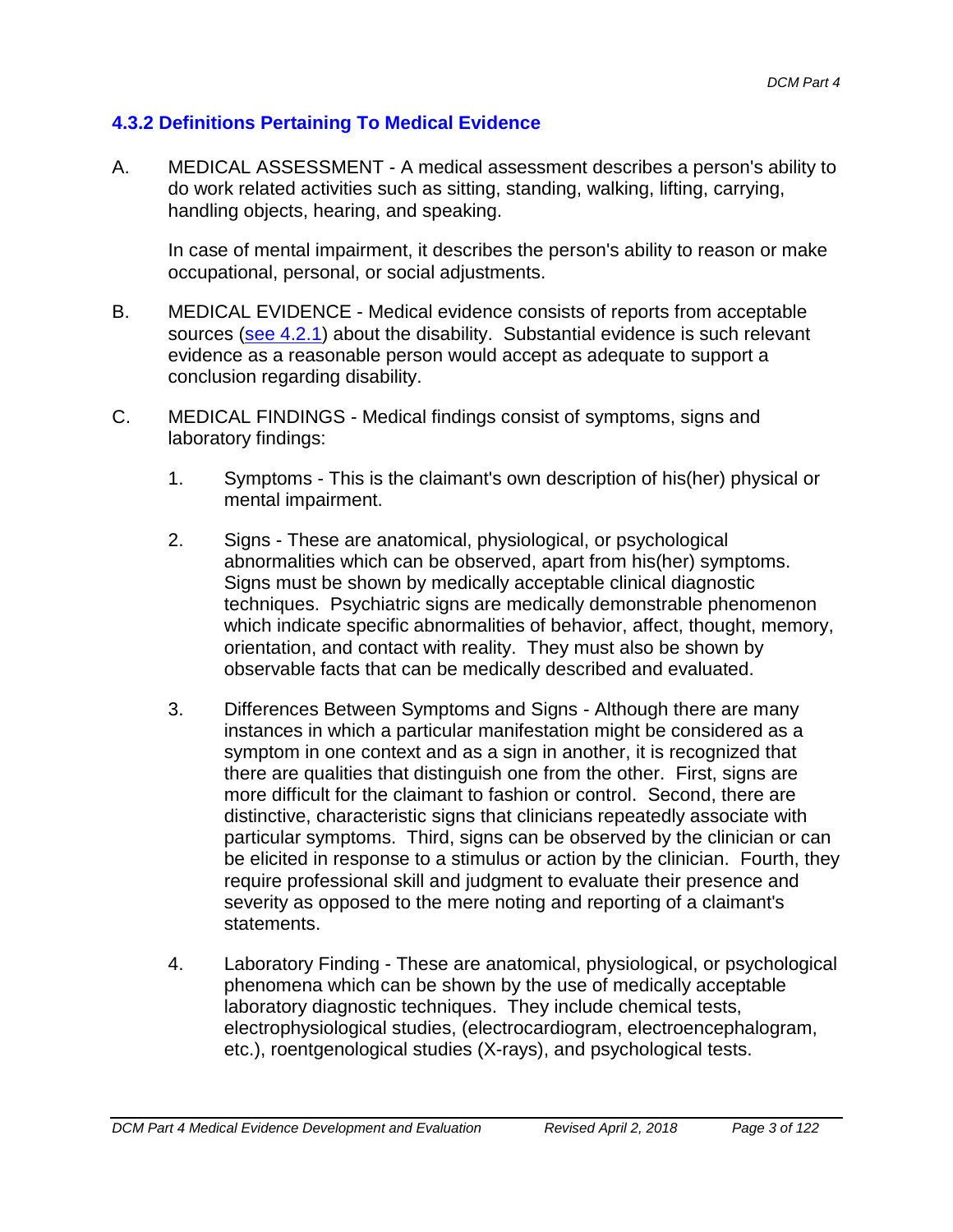### 4.3.2 Definitions Pertaining To Medical Evidence

A. MEDICAL ASSESSMENT - A medical assessment describes a person's ability to do work related activities such as sitting, standing, walking, lifting, carrying, handling objects, hearing, and speaking.

   In case of mental impairment, it describes the person's ability to reason or make occupational, personal, or social adjustments.

B. MEDICAL EVIDENCE - Medical evidence consists of reports from acceptable sources (see 4.2.1) about the disability. Substantial evidence is such relevant evidence as a reasonable person would accept as adequate to support a conclusion regarding disability.

C. MEDICAL FINDINGS - Medical findings consist of symptoms, signs and laboratory findings:

   1. Symptoms - This is the claimant's own description of his(her) physical or mental impairment.

   2. Signs - These are anatomical, physiological, or psychological abnormalities which can be observed, apart from his(her) symptoms. Signs must be shown by medically acceptable clinical diagnostic techniques. Psychiatric signs are medically demonstrable phenomenon which indicate specific abnormalities of behavior, affect, thought, memory, orientation, and contact with reality. They must also be shown by observable facts that can be medically described and evaluated.

   3. Differences Between Symptoms and Signs - Although there are many instances in which a particular manifestation might be considered as a symptom in one context and as a sign in another, it is recognized that there are qualities that distinguish one from the other. First, signs are more difficult for the claimant to fashion or control. Second, there are distinctive, characteristic signs that clinicians repeatedly associate with particular symptoms. Third, signs can be observed by the clinician or can be elicited in response to a stimulus or action by the clinician. Fourth, they require professional skill and judgment to evaluate their presence and severity as opposed to the mere noting and reporting of a claimant's statements.

   4. Laboratory Finding - These are anatomical, physiological, or psychological phenomena which can be shown by the use of medically acceptable laboratory diagnostic techniques. They include chemical tests, electrophysiological studies, (electrocardiogram, electroencephalogram, etc.), roentgenological studies (X-rays), and psychological tests.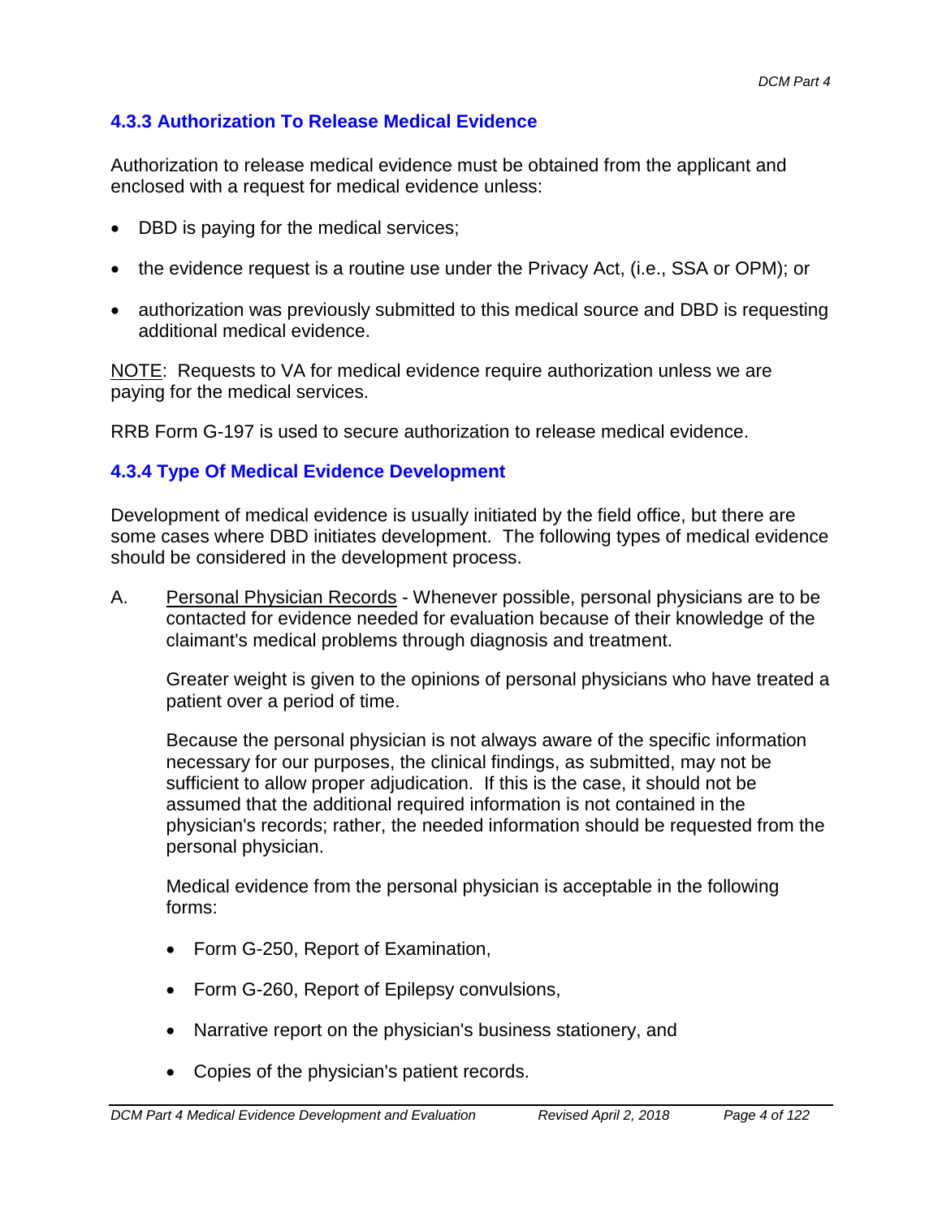### 4.3.3 Authorization To Release Medical Evidence

Authorization to release medical evidence must be obtained from the applicant and enclosed with a request for medical evidence unless:

- DBD is paying for the medical services;
- the evidence request is a routine use under the Privacy Act, (i.e., SSA or OPM); or
- authorization was previously submitted to this medical source and DBD is requesting additional medical evidence.

NOTE: Requests to VA for medical evidence require authorization unless we are paying for the medical services.

RRB Form G-197 is used to secure authorization to release medical evidence.

### 4.3.4 Type Of Medical Evidence Development

Development of medical evidence is usually initiated by the field office, but there are some cases where DBD initiates development. The following types of medical evidence should be considered in the development process.

A. Personal Physician Records - Whenever possible, personal physicians are to be contacted for evidence needed for evaluation because of their knowledge of the claimant's medical problems through diagnosis and treatment.

   Greater weight is given to the opinions of personal physicians who have treated a patient over a period of time.

   Because the personal physician is not always aware of the specific information necessary for our purposes, the clinical findings, as submitted, may not be sufficient to allow proper adjudication. If this is the case, it should not be assumed that the additional required information is not contained in the physician's records; rather, the needed information should be requested from the personal physician.

   Medical evidence from the personal physician is acceptable in the following forms:

   - Form G-250, Report of Examination,
   - Form G-260, Report of Epilepsy convulsions,
   - Narrative report on the physician's business stationery, and
   - Copies of the physician's patient records.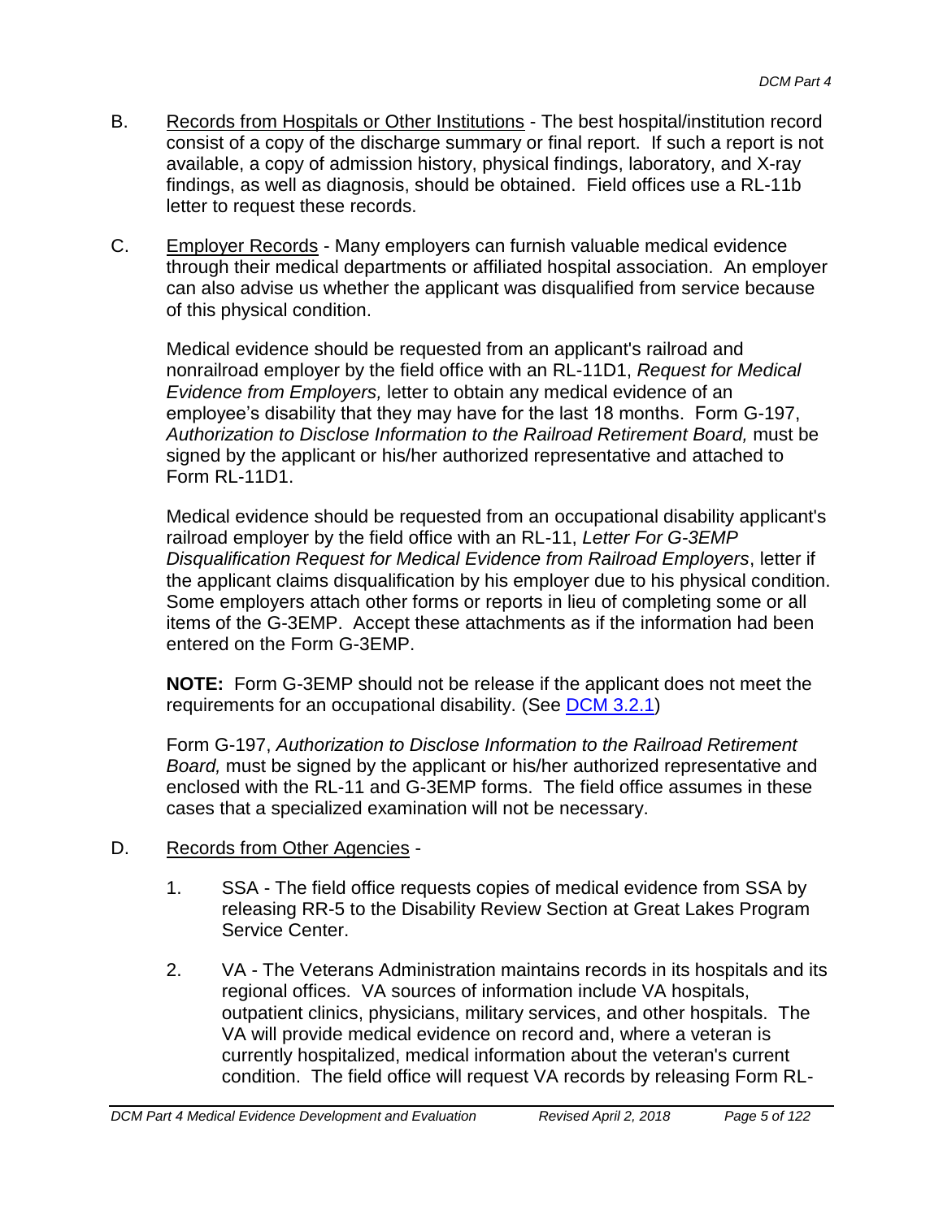B. Records from Hospitals or Other Institutions - The best hospital/institution record consist of a copy of the discharge summary or final report. If such a report is not available, a copy of admission history, physical findings, laboratory, and X-ray findings, as well as diagnosis, should be obtained. Field offices use a RL-11b letter to request these records.

C. Employer Records - Many employers can furnish valuable medical evidence through their medical departments or affiliated hospital association. An employer can also advise us whether the applicant was disqualified from service because of this physical condition.

   Medical evidence should be requested from an applicant's railroad and nonrailroad employer by the field office with an RL-11D1, *Request for Medical Evidence from Employers,* letter to obtain any medical evidence of an employee's disability that they may have for the last 18 months. Form G-197, *Authorization to Disclose Information to the Railroad Retirement Board,* must be signed by the applicant or his/her authorized representative and attached to Form RL-11D1.

   Medical evidence should be requested from an occupational disability applicant's railroad employer by the field office with an RL-11, *Letter For G-3EMP Disqualification Request for Medical Evidence from Railroad Employers*, letter if the applicant claims disqualification by his employer due to his physical condition. Some employers attach other forms or reports in lieu of completing some or all items of the G-3EMP. Accept these attachments as if the information had been entered on the Form G-3EMP.

   **NOTE:** Form G-3EMP should not be release if the applicant does not meet the requirements for an occupational disability. (See DCM 3.2.1)

   Form G-197, *Authorization to Disclose Information to the Railroad Retirement Board,* must be signed by the applicant or his/her authorized representative and enclosed with the RL-11 and G-3EMP forms. The field office assumes in these cases that a specialized examination will not be necessary.

D. Records from Other Agencies -

   1. SSA - The field office requests copies of medical evidence from SSA by releasing RR-5 to the Disability Review Section at Great Lakes Program Service Center.

   2. VA - The Veterans Administration maintains records in its hospitals and its regional offices. VA sources of information include VA hospitals, outpatient clinics, physicians, military services, and other hospitals. The VA will provide medical evidence on record and, where a veteran is currently hospitalized, medical information about the veteran's current condition. The field office will request VA records by releasing Form RL-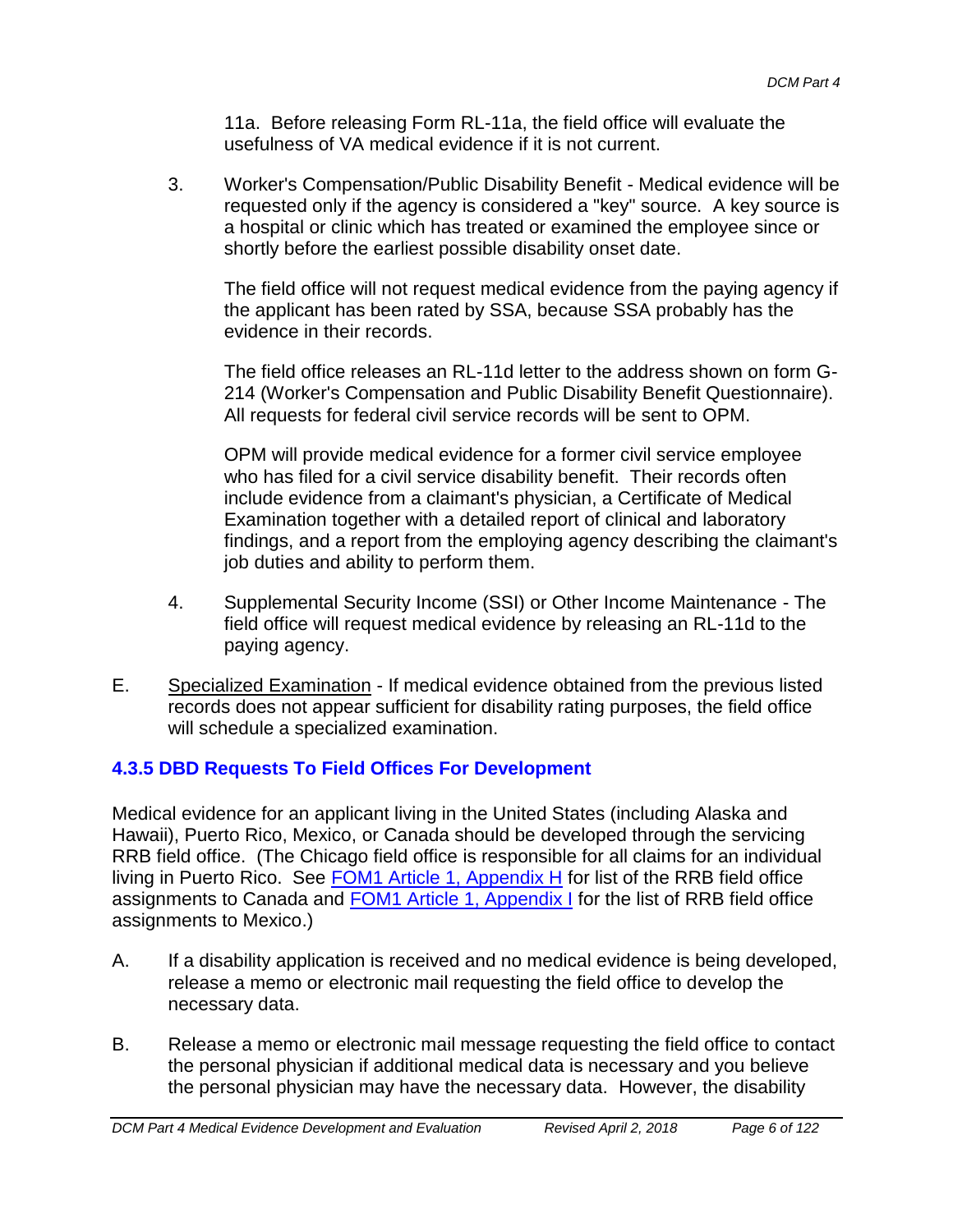11a. Before releasing Form RL-11a, the field office will evaluate the usefulness of VA medical evidence if it is not current.

3. Worker's Compensation/Public Disability Benefit - Medical evidence will be requested only if the agency is considered a "key" source. A key source is a hospital or clinic which has treated or examined the employee since or shortly before the earliest possible disability onset date.

   The field office will not request medical evidence from the paying agency if the applicant has been rated by SSA, because SSA probably has the evidence in their records.

   The field office releases an RL-11d letter to the address shown on form G-214 (Worker's Compensation and Public Disability Benefit Questionnaire). All requests for federal civil service records will be sent to OPM.

   OPM will provide medical evidence for a former civil service employee who has filed for a civil service disability benefit. Their records often include evidence from a claimant's physician, a Certificate of Medical Examination together with a detailed report of clinical and laboratory findings, and a report from the employing agency describing the claimant's job duties and ability to perform them.

4. Supplemental Security Income (SSI) or Other Income Maintenance - The field office will request medical evidence by releasing an RL-11d to the paying agency.

E. Specialized Examination - If medical evidence obtained from the previous listed records does not appear sufficient for disability rating purposes, the field office will schedule a specialized examination.

### 4.3.5 DBD Requests To Field Offices For Development

Medical evidence for an applicant living in the United States (including Alaska and Hawaii), Puerto Rico, Mexico, or Canada should be developed through the servicing RRB field office. (The Chicago field office is responsible for all claims for an individual living in Puerto Rico. See FOM1 Article 1, Appendix H for list of the RRB field office assignments to Canada and FOM1 Article 1, Appendix I for the list of RRB field office assignments to Mexico.)

A. If a disability application is received and no medical evidence is being developed, release a memo or electronic mail requesting the field office to develop the necessary data.

B. Release a memo or electronic mail message requesting the field office to contact the personal physician if additional medical data is necessary and you believe the personal physician may have the necessary data. However, the disability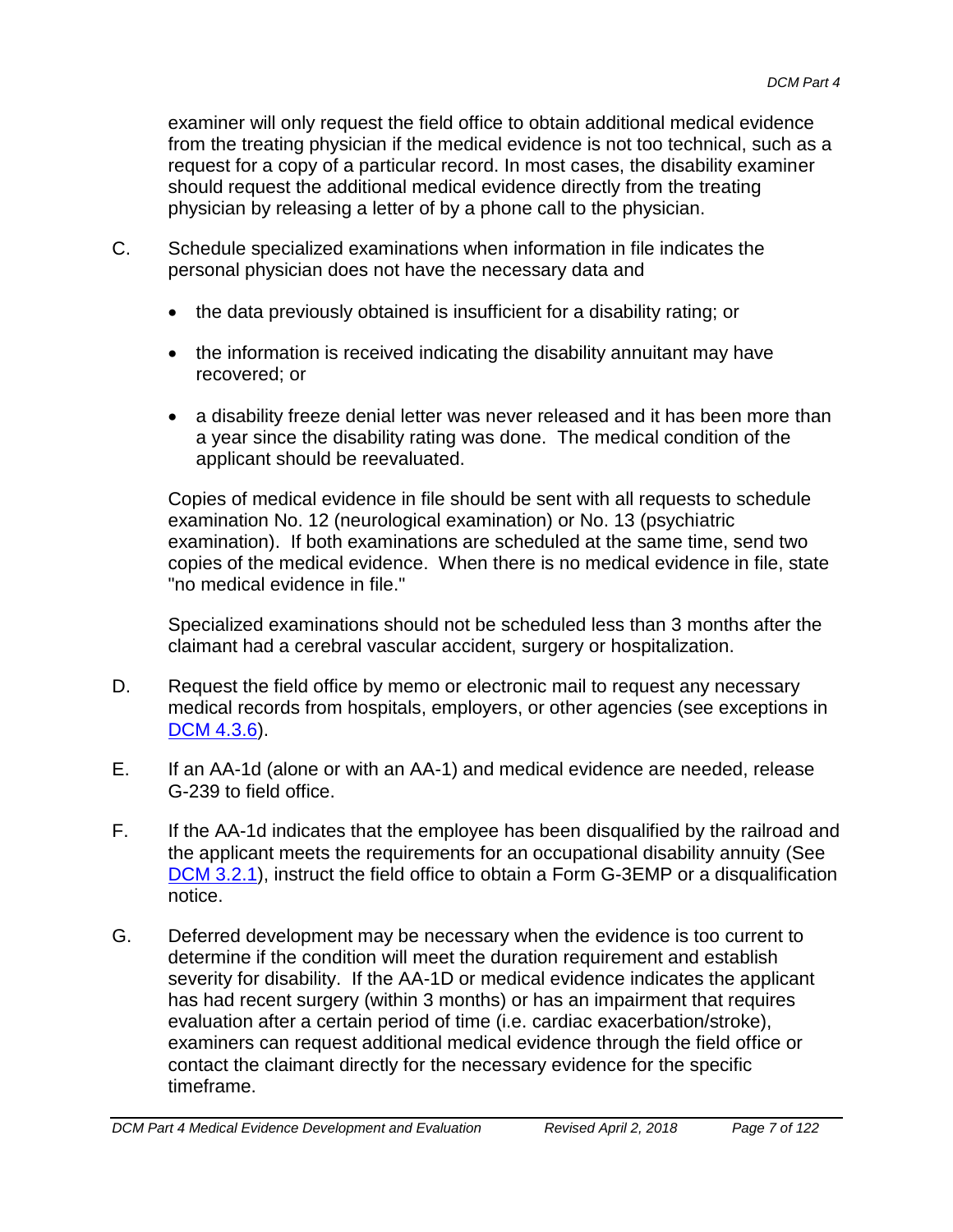examiner will only request the field office to obtain additional medical evidence from the treating physician if the medical evidence is not too technical, such as a request for a copy of a particular record. In most cases, the disability examiner should request the additional medical evidence directly from the treating physician by releasing a letter of by a phone call to the physician.

C. Schedule specialized examinations when information in file indicates the personal physician does not have the necessary data and

- the data previously obtained is insufficient for a disability rating; or
- the information is received indicating the disability annuitant may have recovered; or
- a disability freeze denial letter was never released and it has been more than a year since the disability rating was done. The medical condition of the applicant should be reevaluated.

Copies of medical evidence in file should be sent with all requests to schedule examination No. 12 (neurological examination) or No. 13 (psychiatric examination). If both examinations are scheduled at the same time, send two copies of the medical evidence. When there is no medical evidence in file, state "no medical evidence in file."

Specialized examinations should not be scheduled less than 3 months after the claimant had a cerebral vascular accident, surgery or hospitalization.

D. Request the field office by memo or electronic mail to request any necessary medical records from hospitals, employers, or other agencies (see exceptions in DCM 4.3.6).

E. If an AA-1d (alone or with an AA-1) and medical evidence are needed, release G-239 to field office.

F. If the AA-1d indicates that the employee has been disqualified by the railroad and the applicant meets the requirements for an occupational disability annuity (See DCM 3.2.1), instruct the field office to obtain a Form G-3EMP or a disqualification notice.

G. Deferred development may be necessary when the evidence is too current to determine if the condition will meet the duration requirement and establish severity for disability. If the AA-1D or medical evidence indicates the applicant has had recent surgery (within 3 months) or has an impairment that requires evaluation after a certain period of time (i.e. cardiac exacerbation/stroke), examiners can request additional medical evidence through the field office or contact the claimant directly for the necessary evidence for the specific timeframe.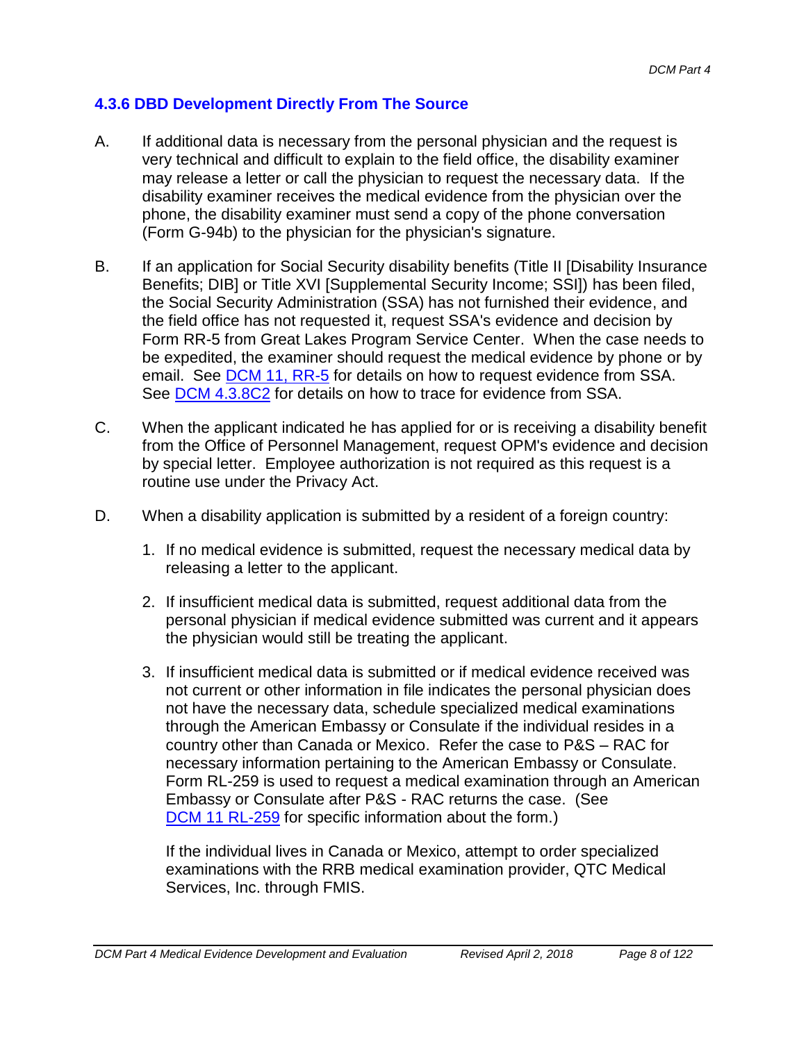### 4.3.6 DBD Development Directly From The Source

A. If additional data is necessary from the personal physician and the request is very technical and difficult to explain to the field office, the disability examiner may release a letter or call the physician to request the necessary data. If the disability examiner receives the medical evidence from the physician over the phone, the disability examiner must send a copy of the phone conversation (Form G-94b) to the physician for the physician's signature.

B. If an application for Social Security disability benefits (Title II [Disability Insurance Benefits; DIB] or Title XVI [Supplemental Security Income; SSI]) has been filed, the Social Security Administration (SSA) has not furnished their evidence, and the field office has not requested it, request SSA's evidence and decision by Form RR-5 from Great Lakes Program Service Center. When the case needs to be expedited, the examiner should request the medical evidence by phone or by email. See DCM 11, RR-5 for details on how to request evidence from SSA. See DCM 4.3.8C2 for details on how to trace for evidence from SSA.

C. When the applicant indicated he has applied for or is receiving a disability benefit from the Office of Personnel Management, request OPM's evidence and decision by special letter. Employee authorization is not required as this request is a routine use under the Privacy Act.

D. When a disability application is submitted by a resident of a foreign country:

1. If no medical evidence is submitted, request the necessary medical data by releasing a letter to the applicant.

2. If insufficient medical data is submitted, request additional data from the personal physician if medical evidence submitted was current and it appears the physician would still be treating the applicant.

3. If insufficient medical data is submitted or if medical evidence received was not current or other information in file indicates the personal physician does not have the necessary data, schedule specialized medical examinations through the American Embassy or Consulate if the individual resides in a country other than Canada or Mexico. Refer the case to P&S – RAC for necessary information pertaining to the American Embassy or Consulate. Form RL-259 is used to request a medical examination through an American Embassy or Consulate after P&S - RAC returns the case. (See DCM 11 RL-259 for specific information about the form.)

   If the individual lives in Canada or Mexico, attempt to order specialized examinations with the RRB medical examination provider, QTC Medical Services, Inc. through FMIS.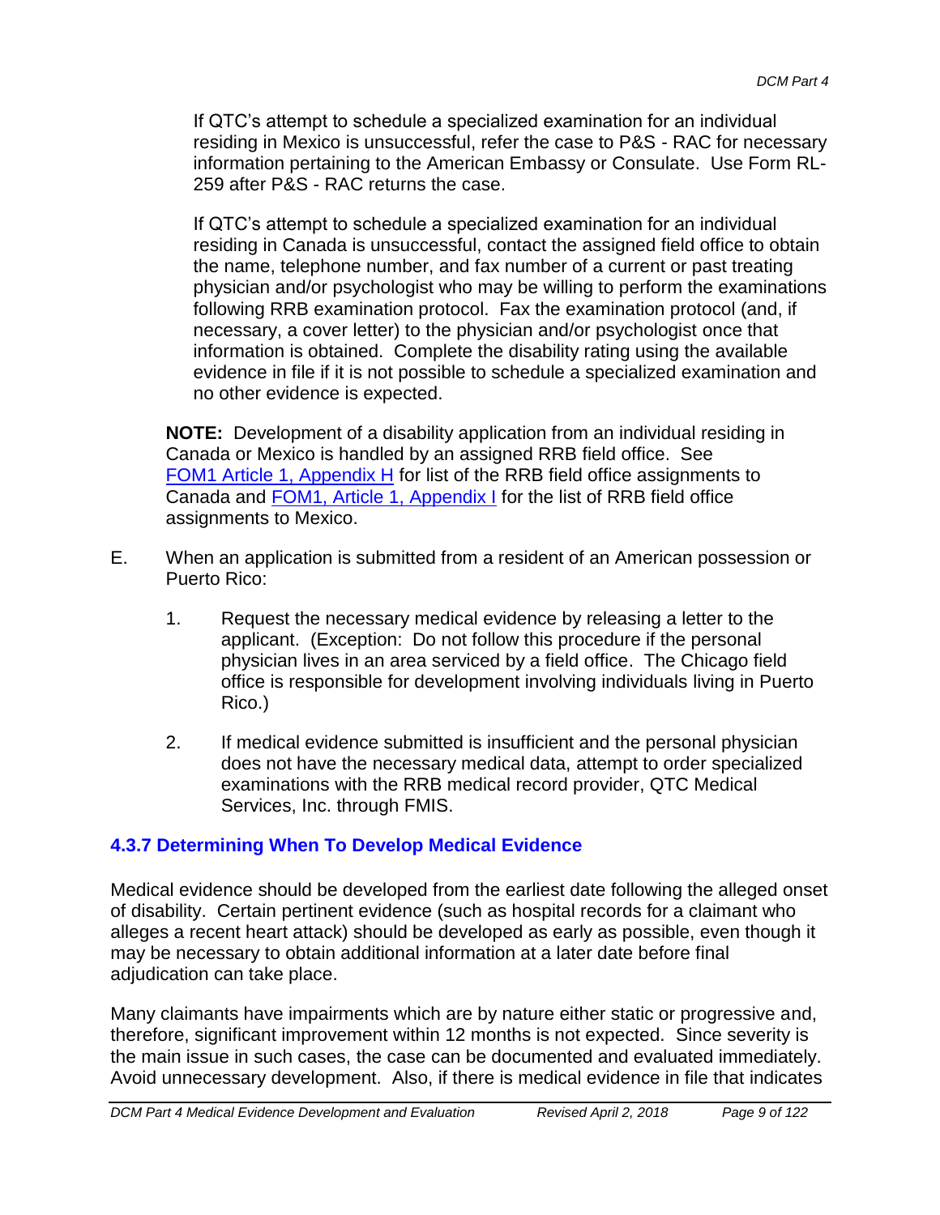If QTC's attempt to schedule a specialized examination for an individual residing in Mexico is unsuccessful, refer the case to P&S - RAC for necessary information pertaining to the American Embassy or Consulate. Use Form RL-259 after P&S - RAC returns the case.

If QTC's attempt to schedule a specialized examination for an individual residing in Canada is unsuccessful, contact the assigned field office to obtain the name, telephone number, and fax number of a current or past treating physician and/or psychologist who may be willing to perform the examinations following RRB examination protocol. Fax the examination protocol (and, if necessary, a cover letter) to the physician and/or psychologist once that information is obtained. Complete the disability rating using the available evidence in file if it is not possible to schedule a specialized examination and no other evidence is expected.

**NOTE:** Development of a disability application from an individual residing in Canada or Mexico is handled by an assigned RRB field office. See FOM1 Article 1, Appendix H for list of the RRB field office assignments to Canada and FOM1, Article 1, Appendix I for the list of RRB field office assignments to Mexico.

E. When an application is submitted from a resident of an American possession or Puerto Rico:

1. Request the necessary medical evidence by releasing a letter to the applicant. (Exception: Do not follow this procedure if the personal physician lives in an area serviced by a field office. The Chicago field office is responsible for development involving individuals living in Puerto Rico.)

2. If medical evidence submitted is insufficient and the personal physician does not have the necessary medical data, attempt to order specialized examinations with the RRB medical record provider, QTC Medical Services, Inc. through FMIS.

### 4.3.7 Determining When To Develop Medical Evidence

Medical evidence should be developed from the earliest date following the alleged onset of disability. Certain pertinent evidence (such as hospital records for a claimant who alleges a recent heart attack) should be developed as early as possible, even though it may be necessary to obtain additional information at a later date before final adjudication can take place.

Many claimants have impairments which are by nature either static or progressive and, therefore, significant improvement within 12 months is not expected. Since severity is the main issue in such cases, the case can be documented and evaluated immediately. Avoid unnecessary development. Also, if there is medical evidence in file that indicates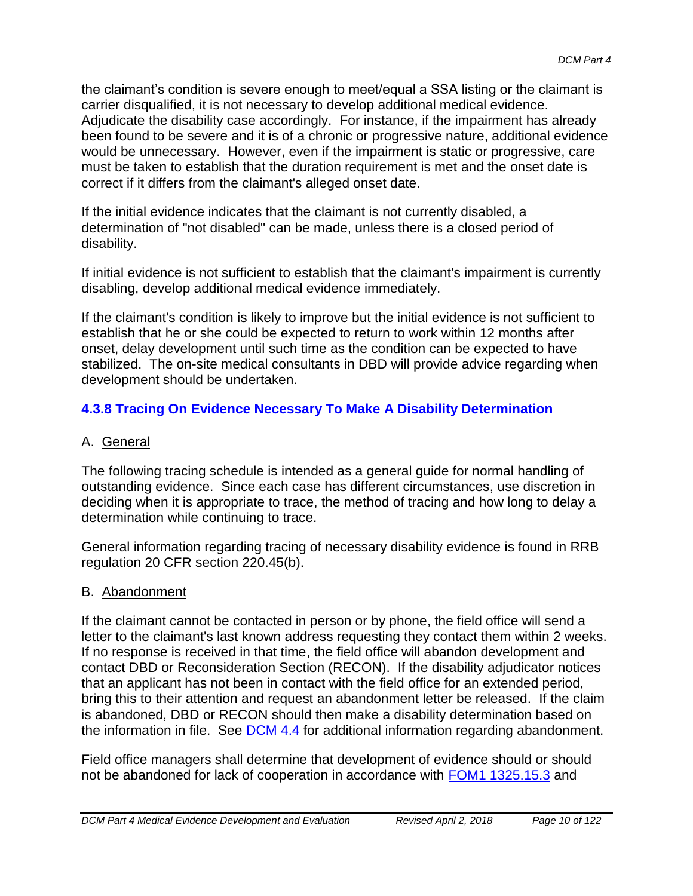the claimant's condition is severe enough to meet/equal a SSA listing or the claimant is carrier disqualified, it is not necessary to develop additional medical evidence. Adjudicate the disability case accordingly. For instance, if the impairment has already been found to be severe and it is of a chronic or progressive nature, additional evidence would be unnecessary. However, even if the impairment is static or progressive, care must be taken to establish that the duration requirement is met and the onset date is correct if it differs from the claimant's alleged onset date.

If the initial evidence indicates that the claimant is not currently disabled, a determination of "not disabled" can be made, unless there is a closed period of disability.

If initial evidence is not sufficient to establish that the claimant's impairment is currently disabling, develop additional medical evidence immediately.

If the claimant's condition is likely to improve but the initial evidence is not sufficient to establish that he or she could be expected to return to work within 12 months after onset, delay development until such time as the condition can be expected to have stabilized. The on-site medical consultants in DBD will provide advice regarding when development should be undertaken.

### 4.3.8 Tracing On Evidence Necessary To Make A Disability Determination

A. General

The following tracing schedule is intended as a general guide for normal handling of outstanding evidence. Since each case has different circumstances, use discretion in deciding when it is appropriate to trace, the method of tracing and how long to delay a determination while continuing to trace.

General information regarding tracing of necessary disability evidence is found in RRB regulation 20 CFR section 220.45(b).

B. Abandonment

If the claimant cannot be contacted in person or by phone, the field office will send a letter to the claimant's last known address requesting they contact them within 2 weeks. If no response is received in that time, the field office will abandon development and contact DBD or Reconsideration Section (RECON). If the disability adjudicator notices that an applicant has not been in contact with the field office for an extended period, bring this to their attention and request an abandonment letter be released. If the claim is abandoned, DBD or RECON should then make a disability determination based on the information in file. See DCM 4.4 for additional information regarding abandonment.

Field office managers shall determine that development of evidence should or should not be abandoned for lack of cooperation in accordance with FOM1 1325.15.3 and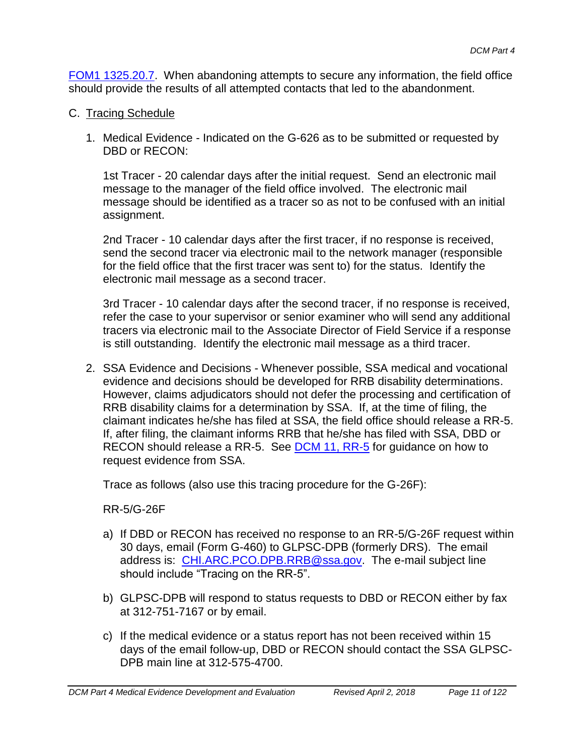FOM1 1325.20.7. When abandoning attempts to secure any information, the field office should provide the results of all attempted contacts that led to the abandonment.

C. Tracing Schedule

1. Medical Evidence - Indicated on the G-626 as to be submitted or requested by DBD or RECON:

   1st Tracer - 20 calendar days after the initial request. Send an electronic mail message to the manager of the field office involved. The electronic mail message should be identified as a tracer so as not to be confused with an initial assignment.

   2nd Tracer - 10 calendar days after the first tracer, if no response is received, send the second tracer via electronic mail to the network manager (responsible for the field office that the first tracer was sent to) for the status. Identify the electronic mail message as a second tracer.

   3rd Tracer - 10 calendar days after the second tracer, if no response is received, refer the case to your supervisor or senior examiner who will send any additional tracers via electronic mail to the Associate Director of Field Service if a response is still outstanding. Identify the electronic mail message as a third tracer.

2. SSA Evidence and Decisions - Whenever possible, SSA medical and vocational evidence and decisions should be developed for RRB disability determinations. However, claims adjudicators should not defer the processing and certification of RRB disability claims for a determination by SSA. If, at the time of filing, the claimant indicates he/she has filed at SSA, the field office should release a RR-5. If, after filing, the claimant informs RRB that he/she has filed with SSA, DBD or RECON should release a RR-5. See DCM 11, RR-5 for guidance on how to request evidence from SSA.

   Trace as follows (also use this tracing procedure for the G-26F):

   RR-5/G-26F

   a) If DBD or RECON has received no response to an RR-5/G-26F request within 30 days, email (Form G-460) to GLPSC-DPB (formerly DRS). The email address is: CHI.ARC.PCO.DPB.RRB@ssa.gov. The e-mail subject line should include "Tracing on the RR-5".

   b) GLPSC-DPB will respond to status requests to DBD or RECON either by fax at 312-751-7167 or by email.

   c) If the medical evidence or a status report has not been received within 15 days of the email follow-up, DBD or RECON should contact the SSA GLPSC-DPB main line at 312-575-4700.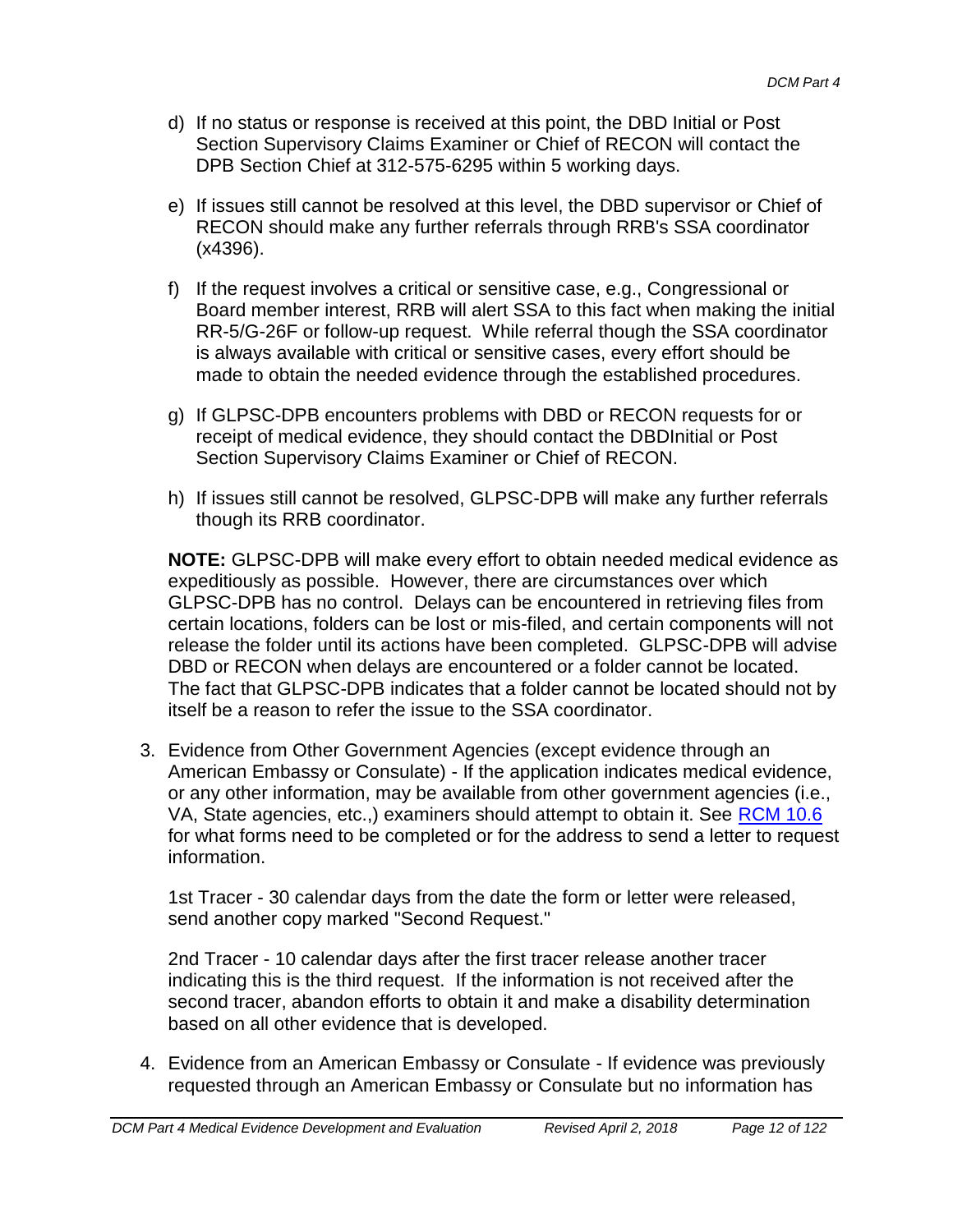d) If no status or response is received at this point, the DBD Initial or Post Section Supervisory Claims Examiner or Chief of RECON will contact the DPB Section Chief at 312-575-6295 within 5 working days.

e) If issues still cannot be resolved at this level, the DBD supervisor or Chief of RECON should make any further referrals through RRB's SSA coordinator (x4396).

f) If the request involves a critical or sensitive case, e.g., Congressional or Board member interest, RRB will alert SSA to this fact when making the initial RR-5/G-26F or follow-up request. While referral though the SSA coordinator is always available with critical or sensitive cases, every effort should be made to obtain the needed evidence through the established procedures.

g) If GLPSC-DPB encounters problems with DBD or RECON requests for or receipt of medical evidence, they should contact the DBDInitial or Post Section Supervisory Claims Examiner or Chief of RECON.

h) If issues still cannot be resolved, GLPSC-DPB will make any further referrals though its RRB coordinator.

**NOTE:** GLPSC-DPB will make every effort to obtain needed medical evidence as expeditiously as possible. However, there are circumstances over which GLPSC-DPB has no control. Delays can be encountered in retrieving files from certain locations, folders can be lost or mis-filed, and certain components will not release the folder until its actions have been completed. GLPSC-DPB will advise DBD or RECON when delays are encountered or a folder cannot be located. The fact that GLPSC-DPB indicates that a folder cannot be located should not by itself be a reason to refer the issue to the SSA coordinator.

3. Evidence from Other Government Agencies (except evidence through an American Embassy or Consulate) - If the application indicates medical evidence, or any other information, may be available from other government agencies (i.e., VA, State agencies, etc.,) examiners should attempt to obtain it. See [RCM 10.6] for what forms need to be completed or for the address to send a letter to request information.

   1st Tracer - 30 calendar days from the date the form or letter were released, send another copy marked "Second Request."

   2nd Tracer - 10 calendar days after the first tracer release another tracer indicating this is the third request. If the information is not received after the second tracer, abandon efforts to obtain it and make a disability determination based on all other evidence that is developed.

4. Evidence from an American Embassy or Consulate - If evidence was previously requested through an American Embassy or Consulate but no information has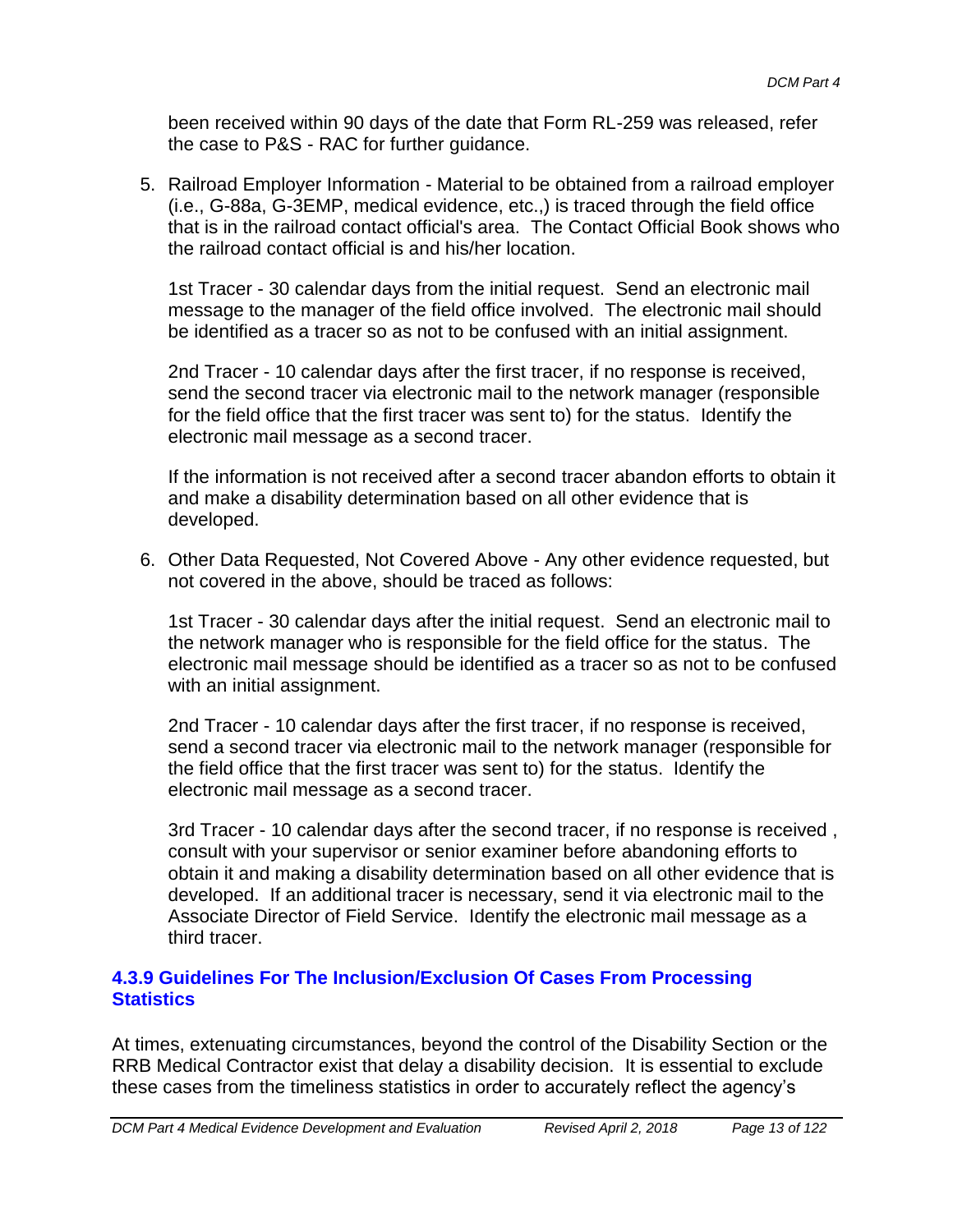been received within 90 days of the date that Form RL-259 was released, refer the case to P&S - RAC for further guidance.

5. Railroad Employer Information - Material to be obtained from a railroad employer (i.e., G-88a, G-3EMP, medical evidence, etc.,) is traced through the field office that is in the railroad contact official's area. The Contact Official Book shows who the railroad contact official is and his/her location.

   1st Tracer - 30 calendar days from the initial request. Send an electronic mail message to the manager of the field office involved. The electronic mail should be identified as a tracer so as not to be confused with an initial assignment.

   2nd Tracer - 10 calendar days after the first tracer, if no response is received, send the second tracer via electronic mail to the network manager (responsible for the field office that the first tracer was sent to) for the status. Identify the electronic mail message as a second tracer.

   If the information is not received after a second tracer abandon efforts to obtain it and make a disability determination based on all other evidence that is developed.

6. Other Data Requested, Not Covered Above - Any other evidence requested, but not covered in the above, should be traced as follows:

   1st Tracer - 30 calendar days after the initial request. Send an electronic mail to the network manager who is responsible for the field office for the status. The electronic mail message should be identified as a tracer so as not to be confused with an initial assignment.

   2nd Tracer - 10 calendar days after the first tracer, if no response is received, send a second tracer via electronic mail to the network manager (responsible for the field office that the first tracer was sent to) for the status. Identify the electronic mail message as a second tracer.

   3rd Tracer - 10 calendar days after the second tracer, if no response is received , consult with your supervisor or senior examiner before abandoning efforts to obtain it and making a disability determination based on all other evidence that is developed. If an additional tracer is necessary, send it via electronic mail to the Associate Director of Field Service. Identify the electronic mail message as a third tracer.

### 4.3.9 Guidelines For The Inclusion/Exclusion Of Cases From Processing Statistics

At times, extenuating circumstances, beyond the control of the Disability Section or the RRB Medical Contractor exist that delay a disability decision. It is essential to exclude these cases from the timeliness statistics in order to accurately reflect the agency's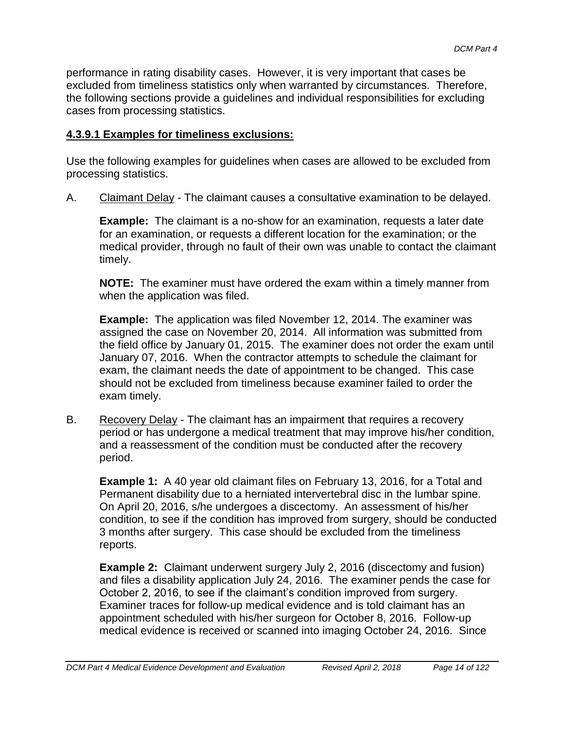performance in rating disability cases. However, it is very important that cases be excluded from timeliness statistics only when warranted by circumstances. Therefore, the following sections provide a guidelines and individual responsibilities for excluding cases from processing statistics.

### 4.3.9.1 Examples for timeliness exclusions:

Use the following examples for guidelines when cases are allowed to be excluded from processing statistics.

A. Claimant Delay - The claimant causes a consultative examination to be delayed.

**Example:** The claimant is a no-show for an examination, requests a later date for an examination, or requests a different location for the examination; or the medical provider, through no fault of their own was unable to contact the claimant timely.

**NOTE:** The examiner must have ordered the exam within a timely manner from when the application was filed.

**Example:** The application was filed November 12, 2014. The examiner was assigned the case on November 20, 2014. All information was submitted from the field office by January 01, 2015. The examiner does not order the exam until January 07, 2016. When the contractor attempts to schedule the claimant for exam, the claimant needs the date of appointment to be changed. This case should not be excluded from timeliness because examiner failed to order the exam timely.

B. Recovery Delay - The claimant has an impairment that requires a recovery period or has undergone a medical treatment that may improve his/her condition, and a reassessment of the condition must be conducted after the recovery period.

**Example 1:** A 40 year old claimant files on February 13, 2016, for a Total and Permanent disability due to a herniated intervertebral disc in the lumbar spine. On April 20, 2016, s/he undergoes a discectomy. An assessment of his/her condition, to see if the condition has improved from surgery, should be conducted 3 months after surgery. This case should be excluded from the timeliness reports.

**Example 2:** Claimant underwent surgery July 2, 2016 (discectomy and fusion) and files a disability application July 24, 2016. The examiner pends the case for October 2, 2016, to see if the claimant's condition improved from surgery. Examiner traces for follow-up medical evidence and is told claimant has an appointment scheduled with his/her surgeon for October 8, 2016. Follow-up medical evidence is received or scanned into imaging October 24, 2016. Since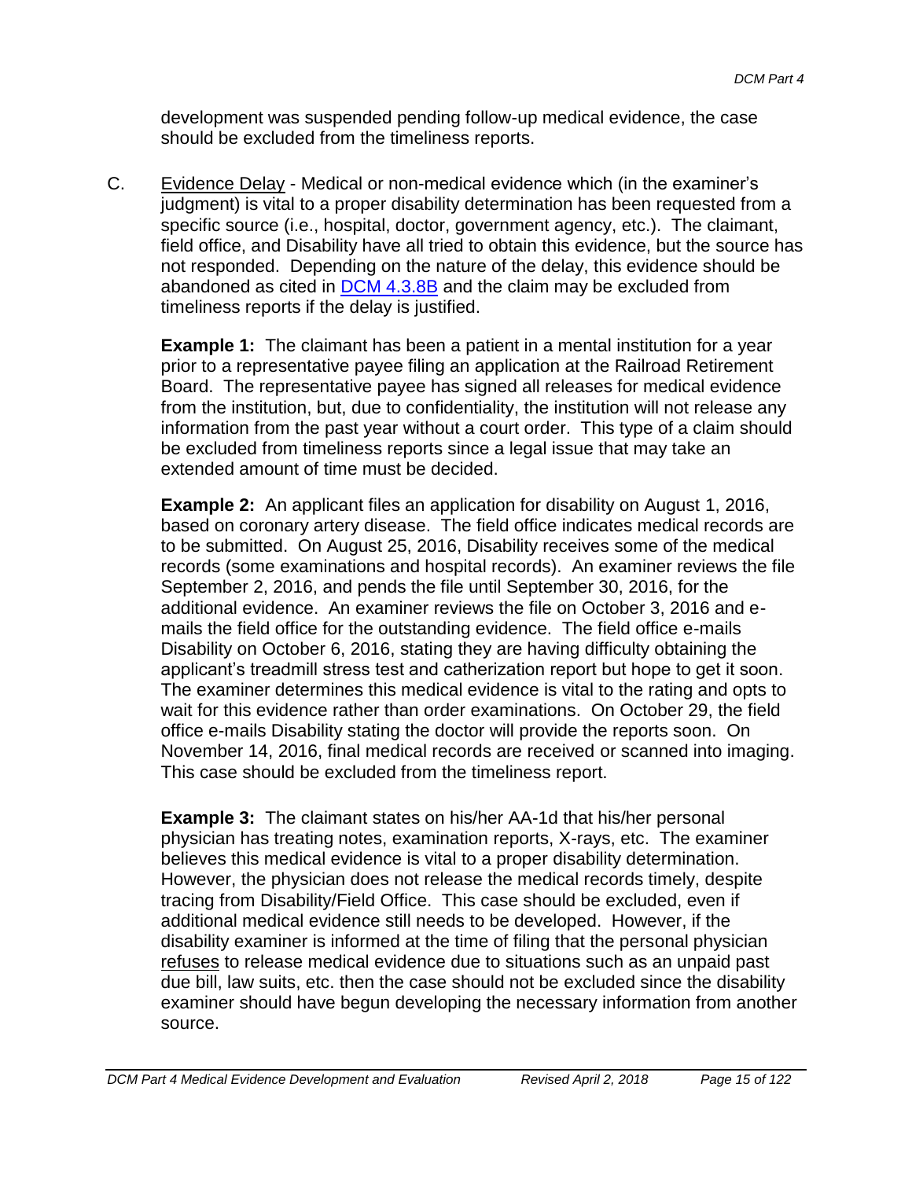development was suspended pending follow-up medical evidence, the case should be excluded from the timeliness reports.

C. Evidence Delay - Medical or non-medical evidence which (in the examiner's judgment) is vital to a proper disability determination has been requested from a specific source (i.e., hospital, doctor, government agency, etc.). The claimant, field office, and Disability have all tried to obtain this evidence, but the source has not responded. Depending on the nature of the delay, this evidence should be abandoned as cited in [DCM 4.3.8B] and the claim may be excluded from timeliness reports if the delay is justified.

**Example 1:** The claimant has been a patient in a mental institution for a year prior to a representative payee filing an application at the Railroad Retirement Board. The representative payee has signed all releases for medical evidence from the institution, but, due to confidentiality, the institution will not release any information from the past year without a court order. This type of a claim should be excluded from timeliness reports since a legal issue that may take an extended amount of time must be decided.

**Example 2:** An applicant files an application for disability on August 1, 2016, based on coronary artery disease. The field office indicates medical records are to be submitted. On August 25, 2016, Disability receives some of the medical records (some examinations and hospital records). An examiner reviews the file September 2, 2016, and pends the file until September 30, 2016, for the additional evidence. An examiner reviews the file on October 3, 2016 and e-mails the field office for the outstanding evidence. The field office e-mails Disability on October 6, 2016, stating they are having difficulty obtaining the applicant's treadmill stress test and catherization report but hope to get it soon. The examiner determines this medical evidence is vital to the rating and opts to wait for this evidence rather than order examinations. On October 29, the field office e-mails Disability stating the doctor will provide the reports soon. On November 14, 2016, final medical records are received or scanned into imaging. This case should be excluded from the timeliness report.

**Example 3:** The claimant states on his/her AA-1d that his/her personal physician has treating notes, examination reports, X-rays, etc. The examiner believes this medical evidence is vital to a proper disability determination. However, the physician does not release the medical records timely, despite tracing from Disability/Field Office. This case should be excluded, even if additional medical evidence still needs to be developed. However, if the disability examiner is informed at the time of filing that the personal physician refuses to release medical evidence due to situations such as an unpaid past due bill, law suits, etc. then the case should not be excluded since the disability examiner should have begun developing the necessary information from another source.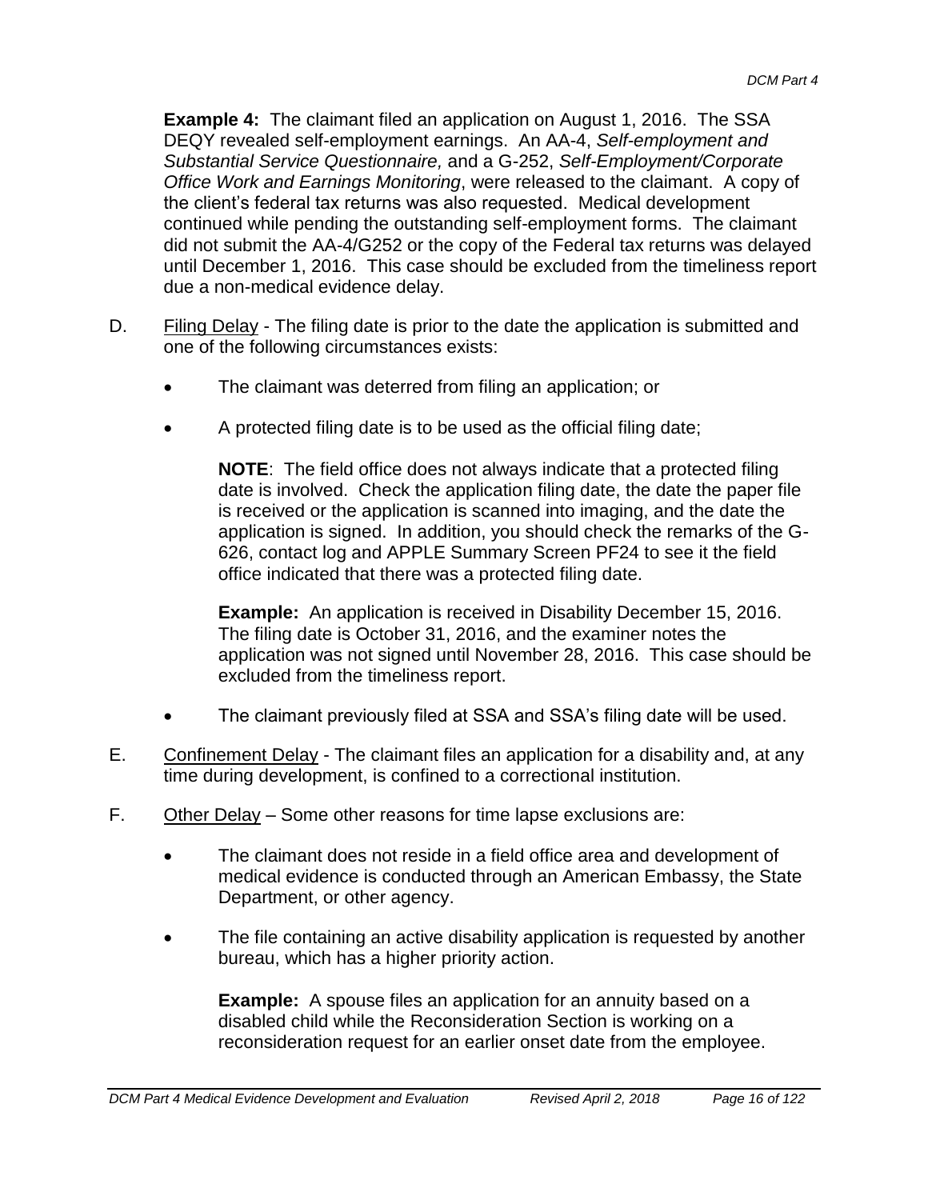**Example 4:** The claimant filed an application on August 1, 2016. The SSA DEQY revealed self-employment earnings. An AA-4, *Self-employment and Substantial Service Questionnaire,* and a G-252, *Self-Employment/Corporate Office Work and Earnings Monitoring*, were released to the claimant. A copy of the client's federal tax returns was also requested. Medical development continued while pending the outstanding self-employment forms. The claimant did not submit the AA-4/G252 or the copy of the Federal tax returns was delayed until December 1, 2016. This case should be excluded from the timeliness report due a non-medical evidence delay.

D. Filing Delay - The filing date is prior to the date the application is submitted and one of the following circumstances exists:

- The claimant was deterred from filing an application; or
- A protected filing date is to be used as the official filing date;

  **NOTE**: The field office does not always indicate that a protected filing date is involved. Check the application filing date, the date the paper file is received or the application is scanned into imaging, and the date the application is signed. In addition, you should check the remarks of the G-626, contact log and APPLE Summary Screen PF24 to see it the field office indicated that there was a protected filing date.

  **Example:** An application is received in Disability December 15, 2016. The filing date is October 31, 2016, and the examiner notes the application was not signed until November 28, 2016. This case should be excluded from the timeliness report.

- The claimant previously filed at SSA and SSA's filing date will be used.

E. Confinement Delay - The claimant files an application for a disability and, at any time during development, is confined to a correctional institution.

F. Other Delay – Some other reasons for time lapse exclusions are:

- The claimant does not reside in a field office area and development of medical evidence is conducted through an American Embassy, the State Department, or other agency.
- The file containing an active disability application is requested by another bureau, which has a higher priority action.

  **Example:** A spouse files an application for an annuity based on a disabled child while the Reconsideration Section is working on a reconsideration request for an earlier onset date from the employee.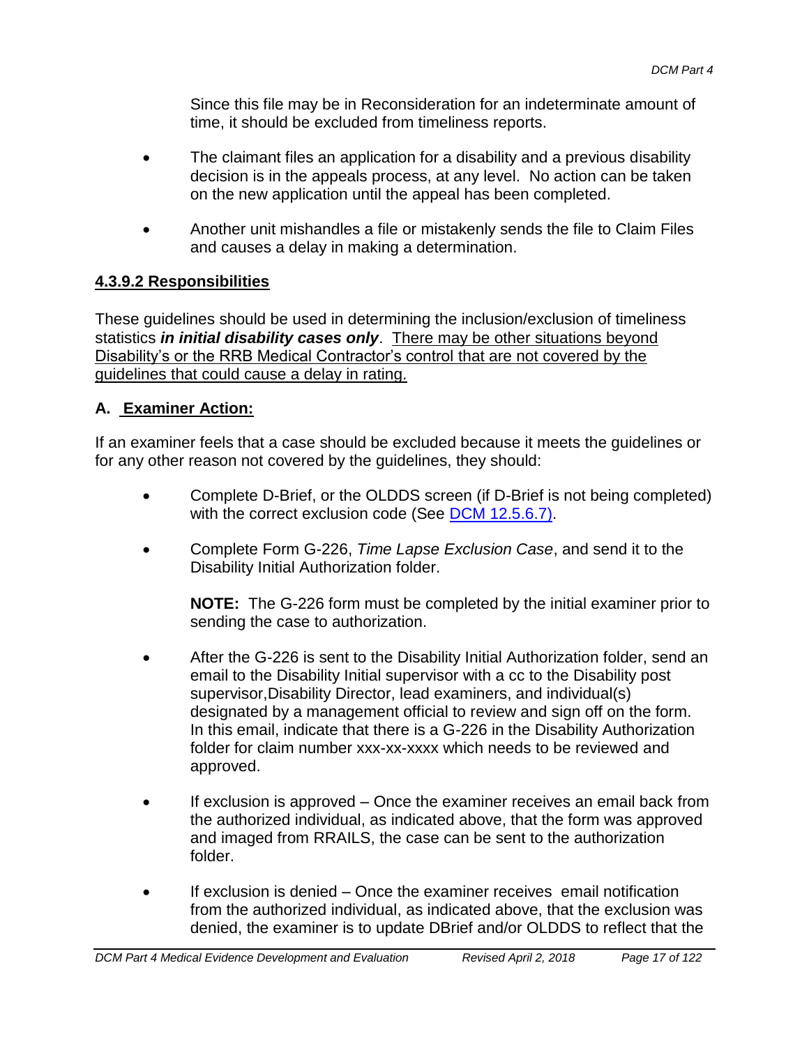Since this file may be in Reconsideration for an indeterminate amount of time, it should be excluded from timeliness reports.

- The claimant files an application for a disability and a previous disability decision is in the appeals process, at any level. No action can be taken on the new application until the appeal has been completed.

- Another unit mishandles a file or mistakenly sends the file to Claim Files and causes a delay in making a determination.

### 4.3.9.2 Responsibilities

These guidelines should be used in determining the inclusion/exclusion of timeliness statistics ***in initial disability cases only***. There may be other situations beyond Disability's or the RRB Medical Contractor's control that are not covered by the guidelines that could cause a delay in rating.

### A. Examiner Action:

If an examiner feels that a case should be excluded because it meets the guidelines or for any other reason not covered by the guidelines, they should:

- Complete D-Brief, or the OLDDS screen (if D-Brief is not being completed) with the correct exclusion code (See DCM 12.5.6.7).

- Complete Form G-226, *Time Lapse Exclusion Case*, and send it to the Disability Initial Authorization folder.

  **NOTE:** The G-226 form must be completed by the initial examiner prior to sending the case to authorization.

- After the G-226 is sent to the Disability Initial Authorization folder, send an email to the Disability Initial supervisor with a cc to the Disability post supervisor,Disability Director, lead examiners, and individual(s) designated by a management official to review and sign off on the form. In this email, indicate that there is a G-226 in the Disability Authorization folder for claim number xxx-xx-xxxx which needs to be reviewed and approved.

- If exclusion is approved – Once the examiner receives an email back from the authorized individual, as indicated above, that the form was approved and imaged from RRAILS, the case can be sent to the authorization folder.

- If exclusion is denied – Once the examiner receives email notification from the authorized individual, as indicated above, that the exclusion was denied, the examiner is to update DBrief and/or OLDDS to reflect that the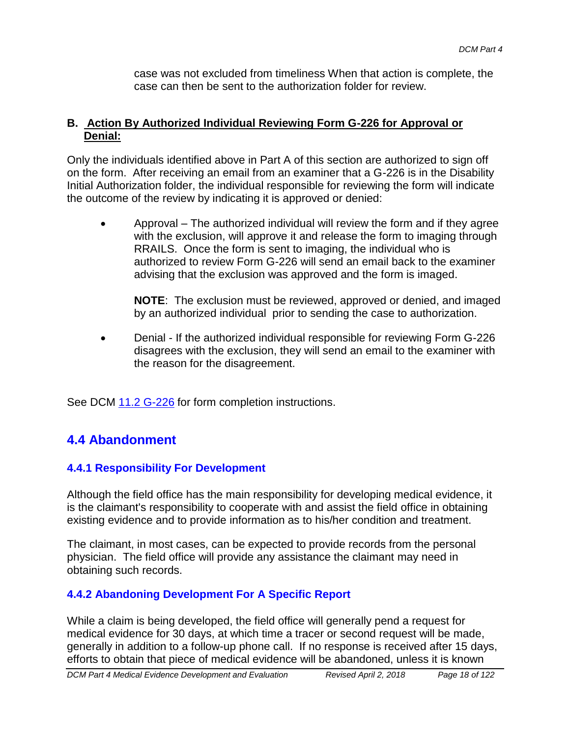case was not excluded from timeliness When that action is complete, the case can then be sent to the authorization folder for review.

**B. Action By Authorized Individual Reviewing Form G-226 for Approval or Denial:**

Only the individuals identified above in Part A of this section are authorized to sign off on the form. After receiving an email from an examiner that a G-226 is in the Disability Initial Authorization folder, the individual responsible for reviewing the form will indicate the outcome of the review by indicating it is approved or denied:

- Approval – The authorized individual will review the form and if they agree with the exclusion, will approve it and release the form to imaging through RRAILS. Once the form is sent to imaging, the individual who is authorized to review Form G-226 will send an email back to the examiner advising that the exclusion was approved and the form is imaged.

  **NOTE**: The exclusion must be reviewed, approved or denied, and imaged by an authorized individual prior to sending the case to authorization.

- Denial - If the authorized individual responsible for reviewing Form G-226 disagrees with the exclusion, they will send an email to the examiner with the reason for the disagreement.

See DCM 11.2 G-226 for form completion instructions.

## 4.4 Abandonment

### 4.4.1 Responsibility For Development

Although the field office has the main responsibility for developing medical evidence, it is the claimant's responsibility to cooperate with and assist the field office in obtaining existing evidence and to provide information as to his/her condition and treatment.

The claimant, in most cases, can be expected to provide records from the personal physician. The field office will provide any assistance the claimant may need in obtaining such records.

### 4.4.2 Abandoning Development For A Specific Report

While a claim is being developed, the field office will generally pend a request for medical evidence for 30 days, at which time a tracer or second request will be made, generally in addition to a follow-up phone call. If no response is received after 15 days, efforts to obtain that piece of medical evidence will be abandoned, unless it is known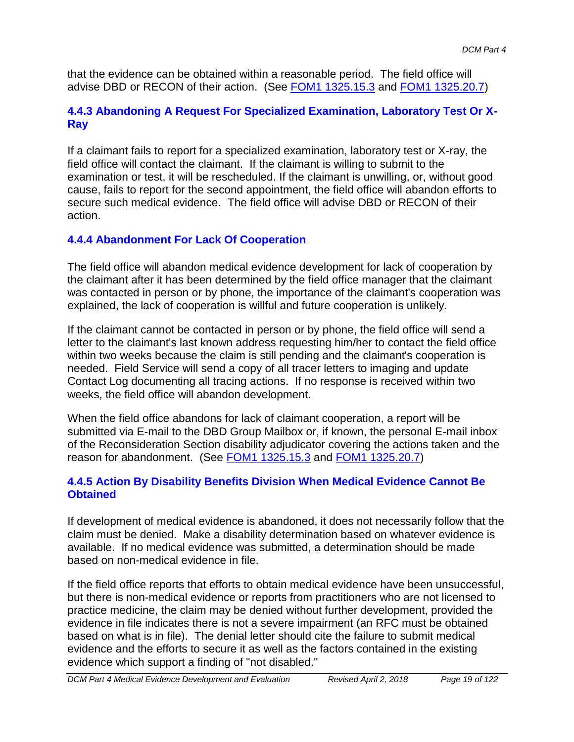that the evidence can be obtained within a reasonable period. The field office will advise DBD or RECON of their action. (See [FOM1 1325.15.3] and [FOM1 1325.20.7])

### 4.4.3 Abandoning A Request For Specialized Examination, Laboratory Test Or X-Ray

If a claimant fails to report for a specialized examination, laboratory test or X-ray, the field office will contact the claimant. If the claimant is willing to submit to the examination or test, it will be rescheduled. If the claimant is unwilling, or, without good cause, fails to report for the second appointment, the field office will abandon efforts to secure such medical evidence. The field office will advise DBD or RECON of their action.

### 4.4.4 Abandonment For Lack Of Cooperation

The field office will abandon medical evidence development for lack of cooperation by the claimant after it has been determined by the field office manager that the claimant was contacted in person or by phone, the importance of the claimant's cooperation was explained, the lack of cooperation is willful and future cooperation is unlikely.

If the claimant cannot be contacted in person or by phone, the field office will send a letter to the claimant's last known address requesting him/her to contact the field office within two weeks because the claim is still pending and the claimant's cooperation is needed. Field Service will send a copy of all tracer letters to imaging and update Contact Log documenting all tracing actions. If no response is received within two weeks, the field office will abandon development.

When the field office abandons for lack of claimant cooperation, a report will be submitted via E-mail to the DBD Group Mailbox or, if known, the personal E-mail inbox of the Reconsideration Section disability adjudicator covering the actions taken and the reason for abandonment. (See [FOM1 1325.15.3] and [FOM1 1325.20.7])

### 4.4.5 Action By Disability Benefits Division When Medical Evidence Cannot Be Obtained

If development of medical evidence is abandoned, it does not necessarily follow that the claim must be denied. Make a disability determination based on whatever evidence is available. If no medical evidence was submitted, a determination should be made based on non-medical evidence in file.

If the field office reports that efforts to obtain medical evidence have been unsuccessful, but there is non-medical evidence or reports from practitioners who are not licensed to practice medicine, the claim may be denied without further development, provided the evidence in file indicates there is not a severe impairment (an RFC must be obtained based on what is in file). The denial letter should cite the failure to submit medical evidence and the efforts to secure it as well as the factors contained in the existing evidence which support a finding of "not disabled."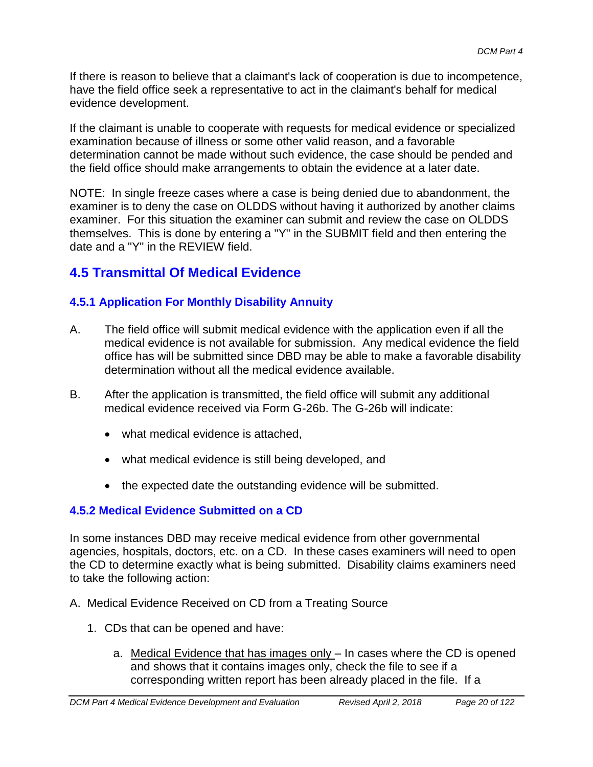If there is reason to believe that a claimant's lack of cooperation is due to incompetence, have the field office seek a representative to act in the claimant's behalf for medical evidence development.

If the claimant is unable to cooperate with requests for medical evidence or specialized examination because of illness or some other valid reason, and a favorable determination cannot be made without such evidence, the case should be pended and the field office should make arrangements to obtain the evidence at a later date.

NOTE: In single freeze cases where a case is being denied due to abandonment, the examiner is to deny the case on OLDDS without having it authorized by another claims examiner. For this situation the examiner can submit and review the case on OLDDS themselves. This is done by entering a "Y" in the SUBMIT field and then entering the date and a "Y" in the REVIEW field.

## 4.5 Transmittal Of Medical Evidence

### 4.5.1 Application For Monthly Disability Annuity

A. The field office will submit medical evidence with the application even if all the medical evidence is not available for submission. Any medical evidence the field office has will be submitted since DBD may be able to make a favorable disability determination without all the medical evidence available.

B. After the application is transmitted, the field office will submit any additional medical evidence received via Form G-26b. The G-26b will indicate:

- what medical evidence is attached,
- what medical evidence is still being developed, and
- the expected date the outstanding evidence will be submitted.

### 4.5.2 Medical Evidence Submitted on a CD

In some instances DBD may receive medical evidence from other governmental agencies, hospitals, doctors, etc. on a CD. In these cases examiners will need to open the CD to determine exactly what is being submitted. Disability claims examiners need to take the following action:

A. Medical Evidence Received on CD from a Treating Source

1. CDs that can be opened and have:

   a. Medical Evidence that has images only – In cases where the CD is opened and shows that it contains images only, check the file to see if a corresponding written report has been already placed in the file. If a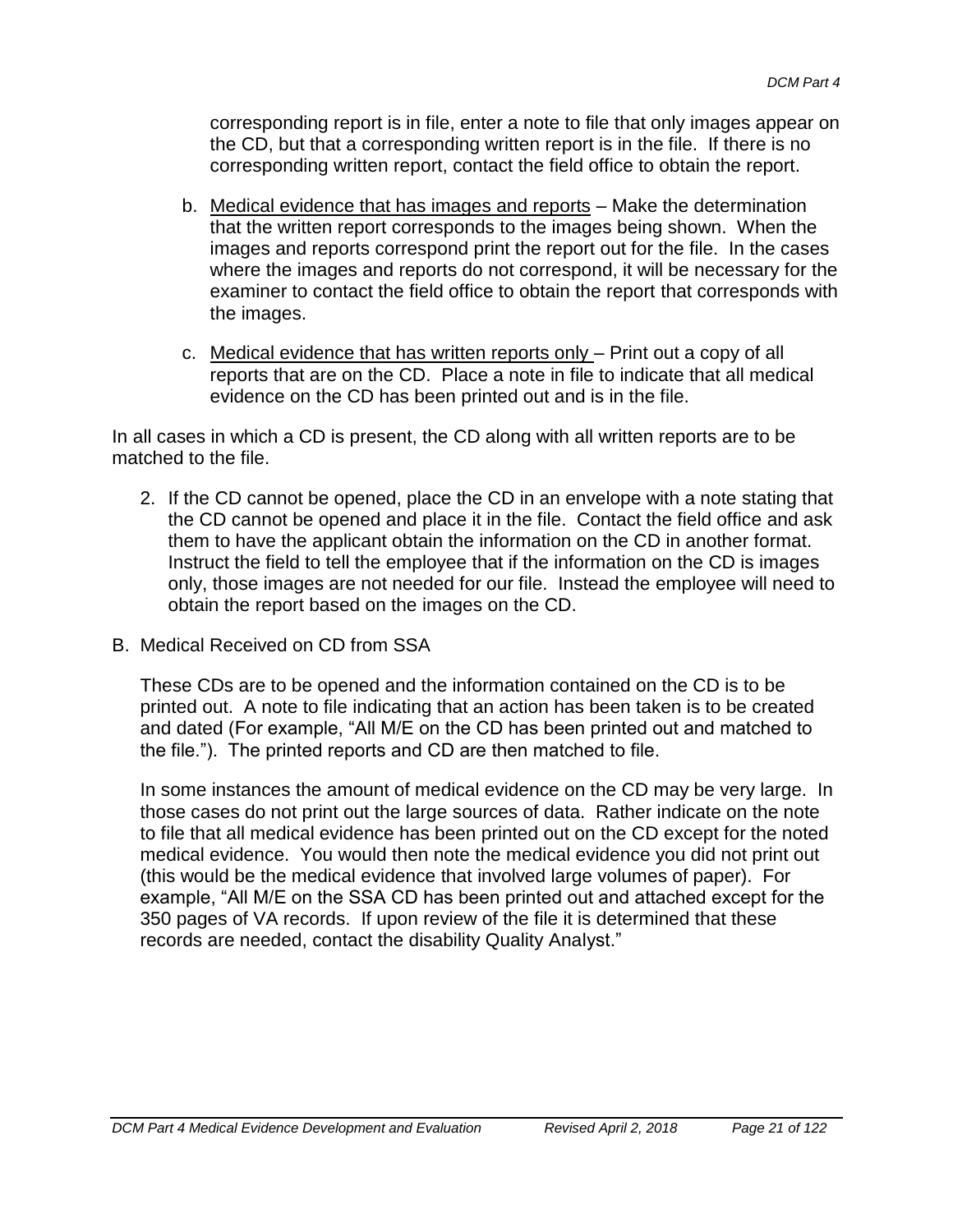corresponding report is in file, enter a note to file that only images appear on the CD, but that a corresponding written report is in the file. If there is no corresponding written report, contact the field office to obtain the report.

   b. Medical evidence that has images and reports – Make the determination that the written report corresponds to the images being shown. When the images and reports correspond print the report out for the file. In the cases where the images and reports do not correspond, it will be necessary for the examiner to contact the field office to obtain the report that corresponds with the images.

   c. Medical evidence that has written reports only – Print out a copy of all reports that are on the CD. Place a note in file to indicate that all medical evidence on the CD has been printed out and is in the file.

In all cases in which a CD is present, the CD along with all written reports are to be matched to the file.

2. If the CD cannot be opened, place the CD in an envelope with a note stating that the CD cannot be opened and place it in the file. Contact the field office and ask them to have the applicant obtain the information on the CD in another format. Instruct the field to tell the employee that if the information on the CD is images only, those images are not needed for our file. Instead the employee will need to obtain the report based on the images on the CD.

B. Medical Received on CD from SSA

These CDs are to be opened and the information contained on the CD is to be printed out. A note to file indicating that an action has been taken is to be created and dated (For example, "All M/E on the CD has been printed out and matched to the file."). The printed reports and CD are then matched to file.

In some instances the amount of medical evidence on the CD may be very large. In those cases do not print out the large sources of data. Rather indicate on the note to file that all medical evidence has been printed out on the CD except for the noted medical evidence. You would then note the medical evidence you did not print out (this would be the medical evidence that involved large volumes of paper). For example, "All M/E on the SSA CD has been printed out and attached except for the 350 pages of VA records. If upon review of the file it is determined that these records are needed, contact the disability Quality Analyst."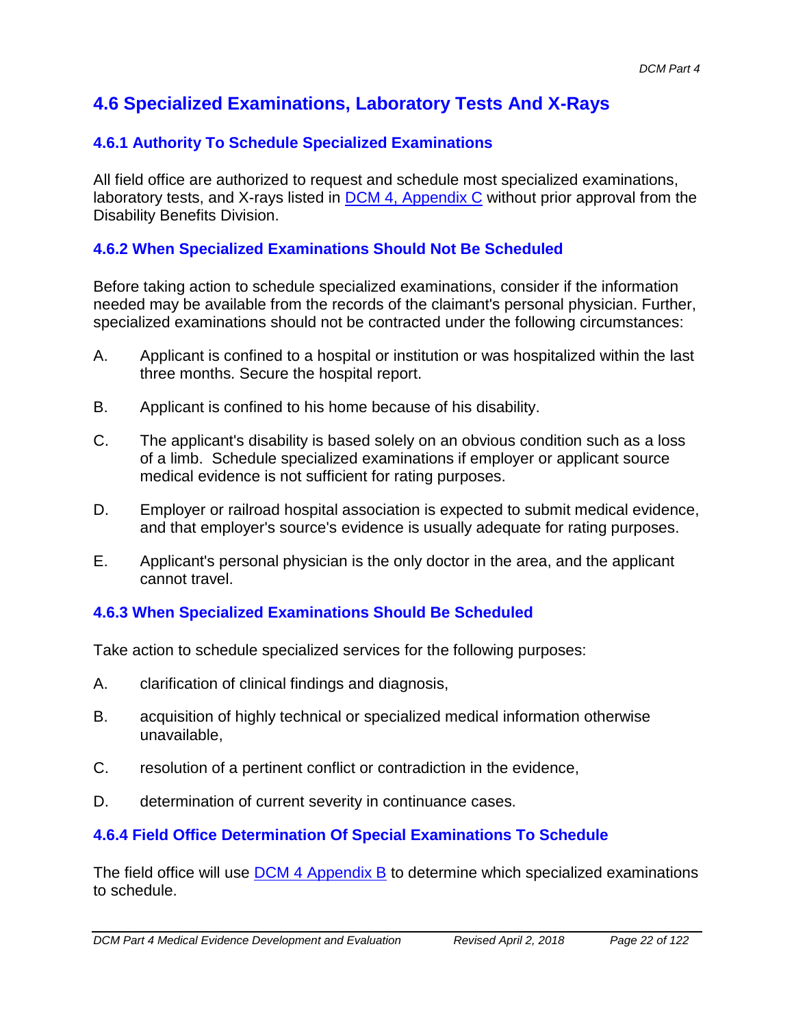# 4.6 Specialized Examinations, Laboratory Tests And X-Rays

## 4.6.1 Authority To Schedule Specialized Examinations

All field office are authorized to request and schedule most specialized examinations, laboratory tests, and X-rays listed in DCM 4, Appendix C without prior approval from the Disability Benefits Division.

## 4.6.2 When Specialized Examinations Should Not Be Scheduled

Before taking action to schedule specialized examinations, consider if the information needed may be available from the records of the claimant's personal physician. Further, specialized examinations should not be contracted under the following circumstances:

A. Applicant is confined to a hospital or institution or was hospitalized within the last three months. Secure the hospital report.

B. Applicant is confined to his home because of his disability.

C. The applicant's disability is based solely on an obvious condition such as a loss of a limb. Schedule specialized examinations if employer or applicant source medical evidence is not sufficient for rating purposes.

D. Employer or railroad hospital association is expected to submit medical evidence, and that employer's source's evidence is usually adequate for rating purposes.

E. Applicant's personal physician is the only doctor in the area, and the applicant cannot travel.

## 4.6.3 When Specialized Examinations Should Be Scheduled

Take action to schedule specialized services for the following purposes:

A. clarification of clinical findings and diagnosis,

B. acquisition of highly technical or specialized medical information otherwise unavailable,

C. resolution of a pertinent conflict or contradiction in the evidence,

D. determination of current severity in continuance cases.

## 4.6.4 Field Office Determination Of Special Examinations To Schedule

The field office will use DCM 4 Appendix B to determine which specialized examinations to schedule.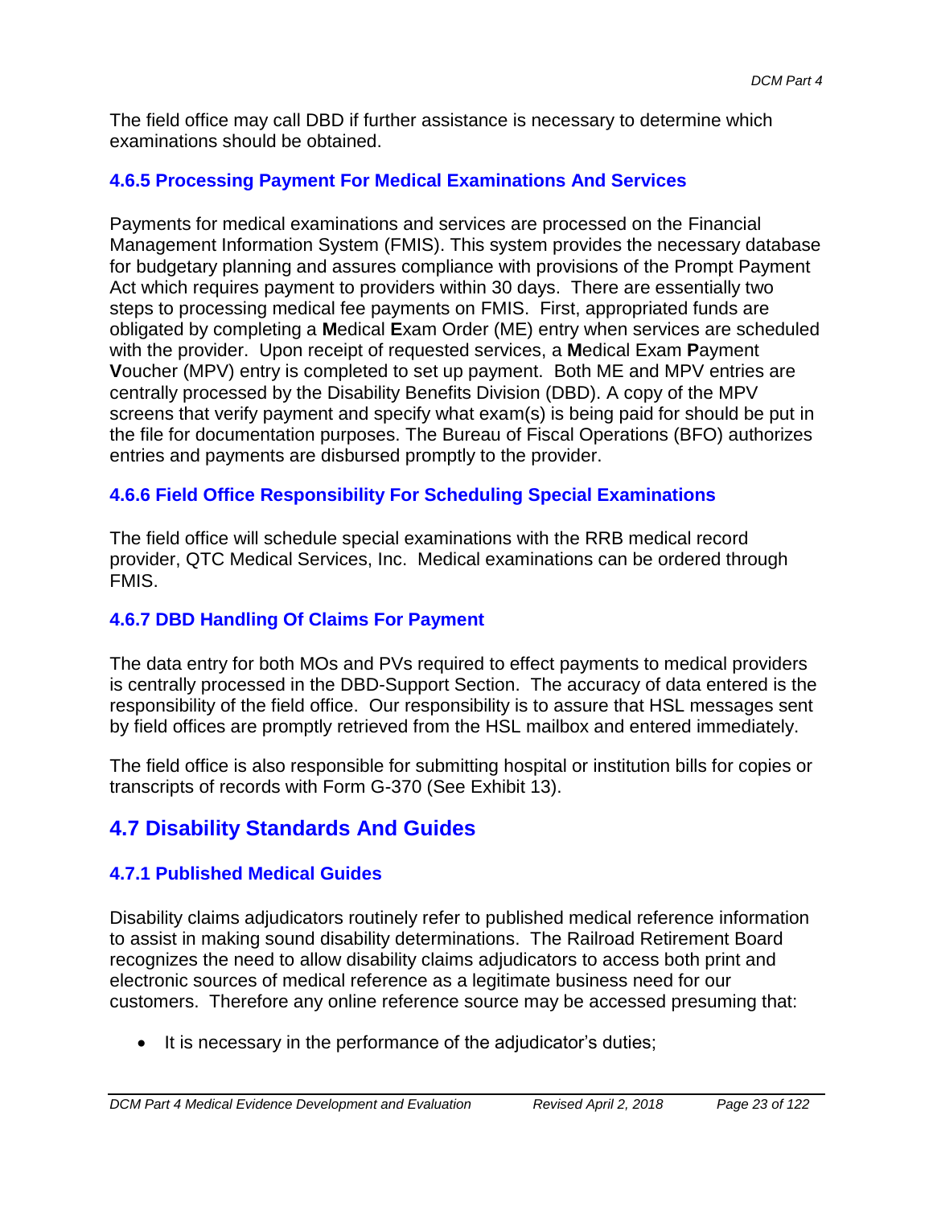The field office may call DBD if further assistance is necessary to determine which examinations should be obtained.

### 4.6.5 Processing Payment For Medical Examinations And Services

Payments for medical examinations and services are processed on the Financial Management Information System (FMIS). This system provides the necessary database for budgetary planning and assures compliance with provisions of the Prompt Payment Act which requires payment to providers within 30 days. There are essentially two steps to processing medical fee payments on FMIS. First, appropriated funds are obligated by completing a **M**edical **E**xam Order (ME) entry when services are scheduled with the provider. Upon receipt of requested services, a **M**edical Exam **P**ayment **V**oucher (MPV) entry is completed to set up payment. Both ME and MPV entries are centrally processed by the Disability Benefits Division (DBD). A copy of the MPV screens that verify payment and specify what exam(s) is being paid for should be put in the file for documentation purposes. The Bureau of Fiscal Operations (BFO) authorizes entries and payments are disbursed promptly to the provider.

### 4.6.6 Field Office Responsibility For Scheduling Special Examinations

The field office will schedule special examinations with the RRB medical record provider, QTC Medical Services, Inc. Medical examinations can be ordered through FMIS.

### 4.6.7 DBD Handling Of Claims For Payment

The data entry for both MOs and PVs required to effect payments to medical providers is centrally processed in the DBD-Support Section. The accuracy of data entered is the responsibility of the field office. Our responsibility is to assure that HSL messages sent by field offices are promptly retrieved from the HSL mailbox and entered immediately.

The field office is also responsible for submitting hospital or institution bills for copies or transcripts of records with Form G-370 (See Exhibit 13).

## 4.7 Disability Standards And Guides

### 4.7.1 Published Medical Guides

Disability claims adjudicators routinely refer to published medical reference information to assist in making sound disability determinations. The Railroad Retirement Board recognizes the need to allow disability claims adjudicators to access both print and electronic sources of medical reference as a legitimate business need for our customers. Therefore any online reference source may be accessed presuming that:

- It is necessary in the performance of the adjudicator's duties;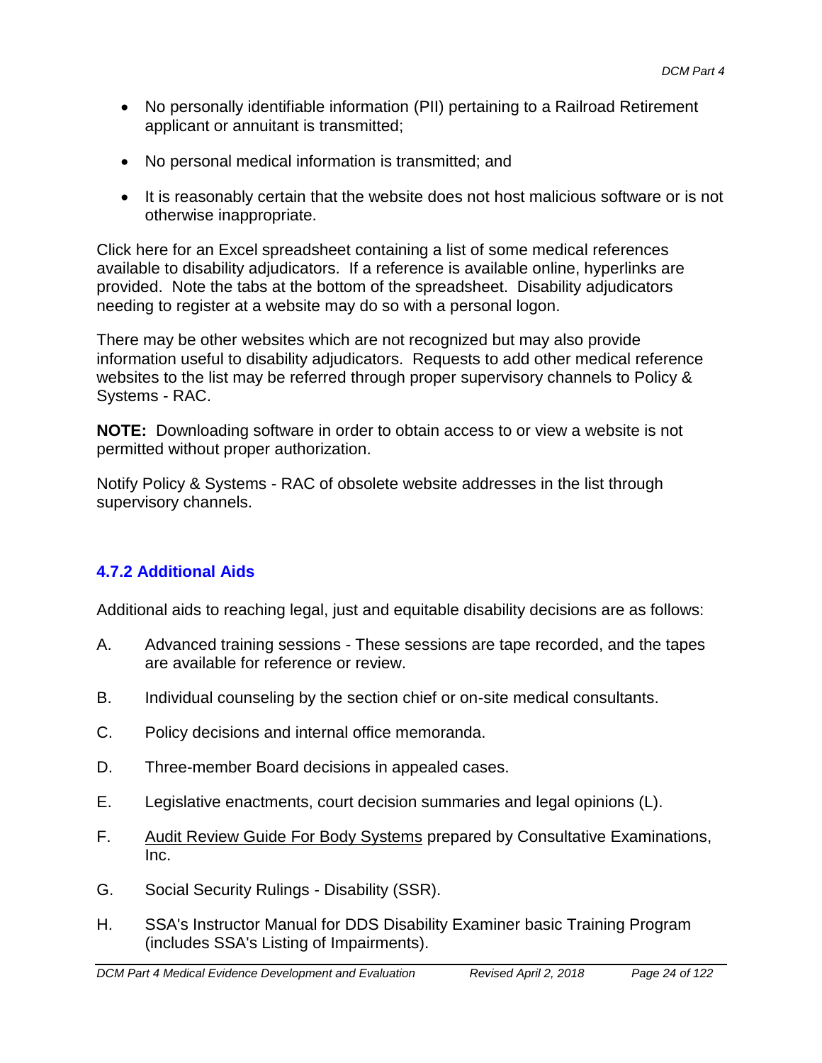- No personally identifiable information (PII) pertaining to a Railroad Retirement applicant or annuitant is transmitted;
- No personal medical information is transmitted; and
- It is reasonably certain that the website does not host malicious software or is not otherwise inappropriate.

Click here for an Excel spreadsheet containing a list of some medical references available to disability adjudicators. If a reference is available online, hyperlinks are provided. Note the tabs at the bottom of the spreadsheet. Disability adjudicators needing to register at a website may do so with a personal logon.

There may be other websites which are not recognized but may also provide information useful to disability adjudicators. Requests to add other medical reference websites to the list may be referred through proper supervisory channels to Policy & Systems - RAC.

**NOTE:** Downloading software in order to obtain access to or view a website is not permitted without proper authorization.

Notify Policy & Systems - RAC of obsolete website addresses in the list through supervisory channels.

### 4.7.2 Additional Aids

Additional aids to reaching legal, just and equitable disability decisions are as follows:

A. Advanced training sessions - These sessions are tape recorded, and the tapes are available for reference or review.

B. Individual counseling by the section chief or on-site medical consultants.

C. Policy decisions and internal office memoranda.

D. Three-member Board decisions in appealed cases.

E. Legislative enactments, court decision summaries and legal opinions (L).

F. Audit Review Guide For Body Systems prepared by Consultative Examinations, Inc.

G. Social Security Rulings - Disability (SSR).

H. SSA's Instructor Manual for DDS Disability Examiner basic Training Program (includes SSA's Listing of Impairments).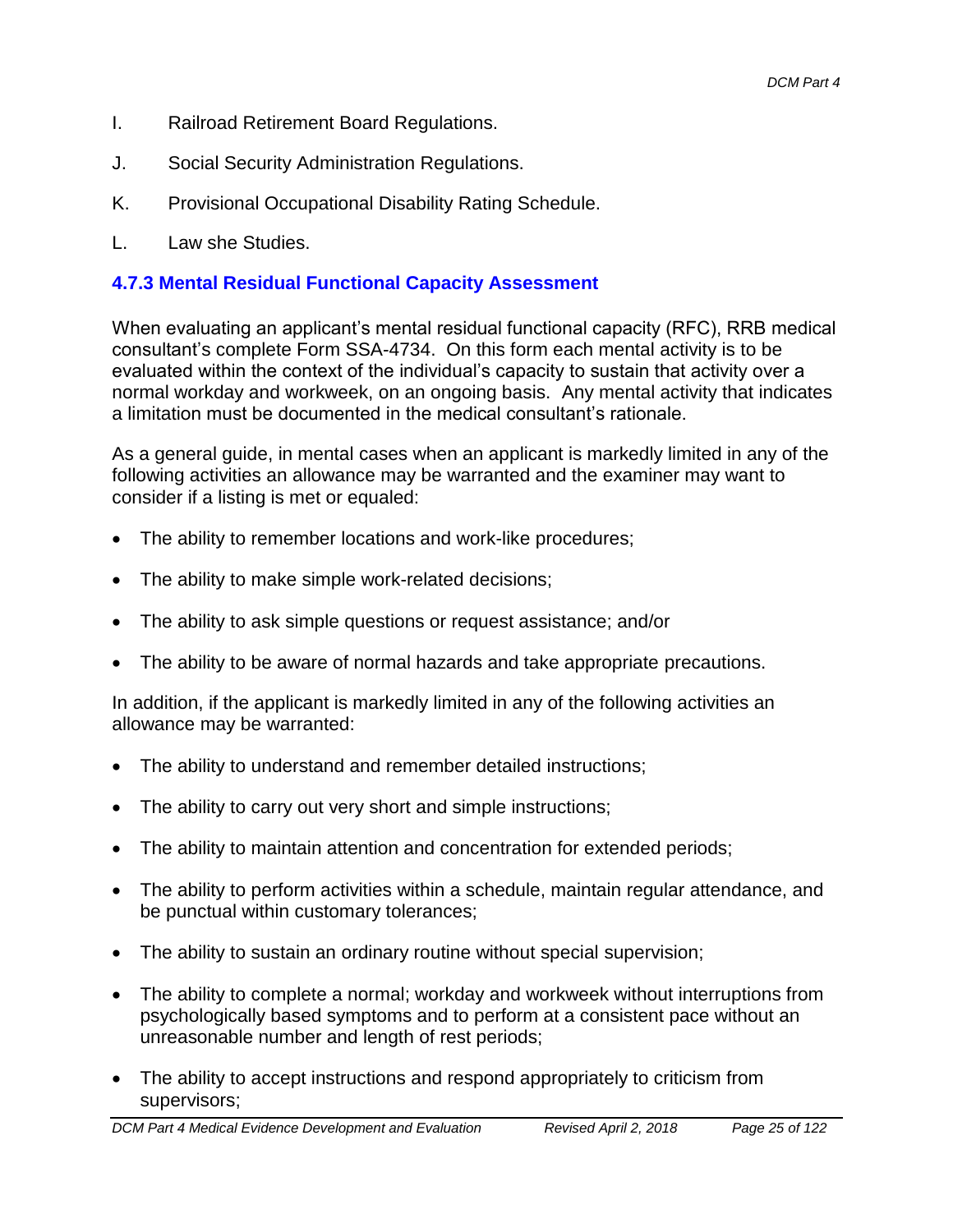I. Railroad Retirement Board Regulations.

J. Social Security Administration Regulations.

K. Provisional Occupational Disability Rating Schedule.

L. Law she Studies.

### 4.7.3 Mental Residual Functional Capacity Assessment

When evaluating an applicant's mental residual functional capacity (RFC), RRB medical consultant's complete Form SSA-4734. On this form each mental activity is to be evaluated within the context of the individual's capacity to sustain that activity over a normal workday and workweek, on an ongoing basis. Any mental activity that indicates a limitation must be documented in the medical consultant's rationale.

As a general guide, in mental cases when an applicant is markedly limited in any of the following activities an allowance may be warranted and the examiner may want to consider if a listing is met or equaled:

- The ability to remember locations and work-like procedures;
- The ability to make simple work-related decisions;
- The ability to ask simple questions or request assistance; and/or
- The ability to be aware of normal hazards and take appropriate precautions.

In addition, if the applicant is markedly limited in any of the following activities an allowance may be warranted:

- The ability to understand and remember detailed instructions;
- The ability to carry out very short and simple instructions;
- The ability to maintain attention and concentration for extended periods;
- The ability to perform activities within a schedule, maintain regular attendance, and be punctual within customary tolerances;
- The ability to sustain an ordinary routine without special supervision;
- The ability to complete a normal; workday and workweek without interruptions from psychologically based symptoms and to perform at a consistent pace without an unreasonable number and length of rest periods;
- The ability to accept instructions and respond appropriately to criticism from supervisors;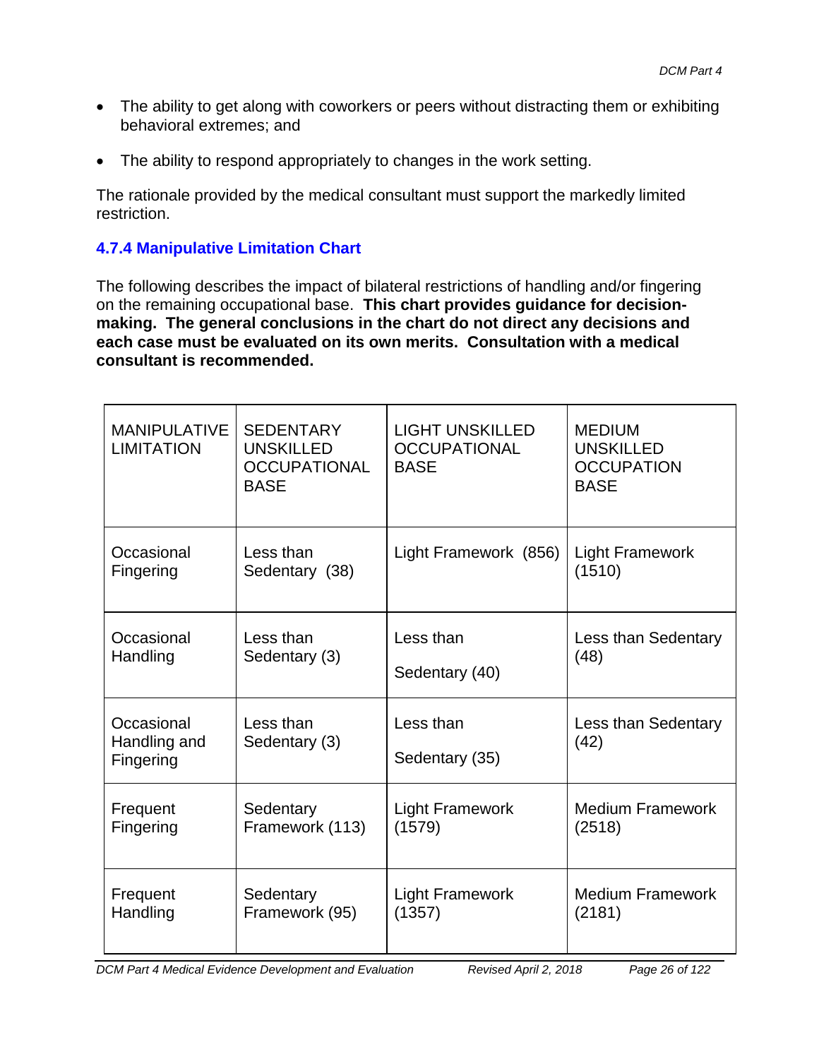- The ability to get along with coworkers or peers without distracting them or exhibiting behavioral extremes; and
- The ability to respond appropriately to changes in the work setting.

The rationale provided by the medical consultant must support the markedly limited restriction.

### 4.7.4 Manipulative Limitation Chart

The following describes the impact of bilateral restrictions of handling and/or fingering on the remaining occupational base. **This chart provides guidance for decision-making. The general conclusions in the chart do not direct any decisions and each case must be evaluated on its own merits. Consultation with a medical consultant is recommended.**

| MANIPULATIVE LIMITATION | SEDENTARY UNSKILLED OCCUPATIONAL BASE | LIGHT UNSKILLED OCCUPATIONAL BASE | MEDIUM UNSKILLED OCCUPATION BASE |
|---|---|---|---|
| Occasional Fingering | Less than Sedentary (38) | Light Framework (856) | Light Framework (1510) |
| Occasional Handling | Less than Sedentary (3) | Less than Sedentary (40) | Less than Sedentary (48) |
| Occasional Handling and Fingering | Less than Sedentary (3) | Less than Sedentary (35) | Less than Sedentary (42) |
| Frequent Fingering | Sedentary Framework (113) | Light Framework (1579) | Medium Framework (2518) |
| Frequent Handling | Sedentary Framework (95) | Light Framework (1357) | Medium Framework (2181) |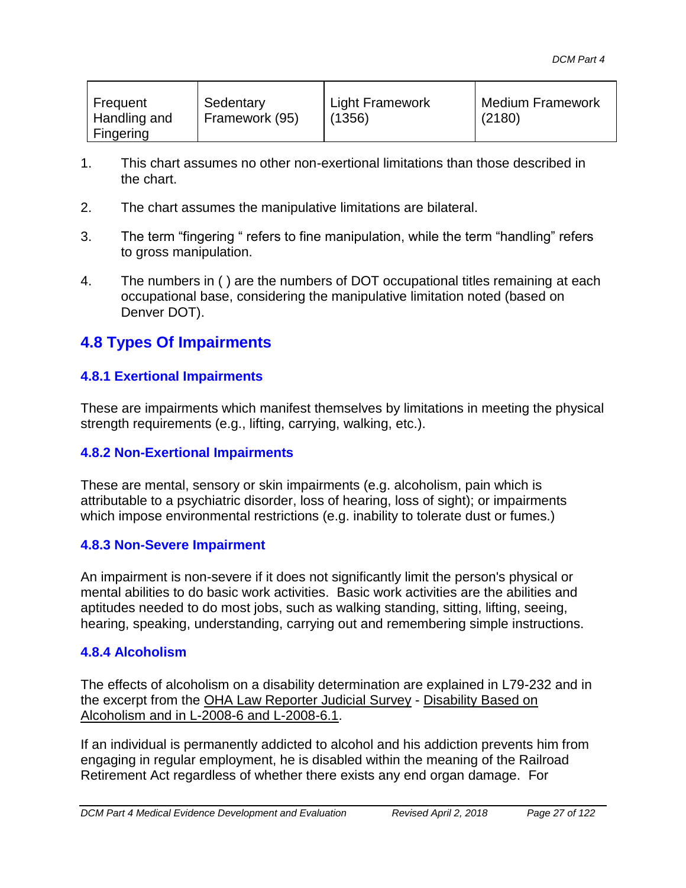| Frequent Handling and Fingering | Sedentary Framework (95) | Light Framework (1356) | Medium Framework (2180) |
|---|---|---|---|

1. This chart assumes no other non-exertional limitations than those described in the chart.

2. The chart assumes the manipulative limitations are bilateral.

3. The term "fingering " refers to fine manipulation, while the term "handling" refers to gross manipulation.

4. The numbers in ( ) are the numbers of DOT occupational titles remaining at each occupational base, considering the manipulative limitation noted (based on Denver DOT).

## 4.8 Types Of Impairments

### 4.8.1 Exertional Impairments

These are impairments which manifest themselves by limitations in meeting the physical strength requirements (e.g., lifting, carrying, walking, etc.).

### 4.8.2 Non-Exertional Impairments

These are mental, sensory or skin impairments (e.g. alcoholism, pain which is attributable to a psychiatric disorder, loss of hearing, loss of sight); or impairments which impose environmental restrictions (e.g. inability to tolerate dust or fumes.)

### 4.8.3 Non-Severe Impairment

An impairment is non-severe if it does not significantly limit the person's physical or mental abilities to do basic work activities. Basic work activities are the abilities and aptitudes needed to do most jobs, such as walking standing, sitting, lifting, seeing, hearing, speaking, understanding, carrying out and remembering simple instructions.

### 4.8.4 Alcoholism

The effects of alcoholism on a disability determination are explained in L79-232 and in the excerpt from the OHA Law Reporter Judicial Survey - Disability Based on Alcoholism and in L-2008-6 and L-2008-6.1.

If an individual is permanently addicted to alcohol and his addiction prevents him from engaging in regular employment, he is disabled within the meaning of the Railroad Retirement Act regardless of whether there exists any end organ damage. For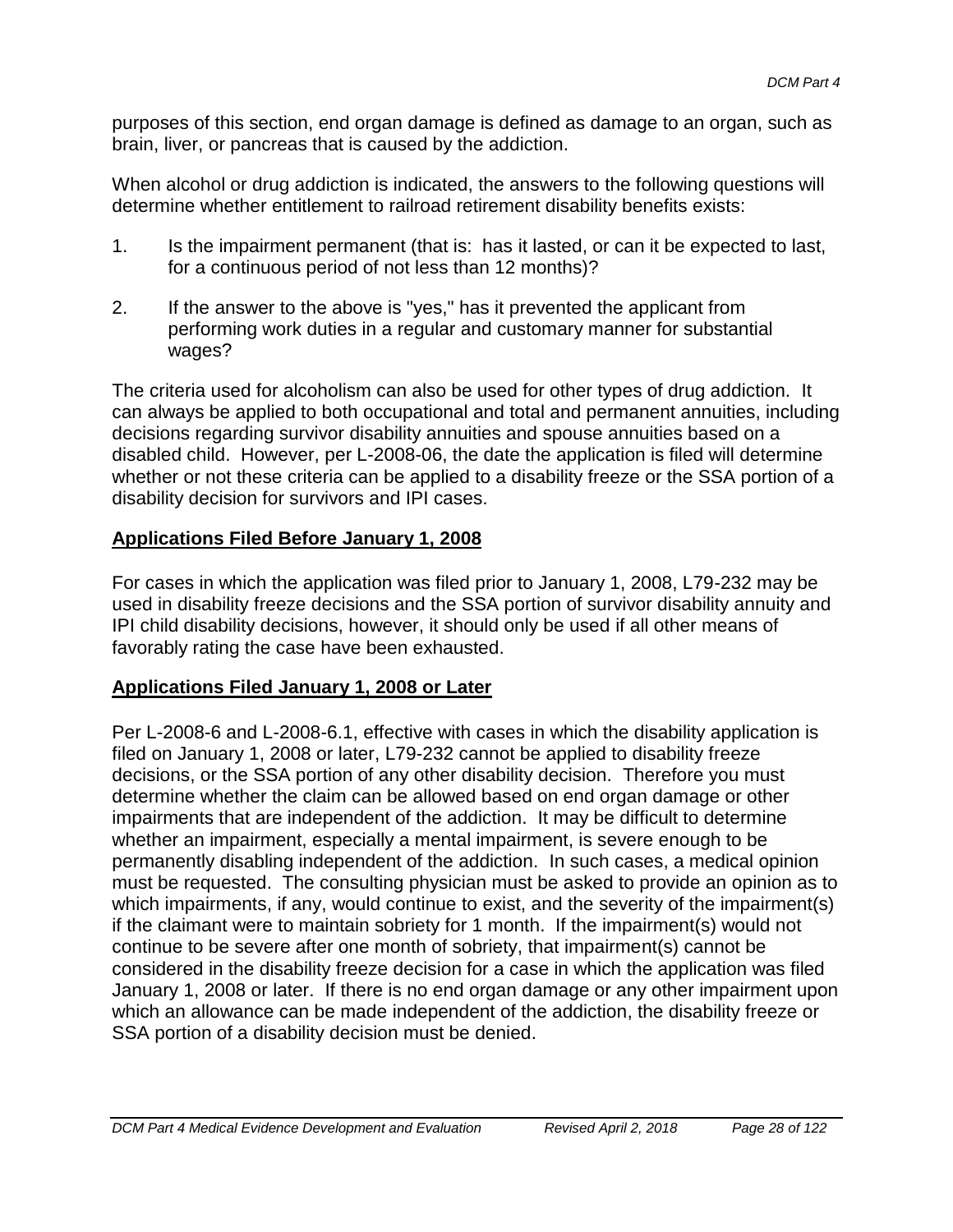purposes of this section, end organ damage is defined as damage to an organ, such as brain, liver, or pancreas that is caused by the addiction.

When alcohol or drug addiction is indicated, the answers to the following questions will determine whether entitlement to railroad retirement disability benefits exists:

1. Is the impairment permanent (that is: has it lasted, or can it be expected to last, for a continuous period of not less than 12 months)?

2. If the answer to the above is "yes," has it prevented the applicant from performing work duties in a regular and customary manner for substantial wages?

The criteria used for alcoholism can also be used for other types of drug addiction. It can always be applied to both occupational and total and permanent annuities, including decisions regarding survivor disability annuities and spouse annuities based on a disabled child. However, per L-2008-06, the date the application is filed will determine whether or not these criteria can be applied to a disability freeze or the SSA portion of a disability decision for survivors and IPI cases.

## **Applications Filed Before January 1, 2008**

For cases in which the application was filed prior to January 1, 2008, L79-232 may be used in disability freeze decisions and the SSA portion of survivor disability annuity and IPI child disability decisions, however, it should only be used if all other means of favorably rating the case have been exhausted.

## **Applications Filed January 1, 2008 or Later**

Per L-2008-6 and L-2008-6.1, effective with cases in which the disability application is filed on January 1, 2008 or later, L79-232 cannot be applied to disability freeze decisions, or the SSA portion of any other disability decision. Therefore you must determine whether the claim can be allowed based on end organ damage or other impairments that are independent of the addiction. It may be difficult to determine whether an impairment, especially a mental impairment, is severe enough to be permanently disabling independent of the addiction. In such cases, a medical opinion must be requested. The consulting physician must be asked to provide an opinion as to which impairments, if any, would continue to exist, and the severity of the impairment(s) if the claimant were to maintain sobriety for 1 month. If the impairment(s) would not continue to be severe after one month of sobriety, that impairment(s) cannot be considered in the disability freeze decision for a case in which the application was filed January 1, 2008 or later. If there is no end organ damage or any other impairment upon which an allowance can be made independent of the addiction, the disability freeze or SSA portion of a disability decision must be denied.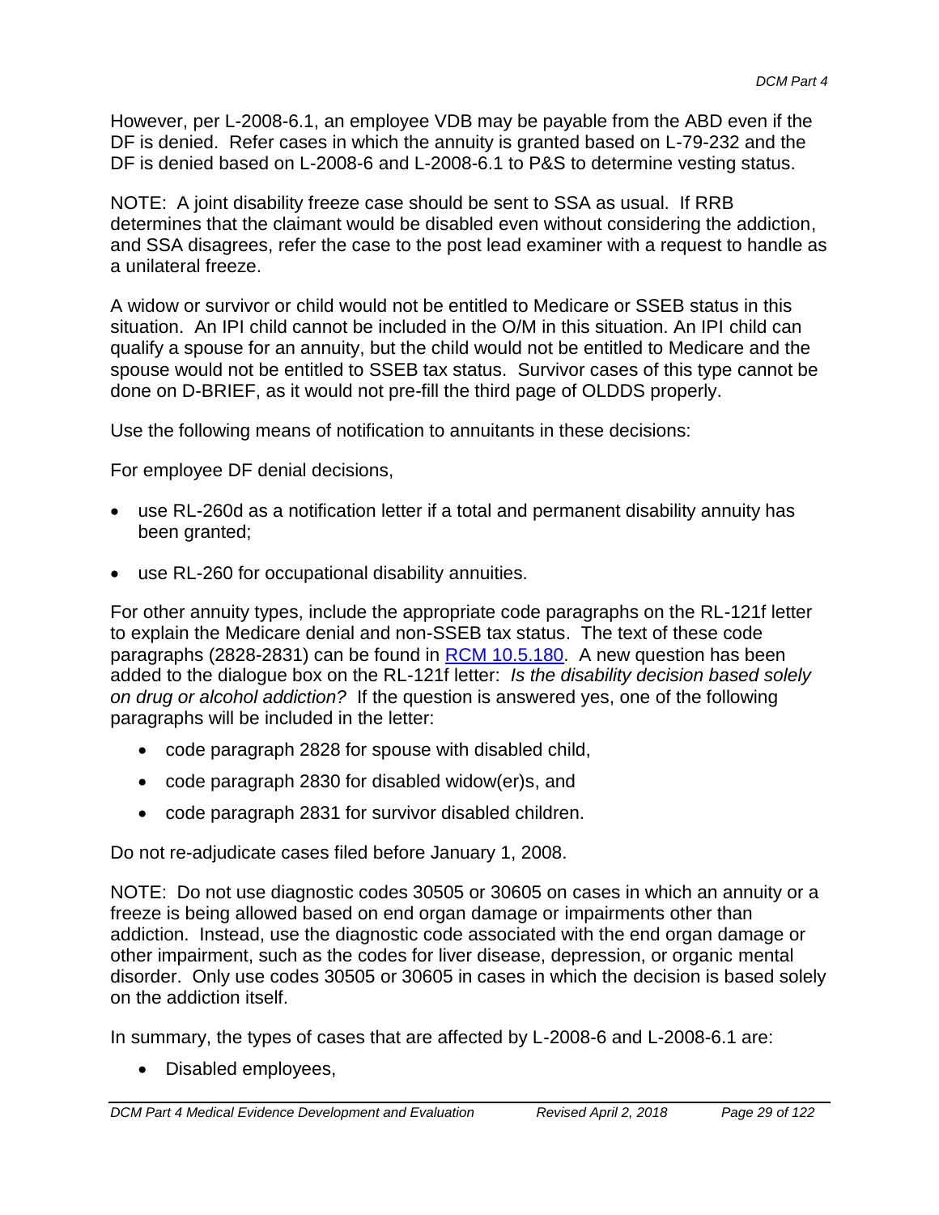However, per L-2008-6.1, an employee VDB may be payable from the ABD even if the DF is denied. Refer cases in which the annuity is granted based on L-79-232 and the DF is denied based on L-2008-6 and L-2008-6.1 to P&S to determine vesting status.

NOTE: A joint disability freeze case should be sent to SSA as usual. If RRB determines that the claimant would be disabled even without considering the addiction, and SSA disagrees, refer the case to the post lead examiner with a request to handle as a unilateral freeze.

A widow or survivor or child would not be entitled to Medicare or SSEB status in this situation. An IPI child cannot be included in the O/M in this situation. An IPI child can qualify a spouse for an annuity, but the child would not be entitled to Medicare and the spouse would not be entitled to SSEB tax status. Survivor cases of this type cannot be done on D-BRIEF, as it would not pre-fill the third page of OLDDS properly.

Use the following means of notification to annuitants in these decisions:

For employee DF denial decisions,

- use RL-260d as a notification letter if a total and permanent disability annuity has been granted;
- use RL-260 for occupational disability annuities.

For other annuity types, include the appropriate code paragraphs on the RL-121f letter to explain the Medicare denial and non-SSEB tax status. The text of these code paragraphs (2828-2831) can be found in [RCM 10.5.180](). A new question has been added to the dialogue box on the RL-121f letter: *Is the disability decision based solely on drug or alcohol addiction?* If the question is answered yes, one of the following paragraphs will be included in the letter:

- code paragraph 2828 for spouse with disabled child,
- code paragraph 2830 for disabled widow(er)s, and
- code paragraph 2831 for survivor disabled children.

Do not re-adjudicate cases filed before January 1, 2008.

NOTE: Do not use diagnostic codes 30505 or 30605 on cases in which an annuity or a freeze is being allowed based on end organ damage or impairments other than addiction. Instead, use the diagnostic code associated with the end organ damage or other impairment, such as the codes for liver disease, depression, or organic mental disorder. Only use codes 30505 or 30605 in cases in which the decision is based solely on the addiction itself.

In summary, the types of cases that are affected by L-2008-6 and L-2008-6.1 are:

- Disabled employees,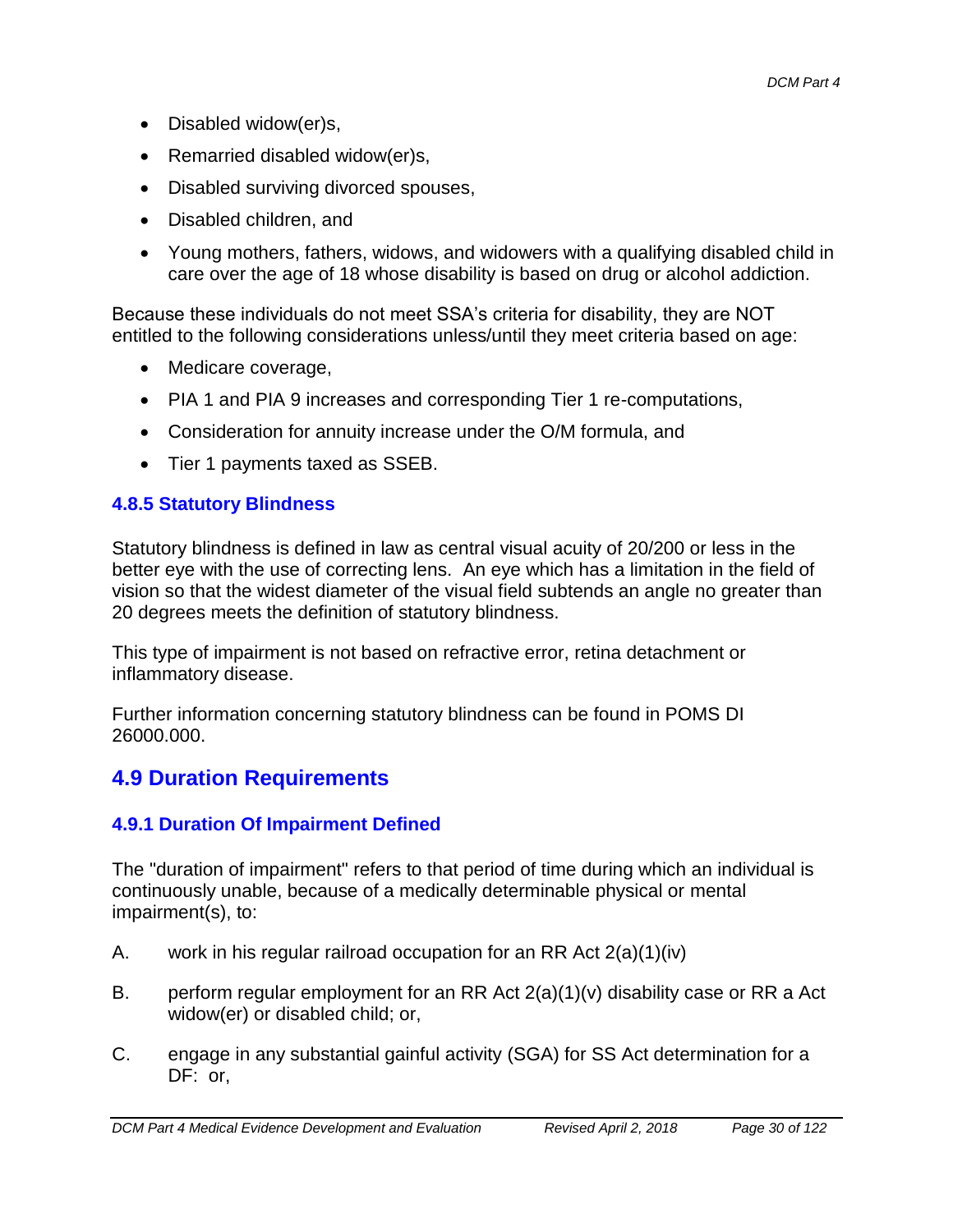- Disabled widow(er)s,
- Remarried disabled widow(er)s,
- Disabled surviving divorced spouses,
- Disabled children, and
- Young mothers, fathers, widows, and widowers with a qualifying disabled child in care over the age of 18 whose disability is based on drug or alcohol addiction.

Because these individuals do not meet SSA's criteria for disability, they are NOT entitled to the following considerations unless/until they meet criteria based on age:

- Medicare coverage,
- PIA 1 and PIA 9 increases and corresponding Tier 1 re-computations,
- Consideration for annuity increase under the O/M formula, and
- Tier 1 payments taxed as SSEB.

### 4.8.5 Statutory Blindness

Statutory blindness is defined in law as central visual acuity of 20/200 or less in the better eye with the use of correcting lens. An eye which has a limitation in the field of vision so that the widest diameter of the visual field subtends an angle no greater than 20 degrees meets the definition of statutory blindness.

This type of impairment is not based on refractive error, retina detachment or inflammatory disease.

Further information concerning statutory blindness can be found in POMS DI 26000.000.

## 4.9 Duration Requirements

### 4.9.1 Duration Of Impairment Defined

The "duration of impairment" refers to that period of time during which an individual is continuously unable, because of a medically determinable physical or mental impairment(s), to:

A. work in his regular railroad occupation for an RR Act 2(a)(1)(iv)

B. perform regular employment for an RR Act 2(a)(1)(v) disability case or RR a Act widow(er) or disabled child; or,

C. engage in any substantial gainful activity (SGA) for SS Act determination for a DF: or,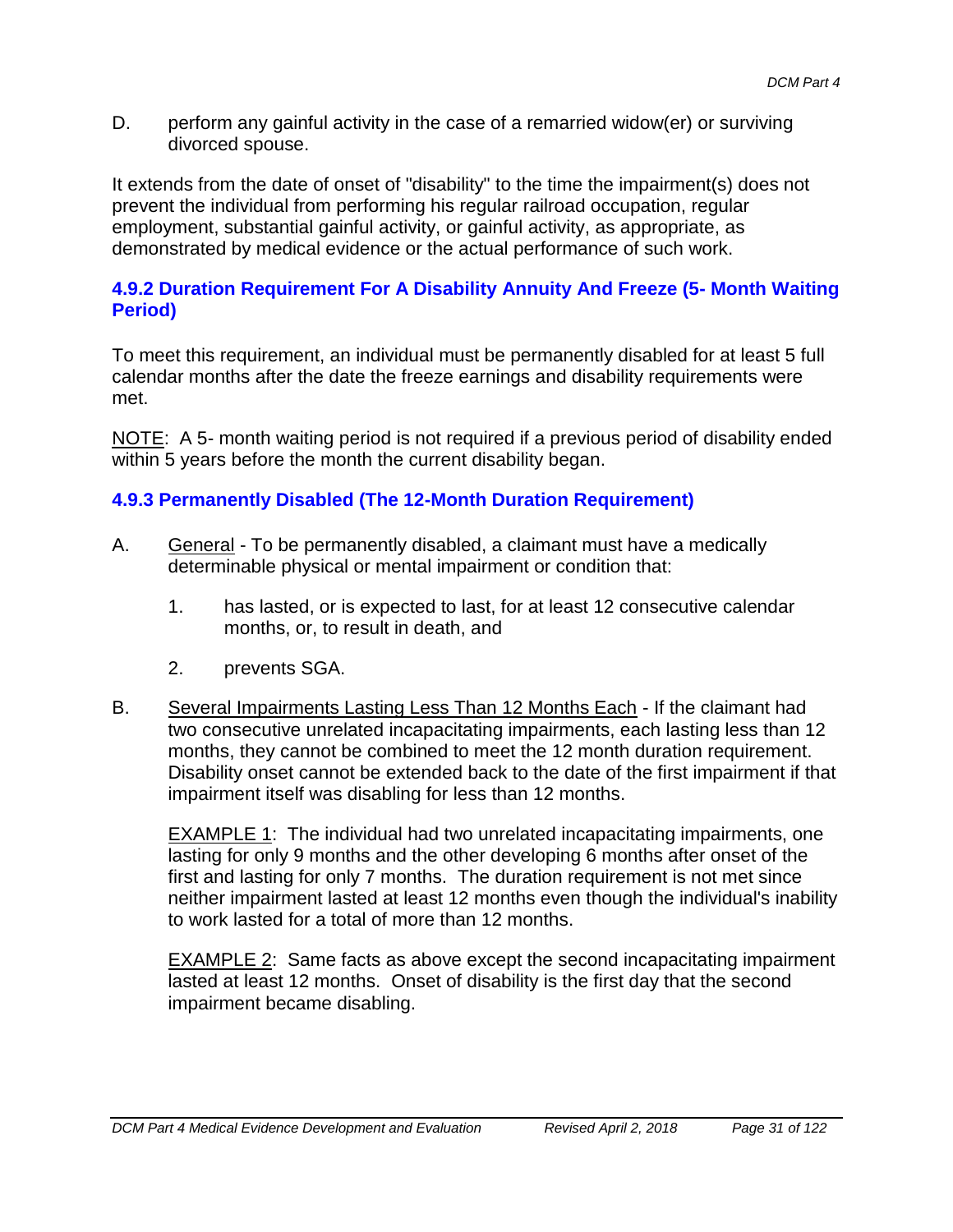D. perform any gainful activity in the case of a remarried widow(er) or surviving divorced spouse.

It extends from the date of onset of "disability" to the time the impairment(s) does not prevent the individual from performing his regular railroad occupation, regular employment, substantial gainful activity, or gainful activity, as appropriate, as demonstrated by medical evidence or the actual performance of such work.

### 4.9.2 Duration Requirement For A Disability Annuity And Freeze (5- Month Waiting Period)

To meet this requirement, an individual must be permanently disabled for at least 5 full calendar months after the date the freeze earnings and disability requirements were met.

NOTE: A 5- month waiting period is not required if a previous period of disability ended within 5 years before the month the current disability began.

### 4.9.3 Permanently Disabled (The 12-Month Duration Requirement)

A. General - To be permanently disabled, a claimant must have a medically determinable physical or mental impairment or condition that:

  1. has lasted, or is expected to last, for at least 12 consecutive calendar months, or, to result in death, and

  2. prevents SGA.

B. Several Impairments Lasting Less Than 12 Months Each - If the claimant had two consecutive unrelated incapacitating impairments, each lasting less than 12 months, they cannot be combined to meet the 12 month duration requirement. Disability onset cannot be extended back to the date of the first impairment if that impairment itself was disabling for less than 12 months.

  EXAMPLE 1: The individual had two unrelated incapacitating impairments, one lasting for only 9 months and the other developing 6 months after onset of the first and lasting for only 7 months. The duration requirement is not met since neither impairment lasted at least 12 months even though the individual's inability to work lasted for a total of more than 12 months.

  EXAMPLE 2: Same facts as above except the second incapacitating impairment lasted at least 12 months. Onset of disability is the first day that the second impairment became disabling.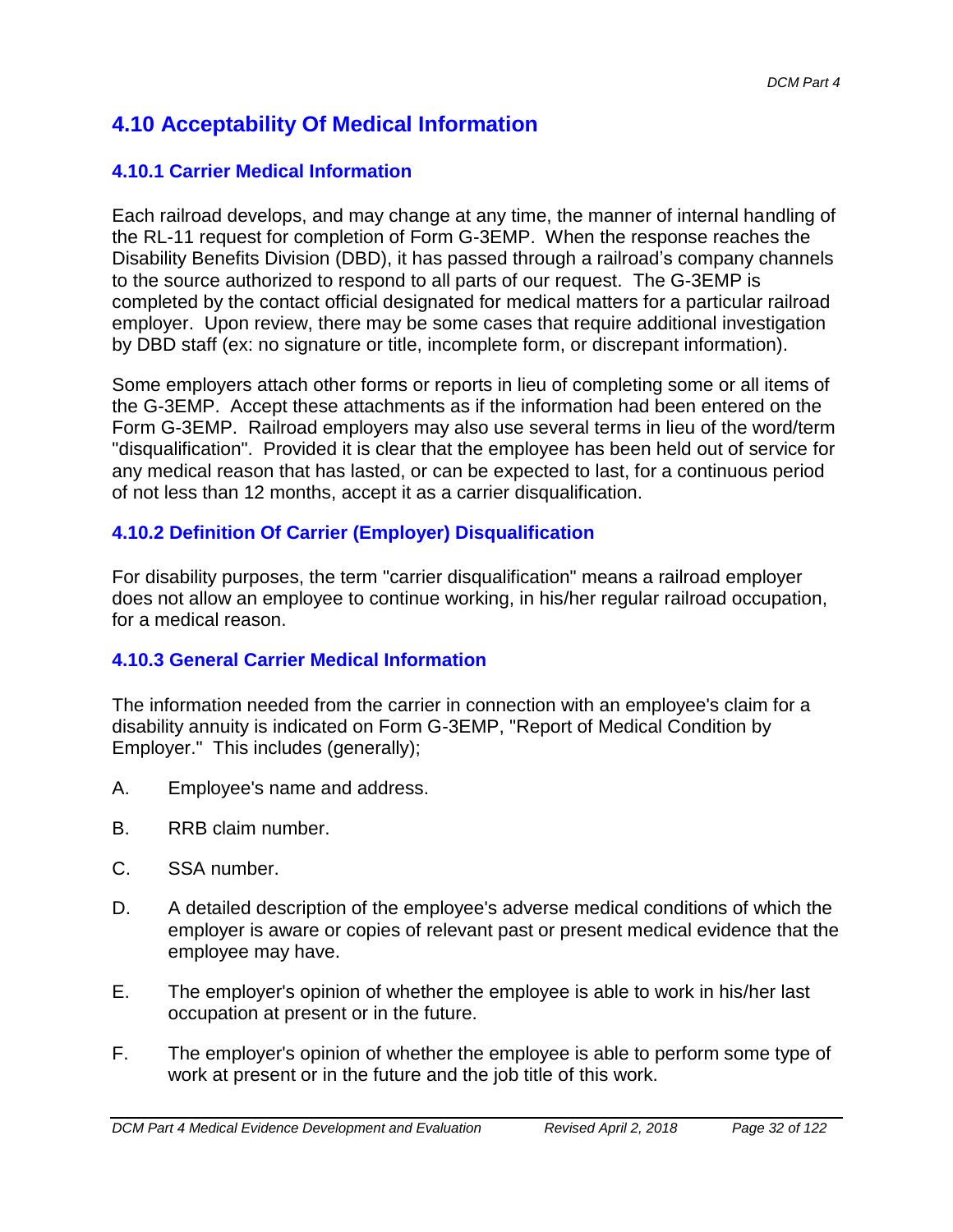## 4.10 Acceptability Of Medical Information

### 4.10.1 Carrier Medical Information

Each railroad develops, and may change at any time, the manner of internal handling of the RL-11 request for completion of Form G-3EMP. When the response reaches the Disability Benefits Division (DBD), it has passed through a railroad's company channels to the source authorized to respond to all parts of our request. The G-3EMP is completed by the contact official designated for medical matters for a particular railroad employer. Upon review, there may be some cases that require additional investigation by DBD staff (ex: no signature or title, incomplete form, or discrepant information).

Some employers attach other forms or reports in lieu of completing some or all items of the G-3EMP. Accept these attachments as if the information had been entered on the Form G-3EMP. Railroad employers may also use several terms in lieu of the word/term "disqualification". Provided it is clear that the employee has been held out of service for any medical reason that has lasted, or can be expected to last, for a continuous period of not less than 12 months, accept it as a carrier disqualification.

### 4.10.2 Definition Of Carrier (Employer) Disqualification

For disability purposes, the term "carrier disqualification" means a railroad employer does not allow an employee to continue working, in his/her regular railroad occupation, for a medical reason.

### 4.10.3 General Carrier Medical Information

The information needed from the carrier in connection with an employee's claim for a disability annuity is indicated on Form G-3EMP, "Report of Medical Condition by Employer." This includes (generally);

A. Employee's name and address.

B. RRB claim number.

C. SSA number.

D. A detailed description of the employee's adverse medical conditions of which the employer is aware or copies of relevant past or present medical evidence that the employee may have.

E. The employer's opinion of whether the employee is able to work in his/her last occupation at present or in the future.

F. The employer's opinion of whether the employee is able to perform some type of work at present or in the future and the job title of this work.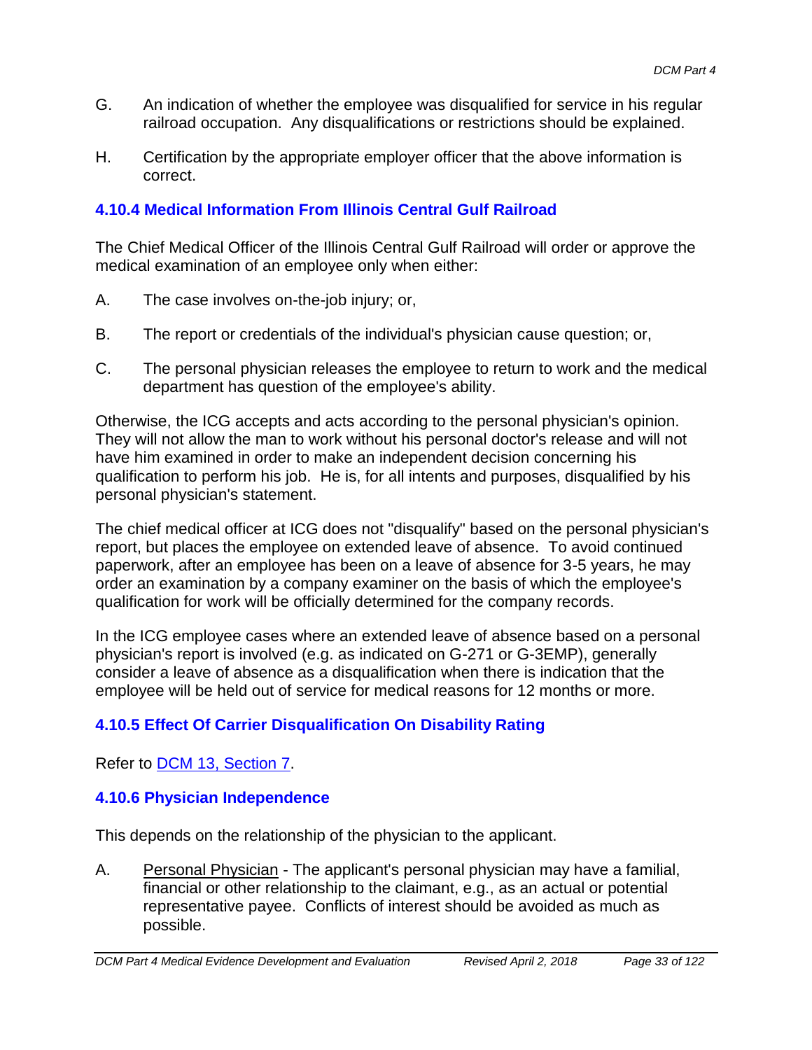G. An indication of whether the employee was disqualified for service in his regular railroad occupation. Any disqualifications or restrictions should be explained.

H. Certification by the appropriate employer officer that the above information is correct.

### 4.10.4 Medical Information From Illinois Central Gulf Railroad

The Chief Medical Officer of the Illinois Central Gulf Railroad will order or approve the medical examination of an employee only when either:

A. The case involves on-the-job injury; or,

B. The report or credentials of the individual's physician cause question; or,

C. The personal physician releases the employee to return to work and the medical department has question of the employee's ability.

Otherwise, the ICG accepts and acts according to the personal physician's opinion. They will not allow the man to work without his personal doctor's release and will not have him examined in order to make an independent decision concerning his qualification to perform his job. He is, for all intents and purposes, disqualified by his personal physician's statement.

The chief medical officer at ICG does not "disqualify" based on the personal physician's report, but places the employee on extended leave of absence. To avoid continued paperwork, after an employee has been on a leave of absence for 3-5 years, he may order an examination by a company examiner on the basis of which the employee's qualification for work will be officially determined for the company records.

In the ICG employee cases where an extended leave of absence based on a personal physician's report is involved (e.g. as indicated on G-271 or G-3EMP), generally consider a leave of absence as a disqualification when there is indication that the employee will be held out of service for medical reasons for 12 months or more.

### 4.10.5 Effect Of Carrier Disqualification On Disability Rating

Refer to DCM 13, Section 7.

### 4.10.6 Physician Independence

This depends on the relationship of the physician to the applicant.

A. Personal Physician - The applicant's personal physician may have a familial, financial or other relationship to the claimant, e.g., as an actual or potential representative payee. Conflicts of interest should be avoided as much as possible.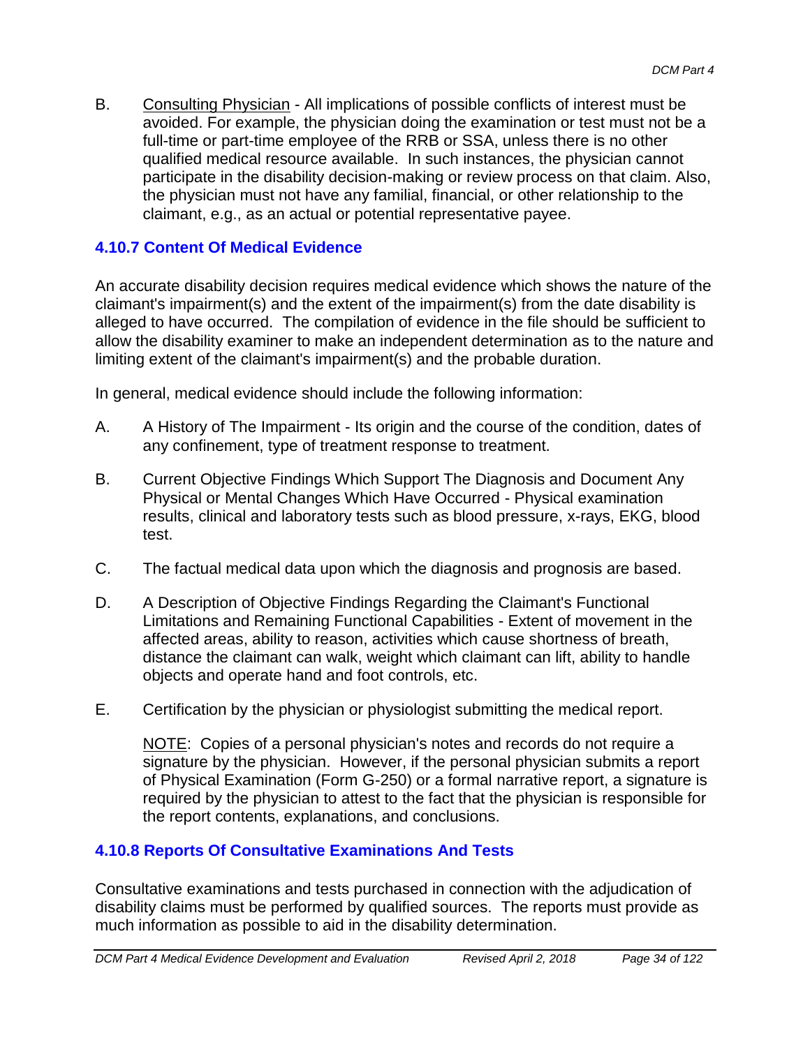B. <u>Consulting Physician</u> - All implications of possible conflicts of interest must be avoided. For example, the physician doing the examination or test must not be a full-time or part-time employee of the RRB or SSA, unless there is no other qualified medical resource available. In such instances, the physician cannot participate in the disability decision-making or review process on that claim. Also, the physician must not have any familial, financial, or other relationship to the claimant, e.g., as an actual or potential representative payee.

### 4.10.7 Content Of Medical Evidence

An accurate disability decision requires medical evidence which shows the nature of the claimant's impairment(s) and the extent of the impairment(s) from the date disability is alleged to have occurred. The compilation of evidence in the file should be sufficient to allow the disability examiner to make an independent determination as to the nature and limiting extent of the claimant's impairment(s) and the probable duration.

In general, medical evidence should include the following information:

A. A History of The Impairment - Its origin and the course of the condition, dates of any confinement, type of treatment response to treatment.

B. Current Objective Findings Which Support The Diagnosis and Document Any Physical or Mental Changes Which Have Occurred - Physical examination results, clinical and laboratory tests such as blood pressure, x-rays, EKG, blood test.

C. The factual medical data upon which the diagnosis and prognosis are based.

D. A Description of Objective Findings Regarding the Claimant's Functional Limitations and Remaining Functional Capabilities - Extent of movement in the affected areas, ability to reason, activities which cause shortness of breath, distance the claimant can walk, weight which claimant can lift, ability to handle objects and operate hand and foot controls, etc.

E. Certification by the physician or physiologist submitting the medical report.

<u>NOTE</u>: Copies of a personal physician's notes and records do not require a signature by the physician. However, if the personal physician submits a report of Physical Examination (Form G-250) or a formal narrative report, a signature is required by the physician to attest to the fact that the physician is responsible for the report contents, explanations, and conclusions.

### 4.10.8 Reports Of Consultative Examinations And Tests

Consultative examinations and tests purchased in connection with the adjudication of disability claims must be performed by qualified sources. The reports must provide as much information as possible to aid in the disability determination.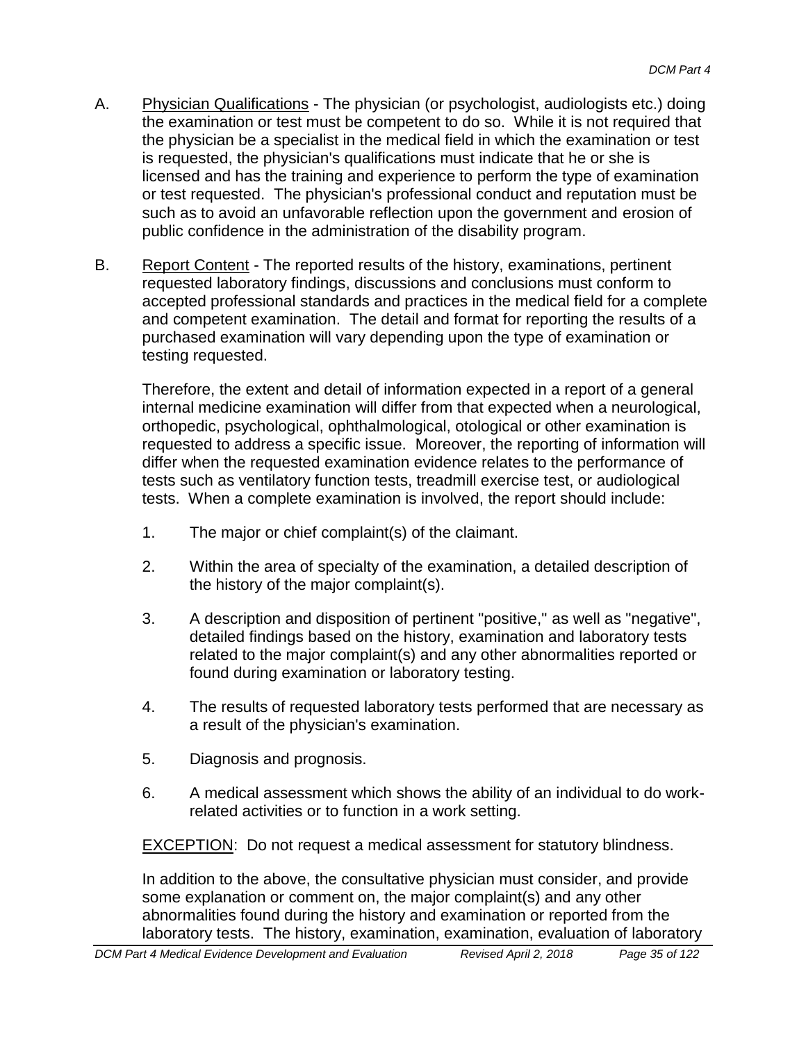A. Physician Qualifications - The physician (or psychologist, audiologists etc.) doing the examination or test must be competent to do so. While it is not required that the physician be a specialist in the medical field in which the examination or test is requested, the physician's qualifications must indicate that he or she is licensed and has the training and experience to perform the type of examination or test requested. The physician's professional conduct and reputation must be such as to avoid an unfavorable reflection upon the government and erosion of public confidence in the administration of the disability program.

B. Report Content - The reported results of the history, examinations, pertinent requested laboratory findings, discussions and conclusions must conform to accepted professional standards and practices in the medical field for a complete and competent examination. The detail and format for reporting the results of a purchased examination will vary depending upon the type of examination or testing requested.

   Therefore, the extent and detail of information expected in a report of a general internal medicine examination will differ from that expected when a neurological, orthopedic, psychological, ophthalmological, otological or other examination is requested to address a specific issue. Moreover, the reporting of information will differ when the requested examination evidence relates to the performance of tests such as ventilatory function tests, treadmill exercise test, or audiological tests. When a complete examination is involved, the report should include:

   1. The major or chief complaint(s) of the claimant.

   2. Within the area of specialty of the examination, a detailed description of the history of the major complaint(s).

   3. A description and disposition of pertinent "positive," as well as "negative", detailed findings based on the history, examination and laboratory tests related to the major complaint(s) and any other abnormalities reported or found during examination or laboratory testing.

   4. The results of requested laboratory tests performed that are necessary as a result of the physician's examination.

   5. Diagnosis and prognosis.

   6. A medical assessment which shows the ability of an individual to do work-related activities or to function in a work setting.

   EXCEPTION: Do not request a medical assessment for statutory blindness.

   In addition to the above, the consultative physician must consider, and provide some explanation or comment on, the major complaint(s) and any other abnormalities found during the history and examination or reported from the laboratory tests. The history, examination, examination, evaluation of laboratory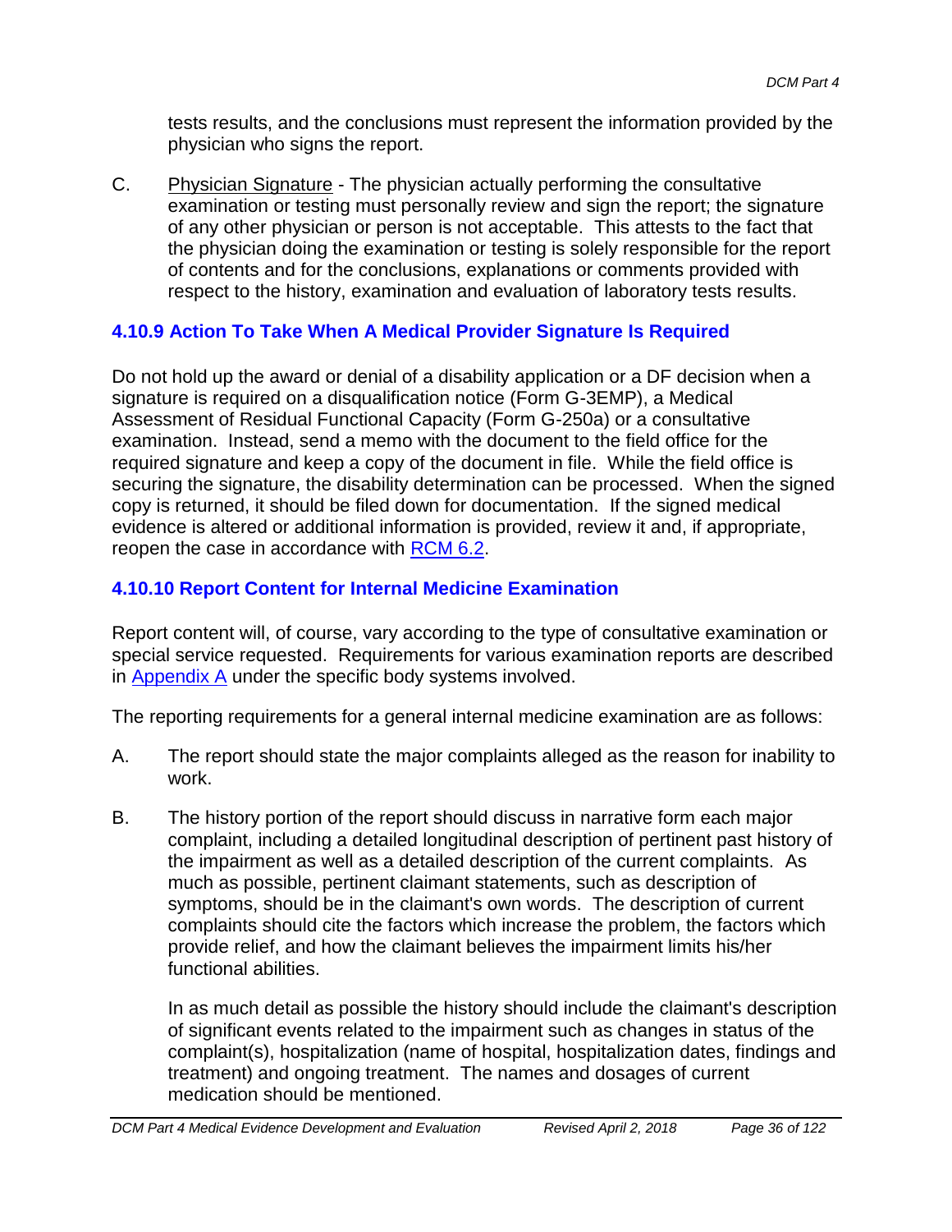tests results, and the conclusions must represent the information provided by the physician who signs the report.

C. Physician Signature - The physician actually performing the consultative examination or testing must personally review and sign the report; the signature of any other physician or person is not acceptable. This attests to the fact that the physician doing the examination or testing is solely responsible for the report of contents and for the conclusions, explanations or comments provided with respect to the history, examination and evaluation of laboratory tests results.

### 4.10.9 Action To Take When A Medical Provider Signature Is Required

Do not hold up the award or denial of a disability application or a DF decision when a signature is required on a disqualification notice (Form G-3EMP), a Medical Assessment of Residual Functional Capacity (Form G-250a) or a consultative examination. Instead, send a memo with the document to the field office for the required signature and keep a copy of the document in file. While the field office is securing the signature, the disability determination can be processed. When the signed copy is returned, it should be filed down for documentation. If the signed medical evidence is altered or additional information is provided, review it and, if appropriate, reopen the case in accordance with RCM 6.2.

### 4.10.10 Report Content for Internal Medicine Examination

Report content will, of course, vary according to the type of consultative examination or special service requested. Requirements for various examination reports are described in Appendix A under the specific body systems involved.

The reporting requirements for a general internal medicine examination are as follows:

A. The report should state the major complaints alleged as the reason for inability to work.

B. The history portion of the report should discuss in narrative form each major complaint, including a detailed longitudinal description of pertinent past history of the impairment as well as a detailed description of the current complaints. As much as possible, pertinent claimant statements, such as description of symptoms, should be in the claimant's own words. The description of current complaints should cite the factors which increase the problem, the factors which provide relief, and how the claimant believes the impairment limits his/her functional abilities.

   In as much detail as possible the history should include the claimant's description of significant events related to the impairment such as changes in status of the complaint(s), hospitalization (name of hospital, hospitalization dates, findings and treatment) and ongoing treatment. The names and dosages of current medication should be mentioned.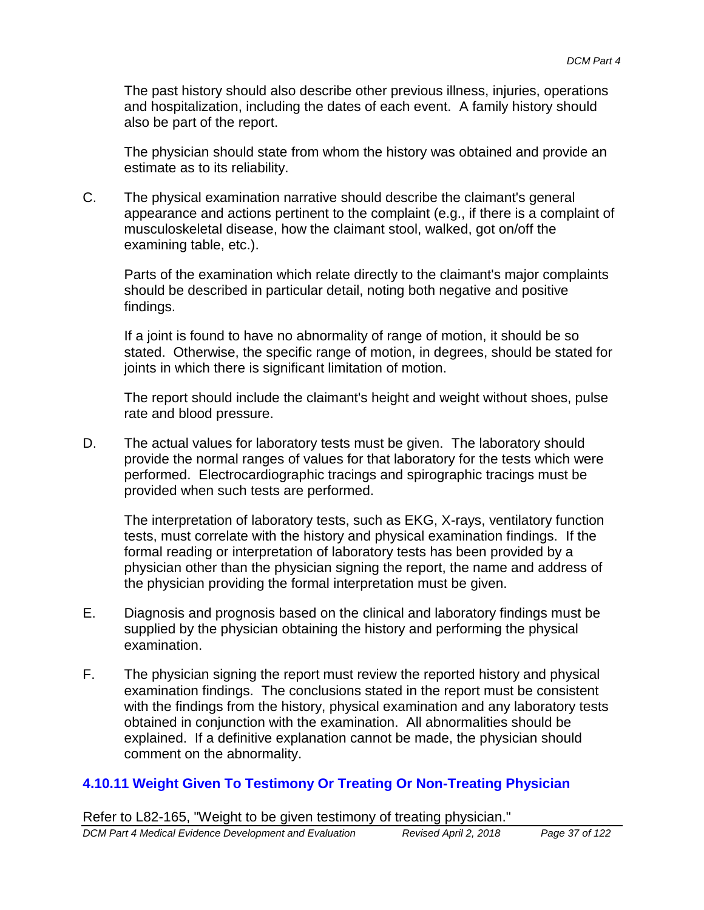The past history should also describe other previous illness, injuries, operations and hospitalization, including the dates of each event. A family history should also be part of the report.

The physician should state from whom the history was obtained and provide an estimate as to its reliability.

C. The physical examination narrative should describe the claimant's general appearance and actions pertinent to the complaint (e.g., if there is a complaint of musculoskeletal disease, how the claimant stool, walked, got on/off the examining table, etc.).

Parts of the examination which relate directly to the claimant's major complaints should be described in particular detail, noting both negative and positive findings.

If a joint is found to have no abnormality of range of motion, it should be so stated. Otherwise, the specific range of motion, in degrees, should be stated for joints in which there is significant limitation of motion.

The report should include the claimant's height and weight without shoes, pulse rate and blood pressure.

D. The actual values for laboratory tests must be given. The laboratory should provide the normal ranges of values for that laboratory for the tests which were performed. Electrocardiographic tracings and spirographic tracings must be provided when such tests are performed.

The interpretation of laboratory tests, such as EKG, X-rays, ventilatory function tests, must correlate with the history and physical examination findings. If the formal reading or interpretation of laboratory tests has been provided by a physician other than the physician signing the report, the name and address of the physician providing the formal interpretation must be given.

E. Diagnosis and prognosis based on the clinical and laboratory findings must be supplied by the physician obtaining the history and performing the physical examination.

F. The physician signing the report must review the reported history and physical examination findings. The conclusions stated in the report must be consistent with the findings from the history, physical examination and any laboratory tests obtained in conjunction with the examination. All abnormalities should be explained. If a definitive explanation cannot be made, the physician should comment on the abnormality.

### 4.10.11 Weight Given To Testimony Or Treating Or Non-Treating Physician

Refer to L82-165, "Weight to be given testimony of treating physician."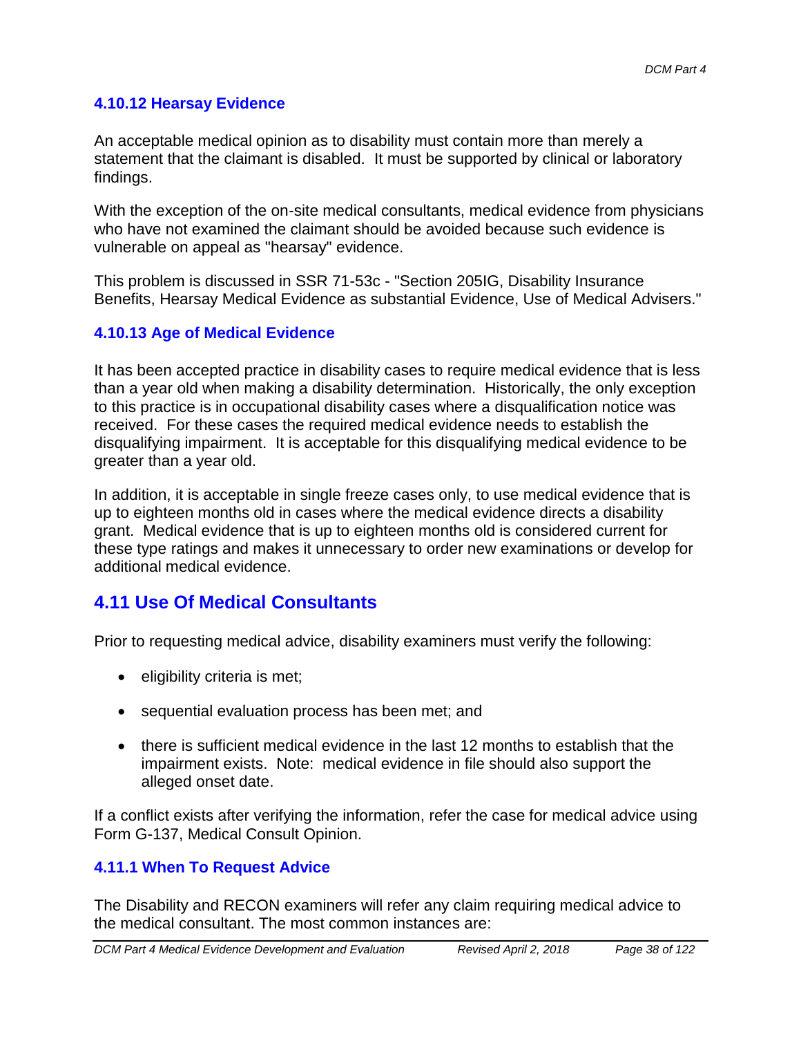### 4.10.12 Hearsay Evidence

An acceptable medical opinion as to disability must contain more than merely a statement that the claimant is disabled. It must be supported by clinical or laboratory findings.

With the exception of the on-site medical consultants, medical evidence from physicians who have not examined the claimant should be avoided because such evidence is vulnerable on appeal as "hearsay" evidence.

This problem is discussed in SSR 71-53c - "Section 205IG, Disability Insurance Benefits, Hearsay Medical Evidence as substantial Evidence, Use of Medical Advisers."

### 4.10.13 Age of Medical Evidence

It has been accepted practice in disability cases to require medical evidence that is less than a year old when making a disability determination. Historically, the only exception to this practice is in occupational disability cases where a disqualification notice was received. For these cases the required medical evidence needs to establish the disqualifying impairment. It is acceptable for this disqualifying medical evidence to be greater than a year old.

In addition, it is acceptable in single freeze cases only, to use medical evidence that is up to eighteen months old in cases where the medical evidence directs a disability grant. Medical evidence that is up to eighteen months old is considered current for these type ratings and makes it unnecessary to order new examinations or develop for additional medical evidence.

## 4.11 Use Of Medical Consultants

Prior to requesting medical advice, disability examiners must verify the following:

- eligibility criteria is met;
- sequential evaluation process has been met; and
- there is sufficient medical evidence in the last 12 months to establish that the impairment exists. Note: medical evidence in file should also support the alleged onset date.

If a conflict exists after verifying the information, refer the case for medical advice using Form G-137, Medical Consult Opinion.

### 4.11.1 When To Request Advice

The Disability and RECON examiners will refer any claim requiring medical advice to the medical consultant. The most common instances are: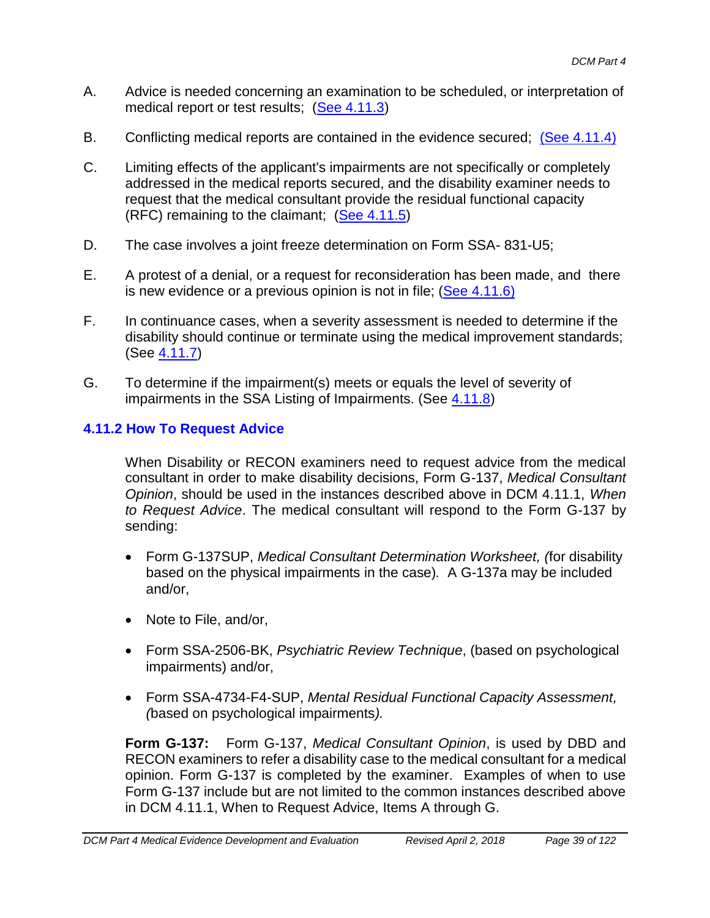A. Advice is needed concerning an examination to be scheduled, or interpretation of medical report or test results; (See 4.11.3)

B. Conflicting medical reports are contained in the evidence secured; (See 4.11.4)

C. Limiting effects of the applicant's impairments are not specifically or completely addressed in the medical reports secured, and the disability examiner needs to request that the medical consultant provide the residual functional capacity (RFC) remaining to the claimant; (See 4.11.5)

D. The case involves a joint freeze determination on Form SSA- 831-U5;

E. A protest of a denial, or a request for reconsideration has been made, and there is new evidence or a previous opinion is not in file; (See 4.11.6)

F. In continuance cases, when a severity assessment is needed to determine if the disability should continue or terminate using the medical improvement standards; (See 4.11.7)

G. To determine if the impairment(s) meets or equals the level of severity of impairments in the SSA Listing of Impairments. (See 4.11.8)

### 4.11.2 How To Request Advice

When Disability or RECON examiners need to request advice from the medical consultant in order to make disability decisions, Form G-137, *Medical Consultant Opinion*, should be used in the instances described above in DCM 4.11.1, *When to Request Advice*. The medical consultant will respond to the Form G-137 by sending:

- Form G-137SUP, *Medical Consultant Determination Worksheet, (*for disability based on the physical impairments in the case)*.* A G-137a may be included and/or,
- Note to File, and/or,
- Form SSA-2506-BK, *Psychiatric Review Technique*, (based on psychological impairments) and/or,
- Form SSA-4734-F4-SUP, *Mental Residual Functional Capacity Assessment, (*based on psychological impairments*).*

**Form G-137:** Form G-137, *Medical Consultant Opinion*, is used by DBD and RECON examiners to refer a disability case to the medical consultant for a medical opinion. Form G-137 is completed by the examiner. Examples of when to use Form G-137 include but are not limited to the common instances described above in DCM 4.11.1, When to Request Advice, Items A through G.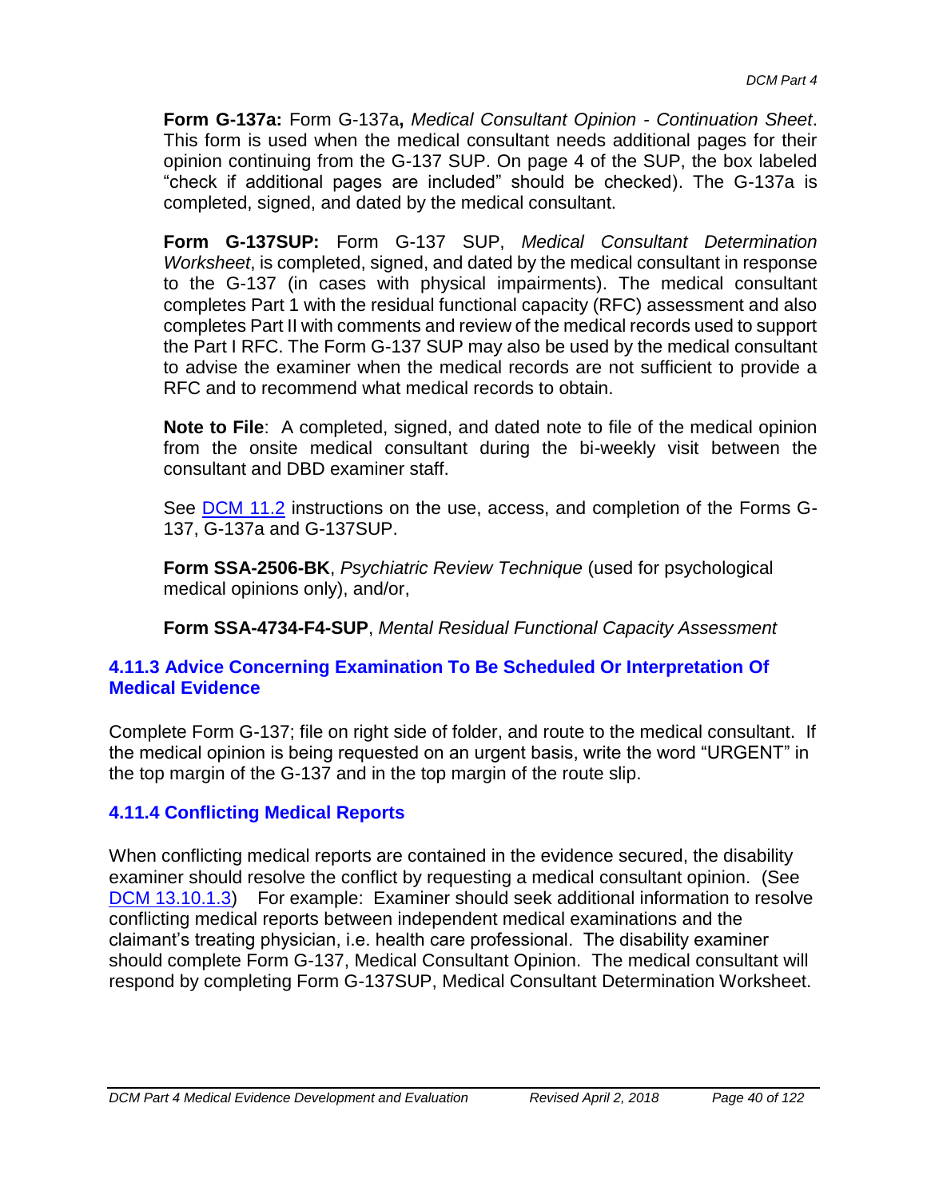**Form G-137a:** Form G-137a**,** *Medical Consultant Opinion - Continuation Sheet*. This form is used when the medical consultant needs additional pages for their opinion continuing from the G-137 SUP. On page 4 of the SUP, the box labeled "check if additional pages are included" should be checked). The G-137a is completed, signed, and dated by the medical consultant.

**Form G-137SUP:** Form G-137 SUP, *Medical Consultant Determination Worksheet*, is completed, signed, and dated by the medical consultant in response to the G-137 (in cases with physical impairments). The medical consultant completes Part 1 with the residual functional capacity (RFC) assessment and also completes Part II with comments and review of the medical records used to support the Part I RFC. The Form G-137 SUP may also be used by the medical consultant to advise the examiner when the medical records are not sufficient to provide a RFC and to recommend what medical records to obtain.

**Note to File**: A completed, signed, and dated note to file of the medical opinion from the onsite medical consultant during the bi-weekly visit between the consultant and DBD examiner staff.

See DCM 11.2 instructions on the use, access, and completion of the Forms G-137, G-137a and G-137SUP.

**Form SSA-2506-BK**, *Psychiatric Review Technique* (used for psychological medical opinions only), and/or,

**Form SSA-4734-F4-SUP**, *Mental Residual Functional Capacity Assessment*

### 4.11.3 Advice Concerning Examination To Be Scheduled Or Interpretation Of Medical Evidence

Complete Form G-137; file on right side of folder, and route to the medical consultant. If the medical opinion is being requested on an urgent basis, write the word "URGENT" in the top margin of the G-137 and in the top margin of the route slip.

### 4.11.4 Conflicting Medical Reports

When conflicting medical reports are contained in the evidence secured, the disability examiner should resolve the conflict by requesting a medical consultant opinion. (See DCM 13.10.1.3) For example: Examiner should seek additional information to resolve conflicting medical reports between independent medical examinations and the claimant's treating physician, i.e. health care professional. The disability examiner should complete Form G-137, Medical Consultant Opinion. The medical consultant will respond by completing Form G-137SUP, Medical Consultant Determination Worksheet.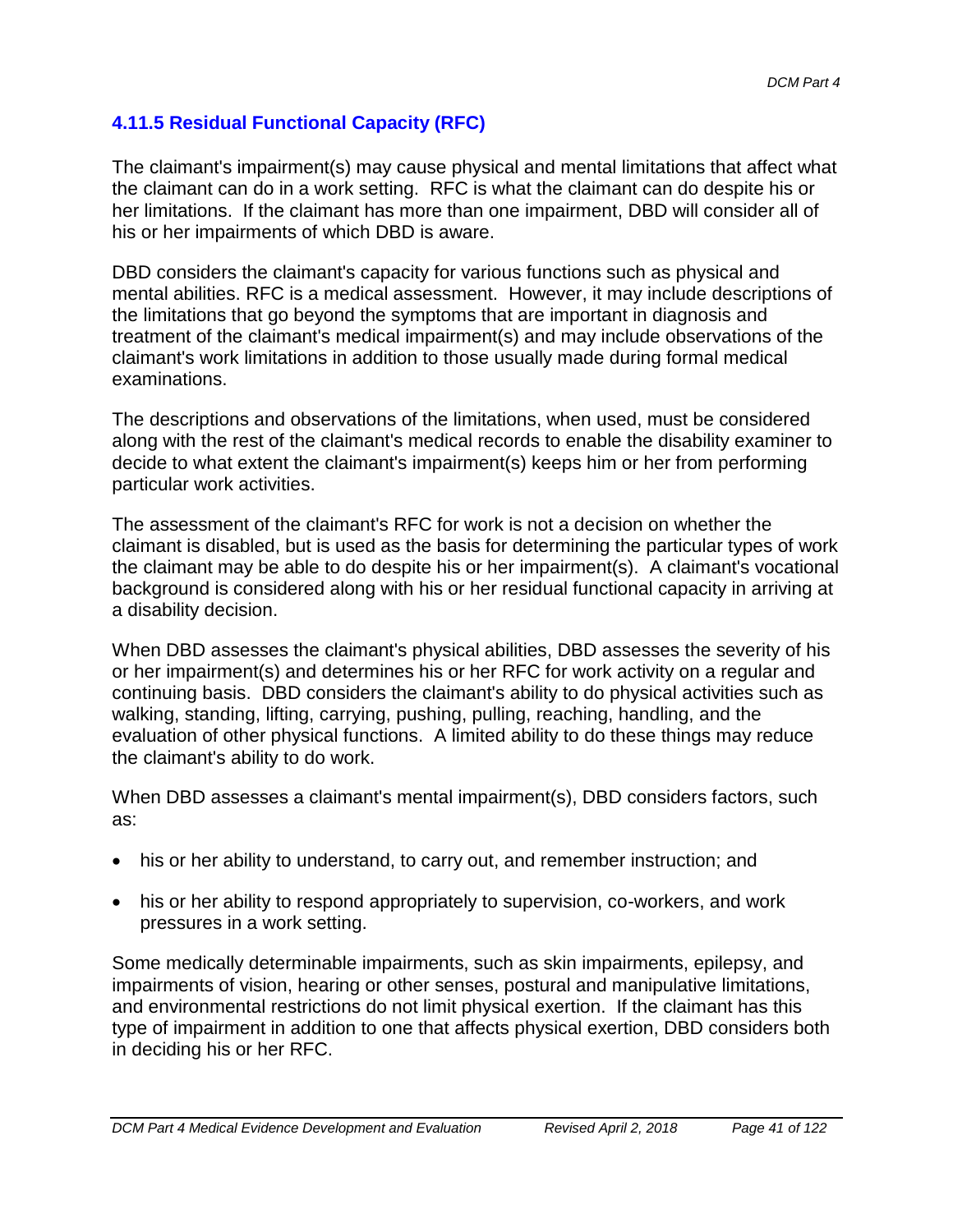### 4.11.5 Residual Functional Capacity (RFC)

The claimant's impairment(s) may cause physical and mental limitations that affect what the claimant can do in a work setting. RFC is what the claimant can do despite his or her limitations. If the claimant has more than one impairment, DBD will consider all of his or her impairments of which DBD is aware.

DBD considers the claimant's capacity for various functions such as physical and mental abilities. RFC is a medical assessment. However, it may include descriptions of the limitations that go beyond the symptoms that are important in diagnosis and treatment of the claimant's medical impairment(s) and may include observations of the claimant's work limitations in addition to those usually made during formal medical examinations.

The descriptions and observations of the limitations, when used, must be considered along with the rest of the claimant's medical records to enable the disability examiner to decide to what extent the claimant's impairment(s) keeps him or her from performing particular work activities.

The assessment of the claimant's RFC for work is not a decision on whether the claimant is disabled, but is used as the basis for determining the particular types of work the claimant may be able to do despite his or her impairment(s). A claimant's vocational background is considered along with his or her residual functional capacity in arriving at a disability decision.

When DBD assesses the claimant's physical abilities, DBD assesses the severity of his or her impairment(s) and determines his or her RFC for work activity on a regular and continuing basis. DBD considers the claimant's ability to do physical activities such as walking, standing, lifting, carrying, pushing, pulling, reaching, handling, and the evaluation of other physical functions. A limited ability to do these things may reduce the claimant's ability to do work.

When DBD assesses a claimant's mental impairment(s), DBD considers factors, such as:

- his or her ability to understand, to carry out, and remember instruction; and
- his or her ability to respond appropriately to supervision, co-workers, and work pressures in a work setting.

Some medically determinable impairments, such as skin impairments, epilepsy, and impairments of vision, hearing or other senses, postural and manipulative limitations, and environmental restrictions do not limit physical exertion. If the claimant has this type of impairment in addition to one that affects physical exertion, DBD considers both in deciding his or her RFC.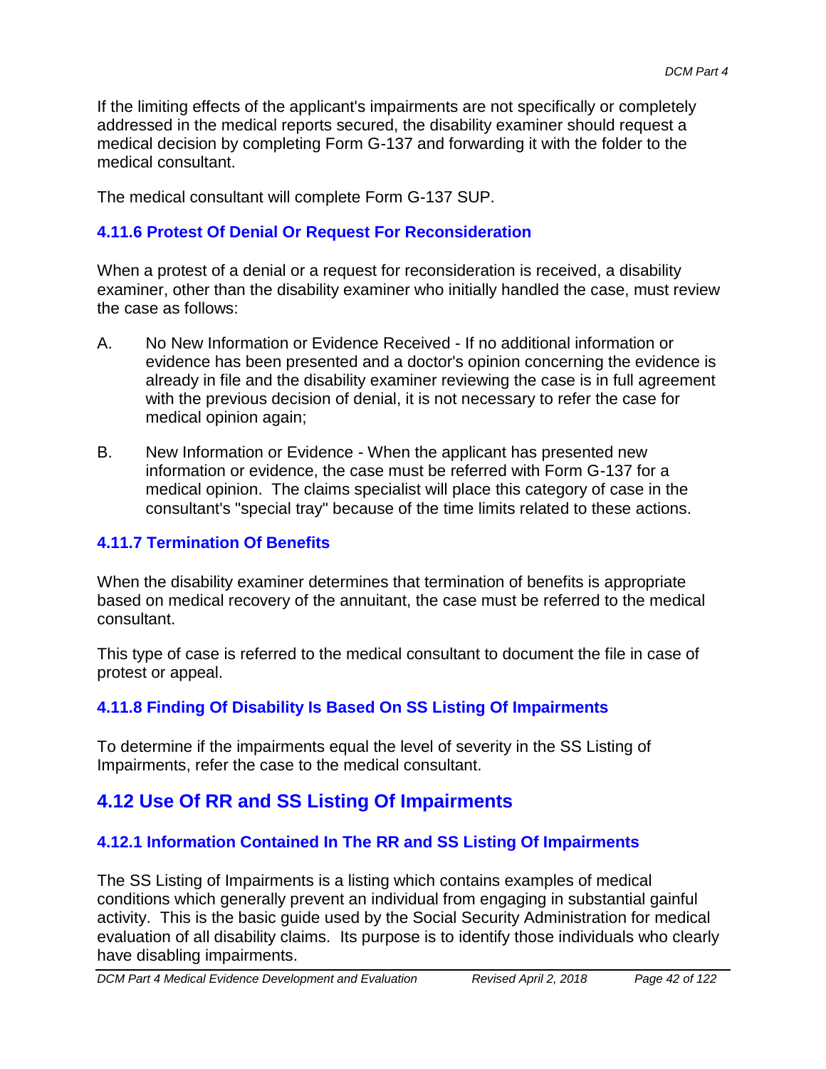If the limiting effects of the applicant's impairments are not specifically or completely addressed in the medical reports secured, the disability examiner should request a medical decision by completing Form G-137 and forwarding it with the folder to the medical consultant.

The medical consultant will complete Form G-137 SUP.

### 4.11.6 Protest Of Denial Or Request For Reconsideration

When a protest of a denial or a request for reconsideration is received, a disability examiner, other than the disability examiner who initially handled the case, must review the case as follows:

A. No New Information or Evidence Received - If no additional information or evidence has been presented and a doctor's opinion concerning the evidence is already in file and the disability examiner reviewing the case is in full agreement with the previous decision of denial, it is not necessary to refer the case for medical opinion again;

B. New Information or Evidence - When the applicant has presented new information or evidence, the case must be referred with Form G-137 for a medical opinion. The claims specialist will place this category of case in the consultant's "special tray" because of the time limits related to these actions.

### 4.11.7 Termination Of Benefits

When the disability examiner determines that termination of benefits is appropriate based on medical recovery of the annuitant, the case must be referred to the medical consultant.

This type of case is referred to the medical consultant to document the file in case of protest or appeal.

### 4.11.8 Finding Of Disability Is Based On SS Listing Of Impairments

To determine if the impairments equal the level of severity in the SS Listing of Impairments, refer the case to the medical consultant.

## 4.12 Use Of RR and SS Listing Of Impairments

### 4.12.1 Information Contained In The RR and SS Listing Of Impairments

The SS Listing of Impairments is a listing which contains examples of medical conditions which generally prevent an individual from engaging in substantial gainful activity. This is the basic guide used by the Social Security Administration for medical evaluation of all disability claims. Its purpose is to identify those individuals who clearly have disabling impairments.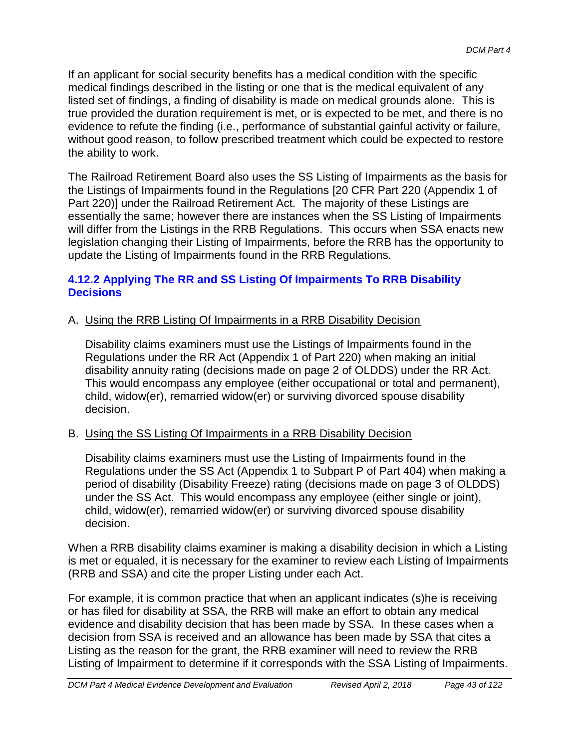If an applicant for social security benefits has a medical condition with the specific medical findings described in the listing or one that is the medical equivalent of any listed set of findings, a finding of disability is made on medical grounds alone. This is true provided the duration requirement is met, or is expected to be met, and there is no evidence to refute the finding (i.e., performance of substantial gainful activity or failure, without good reason, to follow prescribed treatment which could be expected to restore the ability to work.

The Railroad Retirement Board also uses the SS Listing of Impairments as the basis for the Listings of Impairments found in the Regulations [20 CFR Part 220 (Appendix 1 of Part 220)] under the Railroad Retirement Act. The majority of these Listings are essentially the same; however there are instances when the SS Listing of Impairments will differ from the Listings in the RRB Regulations. This occurs when SSA enacts new legislation changing their Listing of Impairments, before the RRB has the opportunity to update the Listing of Impairments found in the RRB Regulations.

### 4.12.2 Applying The RR and SS Listing Of Impairments To RRB Disability Decisions

A. Using the RRB Listing Of Impairments in a RRB Disability Decision

Disability claims examiners must use the Listings of Impairments found in the Regulations under the RR Act (Appendix 1 of Part 220) when making an initial disability annuity rating (decisions made on page 2 of OLDDS) under the RR Act. This would encompass any employee (either occupational or total and permanent), child, widow(er), remarried widow(er) or surviving divorced spouse disability decision.

B. Using the SS Listing Of Impairments in a RRB Disability Decision

Disability claims examiners must use the Listing of Impairments found in the Regulations under the SS Act (Appendix 1 to Subpart P of Part 404) when making a period of disability (Disability Freeze) rating (decisions made on page 3 of OLDDS) under the SS Act. This would encompass any employee (either single or joint), child, widow(er), remarried widow(er) or surviving divorced spouse disability decision.

When a RRB disability claims examiner is making a disability decision in which a Listing is met or equaled, it is necessary for the examiner to review each Listing of Impairments (RRB and SSA) and cite the proper Listing under each Act.

For example, it is common practice that when an applicant indicates (s)he is receiving or has filed for disability at SSA, the RRB will make an effort to obtain any medical evidence and disability decision that has been made by SSA. In these cases when a decision from SSA is received and an allowance has been made by SSA that cites a Listing as the reason for the grant, the RRB examiner will need to review the RRB Listing of Impairment to determine if it corresponds with the SSA Listing of Impairments.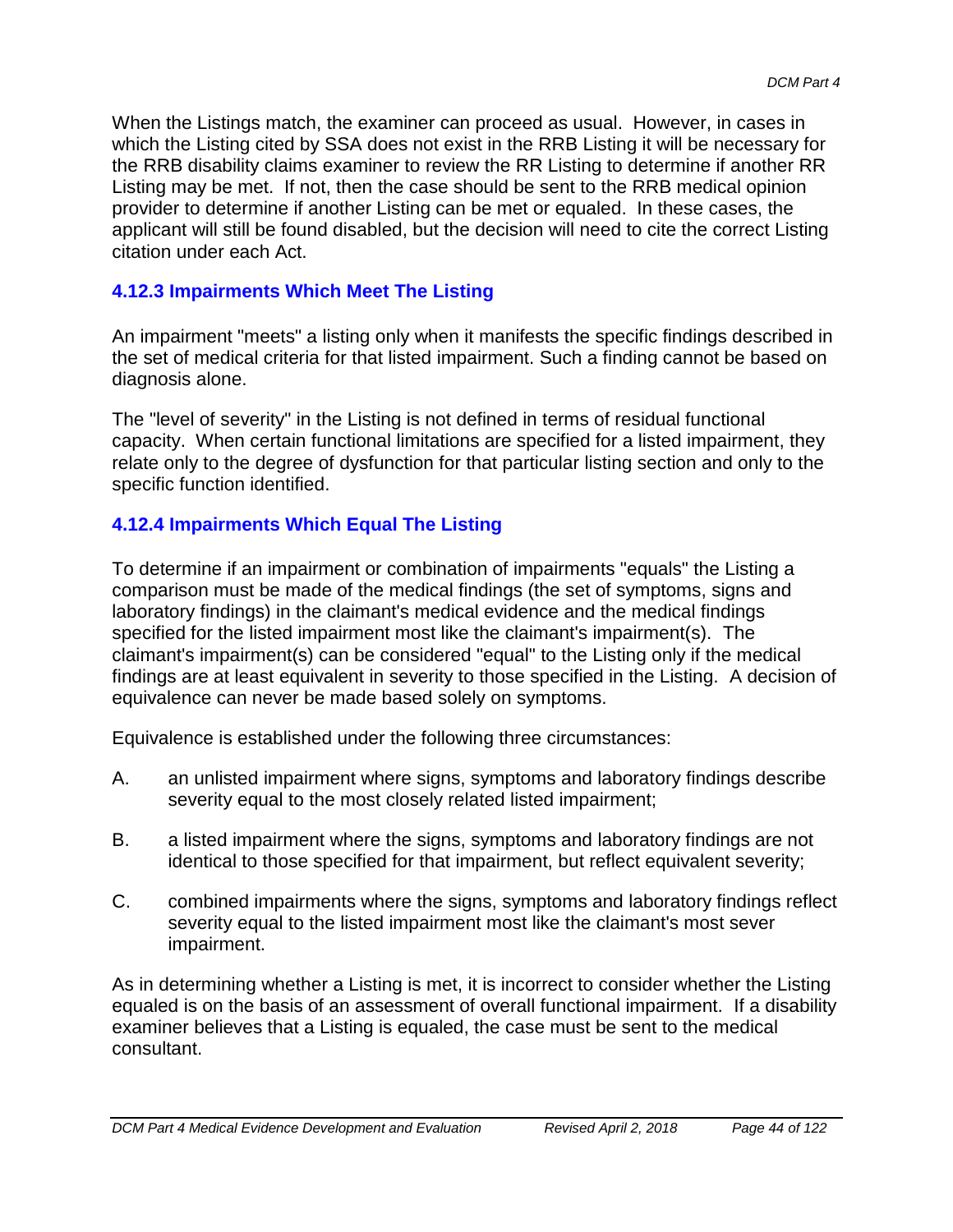When the Listings match, the examiner can proceed as usual. However, in cases in which the Listing cited by SSA does not exist in the RRB Listing it will be necessary for the RRB disability claims examiner to review the RR Listing to determine if another RR Listing may be met. If not, then the case should be sent to the RRB medical opinion provider to determine if another Listing can be met or equaled. In these cases, the applicant will still be found disabled, but the decision will need to cite the correct Listing citation under each Act.

### 4.12.3 Impairments Which Meet The Listing

An impairment "meets" a listing only when it manifests the specific findings described in the set of medical criteria for that listed impairment. Such a finding cannot be based on diagnosis alone.

The "level of severity" in the Listing is not defined in terms of residual functional capacity. When certain functional limitations are specified for a listed impairment, they relate only to the degree of dysfunction for that particular listing section and only to the specific function identified.

### 4.12.4 Impairments Which Equal The Listing

To determine if an impairment or combination of impairments "equals" the Listing a comparison must be made of the medical findings (the set of symptoms, signs and laboratory findings) in the claimant's medical evidence and the medical findings specified for the listed impairment most like the claimant's impairment(s). The claimant's impairment(s) can be considered "equal" to the Listing only if the medical findings are at least equivalent in severity to those specified in the Listing. A decision of equivalence can never be made based solely on symptoms.

Equivalence is established under the following three circumstances:

A. an unlisted impairment where signs, symptoms and laboratory findings describe severity equal to the most closely related listed impairment;

B. a listed impairment where the signs, symptoms and laboratory findings are not identical to those specified for that impairment, but reflect equivalent severity;

C. combined impairments where the signs, symptoms and laboratory findings reflect severity equal to the listed impairment most like the claimant's most sever impairment.

As in determining whether a Listing is met, it is incorrect to consider whether the Listing equaled is on the basis of an assessment of overall functional impairment. If a disability examiner believes that a Listing is equaled, the case must be sent to the medical consultant.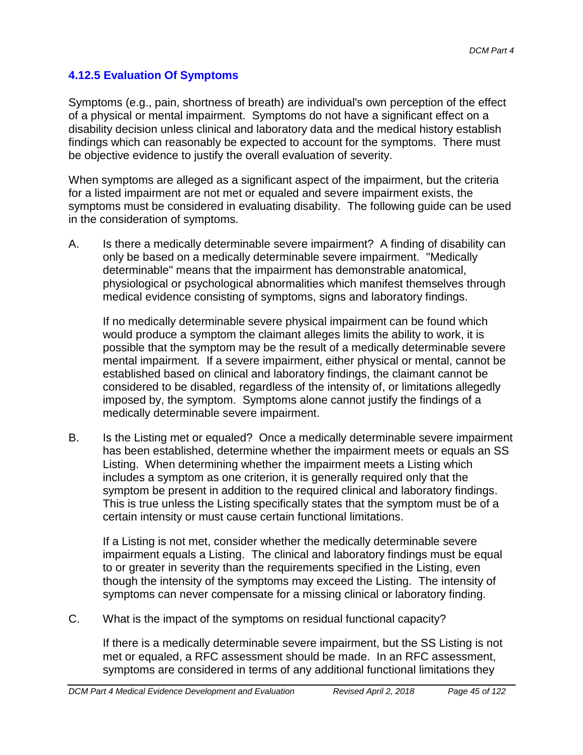### 4.12.5 Evaluation Of Symptoms

Symptoms (e.g., pain, shortness of breath) are individual's own perception of the effect of a physical or mental impairment. Symptoms do not have a significant effect on a disability decision unless clinical and laboratory data and the medical history establish findings which can reasonably be expected to account for the symptoms. There must be objective evidence to justify the overall evaluation of severity.

When symptoms are alleged as a significant aspect of the impairment, but the criteria for a listed impairment are not met or equaled and severe impairment exists, the symptoms must be considered in evaluating disability. The following guide can be used in the consideration of symptoms.

A. Is there a medically determinable severe impairment? A finding of disability can only be based on a medically determinable severe impairment. "Medically determinable" means that the impairment has demonstrable anatomical, physiological or psychological abnormalities which manifest themselves through medical evidence consisting of symptoms, signs and laboratory findings.

   If no medically determinable severe physical impairment can be found which would produce a symptom the claimant alleges limits the ability to work, it is possible that the symptom may be the result of a medically determinable severe mental impairment. If a severe impairment, either physical or mental, cannot be established based on clinical and laboratory findings, the claimant cannot be considered to be disabled, regardless of the intensity of, or limitations allegedly imposed by, the symptom. Symptoms alone cannot justify the findings of a medically determinable severe impairment.

B. Is the Listing met or equaled? Once a medically determinable severe impairment has been established, determine whether the impairment meets or equals an SS Listing. When determining whether the impairment meets a Listing which includes a symptom as one criterion, it is generally required only that the symptom be present in addition to the required clinical and laboratory findings. This is true unless the Listing specifically states that the symptom must be of a certain intensity or must cause certain functional limitations.

   If a Listing is not met, consider whether the medically determinable severe impairment equals a Listing. The clinical and laboratory findings must be equal to or greater in severity than the requirements specified in the Listing, even though the intensity of the symptoms may exceed the Listing. The intensity of symptoms can never compensate for a missing clinical or laboratory finding.

C. What is the impact of the symptoms on residual functional capacity?

   If there is a medically determinable severe impairment, but the SS Listing is not met or equaled, a RFC assessment should be made. In an RFC assessment, symptoms are considered in terms of any additional functional limitations they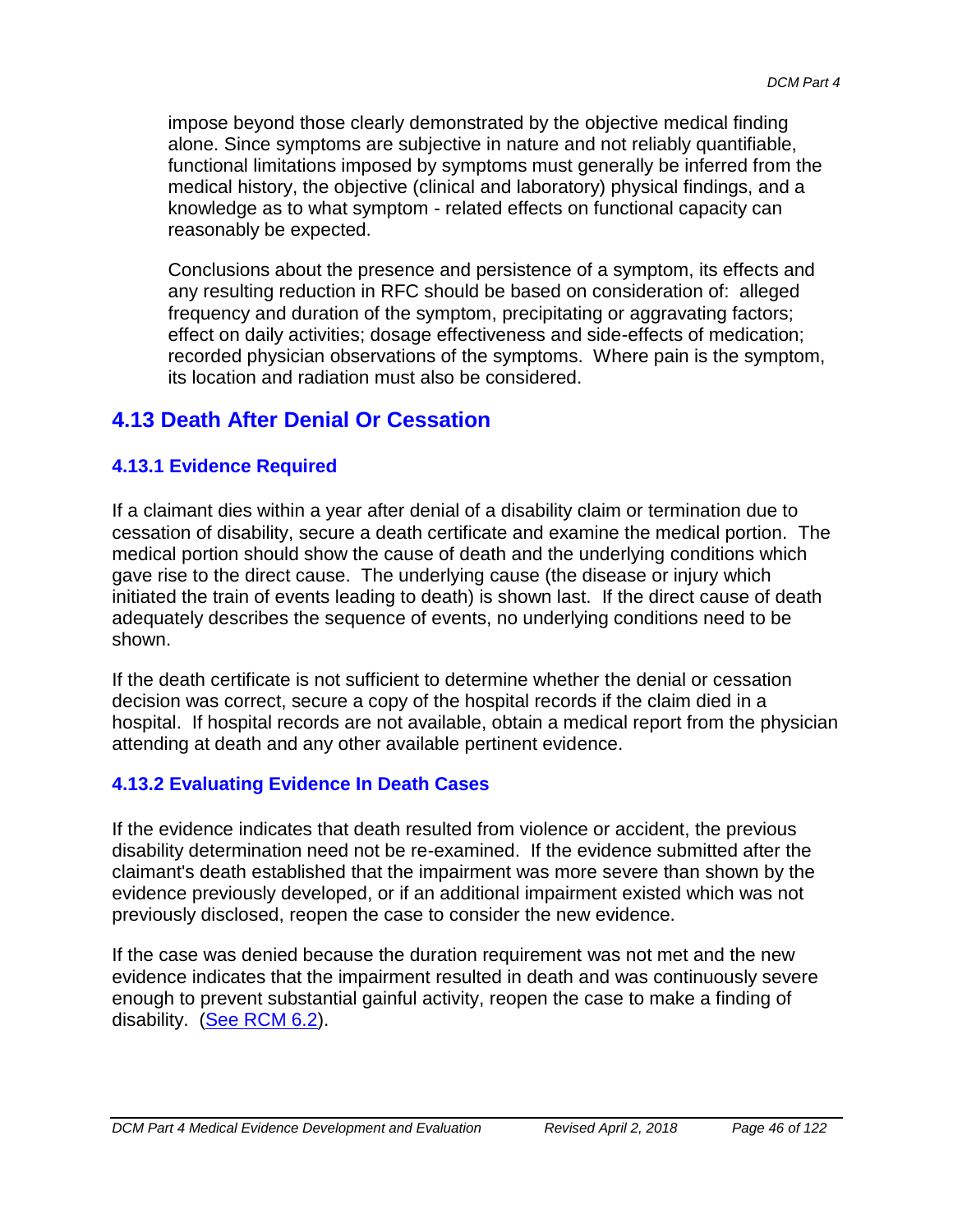impose beyond those clearly demonstrated by the objective medical finding alone. Since symptoms are subjective in nature and not reliably quantifiable, functional limitations imposed by symptoms must generally be inferred from the medical history, the objective (clinical and laboratory) physical findings, and a knowledge as to what symptom - related effects on functional capacity can reasonably be expected.

Conclusions about the presence and persistence of a symptom, its effects and any resulting reduction in RFC should be based on consideration of: alleged frequency and duration of the symptom, precipitating or aggravating factors; effect on daily activities; dosage effectiveness and side-effects of medication; recorded physician observations of the symptoms. Where pain is the symptom, its location and radiation must also be considered.

## 4.13 Death After Denial Or Cessation

### 4.13.1 Evidence Required

If a claimant dies within a year after denial of a disability claim or termination due to cessation of disability, secure a death certificate and examine the medical portion. The medical portion should show the cause of death and the underlying conditions which gave rise to the direct cause. The underlying cause (the disease or injury which initiated the train of events leading to death) is shown last. If the direct cause of death adequately describes the sequence of events, no underlying conditions need to be shown.

If the death certificate is not sufficient to determine whether the denial or cessation decision was correct, secure a copy of the hospital records if the claim died in a hospital. If hospital records are not available, obtain a medical report from the physician attending at death and any other available pertinent evidence.

### 4.13.2 Evaluating Evidence In Death Cases

If the evidence indicates that death resulted from violence or accident, the previous disability determination need not be re-examined. If the evidence submitted after the claimant's death established that the impairment was more severe than shown by the evidence previously developed, or if an additional impairment existed which was not previously disclosed, reopen the case to consider the new evidence.

If the case was denied because the duration requirement was not met and the new evidence indicates that the impairment resulted in death and was continuously severe enough to prevent substantial gainful activity, reopen the case to make a finding of disability. (See RCM 6.2).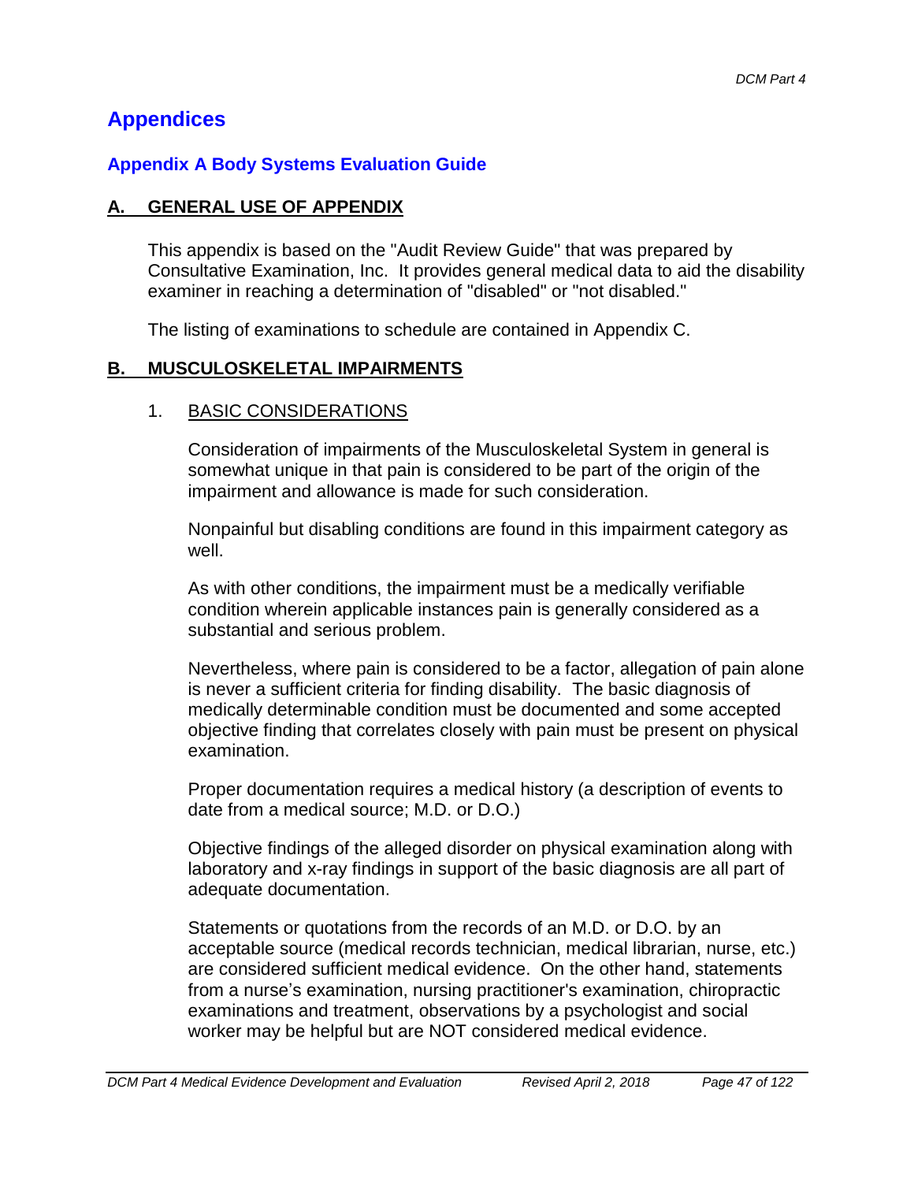# Appendices

## Appendix A Body Systems Evaluation Guide

### A. GENERAL USE OF APPENDIX

This appendix is based on the "Audit Review Guide" that was prepared by Consultative Examination, Inc. It provides general medical data to aid the disability examiner in reaching a determination of "disabled" or "not disabled."

The listing of examinations to schedule are contained in Appendix C.

### B. MUSCULOSKELETAL IMPAIRMENTS

1. BASIC CONSIDERATIONS

   Consideration of impairments of the Musculoskeletal System in general is somewhat unique in that pain is considered to be part of the origin of the impairment and allowance is made for such consideration.

   Nonpainful but disabling conditions are found in this impairment category as well.

   As with other conditions, the impairment must be a medically verifiable condition wherein applicable instances pain is generally considered as a substantial and serious problem.

   Nevertheless, where pain is considered to be a factor, allegation of pain alone is never a sufficient criteria for finding disability. The basic diagnosis of medically determinable condition must be documented and some accepted objective finding that correlates closely with pain must be present on physical examination.

   Proper documentation requires a medical history (a description of events to date from a medical source; M.D. or D.O.)

   Objective findings of the alleged disorder on physical examination along with laboratory and x-ray findings in support of the basic diagnosis are all part of adequate documentation.

   Statements or quotations from the records of an M.D. or D.O. by an acceptable source (medical records technician, medical librarian, nurse, etc.) are considered sufficient medical evidence. On the other hand, statements from a nurse's examination, nursing practitioner's examination, chiropractic examinations and treatment, observations by a psychologist and social worker may be helpful but are NOT considered medical evidence.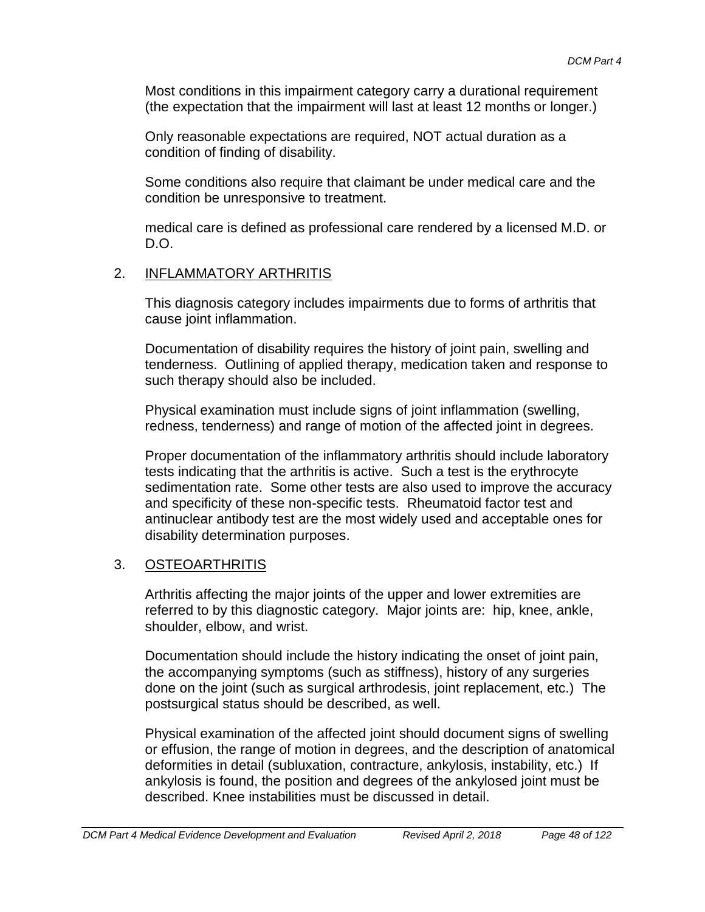Most conditions in this impairment category carry a durational requirement (the expectation that the impairment will last at least 12 months or longer.)

Only reasonable expectations are required, NOT actual duration as a condition of finding of disability.

Some conditions also require that claimant be under medical care and the condition be unresponsive to treatment.

medical care is defined as professional care rendered by a licensed M.D. or D.O.

2. <u>INFLAMMATORY ARTHRITIS</u>

This diagnosis category includes impairments due to forms of arthritis that cause joint inflammation.

Documentation of disability requires the history of joint pain, swelling and tenderness. Outlining of applied therapy, medication taken and response to such therapy should also be included.

Physical examination must include signs of joint inflammation (swelling, redness, tenderness) and range of motion of the affected joint in degrees.

Proper documentation of the inflammatory arthritis should include laboratory tests indicating that the arthritis is active. Such a test is the erythrocyte sedimentation rate. Some other tests are also used to improve the accuracy and specificity of these non-specific tests. Rheumatoid factor test and antinuclear antibody test are the most widely used and acceptable ones for disability determination purposes.

3. <u>OSTEOARTHRITIS</u>

Arthritis affecting the major joints of the upper and lower extremities are referred to by this diagnostic category. Major joints are: hip, knee, ankle, shoulder, elbow, and wrist.

Documentation should include the history indicating the onset of joint pain, the accompanying symptoms (such as stiffness), history of any surgeries done on the joint (such as surgical arthrodesis, joint replacement, etc.) The postsurgical status should be described, as well.

Physical examination of the affected joint should document signs of swelling or effusion, the range of motion in degrees, and the description of anatomical deformities in detail (subluxation, contracture, ankylosis, instability, etc.) If ankylosis is found, the position and degrees of the ankylosed joint must be described. Knee instabilities must be discussed in detail.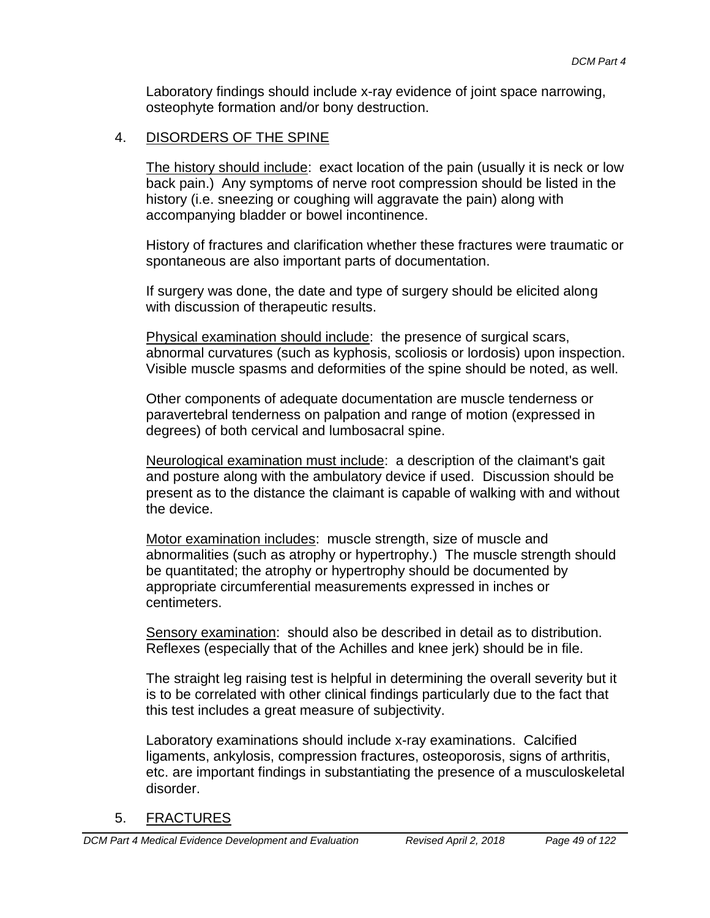Laboratory findings should include x-ray evidence of joint space narrowing, osteophyte formation and/or bony destruction.

## 4. DISORDERS OF THE SPINE

<u>The history should include</u>: exact location of the pain (usually it is neck or low back pain.) Any symptoms of nerve root compression should be listed in the history (i.e. sneezing or coughing will aggravate the pain) along with accompanying bladder or bowel incontinence.

History of fractures and clarification whether these fractures were traumatic or spontaneous are also important parts of documentation.

If surgery was done, the date and type of surgery should be elicited along with discussion of therapeutic results.

<u>Physical examination should include</u>: the presence of surgical scars, abnormal curvatures (such as kyphosis, scoliosis or lordosis) upon inspection. Visible muscle spasms and deformities of the spine should be noted, as well.

Other components of adequate documentation are muscle tenderness or paravertebral tenderness on palpation and range of motion (expressed in degrees) of both cervical and lumbosacral spine.

<u>Neurological examination must include</u>: a description of the claimant's gait and posture along with the ambulatory device if used. Discussion should be present as to the distance the claimant is capable of walking with and without the device.

<u>Motor examination includes</u>: muscle strength, size of muscle and abnormalities (such as atrophy or hypertrophy.) The muscle strength should be quantitated; the atrophy or hypertrophy should be documented by appropriate circumferential measurements expressed in inches or centimeters.

<u>Sensory examination</u>: should also be described in detail as to distribution. Reflexes (especially that of the Achilles and knee jerk) should be in file.

The straight leg raising test is helpful in determining the overall severity but it is to be correlated with other clinical findings particularly due to the fact that this test includes a great measure of subjectivity.

Laboratory examinations should include x-ray examinations. Calcified ligaments, ankylosis, compression fractures, osteoporosis, signs of arthritis, etc. are important findings in substantiating the presence of a musculoskeletal disorder.

## 5. FRACTURES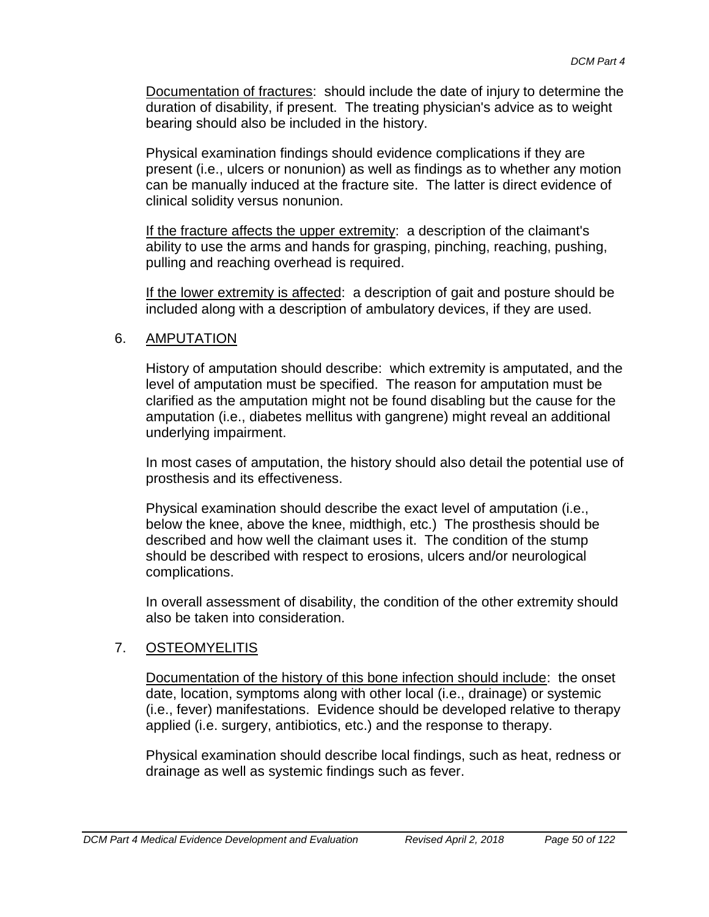Documentation of fractures: should include the date of injury to determine the duration of disability, if present. The treating physician's advice as to weight bearing should also be included in the history.

Physical examination findings should evidence complications if they are present (i.e., ulcers or nonunion) as well as findings as to whether any motion can be manually induced at the fracture site. The latter is direct evidence of clinical solidity versus nonunion.

If the fracture affects the upper extremity: a description of the claimant's ability to use the arms and hands for grasping, pinching, reaching, pushing, pulling and reaching overhead is required.

If the lower extremity is affected: a description of gait and posture should be included along with a description of ambulatory devices, if they are used.

## 6. AMPUTATION

History of amputation should describe: which extremity is amputated, and the level of amputation must be specified. The reason for amputation must be clarified as the amputation might not be found disabling but the cause for the amputation (i.e., diabetes mellitus with gangrene) might reveal an additional underlying impairment.

In most cases of amputation, the history should also detail the potential use of prosthesis and its effectiveness.

Physical examination should describe the exact level of amputation (i.e., below the knee, above the knee, midthigh, etc.) The prosthesis should be described and how well the claimant uses it. The condition of the stump should be described with respect to erosions, ulcers and/or neurological complications.

In overall assessment of disability, the condition of the other extremity should also be taken into consideration.

## 7. OSTEOMYELITIS

Documentation of the history of this bone infection should include: the onset date, location, symptoms along with other local (i.e., drainage) or systemic (i.e., fever) manifestations. Evidence should be developed relative to therapy applied (i.e. surgery, antibiotics, etc.) and the response to therapy.

Physical examination should describe local findings, such as heat, redness or drainage as well as systemic findings such as fever.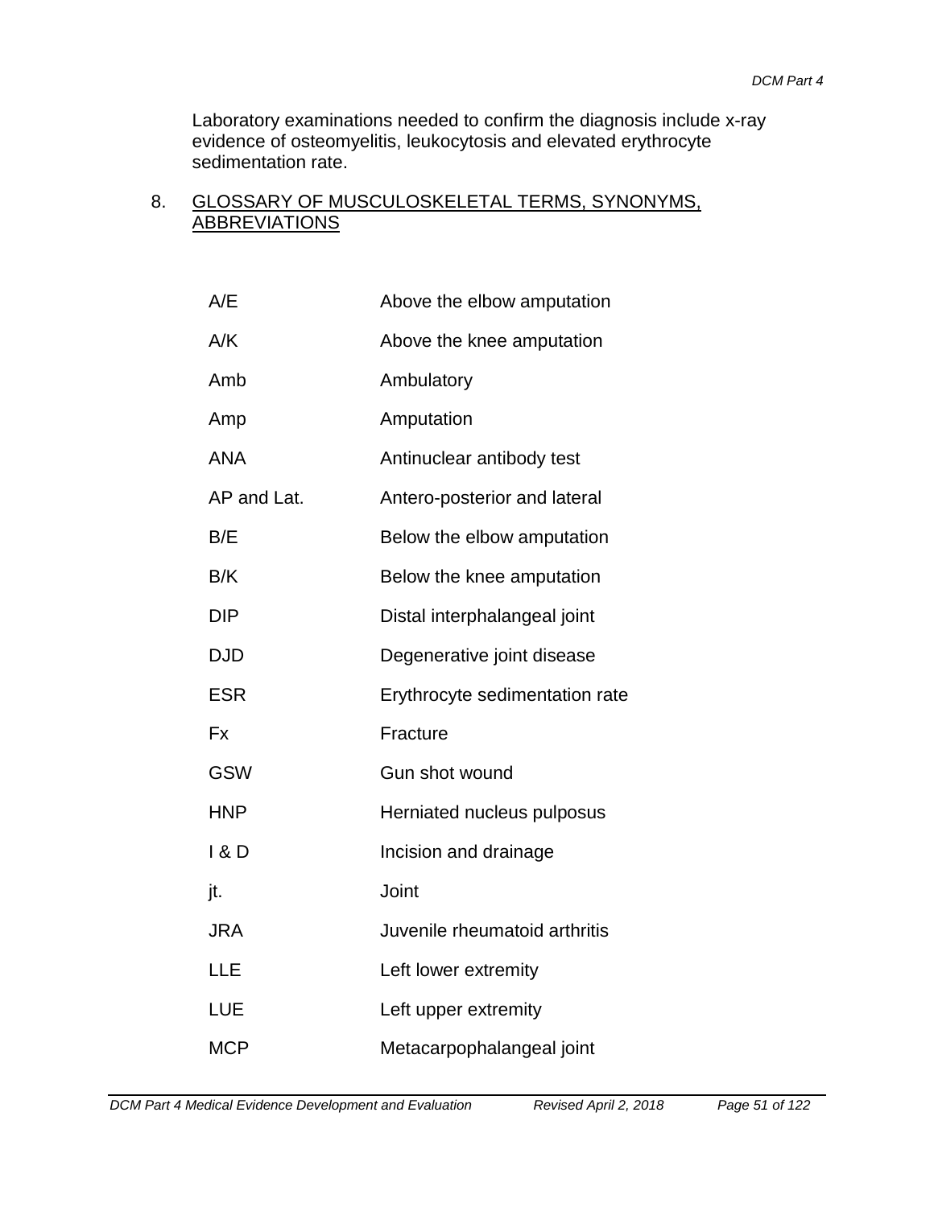Laboratory examinations needed to confirm the diagnosis include x-ray evidence of osteomyelitis, leukocytosis and elevated erythrocyte sedimentation rate.

## 8. GLOSSARY OF MUSCULOSKELETAL TERMS, SYNONYMS, ABBREVIATIONS

| | |
|---|---|
| A/E | Above the elbow amputation |
| A/K | Above the knee amputation |
| Amb | Ambulatory |
| Amp | Amputation |
| ANA | Antinuclear antibody test |
| AP and Lat. | Antero-posterior and lateral |
| B/E | Below the elbow amputation |
| B/K | Below the knee amputation |
| DIP | Distal interphalangeal joint |
| DJD | Degenerative joint disease |
| ESR | Erythrocyte sedimentation rate |
| Fx | Fracture |
| GSW | Gun shot wound |
| HNP | Herniated nucleus pulposus |
| I & D | Incision and drainage |
| jt. | Joint |
| JRA | Juvenile rheumatoid arthritis |
| LLE | Left lower extremity |
| LUE | Left upper extremity |
| MCP | Metacarpophalangeal joint |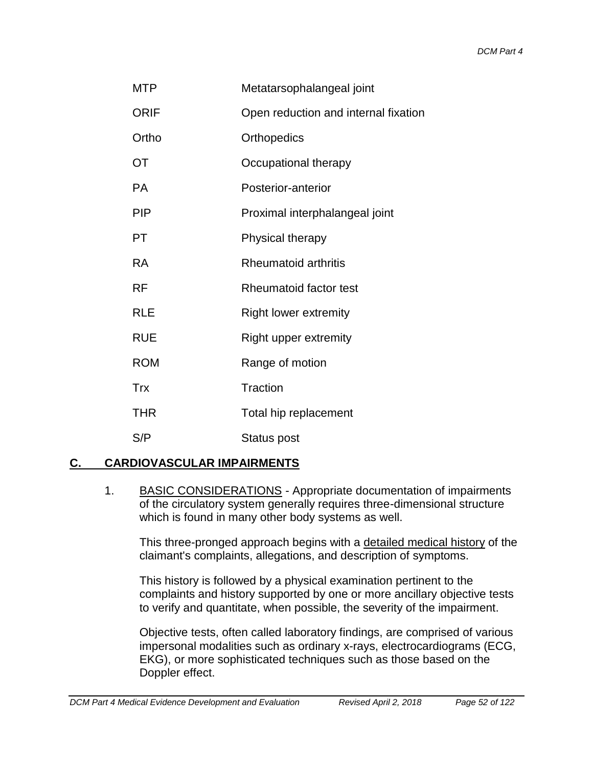| | |
|---|---|
| MTP | Metatarsophalangeal joint |
| ORIF | Open reduction and internal fixation |
| Ortho | Orthopedics |
| OT | Occupational therapy |
| PA | Posterior-anterior |
| PIP | Proximal interphalangeal joint |
| PT | Physical therapy |
| RA | Rheumatoid arthritis |
| RF | Rheumatoid factor test |
| RLE | Right lower extremity |
| RUE | Right upper extremity |
| ROM | Range of motion |
| Trx | Traction |
| THR | Total hip replacement |
| S/P | Status post |

## C. CARDIOVASCULAR IMPAIRMENTS

1. BASIC CONSIDERATIONS - Appropriate documentation of impairments of the circulatory system generally requires three-dimensional structure which is found in many other body systems as well.

   This three-pronged approach begins with a detailed medical history of the claimant's complaints, allegations, and description of symptoms.

   This history is followed by a physical examination pertinent to the complaints and history supported by one or more ancillary objective tests to verify and quantitate, when possible, the severity of the impairment.

   Objective tests, often called laboratory findings, are comprised of various impersonal modalities such as ordinary x-rays, electrocardiograms (ECG, EKG), or more sophisticated techniques such as those based on the Doppler effect.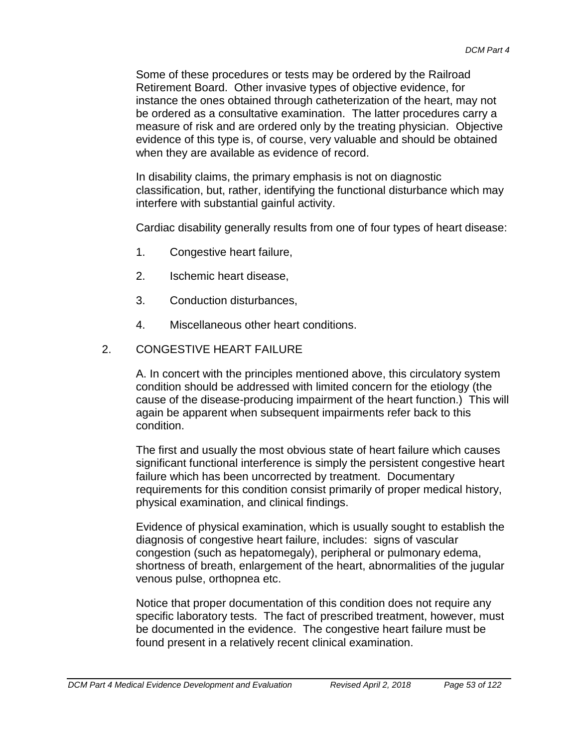Some of these procedures or tests may be ordered by the Railroad Retirement Board. Other invasive types of objective evidence, for instance the ones obtained through catheterization of the heart, may not be ordered as a consultative examination. The latter procedures carry a measure of risk and are ordered only by the treating physician. Objective evidence of this type is, of course, very valuable and should be obtained when they are available as evidence of record.

In disability claims, the primary emphasis is not on diagnostic classification, but, rather, identifying the functional disturbance which may interfere with substantial gainful activity.

Cardiac disability generally results from one of four types of heart disease:

1. Congestive heart failure,
2. Ischemic heart disease,
3. Conduction disturbances,
4. Miscellaneous other heart conditions.

## 2. CONGESTIVE HEART FAILURE

A. In concert with the principles mentioned above, this circulatory system condition should be addressed with limited concern for the etiology (the cause of the disease-producing impairment of the heart function.) This will again be apparent when subsequent impairments refer back to this condition.

The first and usually the most obvious state of heart failure which causes significant functional interference is simply the persistent congestive heart failure which has been uncorrected by treatment. Documentary requirements for this condition consist primarily of proper medical history, physical examination, and clinical findings.

Evidence of physical examination, which is usually sought to establish the diagnosis of congestive heart failure, includes: signs of vascular congestion (such as hepatomegaly), peripheral or pulmonary edema, shortness of breath, enlargement of the heart, abnormalities of the jugular venous pulse, orthopnea etc.

Notice that proper documentation of this condition does not require any specific laboratory tests. The fact of prescribed treatment, however, must be documented in the evidence. The congestive heart failure must be found present in a relatively recent clinical examination.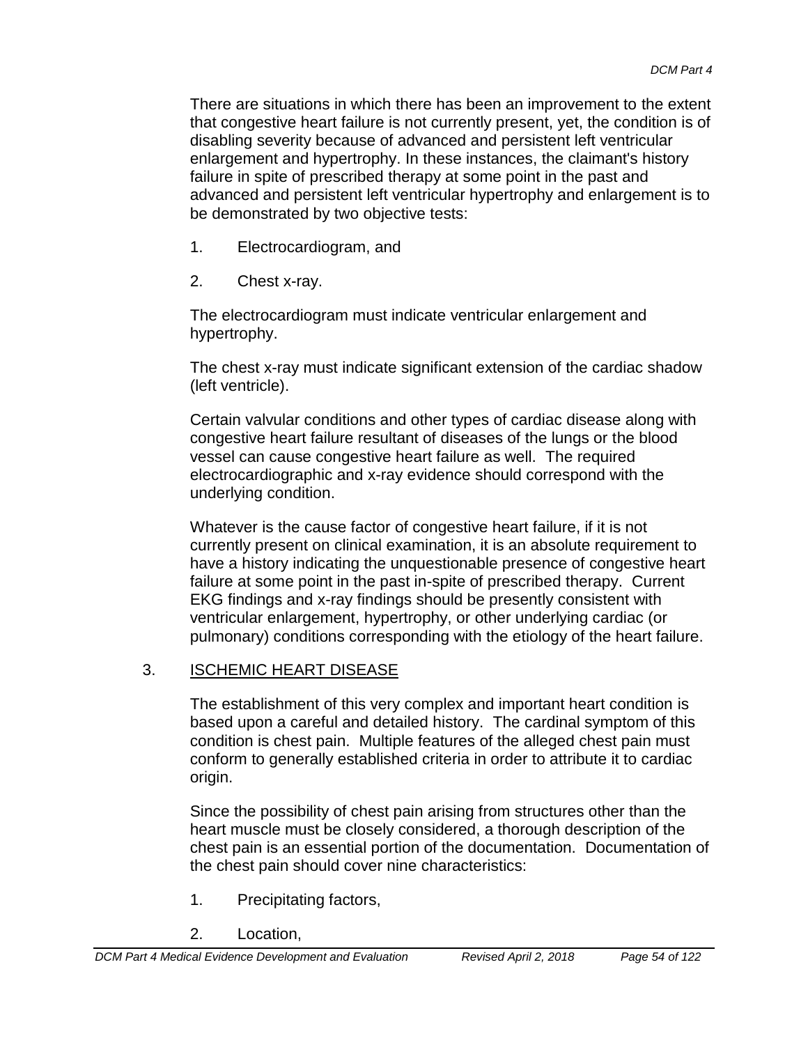There are situations in which there has been an improvement to the extent that congestive heart failure is not currently present, yet, the condition is of disabling severity because of advanced and persistent left ventricular enlargement and hypertrophy. In these instances, the claimant's history failure in spite of prescribed therapy at some point in the past and advanced and persistent left ventricular hypertrophy and enlargement is to be demonstrated by two objective tests:

1. Electrocardiogram, and

2. Chest x-ray.

The electrocardiogram must indicate ventricular enlargement and hypertrophy.

The chest x-ray must indicate significant extension of the cardiac shadow (left ventricle).

Certain valvular conditions and other types of cardiac disease along with congestive heart failure resultant of diseases of the lungs or the blood vessel can cause congestive heart failure as well. The required electrocardiographic and x-ray evidence should correspond with the underlying condition.

Whatever is the cause factor of congestive heart failure, if it is not currently present on clinical examination, it is an absolute requirement to have a history indicating the unquestionable presence of congestive heart failure at some point in the past in-spite of prescribed therapy. Current EKG findings and x-ray findings should be presently consistent with ventricular enlargement, hypertrophy, or other underlying cardiac (or pulmonary) conditions corresponding with the etiology of the heart failure.

3. <u>ISCHEMIC HEART DISEASE</u>

The establishment of this very complex and important heart condition is based upon a careful and detailed history. The cardinal symptom of this condition is chest pain. Multiple features of the alleged chest pain must conform to generally established criteria in order to attribute it to cardiac origin.

Since the possibility of chest pain arising from structures other than the heart muscle must be closely considered, a thorough description of the chest pain is an essential portion of the documentation. Documentation of the chest pain should cover nine characteristics:

1. Precipitating factors,

2. Location,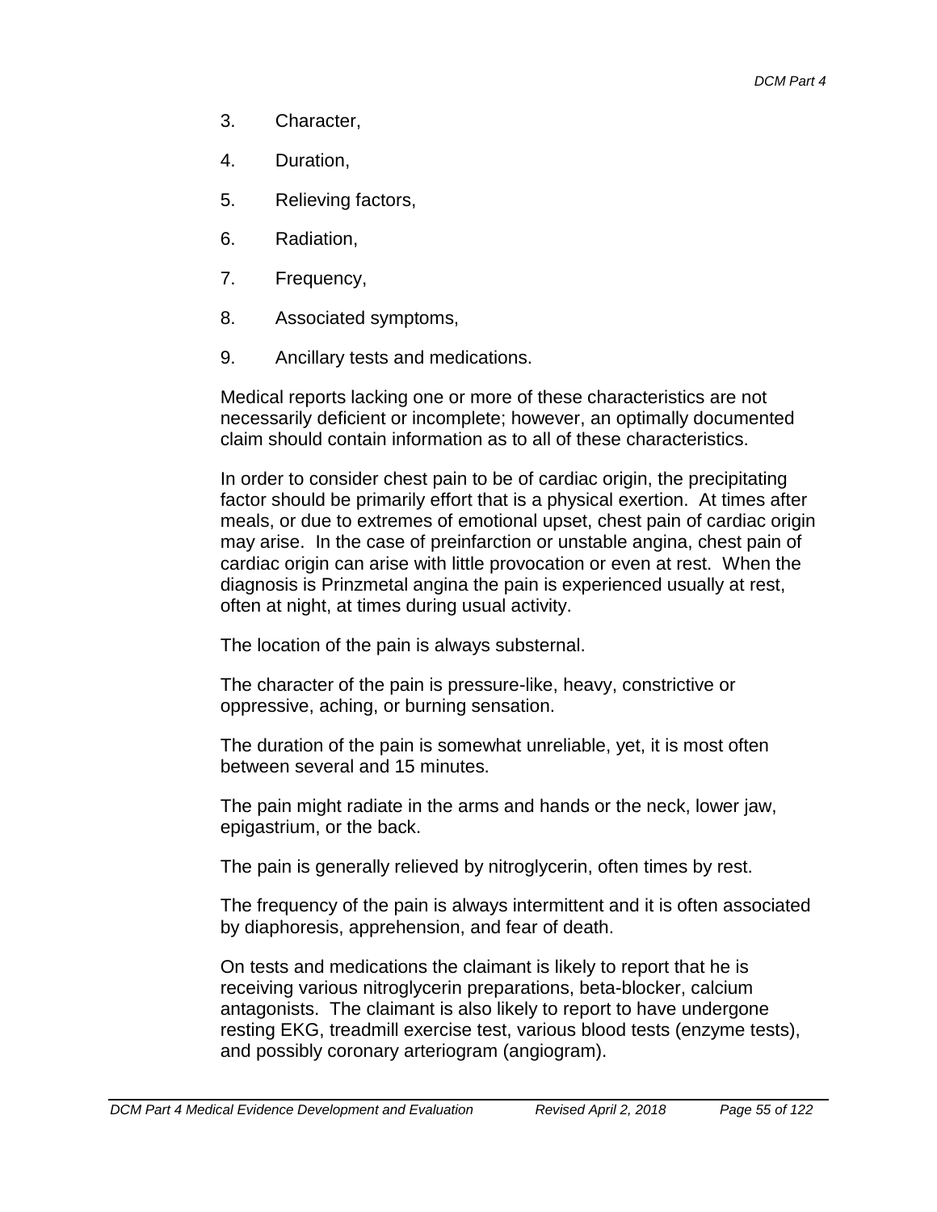3. Character,
4. Duration,
5. Relieving factors,
6. Radiation,
7. Frequency,
8. Associated symptoms,
9. Ancillary tests and medications.

Medical reports lacking one or more of these characteristics are not necessarily deficient or incomplete; however, an optimally documented claim should contain information as to all of these characteristics.

In order to consider chest pain to be of cardiac origin, the precipitating factor should be primarily effort that is a physical exertion. At times after meals, or due to extremes of emotional upset, chest pain of cardiac origin may arise. In the case of preinfarction or unstable angina, chest pain of cardiac origin can arise with little provocation or even at rest. When the diagnosis is Prinzmetal angina the pain is experienced usually at rest, often at night, at times during usual activity.

The location of the pain is always substernal.

The character of the pain is pressure-like, heavy, constrictive or oppressive, aching, or burning sensation.

The duration of the pain is somewhat unreliable, yet, it is most often between several and 15 minutes.

The pain might radiate in the arms and hands or the neck, lower jaw, epigastrium, or the back.

The pain is generally relieved by nitroglycerin, often times by rest.

The frequency of the pain is always intermittent and it is often associated by diaphoresis, apprehension, and fear of death.

On tests and medications the claimant is likely to report that he is receiving various nitroglycerin preparations, beta-blocker, calcium antagonists. The claimant is also likely to report to have undergone resting EKG, treadmill exercise test, various blood tests (enzyme tests), and possibly coronary arteriogram (angiogram).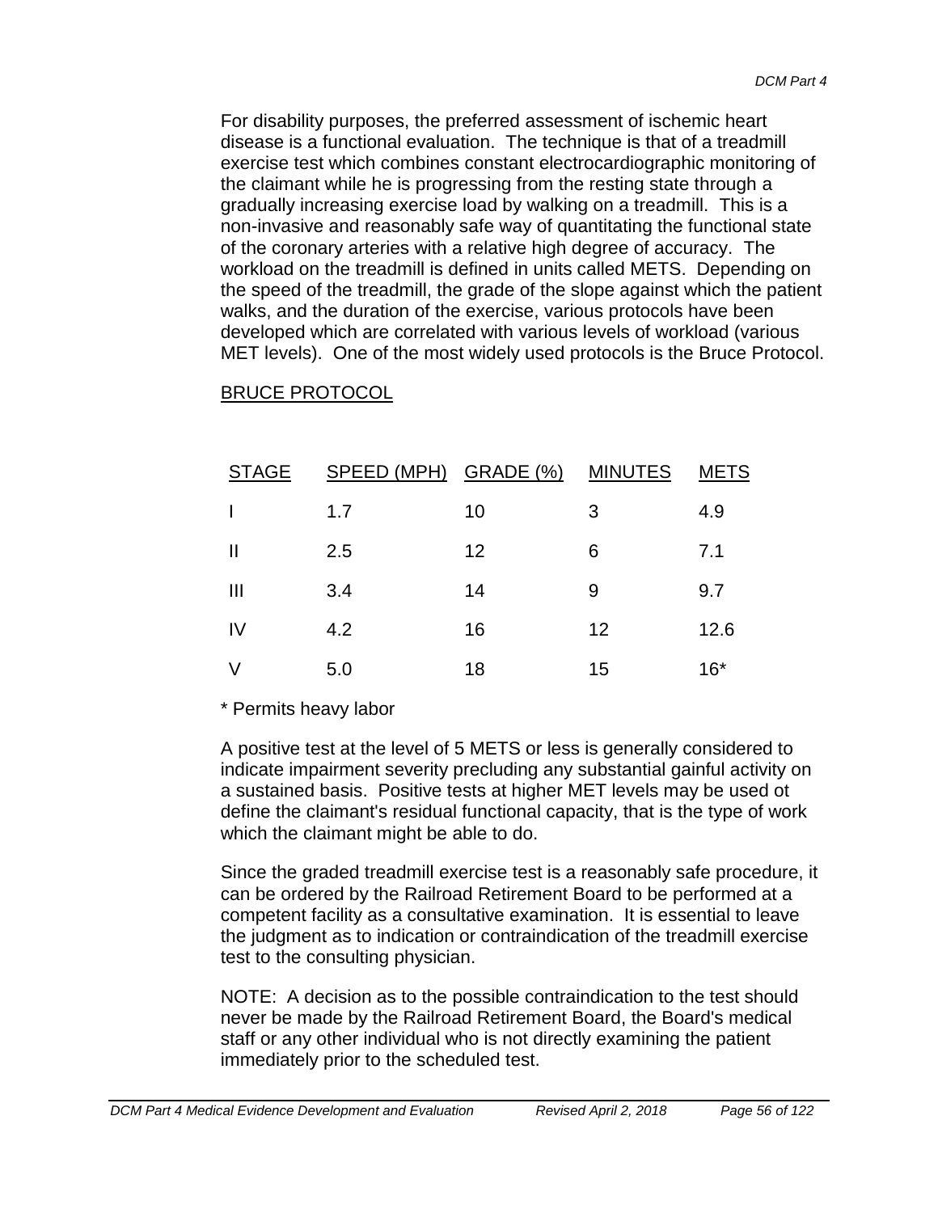For disability purposes, the preferred assessment of ischemic heart disease is a functional evaluation. The technique is that of a treadmill exercise test which combines constant electrocardiographic monitoring of the claimant while he is progressing from the resting state through a gradually increasing exercise load by walking on a treadmill. This is a non-invasive and reasonably safe way of quantitating the functional state of the coronary arteries with a relative high degree of accuracy. The workload on the treadmill is defined in units called METS. Depending on the speed of the treadmill, the grade of the slope against which the patient walks, and the duration of the exercise, various protocols have been developed which are correlated with various levels of workload (various MET levels). One of the most widely used protocols is the Bruce Protocol.

<u>BRUCE PROTOCOL</u>

| STAGE | SPEED (MPH) | GRADE (%) | MINUTES | METS |
|---|---|---|---|---|
| I | 1.7 | 10 | 3 | 4.9 |
| II | 2.5 | 12 | 6 | 7.1 |
| III | 3.4 | 14 | 9 | 9.7 |
| IV | 4.2 | 16 | 12 | 12.6 |
| V | 5.0 | 18 | 15 | 16* |

* Permits heavy labor

A positive test at the level of 5 METS or less is generally considered to indicate impairment severity precluding any substantial gainful activity on a sustained basis. Positive tests at higher MET levels may be used ot define the claimant's residual functional capacity, that is the type of work which the claimant might be able to do.

Since the graded treadmill exercise test is a reasonably safe procedure, it can be ordered by the Railroad Retirement Board to be performed at a competent facility as a consultative examination. It is essential to leave the judgment as to indication or contraindication of the treadmill exercise test to the consulting physician.

NOTE: A decision as to the possible contraindication to the test should never be made by the Railroad Retirement Board, the Board's medical staff or any other individual who is not directly examining the patient immediately prior to the scheduled test.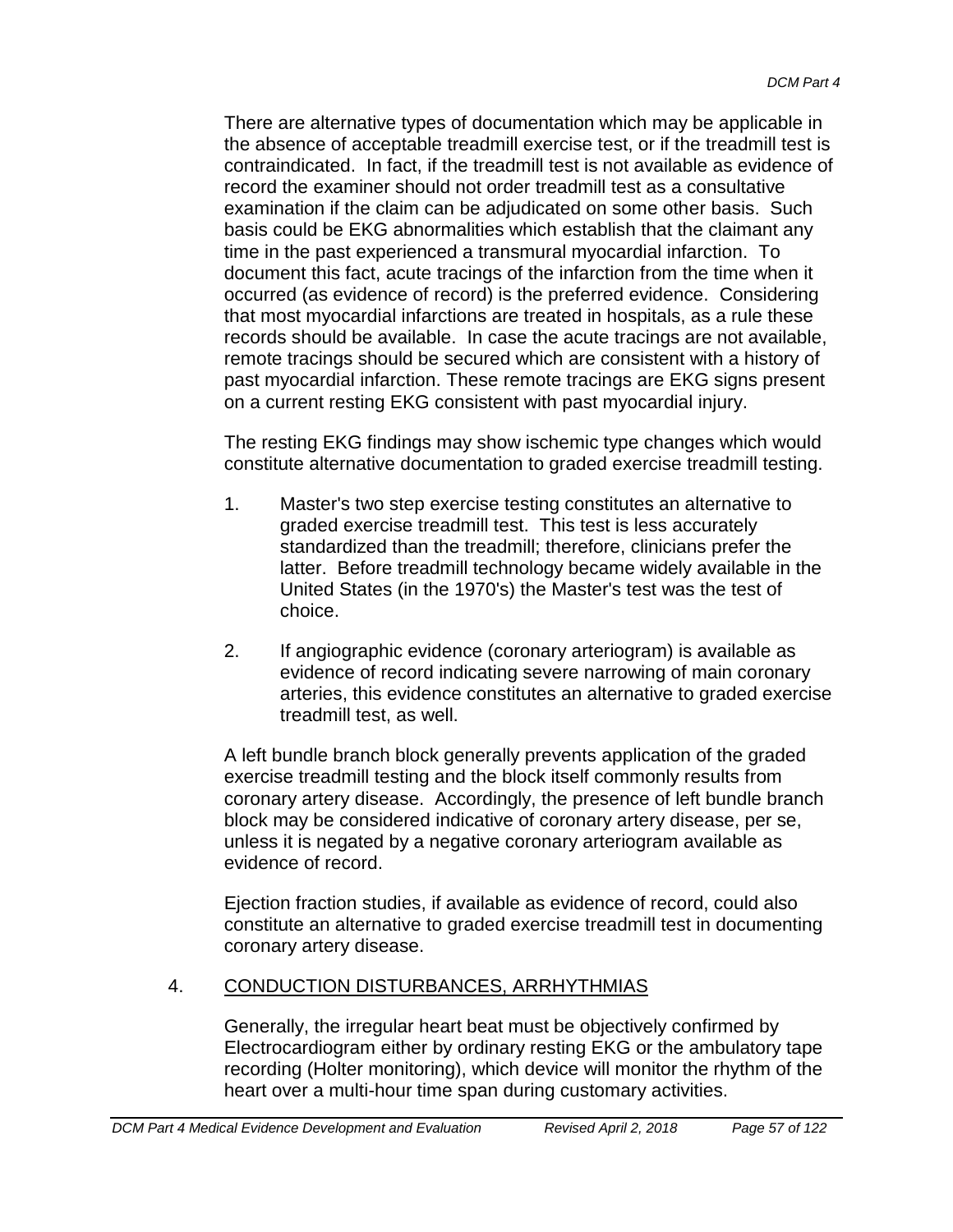There are alternative types of documentation which may be applicable in the absence of acceptable treadmill exercise test, or if the treadmill test is contraindicated. In fact, if the treadmill test is not available as evidence of record the examiner should not order treadmill test as a consultative examination if the claim can be adjudicated on some other basis. Such basis could be EKG abnormalities which establish that the claimant any time in the past experienced a transmural myocardial infarction. To document this fact, acute tracings of the infarction from the time when it occurred (as evidence of record) is the preferred evidence. Considering that most myocardial infarctions are treated in hospitals, as a rule these records should be available. In case the acute tracings are not available, remote tracings should be secured which are consistent with a history of past myocardial infarction. These remote tracings are EKG signs present on a current resting EKG consistent with past myocardial injury.

The resting EKG findings may show ischemic type changes which would constitute alternative documentation to graded exercise treadmill testing.

1. Master's two step exercise testing constitutes an alternative to graded exercise treadmill test. This test is less accurately standardized than the treadmill; therefore, clinicians prefer the latter. Before treadmill technology became widely available in the United States (in the 1970's) the Master's test was the test of choice.

2. If angiographic evidence (coronary arteriogram) is available as evidence of record indicating severe narrowing of main coronary arteries, this evidence constitutes an alternative to graded exercise treadmill test, as well.

A left bundle branch block generally prevents application of the graded exercise treadmill testing and the block itself commonly results from coronary artery disease. Accordingly, the presence of left bundle branch block may be considered indicative of coronary artery disease, per se, unless it is negated by a negative coronary arteriogram available as evidence of record.

Ejection fraction studies, if available as evidence of record, could also constitute an alternative to graded exercise treadmill test in documenting coronary artery disease.

4. <u>CONDUCTION DISTURBANCES, ARRHYTHMIAS</u>

Generally, the irregular heart beat must be objectively confirmed by Electrocardiogram either by ordinary resting EKG or the ambulatory tape recording (Holter monitoring), which device will monitor the rhythm of the heart over a multi-hour time span during customary activities.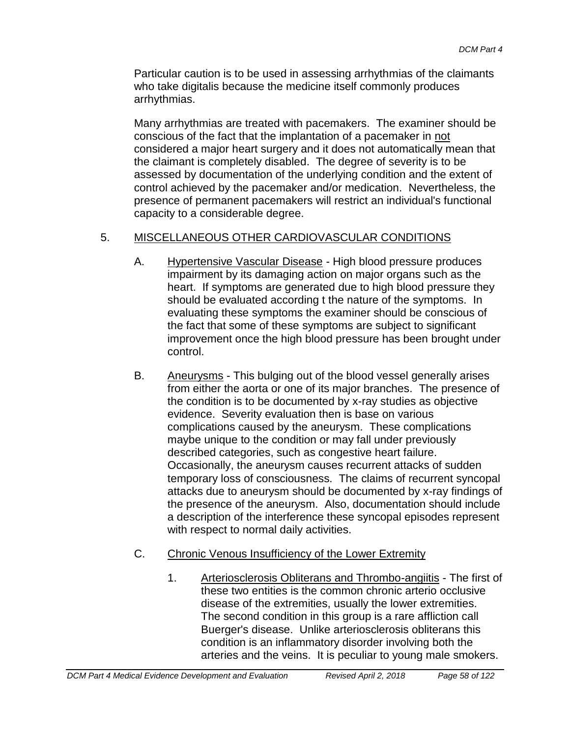Particular caution is to be used in assessing arrhythmias of the claimants who take digitalis because the medicine itself commonly produces arrhythmias.

Many arrhythmias are treated with pacemakers. The examiner should be conscious of the fact that the implantation of a pacemaker in not considered a major heart surgery and it does not automatically mean that the claimant is completely disabled. The degree of severity is to be assessed by documentation of the underlying condition and the extent of control achieved by the pacemaker and/or medication. Nevertheless, the presence of permanent pacemakers will restrict an individual's functional capacity to a considerable degree.

5. MISCELLANEOUS OTHER CARDIOVASCULAR CONDITIONS

   A. Hypertensive Vascular Disease - High blood pressure produces impairment by its damaging action on major organs such as the heart. If symptoms are generated due to high blood pressure they should be evaluated according t the nature of the symptoms. In evaluating these symptoms the examiner should be conscious of the fact that some of these symptoms are subject to significant improvement once the high blood pressure has been brought under control.

   B. Aneurysms - This bulging out of the blood vessel generally arises from either the aorta or one of its major branches. The presence of the condition is to be documented by x-ray studies as objective evidence. Severity evaluation then is base on various complications caused by the aneurysm. These complications maybe unique to the condition or may fall under previously described categories, such as congestive heart failure. Occasionally, the aneurysm causes recurrent attacks of sudden temporary loss of consciousness. The claims of recurrent syncopal attacks due to aneurysm should be documented by x-ray findings of the presence of the aneurysm. Also, documentation should include a description of the interference these syncopal episodes represent with respect to normal daily activities.

   C. Chronic Venous Insufficiency of the Lower Extremity

      1. Arteriosclerosis Obliterans and Thrombo-angiitis - The first of these two entities is the common chronic arterio occlusive disease of the extremities, usually the lower extremities. The second condition in this group is a rare affliction call Buerger's disease. Unlike arteriosclerosis obliterans this condition is an inflammatory disorder involving both the arteries and the veins. It is peculiar to young male smokers.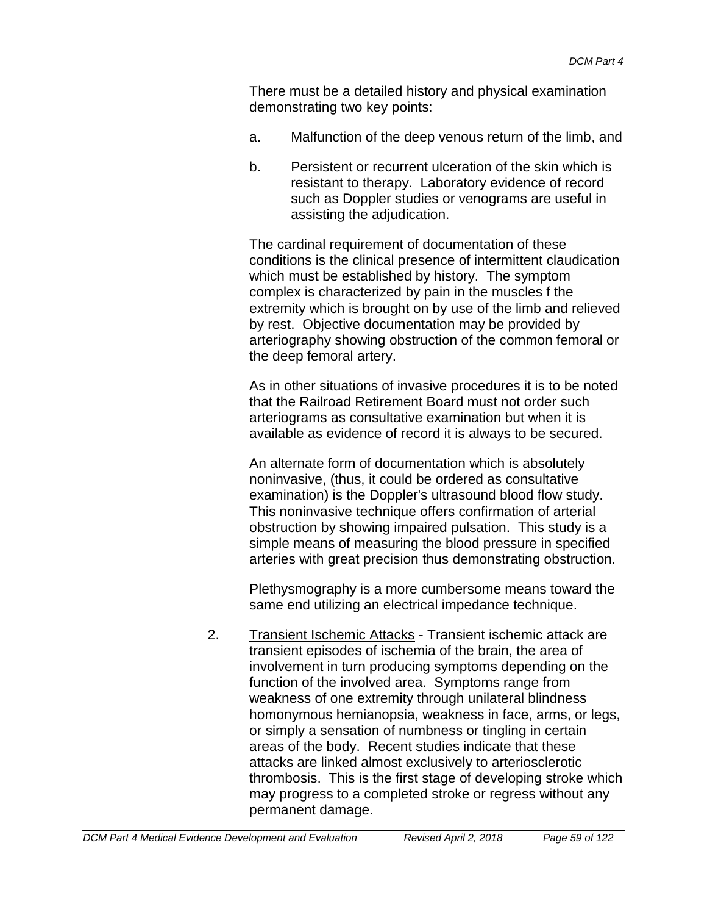There must be a detailed history and physical examination demonstrating two key points:

a. Malfunction of the deep venous return of the limb, and

b. Persistent or recurrent ulceration of the skin which is resistant to therapy. Laboratory evidence of record such as Doppler studies or venograms are useful in assisting the adjudication.

The cardinal requirement of documentation of these conditions is the clinical presence of intermittent claudication which must be established by history. The symptom complex is characterized by pain in the muscles f the extremity which is brought on by use of the limb and relieved by rest. Objective documentation may be provided by arteriography showing obstruction of the common femoral or the deep femoral artery.

As in other situations of invasive procedures it is to be noted that the Railroad Retirement Board must not order such arteriograms as consultative examination but when it is available as evidence of record it is always to be secured.

An alternate form of documentation which is absolutely noninvasive, (thus, it could be ordered as consultative examination) is the Doppler's ultrasound blood flow study. This noninvasive technique offers confirmation of arterial obstruction by showing impaired pulsation. This study is a simple means of measuring the blood pressure in specified arteries with great precision thus demonstrating obstruction.

Plethysmography is a more cumbersome means toward the same end utilizing an electrical impedance technique.

2. Transient Ischemic Attacks - Transient ischemic attack are transient episodes of ischemia of the brain, the area of involvement in turn producing symptoms depending on the function of the involved area. Symptoms range from weakness of one extremity through unilateral blindness homonymous hemianopsia, weakness in face, arms, or legs, or simply a sensation of numbness or tingling in certain areas of the body. Recent studies indicate that these attacks are linked almost exclusively to arteriosclerotic thrombosis. This is the first stage of developing stroke which may progress to a completed stroke or regress without any permanent damage.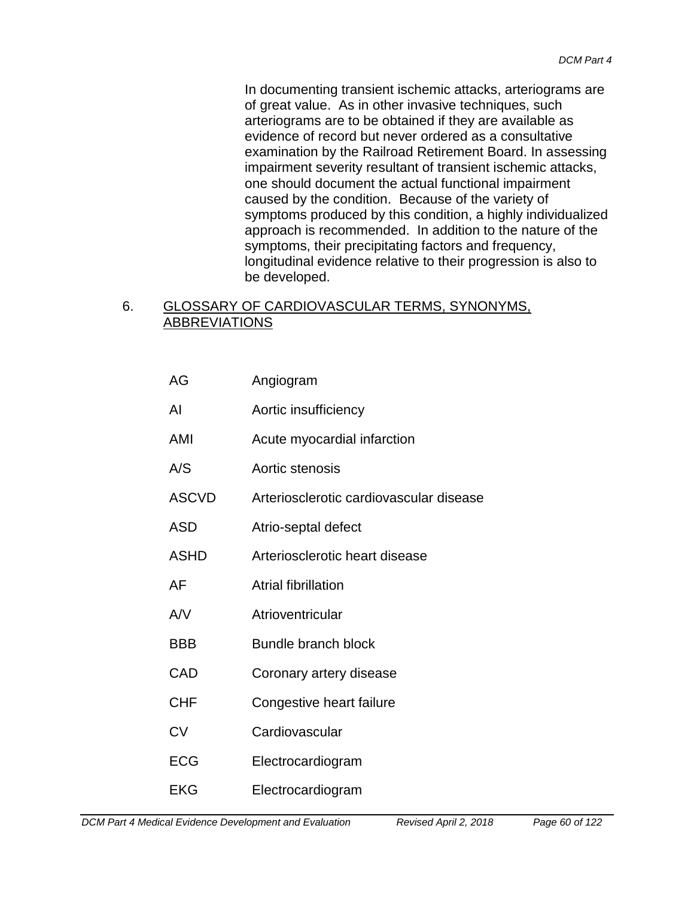In documenting transient ischemic attacks, arteriograms are of great value. As in other invasive techniques, such arteriograms are to be obtained if they are available as evidence of record but never ordered as a consultative examination by the Railroad Retirement Board. In assessing impairment severity resultant of transient ischemic attacks, one should document the actual functional impairment caused by the condition. Because of the variety of symptoms produced by this condition, a highly individualized approach is recommended. In addition to the nature of the symptoms, their precipitating factors and frequency, longitudinal evidence relative to their progression is also to be developed.

## 6. GLOSSARY OF CARDIOVASCULAR TERMS, SYNONYMS, ABBREVIATIONS

| | |
|---|---|
| AG | Angiogram |
| AI | Aortic insufficiency |
| AMI | Acute myocardial infarction |
| A/S | Aortic stenosis |
| ASCVD | Arteriosclerotic cardiovascular disease |
| ASD | Atrio-septal defect |
| ASHD | Arteriosclerotic heart disease |
| AF | Atrial fibrillation |
| A/V | Atrioventricular |
| BBB | Bundle branch block |
| CAD | Coronary artery disease |
| CHF | Congestive heart failure |
| CV | Cardiovascular |
| ECG | Electrocardiogram |
| EKG | Electrocardiogram |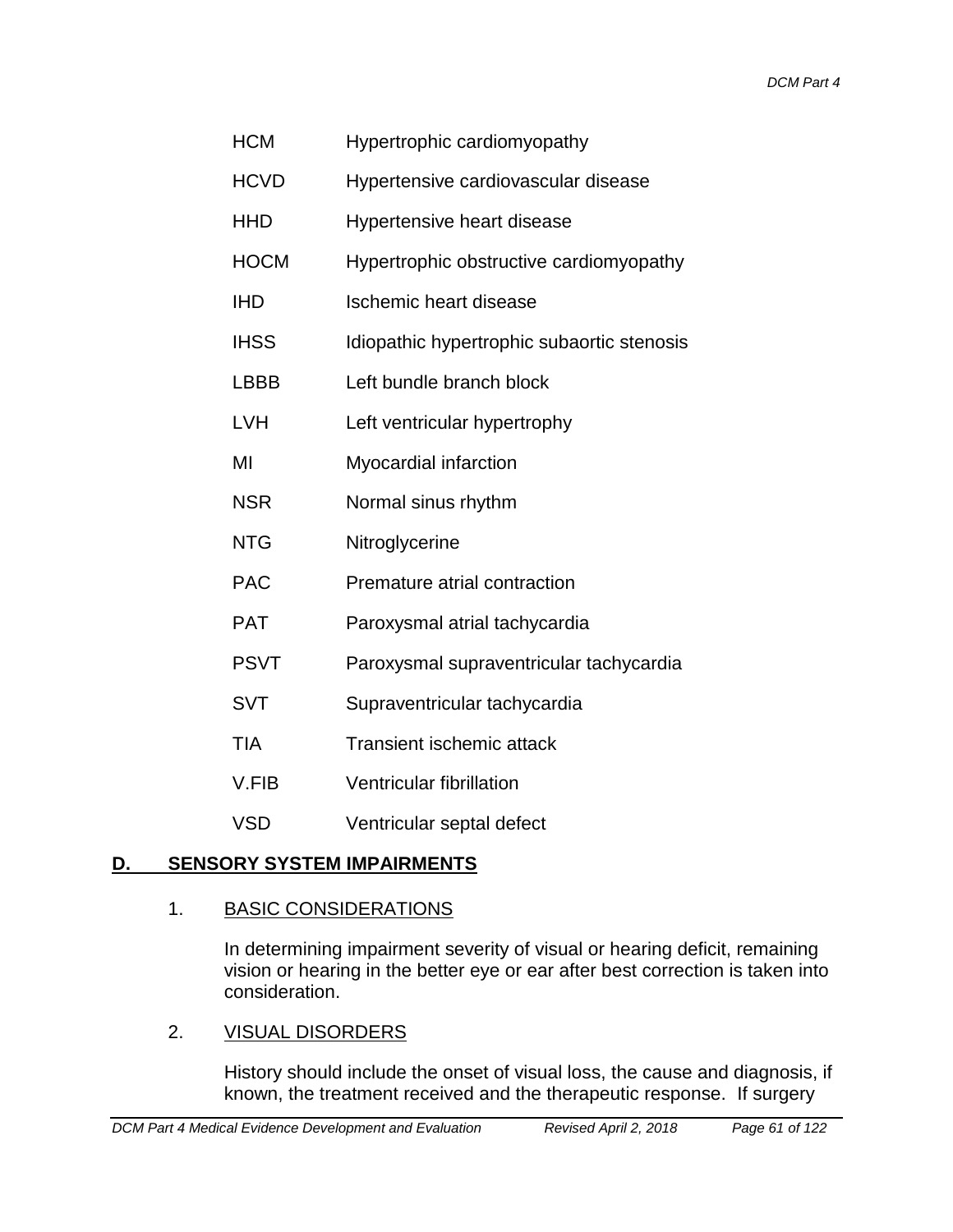| | |
|---|---|
| HCM | Hypertrophic cardiomyopathy |
| HCVD | Hypertensive cardiovascular disease |
| HHD | Hypertensive heart disease |
| HOCM | Hypertrophic obstructive cardiomyopathy |
| IHD | Ischemic heart disease |
| IHSS | Idiopathic hypertrophic subaortic stenosis |
| LBBB | Left bundle branch block |
| LVH | Left ventricular hypertrophy |
| MI | Myocardial infarction |
| NSR | Normal sinus rhythm |
| NTG | Nitroglycerine |
| PAC | Premature atrial contraction |
| PAT | Paroxysmal atrial tachycardia |
| PSVT | Paroxysmal supraventricular tachycardia |
| SVT | Supraventricular tachycardia |
| TIA | Transient ischemic attack |
| V.FIB | Ventricular fibrillation |
| VSD | Ventricular septal defect |

## D. SENSORY SYSTEM IMPAIRMENTS

### 1. BASIC CONSIDERATIONS

In determining impairment severity of visual or hearing deficit, remaining vision or hearing in the better eye or ear after best correction is taken into consideration.

### 2. VISUAL DISORDERS

History should include the onset of visual loss, the cause and diagnosis, if known, the treatment received and the therapeutic response. If surgery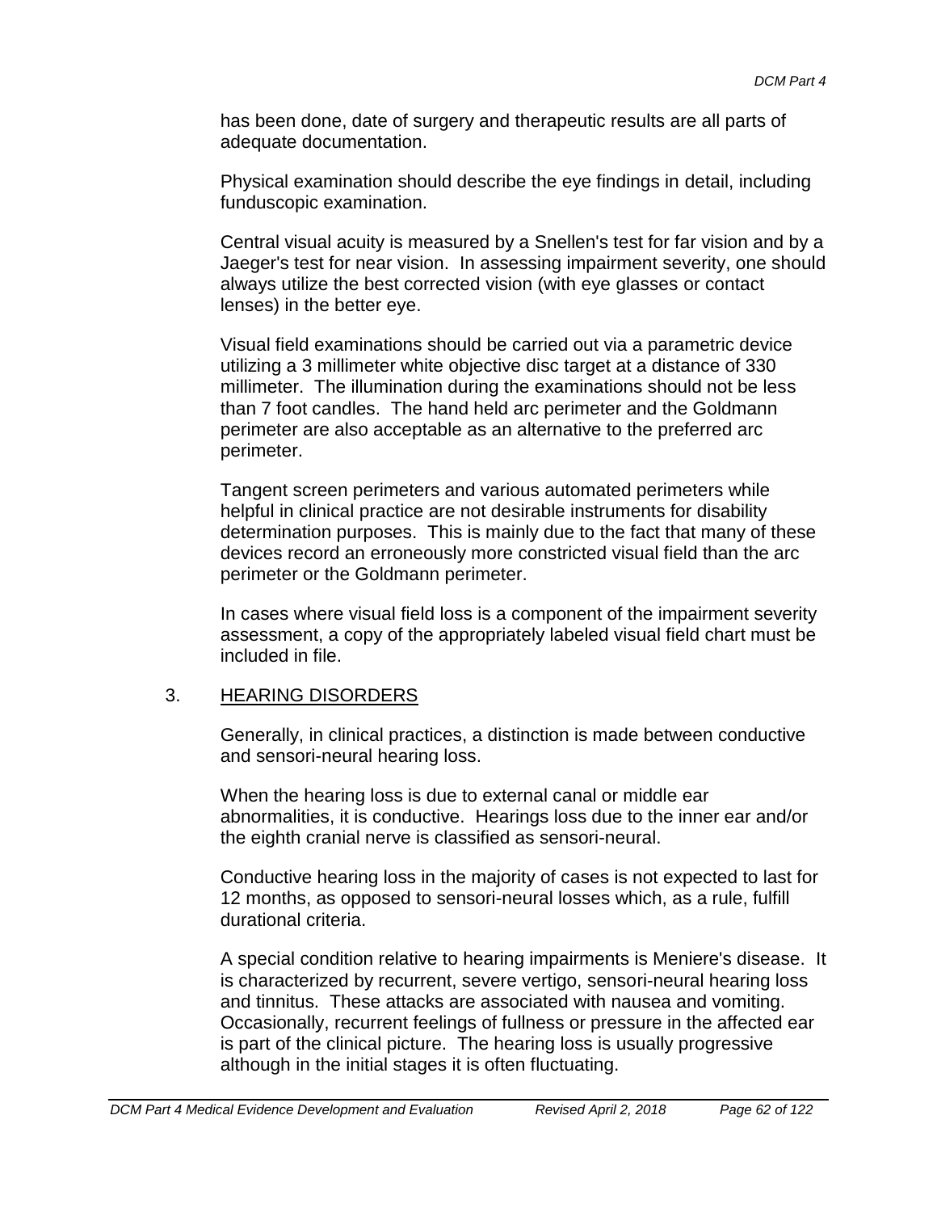has been done, date of surgery and therapeutic results are all parts of adequate documentation.

Physical examination should describe the eye findings in detail, including funduscopic examination.

Central visual acuity is measured by a Snellen's test for far vision and by a Jaeger's test for near vision. In assessing impairment severity, one should always utilize the best corrected vision (with eye glasses or contact lenses) in the better eye.

Visual field examinations should be carried out via a parametric device utilizing a 3 millimeter white objective disc target at a distance of 330 millimeter. The illumination during the examinations should not be less than 7 foot candles. The hand held arc perimeter and the Goldmann perimeter are also acceptable as an alternative to the preferred arc perimeter.

Tangent screen perimeters and various automated perimeters while helpful in clinical practice are not desirable instruments for disability determination purposes. This is mainly due to the fact that many of these devices record an erroneously more constricted visual field than the arc perimeter or the Goldmann perimeter.

In cases where visual field loss is a component of the impairment severity assessment, a copy of the appropriately labeled visual field chart must be included in file.

3. HEARING DISORDERS

Generally, in clinical practices, a distinction is made between conductive and sensori-neural hearing loss.

When the hearing loss is due to external canal or middle ear abnormalities, it is conductive. Hearings loss due to the inner ear and/or the eighth cranial nerve is classified as sensori-neural.

Conductive hearing loss in the majority of cases is not expected to last for 12 months, as opposed to sensori-neural losses which, as a rule, fulfill durational criteria.

A special condition relative to hearing impairments is Meniere's disease. It is characterized by recurrent, severe vertigo, sensori-neural hearing loss and tinnitus. These attacks are associated with nausea and vomiting. Occasionally, recurrent feelings of fullness or pressure in the affected ear is part of the clinical picture. The hearing loss is usually progressive although in the initial stages it is often fluctuating.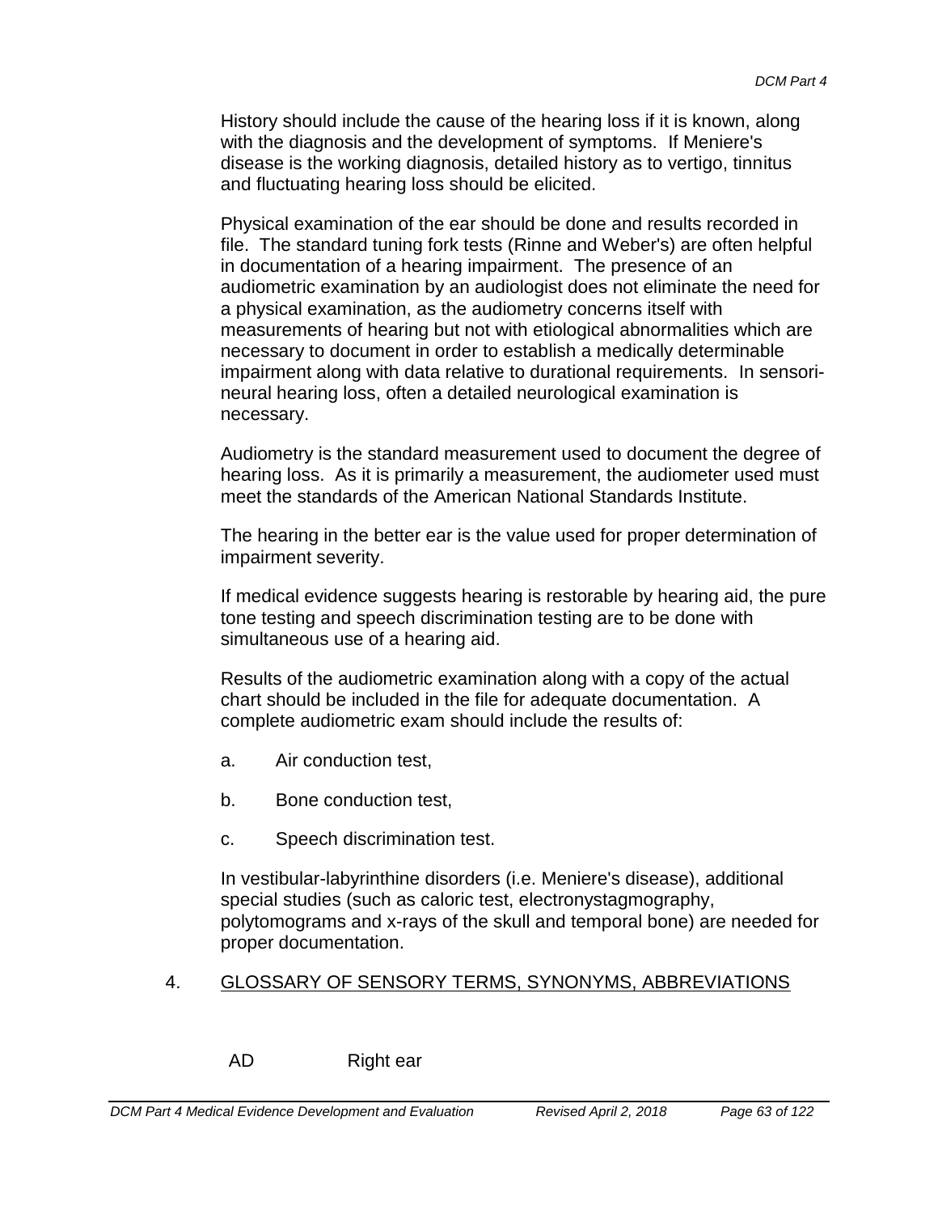History should include the cause of the hearing loss if it is known, along with the diagnosis and the development of symptoms. If Meniere's disease is the working diagnosis, detailed history as to vertigo, tinnitus and fluctuating hearing loss should be elicited.

Physical examination of the ear should be done and results recorded in file. The standard tuning fork tests (Rinne and Weber's) are often helpful in documentation of a hearing impairment. The presence of an audiometric examination by an audiologist does not eliminate the need for a physical examination, as the audiometry concerns itself with measurements of hearing but not with etiological abnormalities which are necessary to document in order to establish a medically determinable impairment along with data relative to durational requirements. In sensori-neural hearing loss, often a detailed neurological examination is necessary.

Audiometry is the standard measurement used to document the degree of hearing loss. As it is primarily a measurement, the audiometer used must meet the standards of the American National Standards Institute.

The hearing in the better ear is the value used for proper determination of impairment severity.

If medical evidence suggests hearing is restorable by hearing aid, the pure tone testing and speech discrimination testing are to be done with simultaneous use of a hearing aid.

Results of the audiometric examination along with a copy of the actual chart should be included in the file for adequate documentation. A complete audiometric exam should include the results of:

a. Air conduction test,

b. Bone conduction test,

c. Speech discrimination test.

In vestibular-labyrinthine disorders (i.e. Meniere's disease), additional special studies (such as caloric test, electronystagmography, polytomograms and x-rays of the skull and temporal bone) are needed for proper documentation.

## 4. GLOSSARY OF SENSORY TERMS, SYNONYMS, ABBREVIATIONS

AD Right ear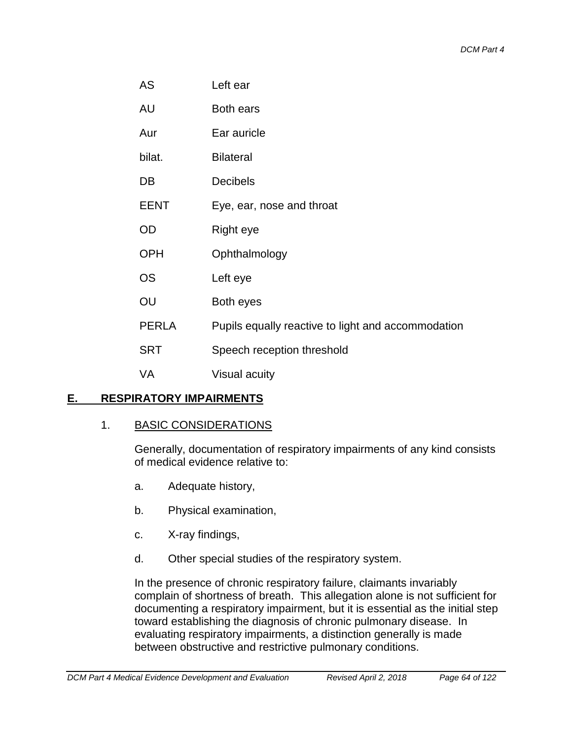| | |
|---|---|
| AS | Left ear |
| AU | Both ears |
| Aur | Ear auricle |
| bilat. | Bilateral |
| DB | Decibels |
| EENT | Eye, ear, nose and throat |
| OD | Right eye |
| OPH | Ophthalmology |
| OS | Left eye |
| OU | Both eyes |
| PERLA | Pupils equally reactive to light and accommodation |
| SRT | Speech reception threshold |
| VA | Visual acuity |

## E. RESPIRATORY IMPAIRMENTS

### 1. BASIC CONSIDERATIONS

Generally, documentation of respiratory impairments of any kind consists of medical evidence relative to:

a. Adequate history,

b. Physical examination,

c. X-ray findings,

d. Other special studies of the respiratory system.

In the presence of chronic respiratory failure, claimants invariably complain of shortness of breath. This allegation alone is not sufficient for documenting a respiratory impairment, but it is essential as the initial step toward establishing the diagnosis of chronic pulmonary disease. In evaluating respiratory impairments, a distinction generally is made between obstructive and restrictive pulmonary conditions.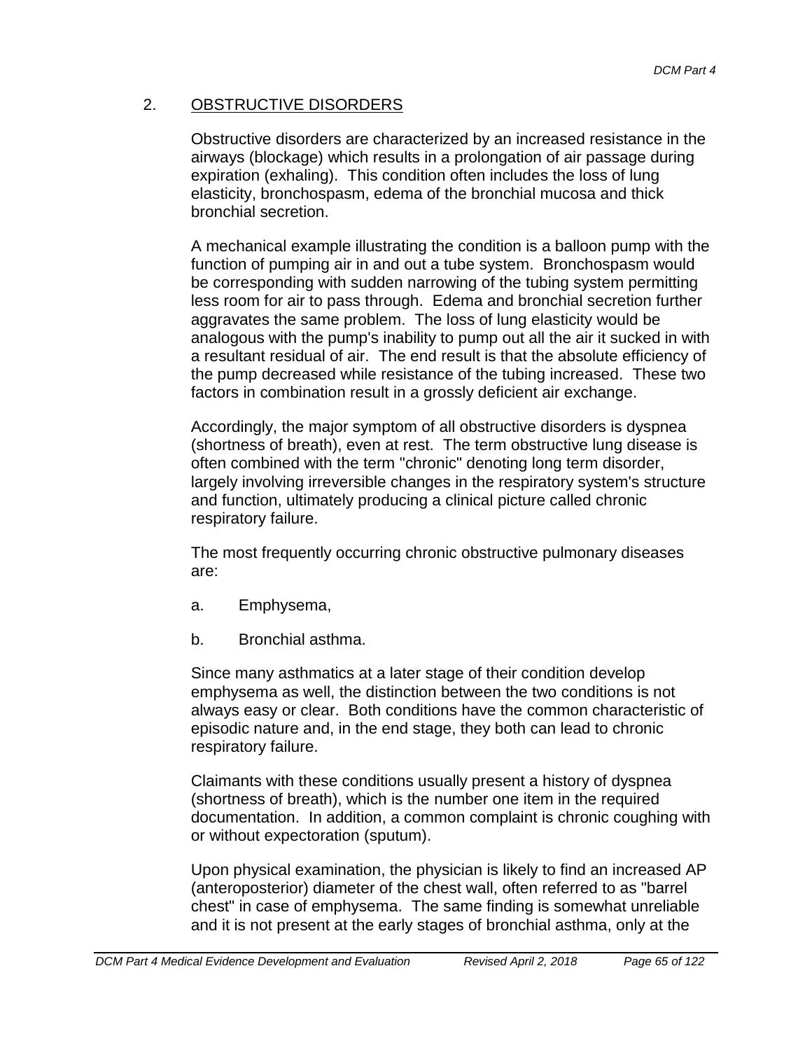## 2. OBSTRUCTIVE DISORDERS

Obstructive disorders are characterized by an increased resistance in the airways (blockage) which results in a prolongation of air passage during expiration (exhaling). This condition often includes the loss of lung elasticity, bronchospasm, edema of the bronchial mucosa and thick bronchial secretion.

A mechanical example illustrating the condition is a balloon pump with the function of pumping air in and out a tube system. Bronchospasm would be corresponding with sudden narrowing of the tubing system permitting less room for air to pass through. Edema and bronchial secretion further aggravates the same problem. The loss of lung elasticity would be analogous with the pump's inability to pump out all the air it sucked in with a resultant residual of air. The end result is that the absolute efficiency of the pump decreased while resistance of the tubing increased. These two factors in combination result in a grossly deficient air exchange.

Accordingly, the major symptom of all obstructive disorders is dyspnea (shortness of breath), even at rest. The term obstructive lung disease is often combined with the term "chronic" denoting long term disorder, largely involving irreversible changes in the respiratory system's structure and function, ultimately producing a clinical picture called chronic respiratory failure.

The most frequently occurring chronic obstructive pulmonary diseases are:

a. Emphysema,

b. Bronchial asthma.

Since many asthmatics at a later stage of their condition develop emphysema as well, the distinction between the two conditions is not always easy or clear. Both conditions have the common characteristic of episodic nature and, in the end stage, they both can lead to chronic respiratory failure.

Claimants with these conditions usually present a history of dyspnea (shortness of breath), which is the number one item in the required documentation. In addition, a common complaint is chronic coughing with or without expectoration (sputum).

Upon physical examination, the physician is likely to find an increased AP (anteroposterior) diameter of the chest wall, often referred to as "barrel chest" in case of emphysema. The same finding is somewhat unreliable and it is not present at the early stages of bronchial asthma, only at the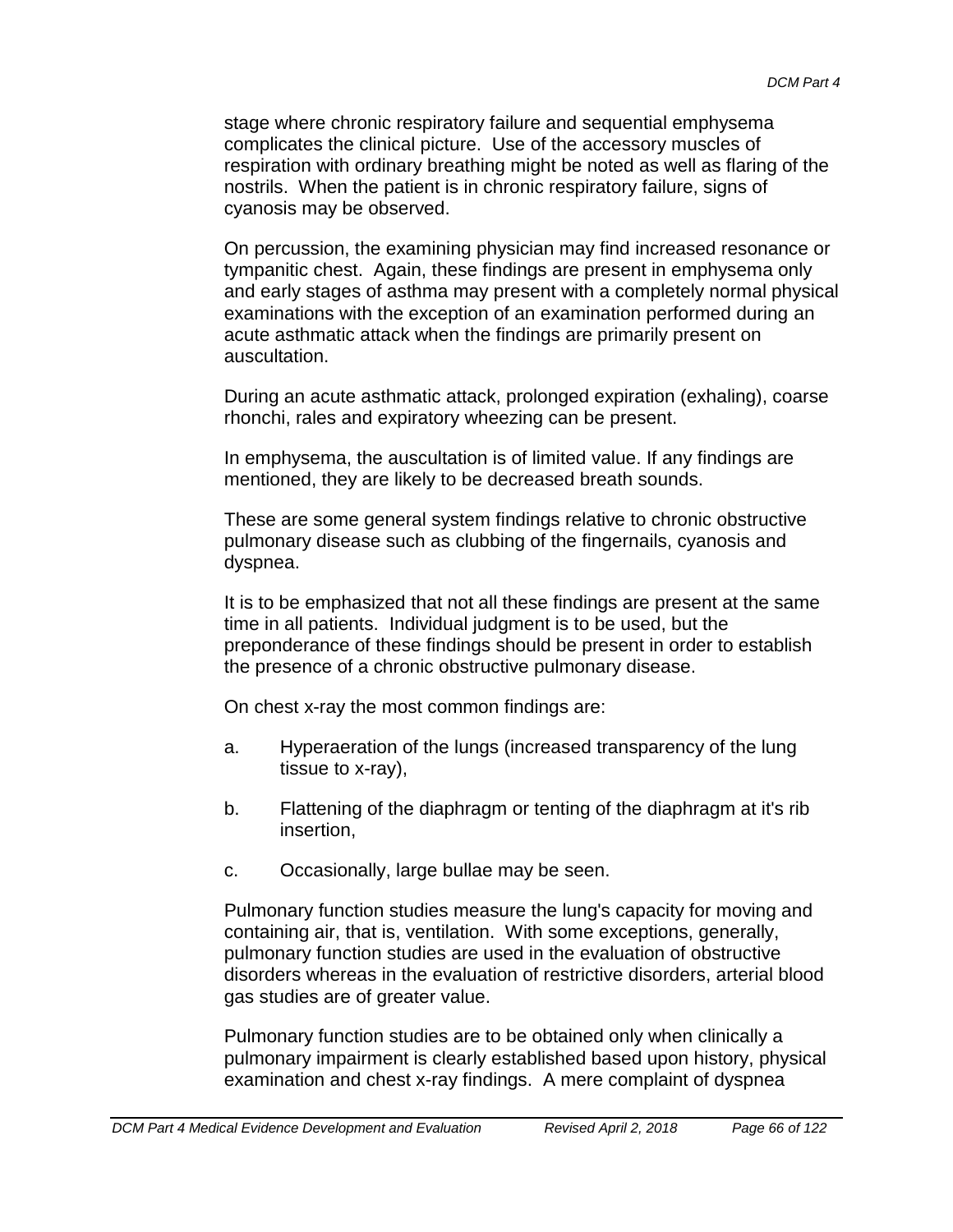stage where chronic respiratory failure and sequential emphysema complicates the clinical picture. Use of the accessory muscles of respiration with ordinary breathing might be noted as well as flaring of the nostrils. When the patient is in chronic respiratory failure, signs of cyanosis may be observed.

On percussion, the examining physician may find increased resonance or tympanitic chest. Again, these findings are present in emphysema only and early stages of asthma may present with a completely normal physical examinations with the exception of an examination performed during an acute asthmatic attack when the findings are primarily present on auscultation.

During an acute asthmatic attack, prolonged expiration (exhaling), coarse rhonchi, rales and expiratory wheezing can be present.

In emphysema, the auscultation is of limited value. If any findings are mentioned, they are likely to be decreased breath sounds.

These are some general system findings relative to chronic obstructive pulmonary disease such as clubbing of the fingernails, cyanosis and dyspnea.

It is to be emphasized that not all these findings are present at the same time in all patients. Individual judgment is to be used, but the preponderance of these findings should be present in order to establish the presence of a chronic obstructive pulmonary disease.

On chest x-ray the most common findings are:

a. Hyperaeration of the lungs (increased transparency of the lung tissue to x-ray),

b. Flattening of the diaphragm or tenting of the diaphragm at it's rib insertion,

c. Occasionally, large bullae may be seen.

Pulmonary function studies measure the lung's capacity for moving and containing air, that is, ventilation. With some exceptions, generally, pulmonary function studies are used in the evaluation of obstructive disorders whereas in the evaluation of restrictive disorders, arterial blood gas studies are of greater value.

Pulmonary function studies are to be obtained only when clinically a pulmonary impairment is clearly established based upon history, physical examination and chest x-ray findings. A mere complaint of dyspnea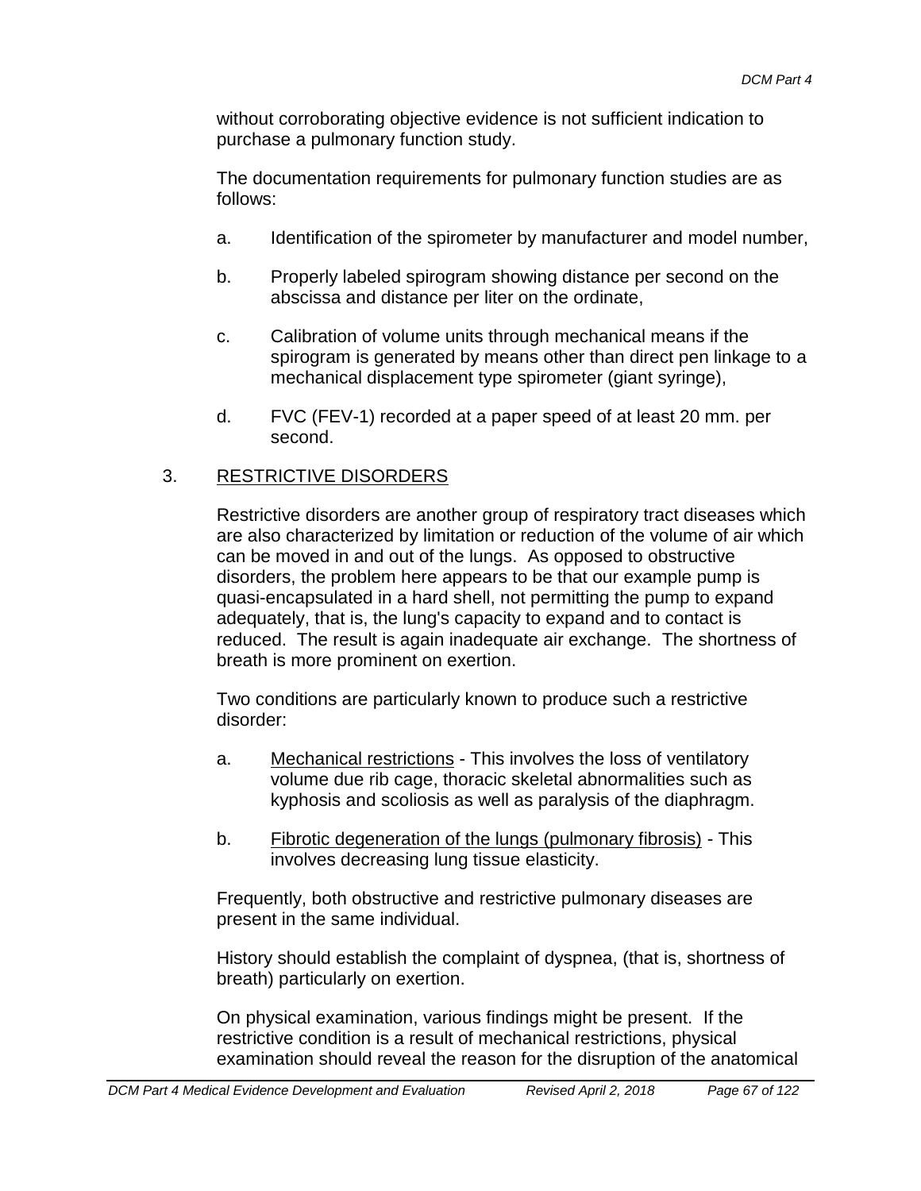without corroborating objective evidence is not sufficient indication to purchase a pulmonary function study.

The documentation requirements for pulmonary function studies are as follows:

a. Identification of the spirometer by manufacturer and model number,

b. Properly labeled spirogram showing distance per second on the abscissa and distance per liter on the ordinate,

c. Calibration of volume units through mechanical means if the spirogram is generated by means other than direct pen linkage to a mechanical displacement type spirometer (giant syringe),

d. FVC (FEV-1) recorded at a paper speed of at least 20 mm. per second.

## 3. RESTRICTIVE DISORDERS

Restrictive disorders are another group of respiratory tract diseases which are also characterized by limitation or reduction of the volume of air which can be moved in and out of the lungs. As opposed to obstructive disorders, the problem here appears to be that our example pump is quasi-encapsulated in a hard shell, not permitting the pump to expand adequately, that is, the lung's capacity to expand and to contact is reduced. The result is again inadequate air exchange. The shortness of breath is more prominent on exertion.

Two conditions are particularly known to produce such a restrictive disorder:

a. Mechanical restrictions - This involves the loss of ventilatory volume due rib cage, thoracic skeletal abnormalities such as kyphosis and scoliosis as well as paralysis of the diaphragm.

b. Fibrotic degeneration of the lungs (pulmonary fibrosis) - This involves decreasing lung tissue elasticity.

Frequently, both obstructive and restrictive pulmonary diseases are present in the same individual.

History should establish the complaint of dyspnea, (that is, shortness of breath) particularly on exertion.

On physical examination, various findings might be present. If the restrictive condition is a result of mechanical restrictions, physical examination should reveal the reason for the disruption of the anatomical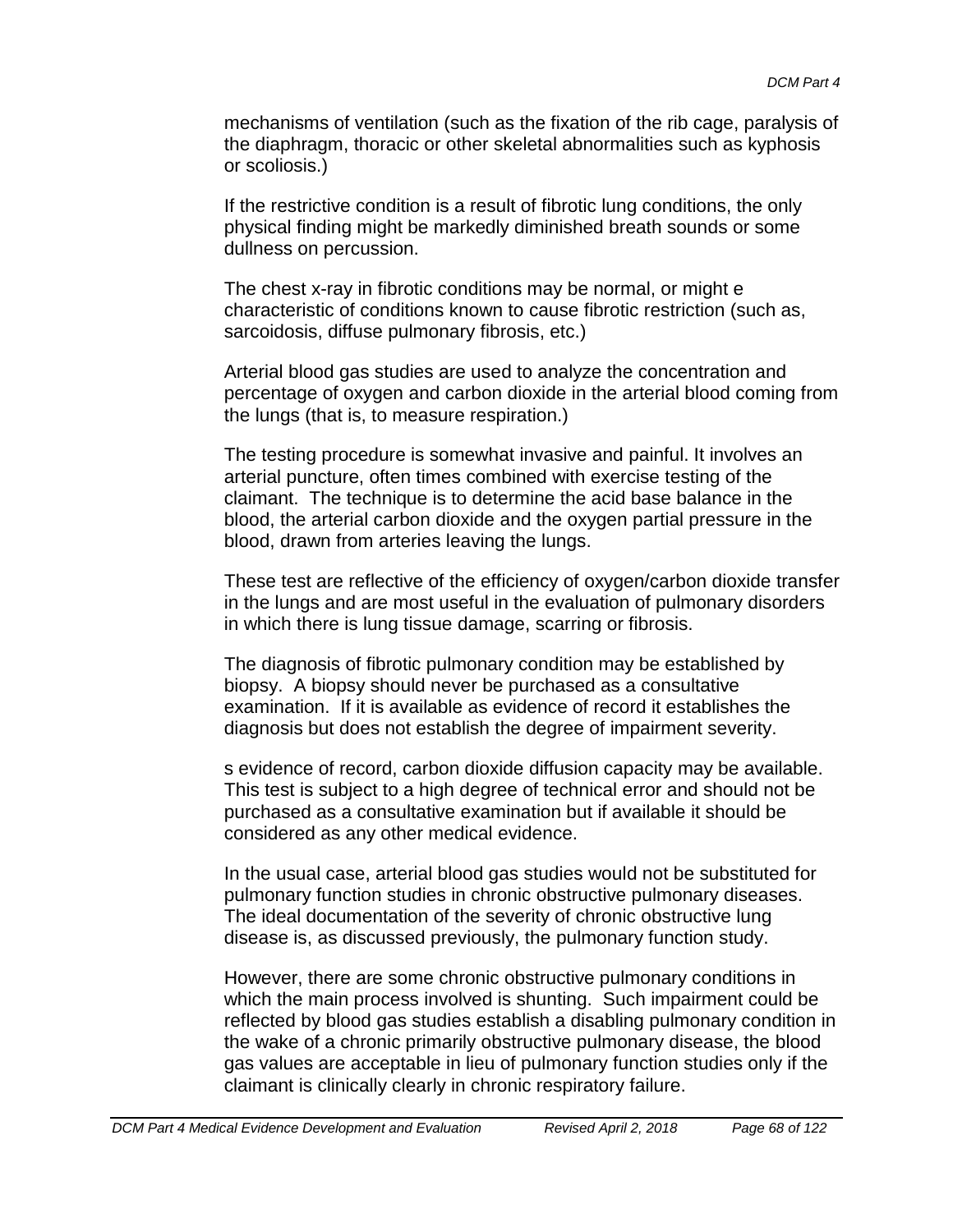mechanisms of ventilation (such as the fixation of the rib cage, paralysis of the diaphragm, thoracic or other skeletal abnormalities such as kyphosis or scoliosis.)

If the restrictive condition is a result of fibrotic lung conditions, the only physical finding might be markedly diminished breath sounds or some dullness on percussion.

The chest x-ray in fibrotic conditions may be normal, or might e characteristic of conditions known to cause fibrotic restriction (such as, sarcoidosis, diffuse pulmonary fibrosis, etc.)

Arterial blood gas studies are used to analyze the concentration and percentage of oxygen and carbon dioxide in the arterial blood coming from the lungs (that is, to measure respiration.)

The testing procedure is somewhat invasive and painful. It involves an arterial puncture, often times combined with exercise testing of the claimant. The technique is to determine the acid base balance in the blood, the arterial carbon dioxide and the oxygen partial pressure in the blood, drawn from arteries leaving the lungs.

These test are reflective of the efficiency of oxygen/carbon dioxide transfer in the lungs and are most useful in the evaluation of pulmonary disorders in which there is lung tissue damage, scarring or fibrosis.

The diagnosis of fibrotic pulmonary condition may be established by biopsy. A biopsy should never be purchased as a consultative examination. If it is available as evidence of record it establishes the diagnosis but does not establish the degree of impairment severity.

s evidence of record, carbon dioxide diffusion capacity may be available. This test is subject to a high degree of technical error and should not be purchased as a consultative examination but if available it should be considered as any other medical evidence.

In the usual case, arterial blood gas studies would not be substituted for pulmonary function studies in chronic obstructive pulmonary diseases. The ideal documentation of the severity of chronic obstructive lung disease is, as discussed previously, the pulmonary function study.

However, there are some chronic obstructive pulmonary conditions in which the main process involved is shunting. Such impairment could be reflected by blood gas studies establish a disabling pulmonary condition in the wake of a chronic primarily obstructive pulmonary disease, the blood gas values are acceptable in lieu of pulmonary function studies only if the claimant is clinically clearly in chronic respiratory failure.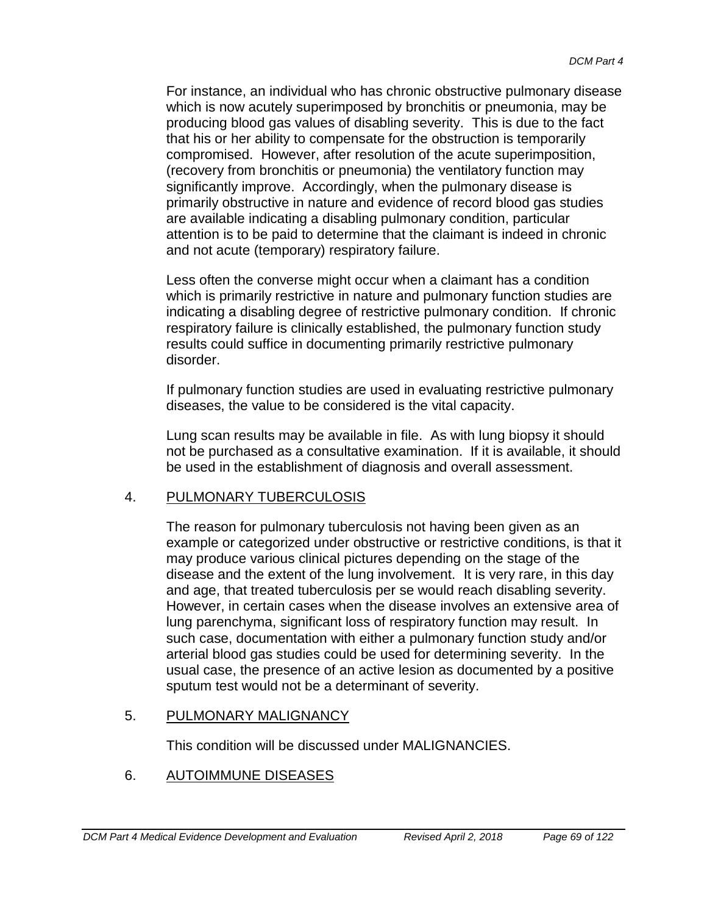For instance, an individual who has chronic obstructive pulmonary disease which is now acutely superimposed by bronchitis or pneumonia, may be producing blood gas values of disabling severity. This is due to the fact that his or her ability to compensate for the obstruction is temporarily compromised. However, after resolution of the acute superimposition, (recovery from bronchitis or pneumonia) the ventilatory function may significantly improve. Accordingly, when the pulmonary disease is primarily obstructive in nature and evidence of record blood gas studies are available indicating a disabling pulmonary condition, particular attention is to be paid to determine that the claimant is indeed in chronic and not acute (temporary) respiratory failure.

Less often the converse might occur when a claimant has a condition which is primarily restrictive in nature and pulmonary function studies are indicating a disabling degree of restrictive pulmonary condition. If chronic respiratory failure is clinically established, the pulmonary function study results could suffice in documenting primarily restrictive pulmonary disorder.

If pulmonary function studies are used in evaluating restrictive pulmonary diseases, the value to be considered is the vital capacity.

Lung scan results may be available in file. As with lung biopsy it should not be purchased as a consultative examination. If it is available, it should be used in the establishment of diagnosis and overall assessment.

## 4. PULMONARY TUBERCULOSIS

The reason for pulmonary tuberculosis not having been given as an example or categorized under obstructive or restrictive conditions, is that it may produce various clinical pictures depending on the stage of the disease and the extent of the lung involvement. It is very rare, in this day and age, that treated tuberculosis per se would reach disabling severity. However, in certain cases when the disease involves an extensive area of lung parenchyma, significant loss of respiratory function may result. In such case, documentation with either a pulmonary function study and/or arterial blood gas studies could be used for determining severity. In the usual case, the presence of an active lesion as documented by a positive sputum test would not be a determinant of severity.

## 5. PULMONARY MALIGNANCY

This condition will be discussed under MALIGNANCIES.

## 6. AUTOIMMUNE DISEASES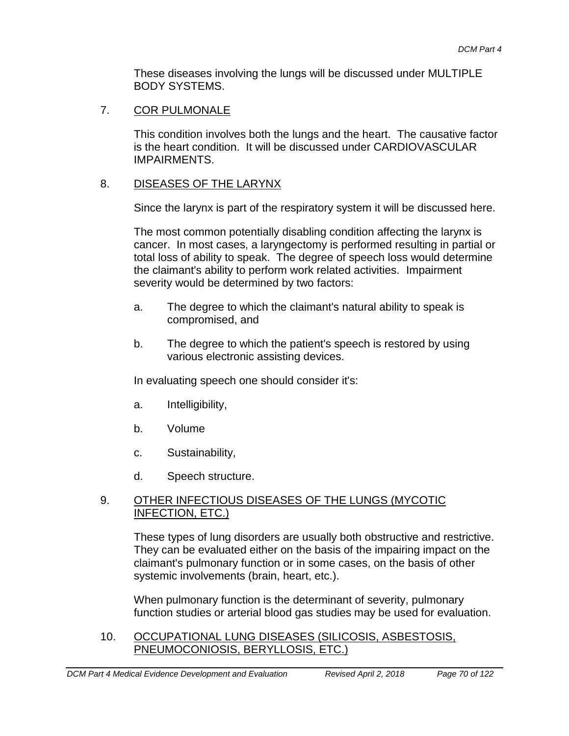These diseases involving the lungs will be discussed under MULTIPLE BODY SYSTEMS.

7. COR PULMONALE

This condition involves both the lungs and the heart. The causative factor is the heart condition. It will be discussed under CARDIOVASCULAR IMPAIRMENTS.

8. DISEASES OF THE LARYNX

Since the larynx is part of the respiratory system it will be discussed here.

The most common potentially disabling condition affecting the larynx is cancer. In most cases, a laryngectomy is performed resulting in partial or total loss of ability to speak. The degree of speech loss would determine the claimant's ability to perform work related activities. Impairment severity would be determined by two factors:

a. The degree to which the claimant's natural ability to speak is compromised, and

b. The degree to which the patient's speech is restored by using various electronic assisting devices.

In evaluating speech one should consider it's:

a. Intelligibility,

b. Volume

c. Sustainability,

d. Speech structure.

9. OTHER INFECTIOUS DISEASES OF THE LUNGS (MYCOTIC INFECTION, ETC.)

These types of lung disorders are usually both obstructive and restrictive. They can be evaluated either on the basis of the impairing impact on the claimant's pulmonary function or in some cases, on the basis of other systemic involvements (brain, heart, etc.).

When pulmonary function is the determinant of severity, pulmonary function studies or arterial blood gas studies may be used for evaluation.

10. OCCUPATIONAL LUNG DISEASES (SILICOSIS, ASBESTOSIS, PNEUMOCONIOSIS, BERYLLOSIS, ETC.)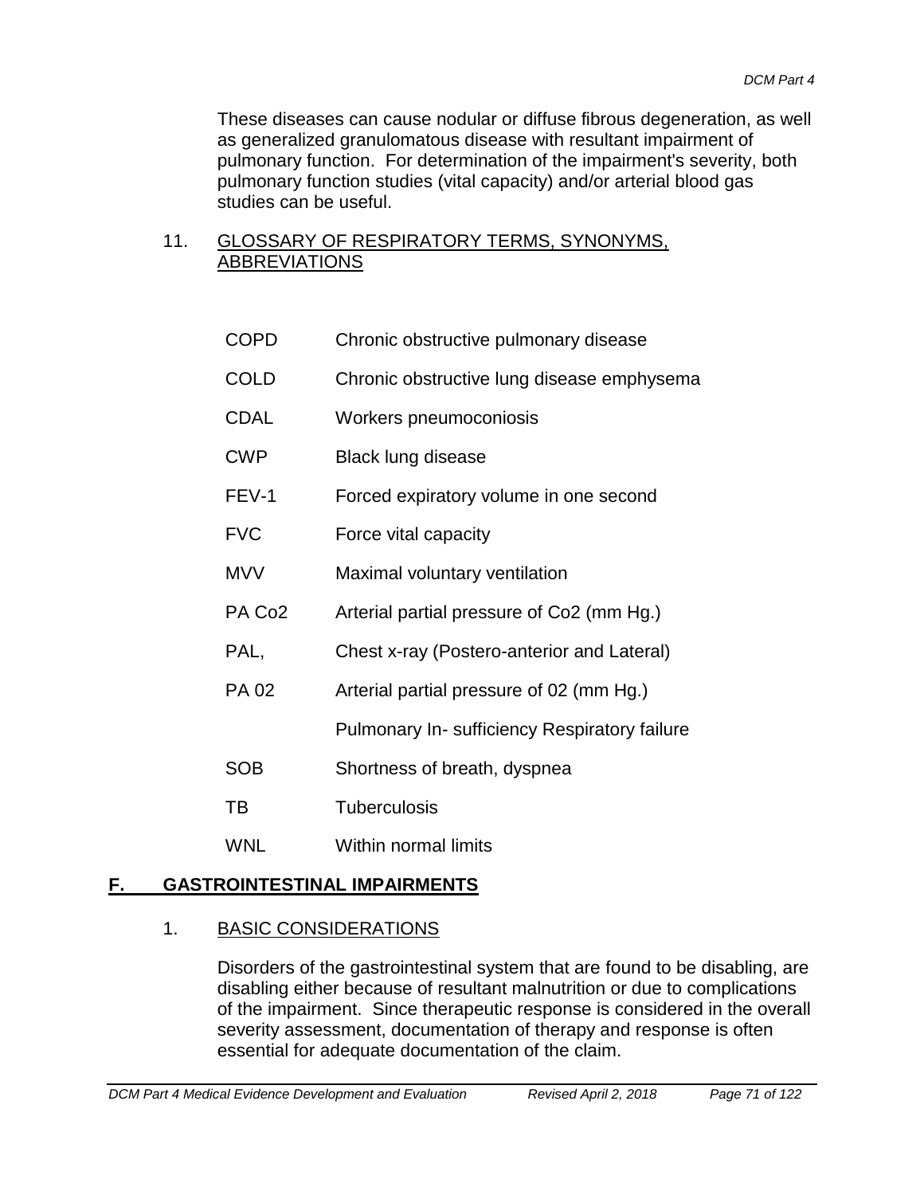These diseases can cause nodular or diffuse fibrous degeneration, as well as generalized granulomatous disease with resultant impairment of pulmonary function. For determination of the impairment's severity, both pulmonary function studies (vital capacity) and/or arterial blood gas studies can be useful.

11. GLOSSARY OF RESPIRATORY TERMS, SYNONYMS, ABBREVIATIONS

| | |
|---|---|
| COPD | Chronic obstructive pulmonary disease |
| COLD | Chronic obstructive lung disease emphysema |
| CDAL | Workers pneumoconiosis |
| CWP | Black lung disease |
| FEV-1 | Forced expiratory volume in one second |
| FVC | Force vital capacity |
| MVV | Maximal voluntary ventilation |
| PA Co2 | Arterial partial pressure of Co2 (mm Hg.) |
| PAL, | Chest x-ray (Postero-anterior and Lateral) |
| PA 02 | Arterial partial pressure of 02 (mm Hg.) |
| | Pulmonary In- sufficiency Respiratory failure |
| SOB | Shortness of breath, dyspnea |
| TB | Tuberculosis |
| WNL | Within normal limits |

## F. GASTROINTESTINAL IMPAIRMENTS

1. BASIC CONSIDERATIONS

Disorders of the gastrointestinal system that are found to be disabling, are disabling either because of resultant malnutrition or due to complications of the impairment. Since therapeutic response is considered in the overall severity assessment, documentation of therapy and response is often essential for adequate documentation of the claim.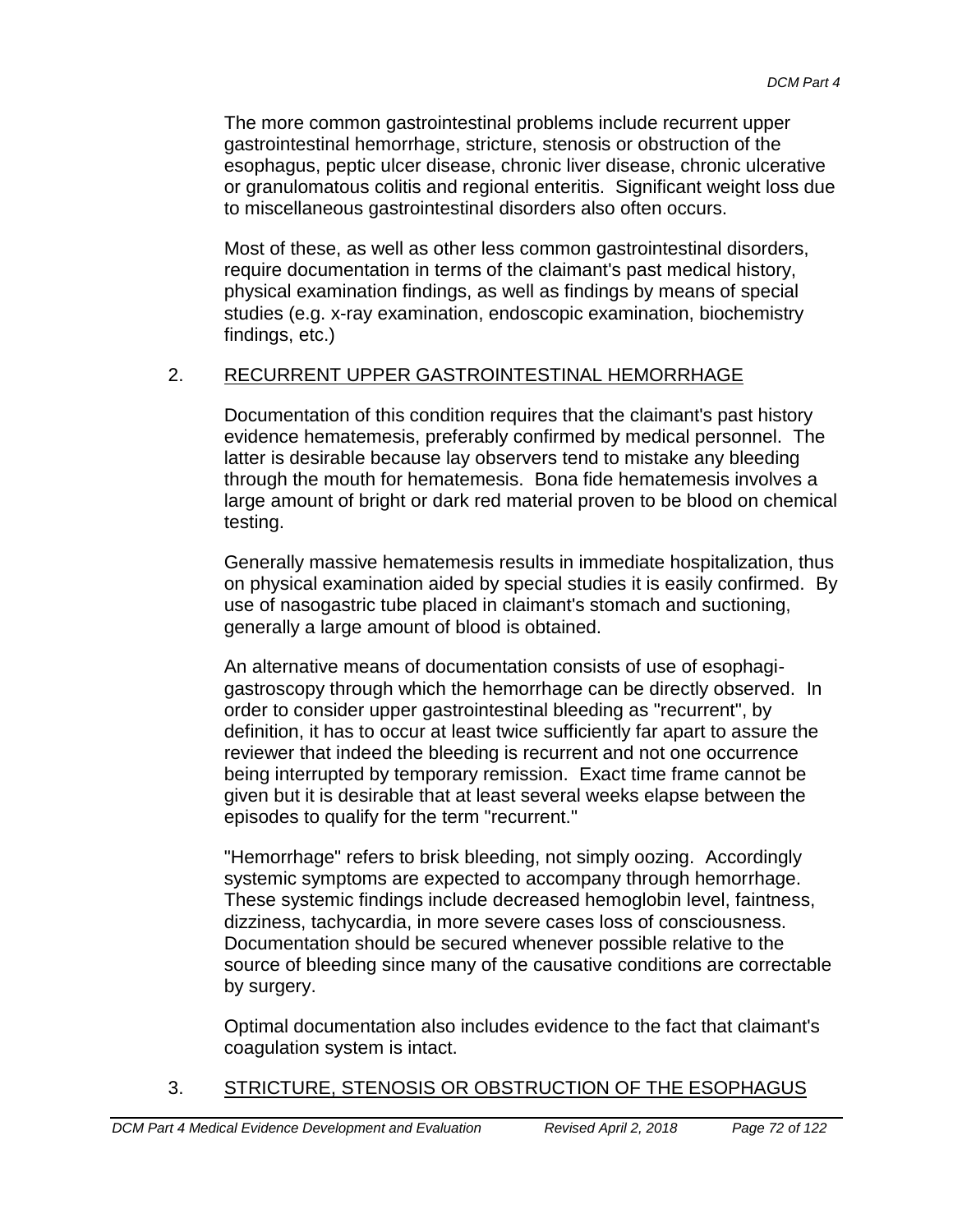The more common gastrointestinal problems include recurrent upper gastrointestinal hemorrhage, stricture, stenosis or obstruction of the esophagus, peptic ulcer disease, chronic liver disease, chronic ulcerative or granulomatous colitis and regional enteritis. Significant weight loss due to miscellaneous gastrointestinal disorders also often occurs.

Most of these, as well as other less common gastrointestinal disorders, require documentation in terms of the claimant's past medical history, physical examination findings, as well as findings by means of special studies (e.g. x-ray examination, endoscopic examination, biochemistry findings, etc.)

## 2. RECURRENT UPPER GASTROINTESTINAL HEMORRHAGE

Documentation of this condition requires that the claimant's past history evidence hematemesis, preferably confirmed by medical personnel. The latter is desirable because lay observers tend to mistake any bleeding through the mouth for hematemesis. Bona fide hematemesis involves a large amount of bright or dark red material proven to be blood on chemical testing.

Generally massive hematemesis results in immediate hospitalization, thus on physical examination aided by special studies it is easily confirmed. By use of nasogastric tube placed in claimant's stomach and suctioning, generally a large amount of blood is obtained.

An alternative means of documentation consists of use of esophagi-gastroscopy through which the hemorrhage can be directly observed. In order to consider upper gastrointestinal bleeding as "recurrent", by definition, it has to occur at least twice sufficiently far apart to assure the reviewer that indeed the bleeding is recurrent and not one occurrence being interrupted by temporary remission. Exact time frame cannot be given but it is desirable that at least several weeks elapse between the episodes to qualify for the term "recurrent."

"Hemorrhage" refers to brisk bleeding, not simply oozing. Accordingly systemic symptoms are expected to accompany through hemorrhage. These systemic findings include decreased hemoglobin level, faintness, dizziness, tachycardia, in more severe cases loss of consciousness. Documentation should be secured whenever possible relative to the source of bleeding since many of the causative conditions are correctable by surgery.

Optimal documentation also includes evidence to the fact that claimant's coagulation system is intact.

## 3. STRICTURE, STENOSIS OR OBSTRUCTION OF THE ESOPHAGUS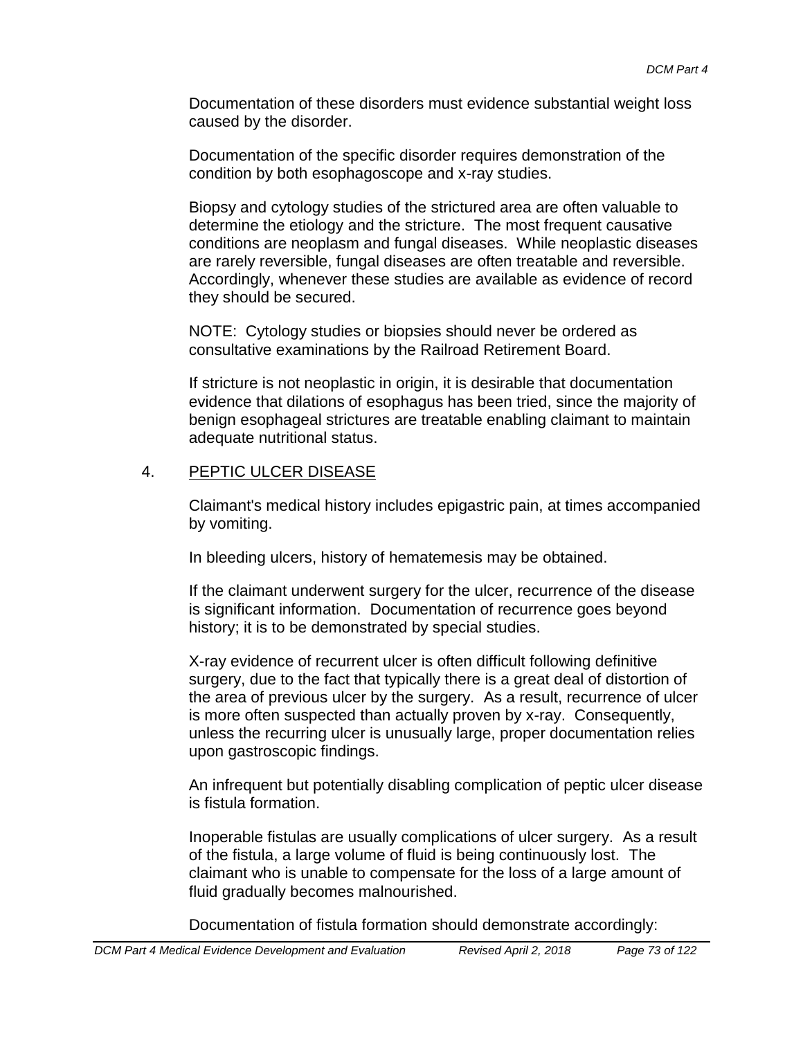Documentation of these disorders must evidence substantial weight loss caused by the disorder.

Documentation of the specific disorder requires demonstration of the condition by both esophagoscope and x-ray studies.

Biopsy and cytology studies of the strictured area are often valuable to determine the etiology and the stricture. The most frequent causative conditions are neoplasm and fungal diseases. While neoplastic diseases are rarely reversible, fungal diseases are often treatable and reversible. Accordingly, whenever these studies are available as evidence of record they should be secured.

NOTE: Cytology studies or biopsies should never be ordered as consultative examinations by the Railroad Retirement Board.

If stricture is not neoplastic in origin, it is desirable that documentation evidence that dilations of esophagus has been tried, since the majority of benign esophageal strictures are treatable enabling claimant to maintain adequate nutritional status.

4. PEPTIC ULCER DISEASE

Claimant's medical history includes epigastric pain, at times accompanied by vomiting.

In bleeding ulcers, history of hematemesis may be obtained.

If the claimant underwent surgery for the ulcer, recurrence of the disease is significant information. Documentation of recurrence goes beyond history; it is to be demonstrated by special studies.

X-ray evidence of recurrent ulcer is often difficult following definitive surgery, due to the fact that typically there is a great deal of distortion of the area of previous ulcer by the surgery. As a result, recurrence of ulcer is more often suspected than actually proven by x-ray. Consequently, unless the recurring ulcer is unusually large, proper documentation relies upon gastroscopic findings.

An infrequent but potentially disabling complication of peptic ulcer disease is fistula formation.

Inoperable fistulas are usually complications of ulcer surgery. As a result of the fistula, a large volume of fluid is being continuously lost. The claimant who is unable to compensate for the loss of a large amount of fluid gradually becomes malnourished.

Documentation of fistula formation should demonstrate accordingly: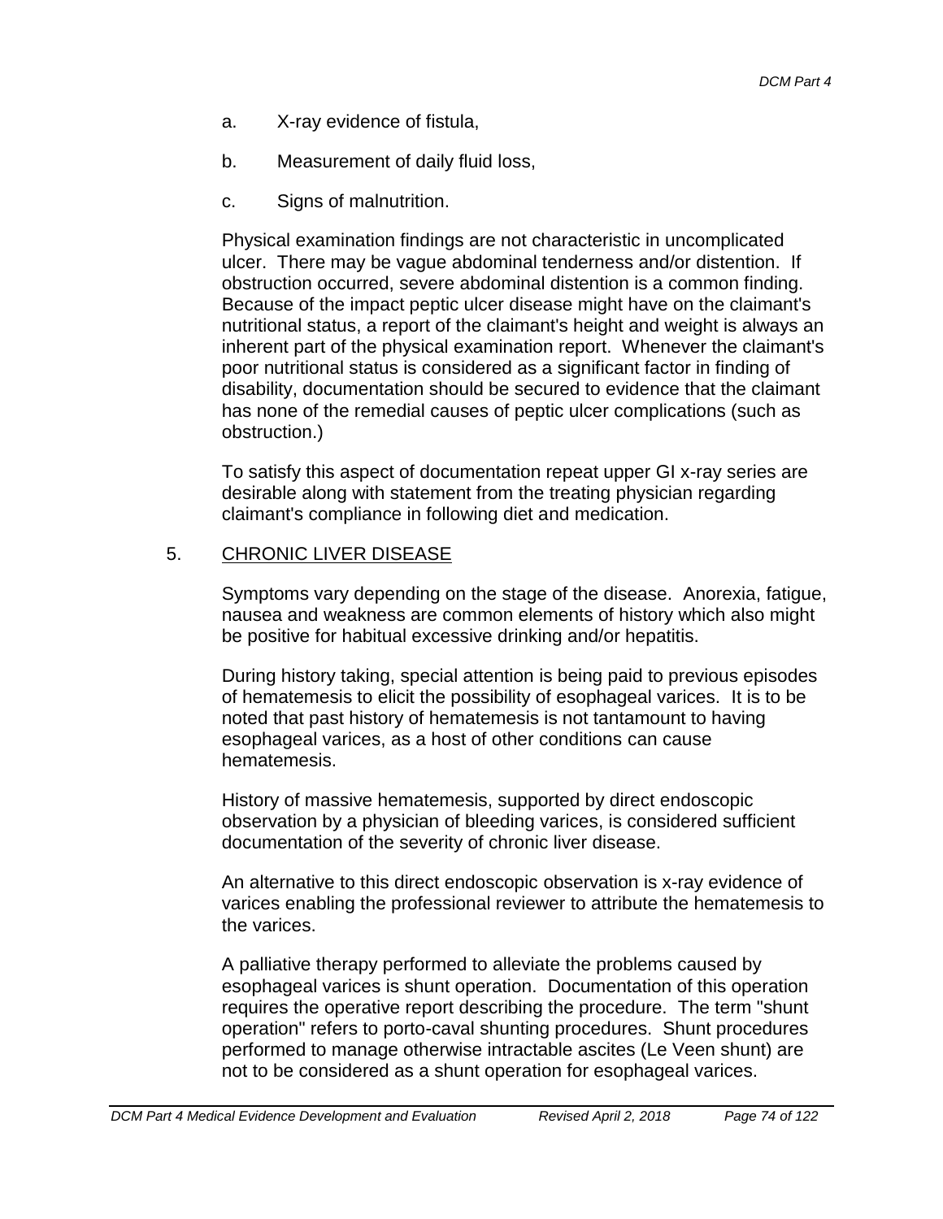a. X-ray evidence of fistula,

b. Measurement of daily fluid loss,

c. Signs of malnutrition.

Physical examination findings are not characteristic in uncomplicated ulcer. There may be vague abdominal tenderness and/or distention. If obstruction occurred, severe abdominal distention is a common finding. Because of the impact peptic ulcer disease might have on the claimant's nutritional status, a report of the claimant's height and weight is always an inherent part of the physical examination report. Whenever the claimant's poor nutritional status is considered as a significant factor in finding of disability, documentation should be secured to evidence that the claimant has none of the remedial causes of peptic ulcer complications (such as obstruction.)

To satisfy this aspect of documentation repeat upper GI x-ray series are desirable along with statement from the treating physician regarding claimant's compliance in following diet and medication.

5. <u>CHRONIC LIVER DISEASE</u>

Symptoms vary depending on the stage of the disease. Anorexia, fatigue, nausea and weakness are common elements of history which also might be positive for habitual excessive drinking and/or hepatitis.

During history taking, special attention is being paid to previous episodes of hematemesis to elicit the possibility of esophageal varices. It is to be noted that past history of hematemesis is not tantamount to having esophageal varices, as a host of other conditions can cause hematemesis.

History of massive hematemesis, supported by direct endoscopic observation by a physician of bleeding varices, is considered sufficient documentation of the severity of chronic liver disease.

An alternative to this direct endoscopic observation is x-ray evidence of varices enabling the professional reviewer to attribute the hematemesis to the varices.

A palliative therapy performed to alleviate the problems caused by esophageal varices is shunt operation. Documentation of this operation requires the operative report describing the procedure. The term "shunt operation" refers to porto-caval shunting procedures. Shunt procedures performed to manage otherwise intractable ascites (Le Veen shunt) are not to be considered as a shunt operation for esophageal varices.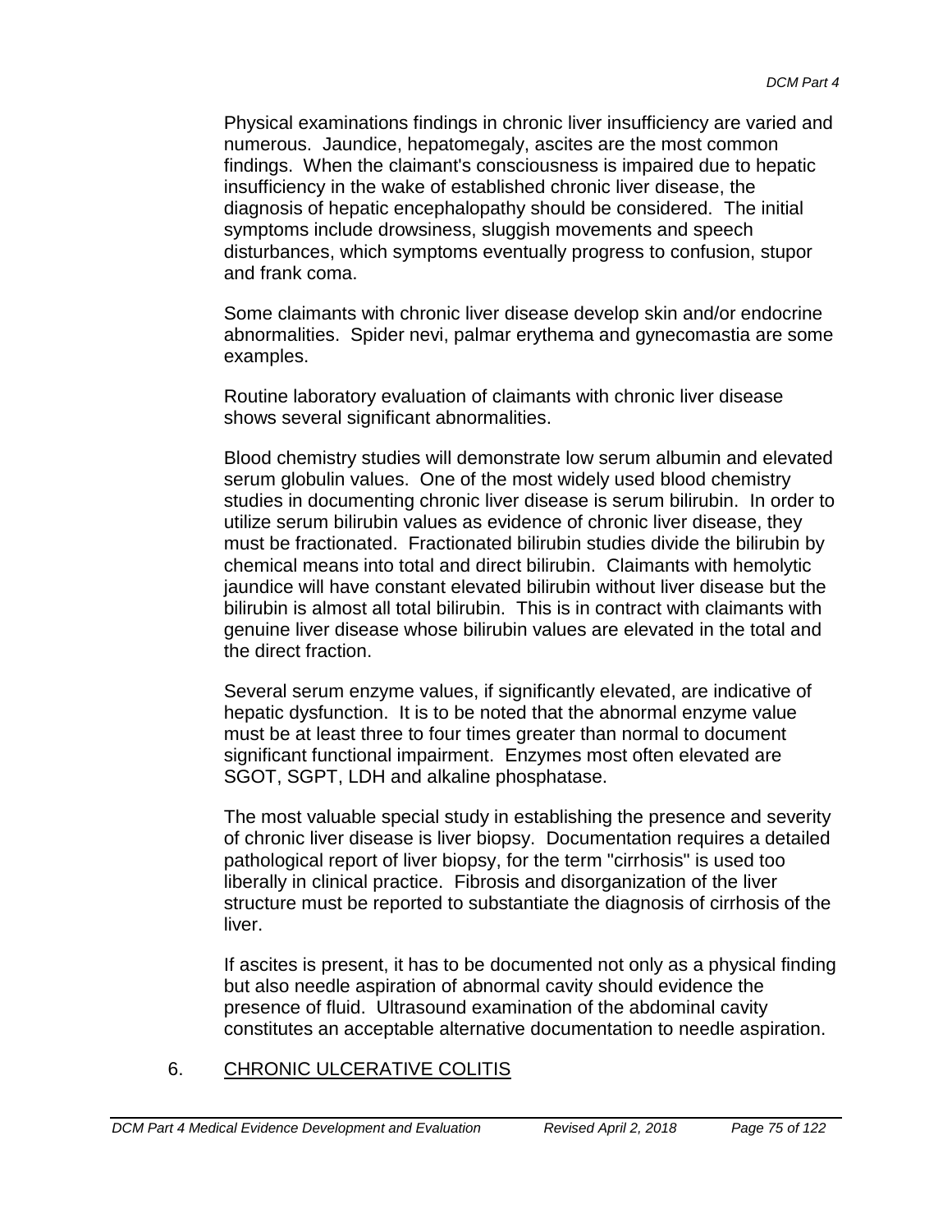Physical examinations findings in chronic liver insufficiency are varied and numerous. Jaundice, hepatomegaly, ascites are the most common findings. When the claimant's consciousness is impaired due to hepatic insufficiency in the wake of established chronic liver disease, the diagnosis of hepatic encephalopathy should be considered. The initial symptoms include drowsiness, sluggish movements and speech disturbances, which symptoms eventually progress to confusion, stupor and frank coma.

Some claimants with chronic liver disease develop skin and/or endocrine abnormalities. Spider nevi, palmar erythema and gynecomastia are some examples.

Routine laboratory evaluation of claimants with chronic liver disease shows several significant abnormalities.

Blood chemistry studies will demonstrate low serum albumin and elevated serum globulin values. One of the most widely used blood chemistry studies in documenting chronic liver disease is serum bilirubin. In order to utilize serum bilirubin values as evidence of chronic liver disease, they must be fractionated. Fractionated bilirubin studies divide the bilirubin by chemical means into total and direct bilirubin. Claimants with hemolytic jaundice will have constant elevated bilirubin without liver disease but the bilirubin is almost all total bilirubin. This is in contract with claimants with genuine liver disease whose bilirubin values are elevated in the total and the direct fraction.

Several serum enzyme values, if significantly elevated, are indicative of hepatic dysfunction. It is to be noted that the abnormal enzyme value must be at least three to four times greater than normal to document significant functional impairment. Enzymes most often elevated are SGOT, SGPT, LDH and alkaline phosphatase.

The most valuable special study in establishing the presence and severity of chronic liver disease is liver biopsy. Documentation requires a detailed pathological report of liver biopsy, for the term "cirrhosis" is used too liberally in clinical practice. Fibrosis and disorganization of the liver structure must be reported to substantiate the diagnosis of cirrhosis of the liver.

If ascites is present, it has to be documented not only as a physical finding but also needle aspiration of abnormal cavity should evidence the presence of fluid. Ultrasound examination of the abdominal cavity constitutes an acceptable alternative documentation to needle aspiration.

## 6. CHRONIC ULCERATIVE COLITIS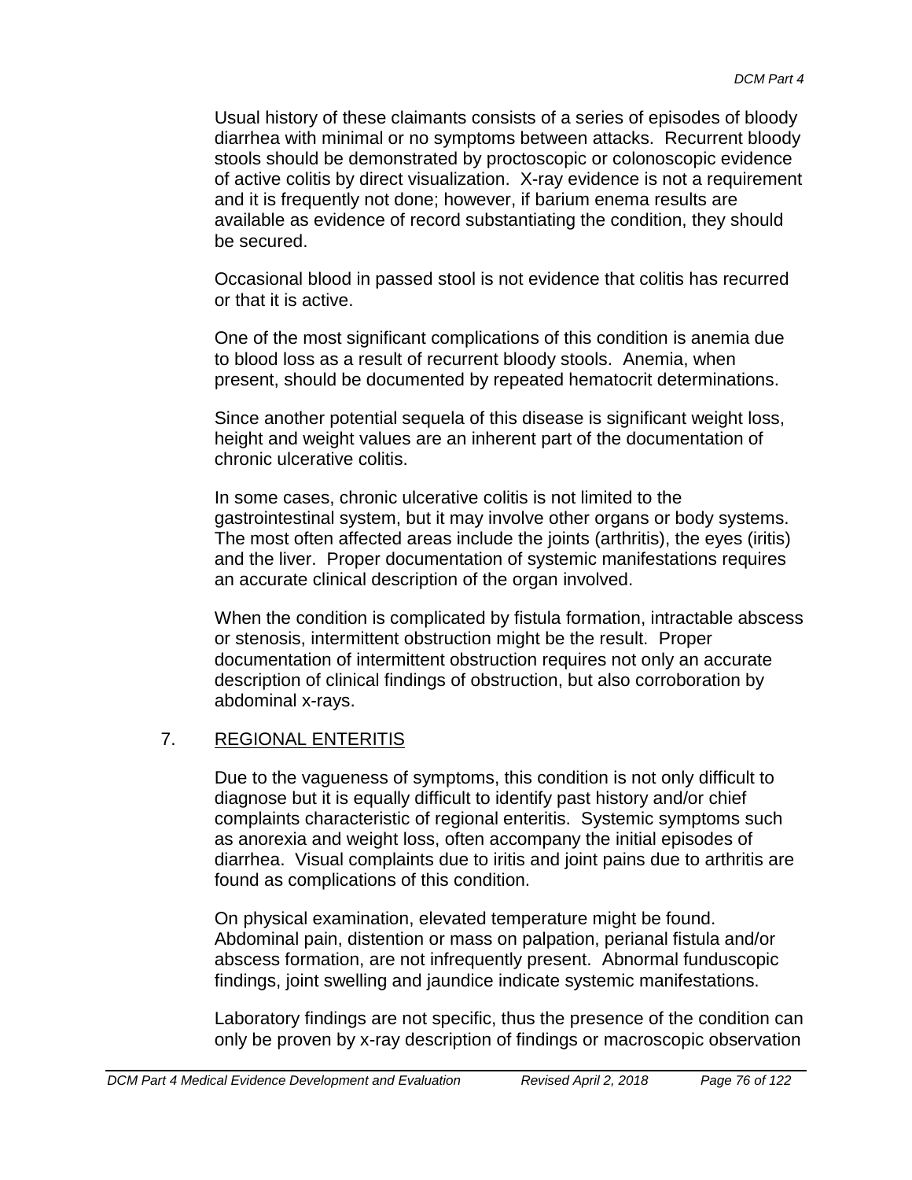Usual history of these claimants consists of a series of episodes of bloody diarrhea with minimal or no symptoms between attacks. Recurrent bloody stools should be demonstrated by proctoscopic or colonoscopic evidence of active colitis by direct visualization. X-ray evidence is not a requirement and it is frequently not done; however, if barium enema results are available as evidence of record substantiating the condition, they should be secured.

Occasional blood in passed stool is not evidence that colitis has recurred or that it is active.

One of the most significant complications of this condition is anemia due to blood loss as a result of recurrent bloody stools. Anemia, when present, should be documented by repeated hematocrit determinations.

Since another potential sequela of this disease is significant weight loss, height and weight values are an inherent part of the documentation of chronic ulcerative colitis.

In some cases, chronic ulcerative colitis is not limited to the gastrointestinal system, but it may involve other organs or body systems. The most often affected areas include the joints (arthritis), the eyes (iritis) and the liver. Proper documentation of systemic manifestations requires an accurate clinical description of the organ involved.

When the condition is complicated by fistula formation, intractable abscess or stenosis, intermittent obstruction might be the result. Proper documentation of intermittent obstruction requires not only an accurate description of clinical findings of obstruction, but also corroboration by abdominal x-rays.

7. <u>REGIONAL ENTERITIS</u>

Due to the vagueness of symptoms, this condition is not only difficult to diagnose but it is equally difficult to identify past history and/or chief complaints characteristic of regional enteritis. Systemic symptoms such as anorexia and weight loss, often accompany the initial episodes of diarrhea. Visual complaints due to iritis and joint pains due to arthritis are found as complications of this condition.

On physical examination, elevated temperature might be found. Abdominal pain, distention or mass on palpation, perianal fistula and/or abscess formation, are not infrequently present. Abnormal funduscopic findings, joint swelling and jaundice indicate systemic manifestations.

Laboratory findings are not specific, thus the presence of the condition can only be proven by x-ray description of findings or macroscopic observation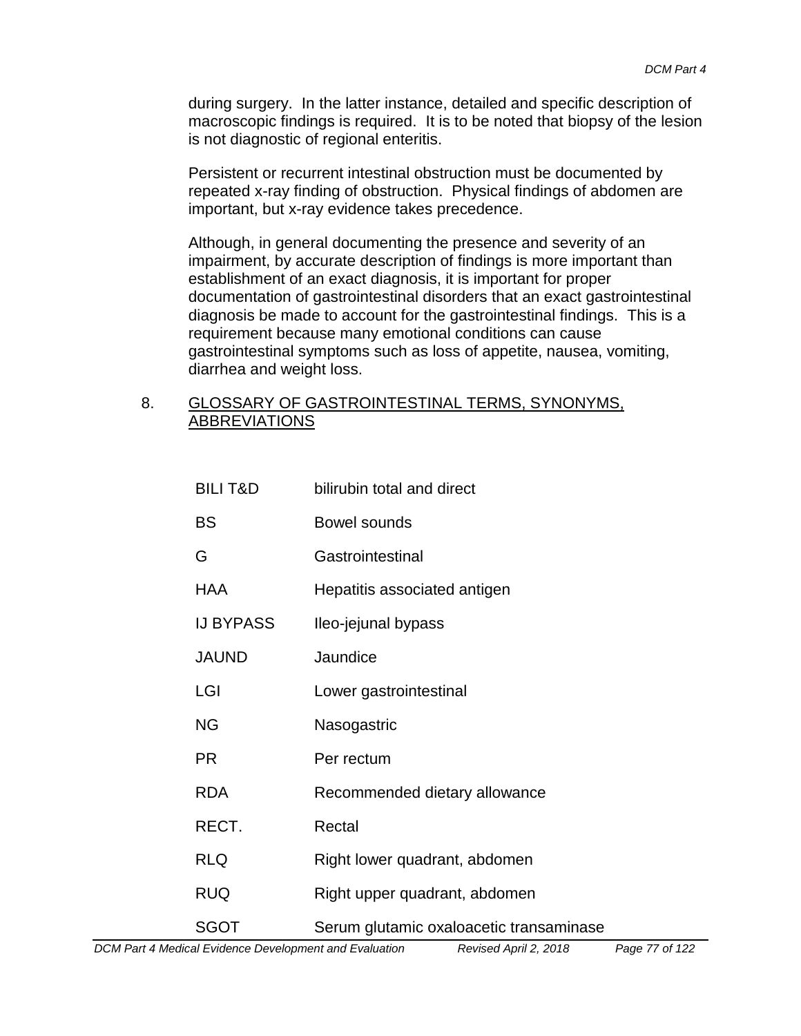during surgery. In the latter instance, detailed and specific description of macroscopic findings is required. It is to be noted that biopsy of the lesion is not diagnostic of regional enteritis.

Persistent or recurrent intestinal obstruction must be documented by repeated x-ray finding of obstruction. Physical findings of abdomen are important, but x-ray evidence takes precedence.

Although, in general documenting the presence and severity of an impairment, by accurate description of findings is more important than establishment of an exact diagnosis, it is important for proper documentation of gastrointestinal disorders that an exact gastrointestinal diagnosis be made to account for the gastrointestinal findings. This is a requirement because many emotional conditions can cause gastrointestinal symptoms such as loss of appetite, nausea, vomiting, diarrhea and weight loss.

## 8. GLOSSARY OF GASTROINTESTINAL TERMS, SYNONYMS, ABBREVIATIONS

| | |
|---|---|
| BILI T&D | bilirubin total and direct |
| BS | Bowel sounds |
| G | Gastrointestinal |
| HAA | Hepatitis associated antigen |
| IJ BYPASS | Ileo-jejunal bypass |
| JAUND | Jaundice |
| LGI | Lower gastrointestinal |
| NG | Nasogastric |
| PR | Per rectum |
| RDA | Recommended dietary allowance |
| RECT. | Rectal |
| RLQ | Right lower quadrant, abdomen |
| RUQ | Right upper quadrant, abdomen |
| SGOT | Serum glutamic oxaloacetic transaminase |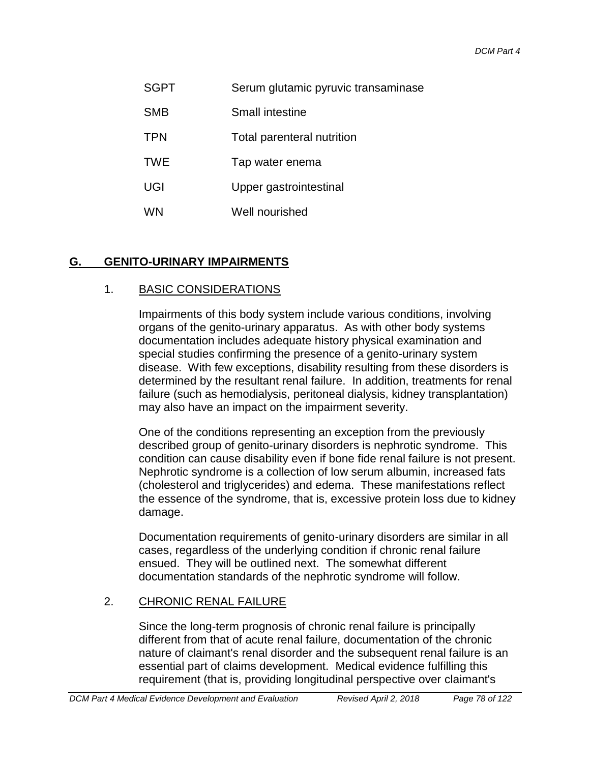| | |
|---|---|
| SGPT | Serum glutamic pyruvic transaminase |
| SMB | Small intestine |
| TPN | Total parenteral nutrition |
| TWE | Tap water enema |
| UGI | Upper gastrointestinal |
| WN | Well nourished |

## G. GENITO-URINARY IMPAIRMENTS

### 1. BASIC CONSIDERATIONS

Impairments of this body system include various conditions, involving organs of the genito-urinary apparatus. As with other body systems documentation includes adequate history physical examination and special studies confirming the presence of a genito-urinary system disease. With few exceptions, disability resulting from these disorders is determined by the resultant renal failure. In addition, treatments for renal failure (such as hemodialysis, peritoneal dialysis, kidney transplantation) may also have an impact on the impairment severity.

One of the conditions representing an exception from the previously described group of genito-urinary disorders is nephrotic syndrome. This condition can cause disability even if bone fide renal failure is not present. Nephrotic syndrome is a collection of low serum albumin, increased fats (cholesterol and triglycerides) and edema. These manifestations reflect the essence of the syndrome, that is, excessive protein loss due to kidney damage.

Documentation requirements of genito-urinary disorders are similar in all cases, regardless of the underlying condition if chronic renal failure ensued. They will be outlined next. The somewhat different documentation standards of the nephrotic syndrome will follow.

### 2. CHRONIC RENAL FAILURE

Since the long-term prognosis of chronic renal failure is principally different from that of acute renal failure, documentation of the chronic nature of claimant's renal disorder and the subsequent renal failure is an essential part of claims development. Medical evidence fulfilling this requirement (that is, providing longitudinal perspective over claimant's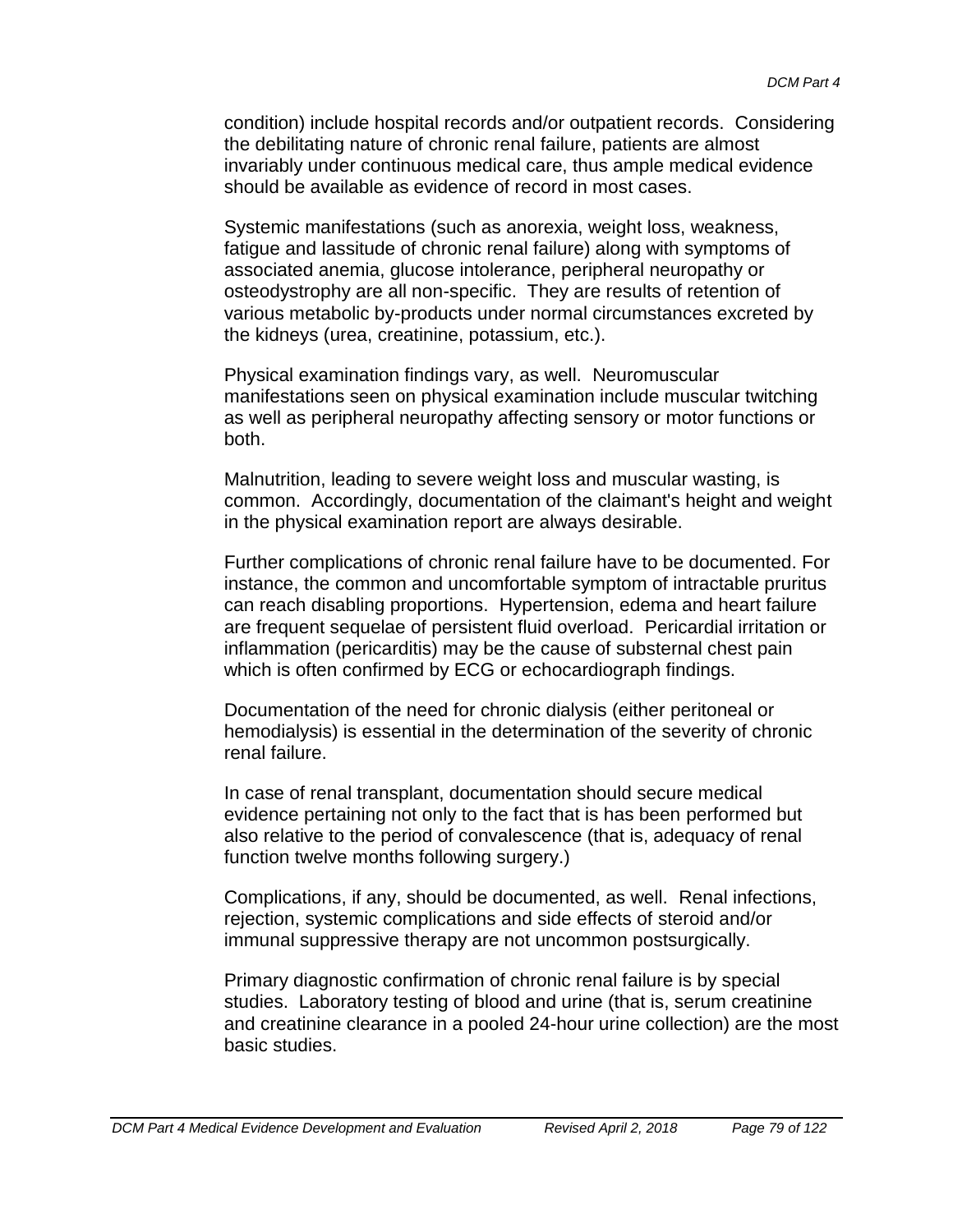condition) include hospital records and/or outpatient records. Considering the debilitating nature of chronic renal failure, patients are almost invariably under continuous medical care, thus ample medical evidence should be available as evidence of record in most cases.

Systemic manifestations (such as anorexia, weight loss, weakness, fatigue and lassitude of chronic renal failure) along with symptoms of associated anemia, glucose intolerance, peripheral neuropathy or osteodystrophy are all non-specific. They are results of retention of various metabolic by-products under normal circumstances excreted by the kidneys (urea, creatinine, potassium, etc.).

Physical examination findings vary, as well. Neuromuscular manifestations seen on physical examination include muscular twitching as well as peripheral neuropathy affecting sensory or motor functions or both.

Malnutrition, leading to severe weight loss and muscular wasting, is common. Accordingly, documentation of the claimant's height and weight in the physical examination report are always desirable.

Further complications of chronic renal failure have to be documented. For instance, the common and uncomfortable symptom of intractable pruritus can reach disabling proportions. Hypertension, edema and heart failure are frequent sequelae of persistent fluid overload. Pericardial irritation or inflammation (pericarditis) may be the cause of substernal chest pain which is often confirmed by ECG or echocardiograph findings.

Documentation of the need for chronic dialysis (either peritoneal or hemodialysis) is essential in the determination of the severity of chronic renal failure.

In case of renal transplant, documentation should secure medical evidence pertaining not only to the fact that is has been performed but also relative to the period of convalescence (that is, adequacy of renal function twelve months following surgery.)

Complications, if any, should be documented, as well. Renal infections, rejection, systemic complications and side effects of steroid and/or immunal suppressive therapy are not uncommon postsurgically.

Primary diagnostic confirmation of chronic renal failure is by special studies. Laboratory testing of blood and urine (that is, serum creatinine and creatinine clearance in a pooled 24-hour urine collection) are the most basic studies.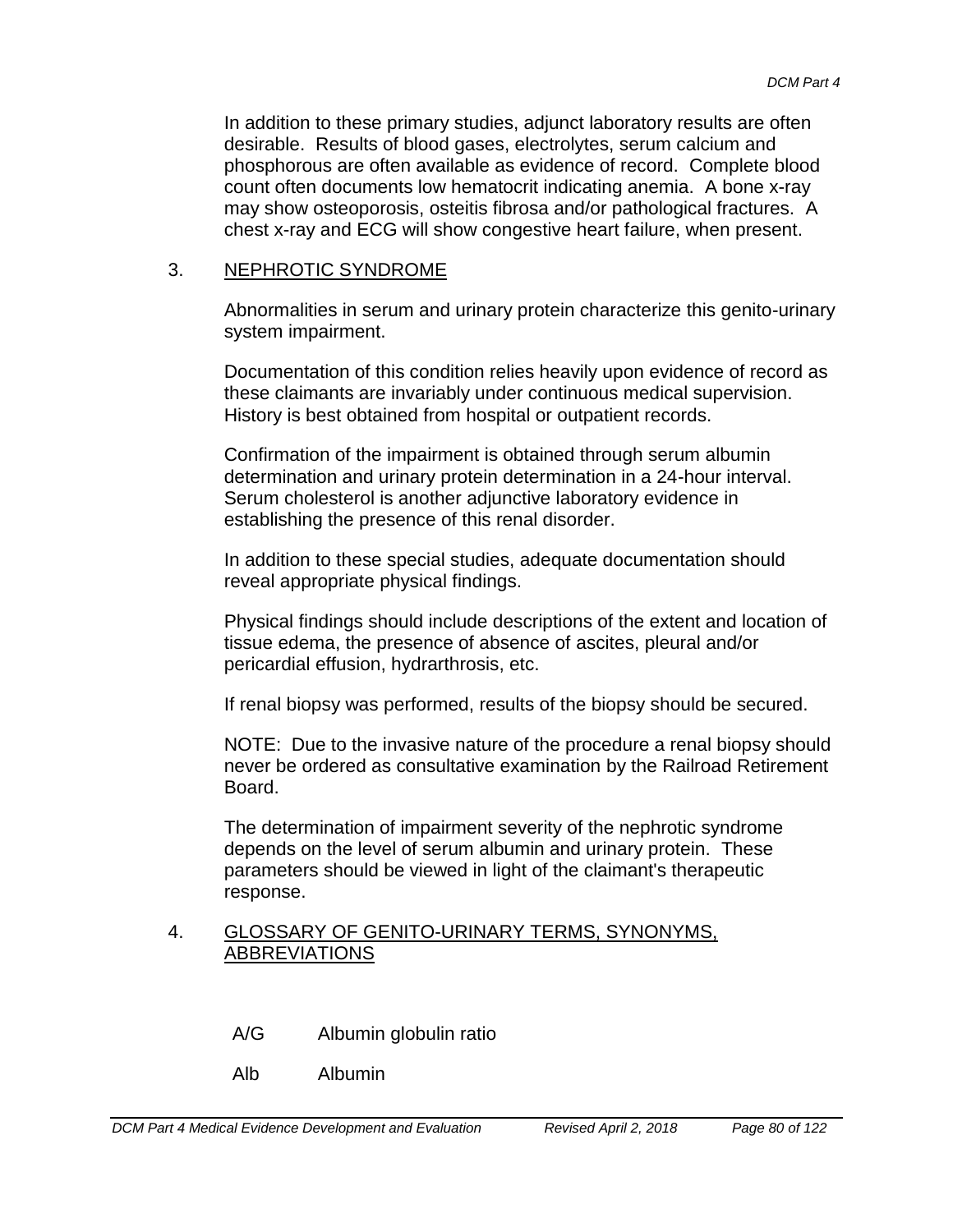In addition to these primary studies, adjunct laboratory results are often desirable. Results of blood gases, electrolytes, serum calcium and phosphorous are often available as evidence of record. Complete blood count often documents low hematocrit indicating anemia. A bone x-ray may show osteoporosis, osteitis fibrosa and/or pathological fractures. A chest x-ray and ECG will show congestive heart failure, when present.

## 3. NEPHROTIC SYNDROME

Abnormalities in serum and urinary protein characterize this genito-urinary system impairment.

Documentation of this condition relies heavily upon evidence of record as these claimants are invariably under continuous medical supervision. History is best obtained from hospital or outpatient records.

Confirmation of the impairment is obtained through serum albumin determination and urinary protein determination in a 24-hour interval. Serum cholesterol is another adjunctive laboratory evidence in establishing the presence of this renal disorder.

In addition to these special studies, adequate documentation should reveal appropriate physical findings.

Physical findings should include descriptions of the extent and location of tissue edema, the presence of absence of ascites, pleural and/or pericardial effusion, hydrarthrosis, etc.

If renal biopsy was performed, results of the biopsy should be secured.

NOTE: Due to the invasive nature of the procedure a renal biopsy should never be ordered as consultative examination by the Railroad Retirement Board.

The determination of impairment severity of the nephrotic syndrome depends on the level of serum albumin and urinary protein. These parameters should be viewed in light of the claimant's therapeutic response.

## 4. GLOSSARY OF GENITO-URINARY TERMS, SYNONYMS, ABBREVIATIONS

A/G	Albumin globulin ratio

Alb	Albumin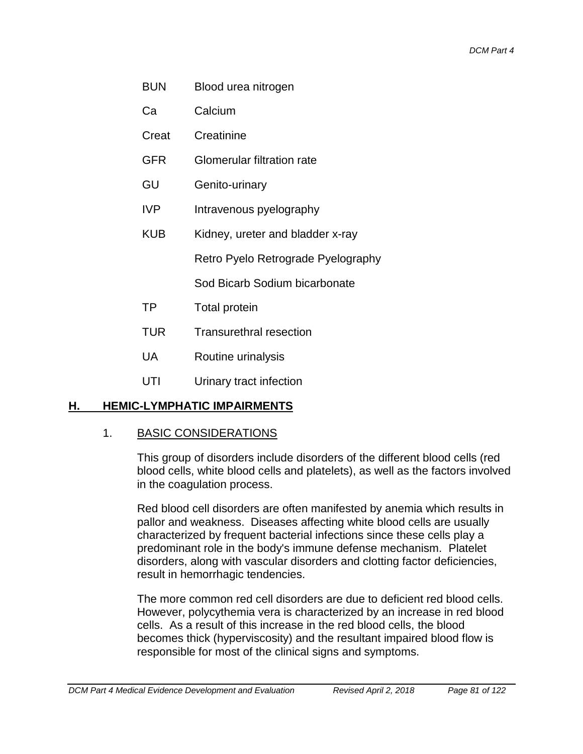| | |
|---|---|
| BUN | Blood urea nitrogen |
| Ca | Calcium |
| Creat | Creatinine |
| GFR | Glomerular filtration rate |
| GU | Genito-urinary |
| IVP | Intravenous pyelography |
| KUB | Kidney, ureter and bladder x-ray |
| | Retro Pyelo Retrograde Pyelography |
| | Sod Bicarb Sodium bicarbonate |
| TP | Total protein |
| TUR | Transurethral resection |
| UA | Routine urinalysis |
| UTI | Urinary tract infection |

## H. HEMIC-LYMPHATIC IMPAIRMENTS

### 1. BASIC CONSIDERATIONS

This group of disorders include disorders of the different blood cells (red blood cells, white blood cells and platelets), as well as the factors involved in the coagulation process.

Red blood cell disorders are often manifested by anemia which results in pallor and weakness. Diseases affecting white blood cells are usually characterized by frequent bacterial infections since these cells play a predominant role in the body's immune defense mechanism. Platelet disorders, along with vascular disorders and clotting factor deficiencies, result in hemorrhagic tendencies.

The more common red cell disorders are due to deficient red blood cells. However, polycythemia vera is characterized by an increase in red blood cells. As a result of this increase in the red blood cells, the blood becomes thick (hyperviscosity) and the resultant impaired blood flow is responsible for most of the clinical signs and symptoms.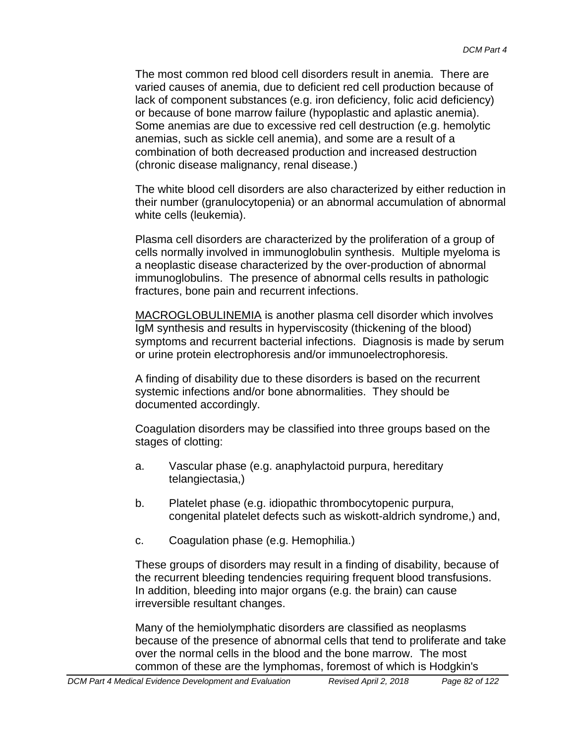The most common red blood cell disorders result in anemia. There are varied causes of anemia, due to deficient red cell production because of lack of component substances (e.g. iron deficiency, folic acid deficiency) or because of bone marrow failure (hypoplastic and aplastic anemia). Some anemias are due to excessive red cell destruction (e.g. hemolytic anemias, such as sickle cell anemia), and some are a result of a combination of both decreased production and increased destruction (chronic disease malignancy, renal disease.)

The white blood cell disorders are also characterized by either reduction in their number (granulocytopenia) or an abnormal accumulation of abnormal white cells (leukemia).

Plasma cell disorders are characterized by the proliferation of a group of cells normally involved in immunoglobulin synthesis. Multiple myeloma is a neoplastic disease characterized by the over-production of abnormal immunoglobulins. The presence of abnormal cells results in pathologic fractures, bone pain and recurrent infections.

<u>MACROGLOBULINEMIA</u> is another plasma cell disorder which involves IgM synthesis and results in hyperviscosity (thickening of the blood) symptoms and recurrent bacterial infections. Diagnosis is made by serum or urine protein electrophoresis and/or immunoelectrophoresis.

A finding of disability due to these disorders is based on the recurrent systemic infections and/or bone abnormalities. They should be documented accordingly.

Coagulation disorders may be classified into three groups based on the stages of clotting:

a. Vascular phase (e.g. anaphylactoid purpura, hereditary telangiectasia,)

b. Platelet phase (e.g. idiopathic thrombocytopenic purpura, congenital platelet defects such as wiskott-aldrich syndrome,) and,

c. Coagulation phase (e.g. Hemophilia.)

These groups of disorders may result in a finding of disability, because of the recurrent bleeding tendencies requiring frequent blood transfusions. In addition, bleeding into major organs (e.g. the brain) can cause irreversible resultant changes.

Many of the hemiolymphatic disorders are classified as neoplasms because of the presence of abnormal cells that tend to proliferate and take over the normal cells in the blood and the bone marrow. The most common of these are the lymphomas, foremost of which is Hodgkin's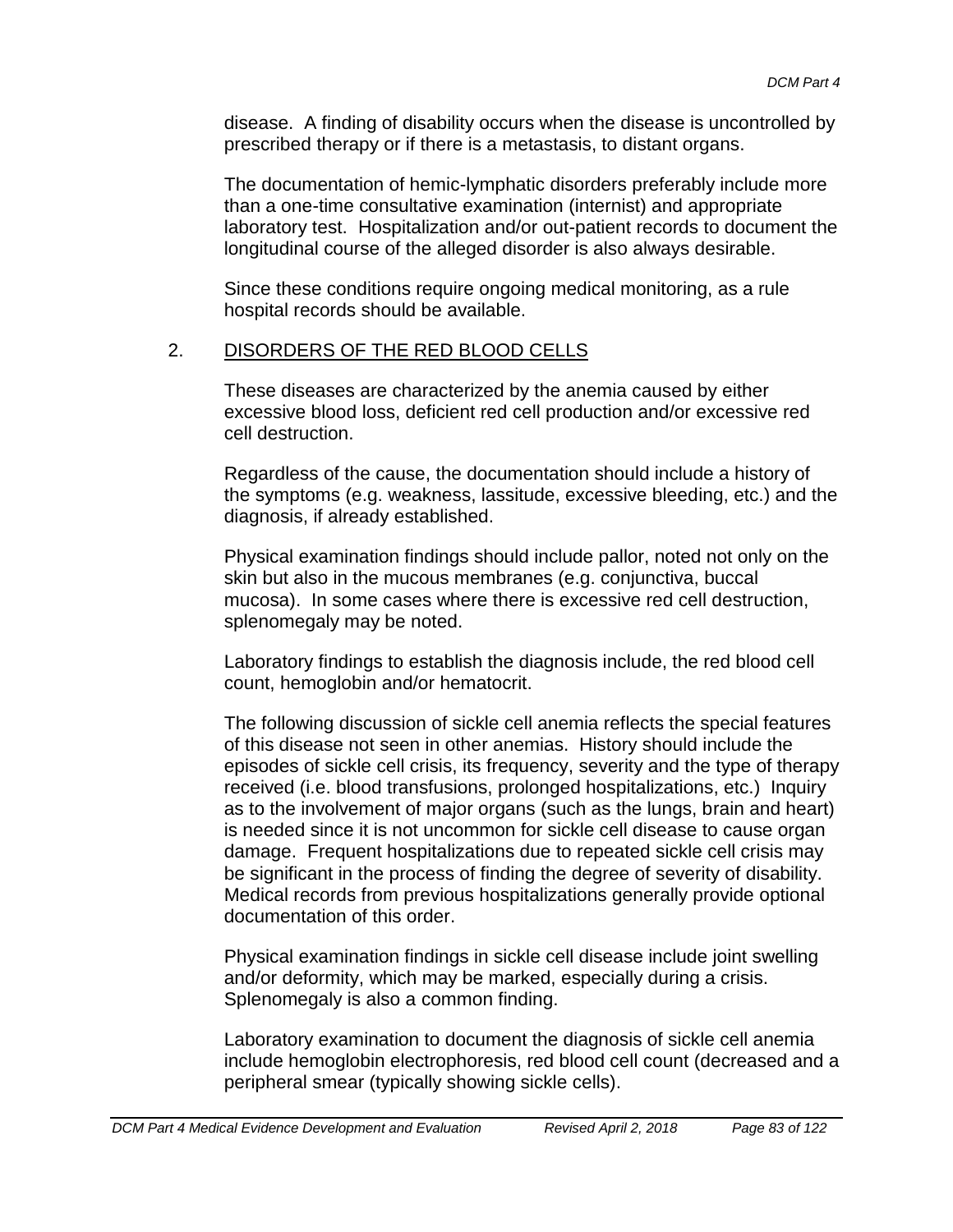disease. A finding of disability occurs when the disease is uncontrolled by prescribed therapy or if there is a metastasis, to distant organs.

The documentation of hemic-lymphatic disorders preferably include more than a one-time consultative examination (internist) and appropriate laboratory test. Hospitalization and/or out-patient records to document the longitudinal course of the alleged disorder is also always desirable.

Since these conditions require ongoing medical monitoring, as a rule hospital records should be available.

## 2. DISORDERS OF THE RED BLOOD CELLS

These diseases are characterized by the anemia caused by either excessive blood loss, deficient red cell production and/or excessive red cell destruction.

Regardless of the cause, the documentation should include a history of the symptoms (e.g. weakness, lassitude, excessive bleeding, etc.) and the diagnosis, if already established.

Physical examination findings should include pallor, noted not only on the skin but also in the mucous membranes (e.g. conjunctiva, buccal mucosa). In some cases where there is excessive red cell destruction, splenomegaly may be noted.

Laboratory findings to establish the diagnosis include, the red blood cell count, hemoglobin and/or hematocrit.

The following discussion of sickle cell anemia reflects the special features of this disease not seen in other anemias. History should include the episodes of sickle cell crisis, its frequency, severity and the type of therapy received (i.e. blood transfusions, prolonged hospitalizations, etc.) Inquiry as to the involvement of major organs (such as the lungs, brain and heart) is needed since it is not uncommon for sickle cell disease to cause organ damage. Frequent hospitalizations due to repeated sickle cell crisis may be significant in the process of finding the degree of severity of disability. Medical records from previous hospitalizations generally provide optional documentation of this order.

Physical examination findings in sickle cell disease include joint swelling and/or deformity, which may be marked, especially during a crisis. Splenomegaly is also a common finding.

Laboratory examination to document the diagnosis of sickle cell anemia include hemoglobin electrophoresis, red blood cell count (decreased and a peripheral smear (typically showing sickle cells).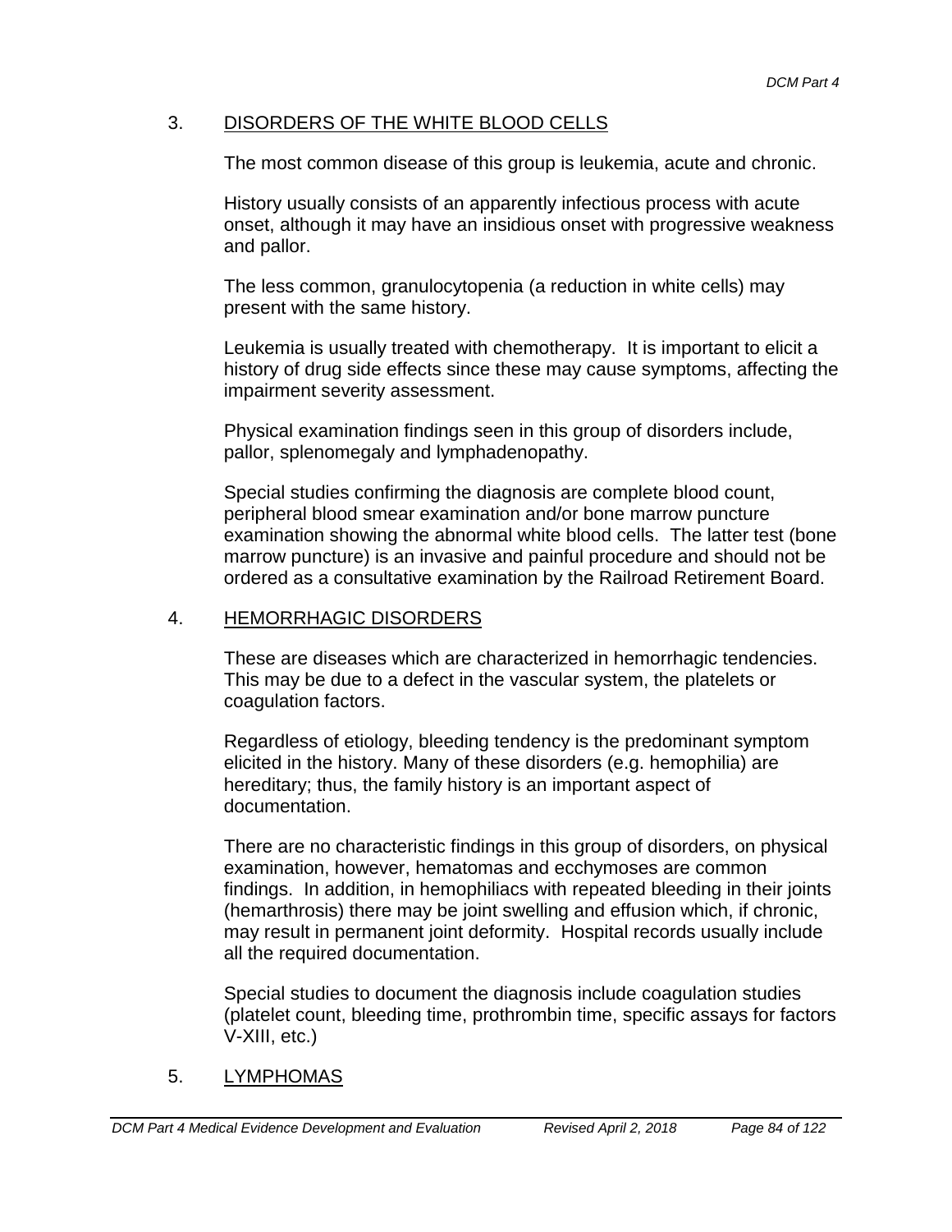### 3. DISORDERS OF THE WHITE BLOOD CELLS

The most common disease of this group is leukemia, acute and chronic.

History usually consists of an apparently infectious process with acute onset, although it may have an insidious onset with progressive weakness and pallor.

The less common, granulocytopenia (a reduction in white cells) may present with the same history.

Leukemia is usually treated with chemotherapy. It is important to elicit a history of drug side effects since these may cause symptoms, affecting the impairment severity assessment.

Physical examination findings seen in this group of disorders include, pallor, splenomegaly and lymphadenopathy.

Special studies confirming the diagnosis are complete blood count, peripheral blood smear examination and/or bone marrow puncture examination showing the abnormal white blood cells. The latter test (bone marrow puncture) is an invasive and painful procedure and should not be ordered as a consultative examination by the Railroad Retirement Board.

### 4. HEMORRHAGIC DISORDERS

These are diseases which are characterized in hemorrhagic tendencies. This may be due to a defect in the vascular system, the platelets or coagulation factors.

Regardless of etiology, bleeding tendency is the predominant symptom elicited in the history. Many of these disorders (e.g. hemophilia) are hereditary; thus, the family history is an important aspect of documentation.

There are no characteristic findings in this group of disorders, on physical examination, however, hematomas and ecchymoses are common findings. In addition, in hemophiliacs with repeated bleeding in their joints (hemarthrosis) there may be joint swelling and effusion which, if chronic, may result in permanent joint deformity. Hospital records usually include all the required documentation.

Special studies to document the diagnosis include coagulation studies (platelet count, bleeding time, prothrombin time, specific assays for factors V-XIII, etc.)

### 5. LYMPHOMAS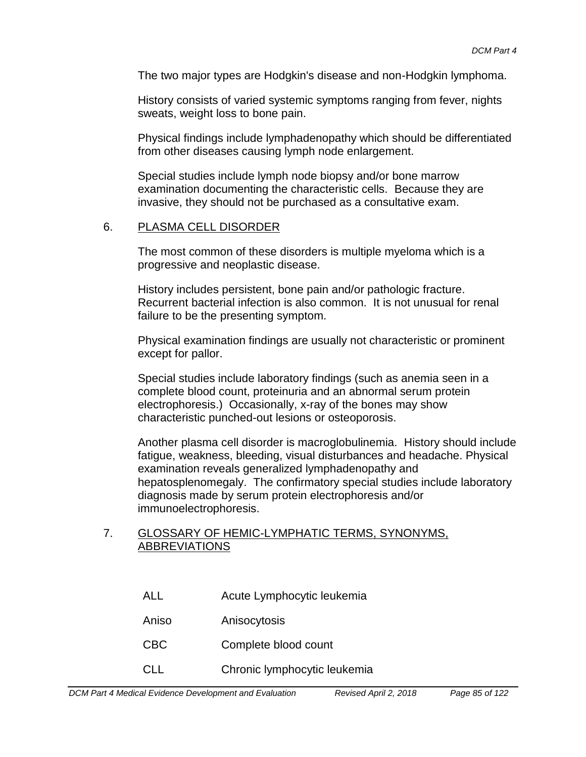The two major types are Hodgkin's disease and non-Hodgkin lymphoma.

History consists of varied systemic symptoms ranging from fever, nights sweats, weight loss to bone pain.

Physical findings include lymphadenopathy which should be differentiated from other diseases causing lymph node enlargement.

Special studies include lymph node biopsy and/or bone marrow examination documenting the characteristic cells. Because they are invasive, they should not be purchased as a consultative exam.

6. PLASMA CELL DISORDER

The most common of these disorders is multiple myeloma which is a progressive and neoplastic disease.

History includes persistent, bone pain and/or pathologic fracture. Recurrent bacterial infection is also common. It is not unusual for renal failure to be the presenting symptom.

Physical examination findings are usually not characteristic or prominent except for pallor.

Special studies include laboratory findings (such as anemia seen in a complete blood count, proteinuria and an abnormal serum protein electrophoresis.) Occasionally, x-ray of the bones may show characteristic punched-out lesions or osteoporosis.

Another plasma cell disorder is macroglobulinemia. History should include fatigue, weakness, bleeding, visual disturbances and headache. Physical examination reveals generalized lymphadenopathy and hepatosplenomegaly. The confirmatory special studies include laboratory diagnosis made by serum protein electrophoresis and/or immunoelectrophoresis.

7. GLOSSARY OF HEMIC-LYMPHATIC TERMS, SYNONYMS, ABBREVIATIONS

| | |
|---|---|
| ALL | Acute Lymphocytic leukemia |
| Aniso | Anisocytosis |
| CBC | Complete blood count |
| CLL | Chronic lymphocytic leukemia |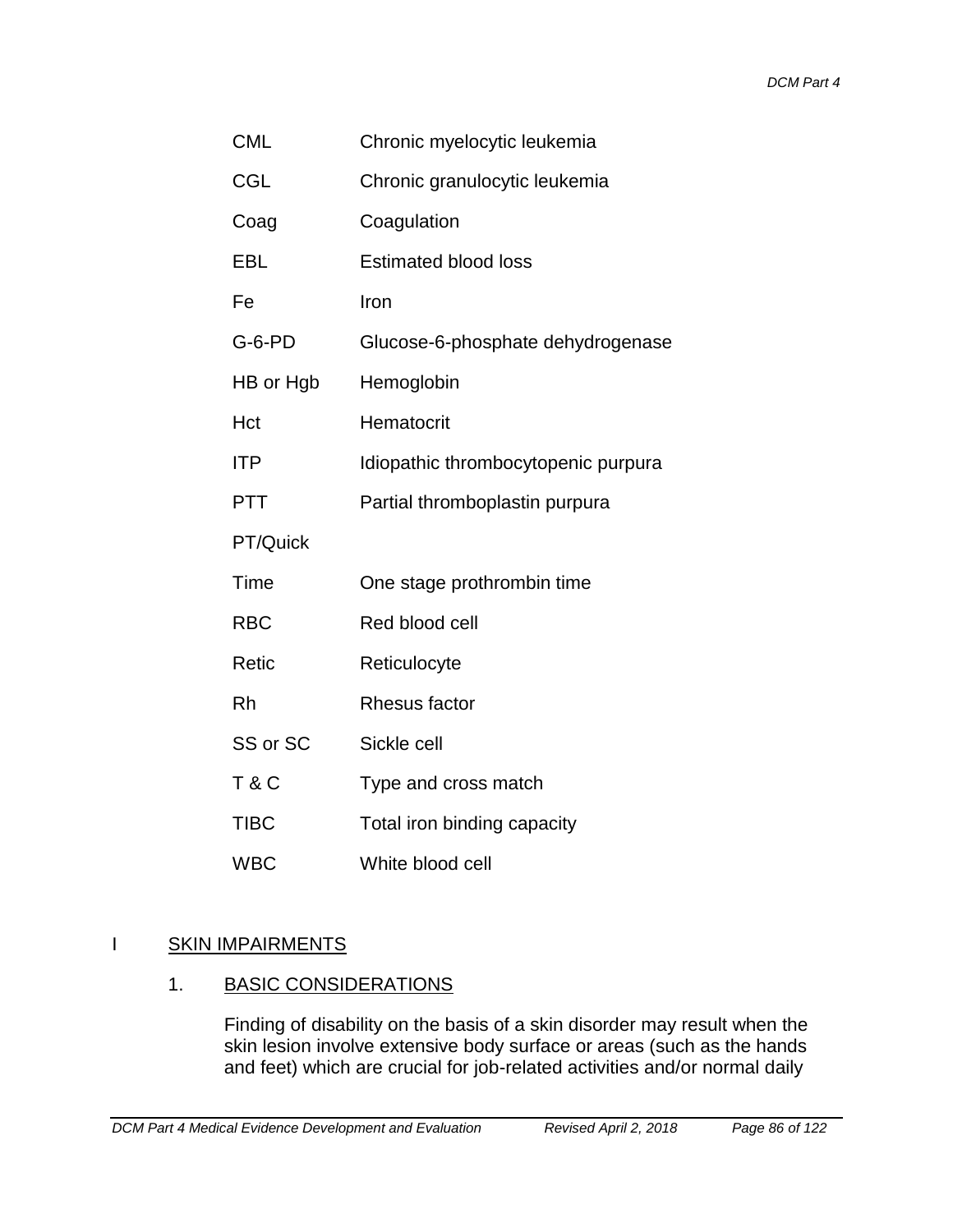| | |
|---|---|
| CML | Chronic myelocytic leukemia |
| CGL | Chronic granulocytic leukemia |
| Coag | Coagulation |
| EBL | Estimated blood loss |
| Fe | Iron |
| G-6-PD | Glucose-6-phosphate dehydrogenase |
| HB or Hgb | Hemoglobin |
| Hct | Hematocrit |
| ITP | Idiopathic thrombocytopenic purpura |
| PTT | Partial thromboplastin purpura |
| PT/Quick | |
| Time | One stage prothrombin time |
| RBC | Red blood cell |
| Retic | Reticulocyte |
| Rh | Rhesus factor |
| SS or SC | Sickle cell |
| T & C | Type and cross match |
| TIBC | Total iron binding capacity |
| WBC | White blood cell |

## I SKIN IMPAIRMENTS

### 1. BASIC CONSIDERATIONS

Finding of disability on the basis of a skin disorder may result when the skin lesion involve extensive body surface or areas (such as the hands and feet) which are crucial for job-related activities and/or normal daily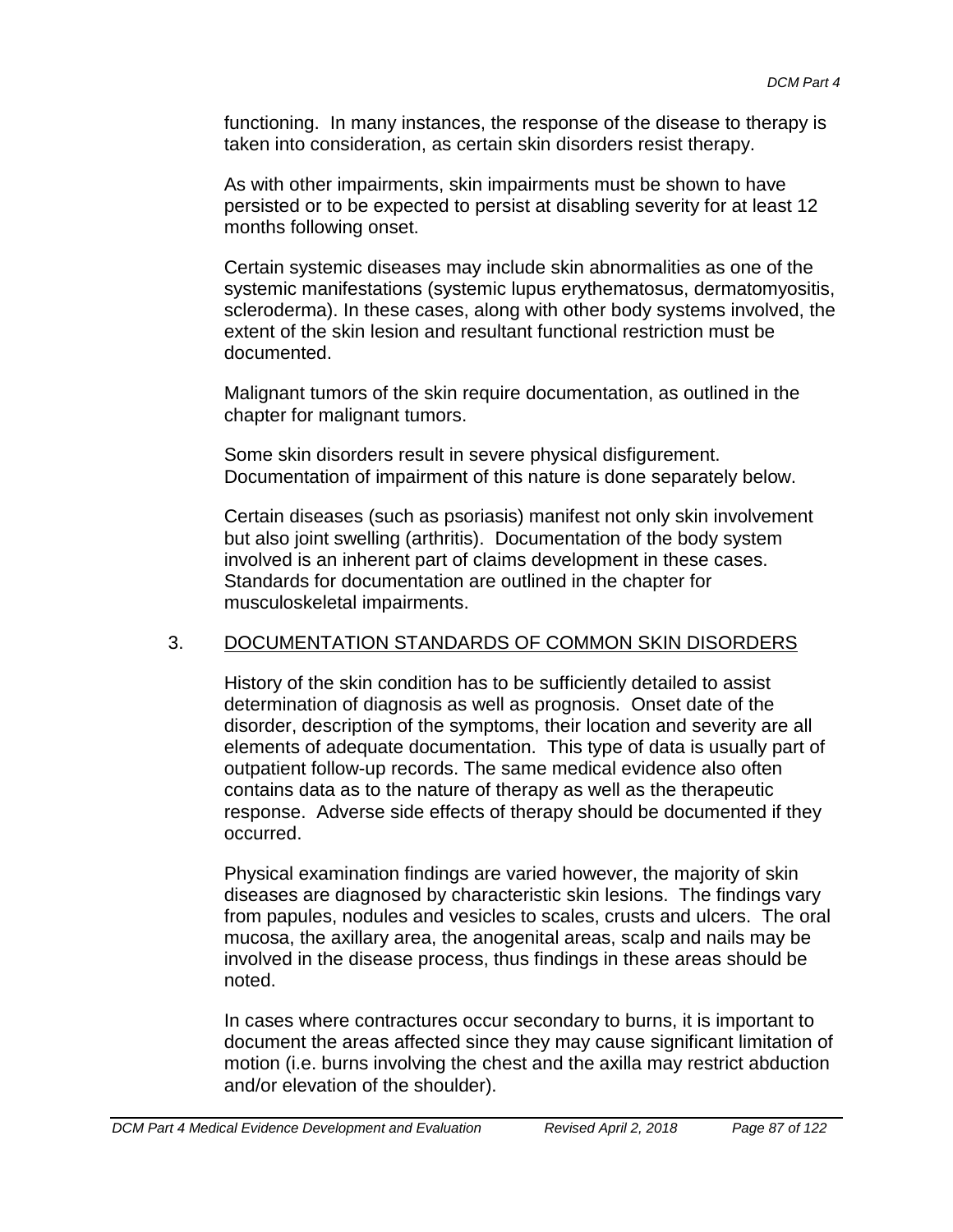functioning. In many instances, the response of the disease to therapy is taken into consideration, as certain skin disorders resist therapy.

As with other impairments, skin impairments must be shown to have persisted or to be expected to persist at disabling severity for at least 12 months following onset.

Certain systemic diseases may include skin abnormalities as one of the systemic manifestations (systemic lupus erythematosus, dermatomyositis, scleroderma). In these cases, along with other body systems involved, the extent of the skin lesion and resultant functional restriction must be documented.

Malignant tumors of the skin require documentation, as outlined in the chapter for malignant tumors.

Some skin disorders result in severe physical disfigurement. Documentation of impairment of this nature is done separately below.

Certain diseases (such as psoriasis) manifest not only skin involvement but also joint swelling (arthritis). Documentation of the body system involved is an inherent part of claims development in these cases. Standards for documentation are outlined in the chapter for musculoskeletal impairments.

## 3. DOCUMENTATION STANDARDS OF COMMON SKIN DISORDERS

History of the skin condition has to be sufficiently detailed to assist determination of diagnosis as well as prognosis. Onset date of the disorder, description of the symptoms, their location and severity are all elements of adequate documentation. This type of data is usually part of outpatient follow-up records. The same medical evidence also often contains data as to the nature of therapy as well as the therapeutic response. Adverse side effects of therapy should be documented if they occurred.

Physical examination findings are varied however, the majority of skin diseases are diagnosed by characteristic skin lesions. The findings vary from papules, nodules and vesicles to scales, crusts and ulcers. The oral mucosa, the axillary area, the anogenital areas, scalp and nails may be involved in the disease process, thus findings in these areas should be noted.

In cases where contractures occur secondary to burns, it is important to document the areas affected since they may cause significant limitation of motion (i.e. burns involving the chest and the axilla may restrict abduction and/or elevation of the shoulder).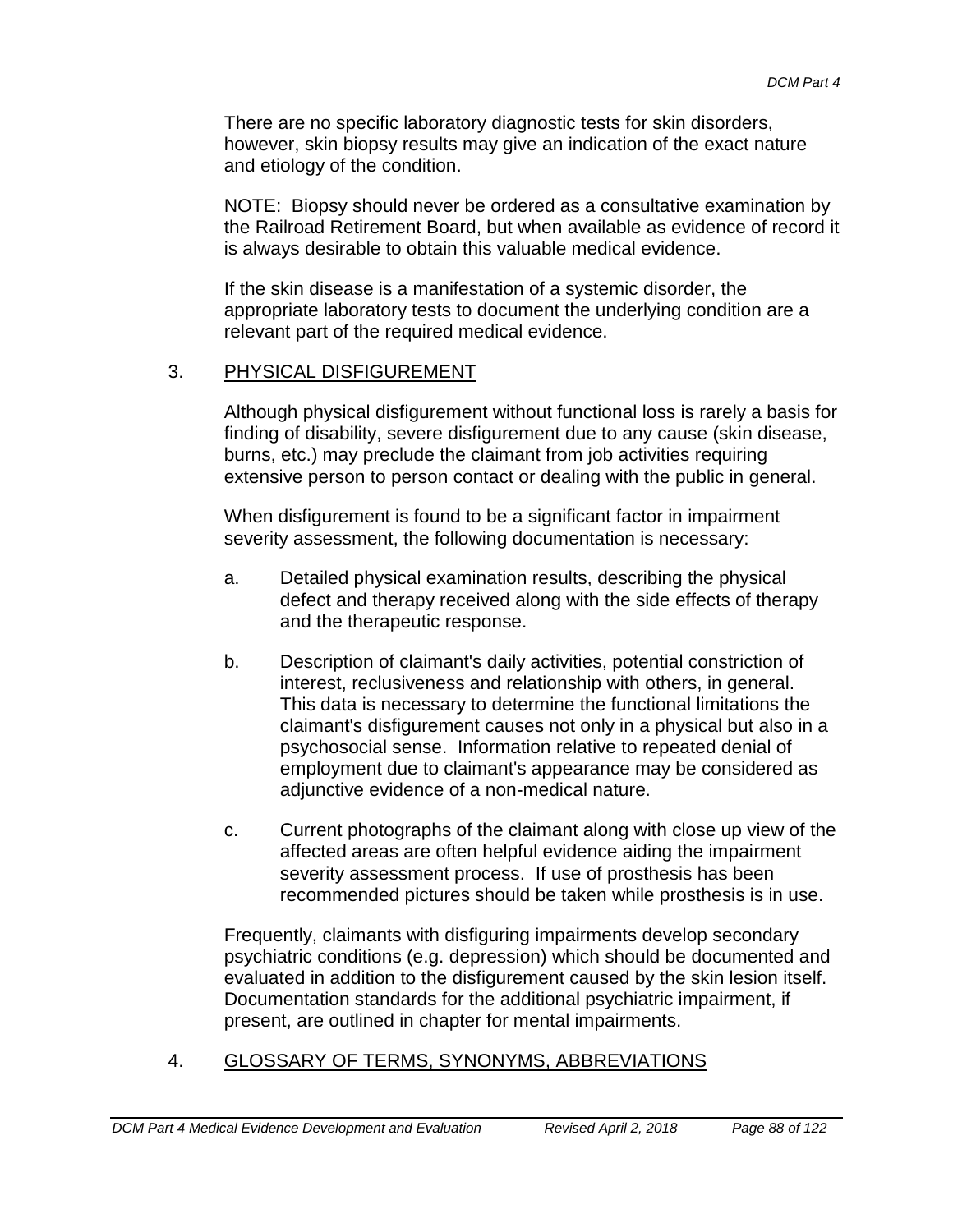There are no specific laboratory diagnostic tests for skin disorders, however, skin biopsy results may give an indication of the exact nature and etiology of the condition.

NOTE: Biopsy should never be ordered as a consultative examination by the Railroad Retirement Board, but when available as evidence of record it is always desirable to obtain this valuable medical evidence.

If the skin disease is a manifestation of a systemic disorder, the appropriate laboratory tests to document the underlying condition are a relevant part of the required medical evidence.

## 3. PHYSICAL DISFIGUREMENT

Although physical disfigurement without functional loss is rarely a basis for finding of disability, severe disfigurement due to any cause (skin disease, burns, etc.) may preclude the claimant from job activities requiring extensive person to person contact or dealing with the public in general.

When disfigurement is found to be a significant factor in impairment severity assessment, the following documentation is necessary:

a. Detailed physical examination results, describing the physical defect and therapy received along with the side effects of therapy and the therapeutic response.

b. Description of claimant's daily activities, potential constriction of interest, reclusiveness and relationship with others, in general. This data is necessary to determine the functional limitations the claimant's disfigurement causes not only in a physical but also in a psychosocial sense. Information relative to repeated denial of employment due to claimant's appearance may be considered as adjunctive evidence of a non-medical nature.

c. Current photographs of the claimant along with close up view of the affected areas are often helpful evidence aiding the impairment severity assessment process. If use of prosthesis has been recommended pictures should be taken while prosthesis is in use.

Frequently, claimants with disfiguring impairments develop secondary psychiatric conditions (e.g. depression) which should be documented and evaluated in addition to the disfigurement caused by the skin lesion itself. Documentation standards for the additional psychiatric impairment, if present, are outlined in chapter for mental impairments.

## 4. GLOSSARY OF TERMS, SYNONYMS, ABBREVIATIONS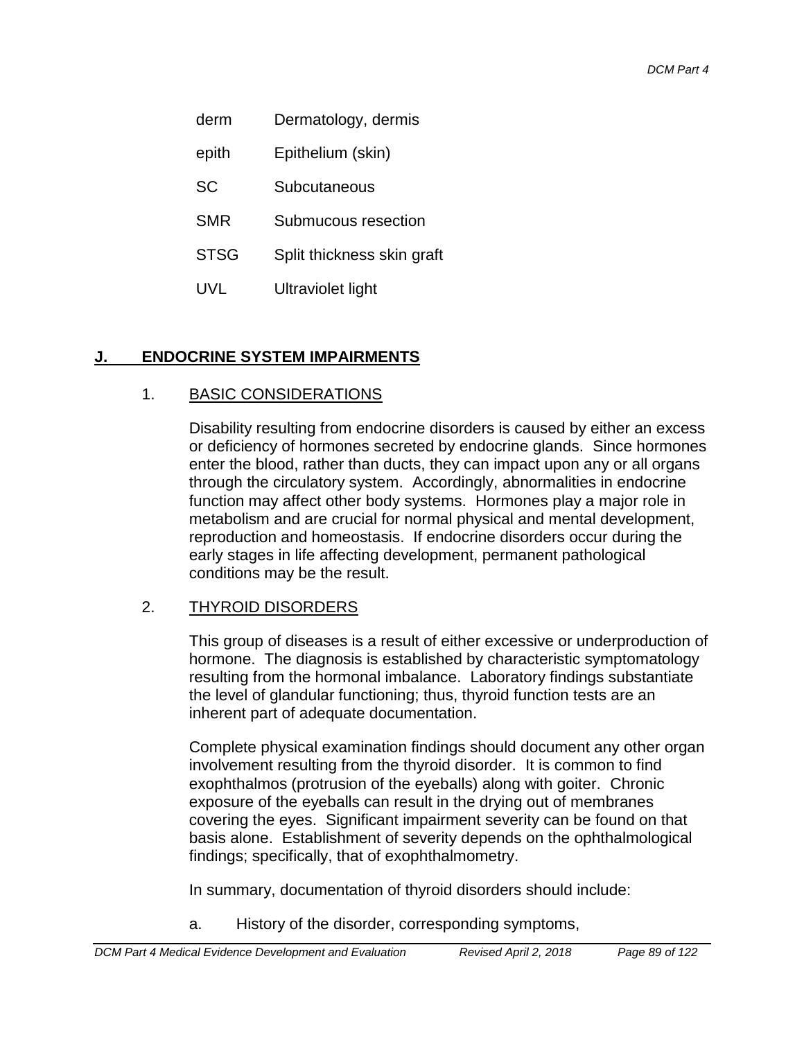| | |
|---|---|
| derm | Dermatology, dermis |
| epith | Epithelium (skin) |
| SC | Subcutaneous |
| SMR | Submucous resection |
| STSG | Split thickness skin graft |
| UVL | Ultraviolet light |

## J. ENDOCRINE SYSTEM IMPAIRMENTS

### 1. BASIC CONSIDERATIONS

Disability resulting from endocrine disorders is caused by either an excess or deficiency of hormones secreted by endocrine glands. Since hormones enter the blood, rather than ducts, they can impact upon any or all organs through the circulatory system. Accordingly, abnormalities in endocrine function may affect other body systems. Hormones play a major role in metabolism and are crucial for normal physical and mental development, reproduction and homeostasis. If endocrine disorders occur during the early stages in life affecting development, permanent pathological conditions may be the result.

### 2. THYROID DISORDERS

This group of diseases is a result of either excessive or underproduction of hormone. The diagnosis is established by characteristic symptomatology resulting from the hormonal imbalance. Laboratory findings substantiate the level of glandular functioning; thus, thyroid function tests are an inherent part of adequate documentation.

Complete physical examination findings should document any other organ involvement resulting from the thyroid disorder. It is common to find exophthalmos (protrusion of the eyeballs) along with goiter. Chronic exposure of the eyeballs can result in the drying out of membranes covering the eyes. Significant impairment severity can be found on that basis alone. Establishment of severity depends on the ophthalmological findings; specifically, that of exophthalmometry.

In summary, documentation of thyroid disorders should include:

a. History of the disorder, corresponding symptoms,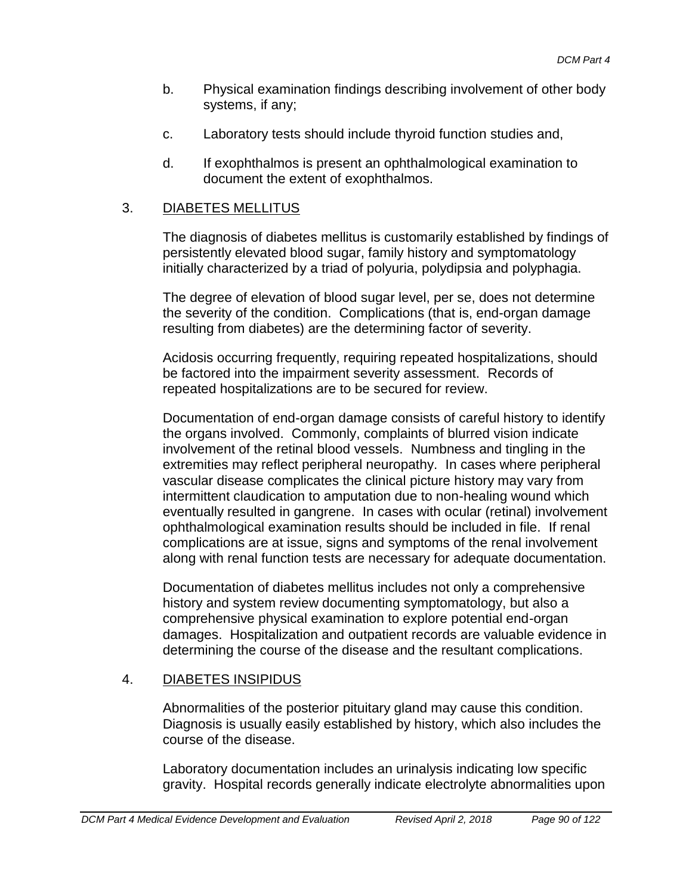b. Physical examination findings describing involvement of other body systems, if any;

c. Laboratory tests should include thyroid function studies and,

d. If exophthalmos is present an ophthalmological examination to document the extent of exophthalmos.

## 3. DIABETES MELLITUS

The diagnosis of diabetes mellitus is customarily established by findings of persistently elevated blood sugar, family history and symptomatology initially characterized by a triad of polyuria, polydipsia and polyphagia.

The degree of elevation of blood sugar level, per se, does not determine the severity of the condition. Complications (that is, end-organ damage resulting from diabetes) are the determining factor of severity.

Acidosis occurring frequently, requiring repeated hospitalizations, should be factored into the impairment severity assessment. Records of repeated hospitalizations are to be secured for review.

Documentation of end-organ damage consists of careful history to identify the organs involved. Commonly, complaints of blurred vision indicate involvement of the retinal blood vessels. Numbness and tingling in the extremities may reflect peripheral neuropathy. In cases where peripheral vascular disease complicates the clinical picture history may vary from intermittent claudication to amputation due to non-healing wound which eventually resulted in gangrene. In cases with ocular (retinal) involvement ophthalmological examination results should be included in file. If renal complications are at issue, signs and symptoms of the renal involvement along with renal function tests are necessary for adequate documentation.

Documentation of diabetes mellitus includes not only a comprehensive history and system review documenting symptomatology, but also a comprehensive physical examination to explore potential end-organ damages. Hospitalization and outpatient records are valuable evidence in determining the course of the disease and the resultant complications.

## 4. DIABETES INSIPIDUS

Abnormalities of the posterior pituitary gland may cause this condition. Diagnosis is usually easily established by history, which also includes the course of the disease.

Laboratory documentation includes an urinalysis indicating low specific gravity. Hospital records generally indicate electrolyte abnormalities upon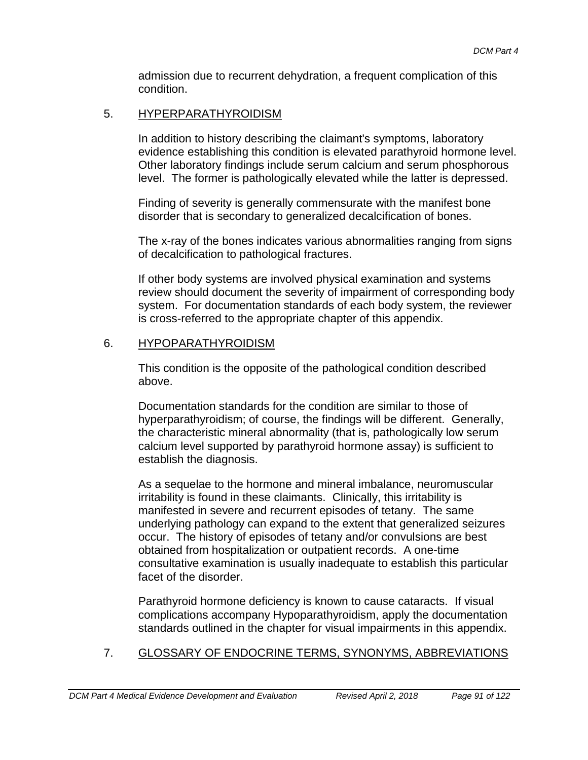admission due to recurrent dehydration, a frequent complication of this condition.

## 5. HYPERPARATHYROIDISM

In addition to history describing the claimant's symptoms, laboratory evidence establishing this condition is elevated parathyroid hormone level. Other laboratory findings include serum calcium and serum phosphorous level. The former is pathologically elevated while the latter is depressed.

Finding of severity is generally commensurate with the manifest bone disorder that is secondary to generalized decalcification of bones.

The x-ray of the bones indicates various abnormalities ranging from signs of decalcification to pathological fractures.

If other body systems are involved physical examination and systems review should document the severity of impairment of corresponding body system. For documentation standards of each body system, the reviewer is cross-referred to the appropriate chapter of this appendix.

## 6. HYPOPARATHYROIDISM

This condition is the opposite of the pathological condition described above.

Documentation standards for the condition are similar to those of hyperparathyroidism; of course, the findings will be different. Generally, the characteristic mineral abnormality (that is, pathologically low serum calcium level supported by parathyroid hormone assay) is sufficient to establish the diagnosis.

As a sequelae to the hormone and mineral imbalance, neuromuscular irritability is found in these claimants. Clinically, this irritability is manifested in severe and recurrent episodes of tetany. The same underlying pathology can expand to the extent that generalized seizures occur. The history of episodes of tetany and/or convulsions are best obtained from hospitalization or outpatient records. A one-time consultative examination is usually inadequate to establish this particular facet of the disorder.

Parathyroid hormone deficiency is known to cause cataracts. If visual complications accompany Hypoparathyroidism, apply the documentation standards outlined in the chapter for visual impairments in this appendix.

## 7. GLOSSARY OF ENDOCRINE TERMS, SYNONYMS, ABBREVIATIONS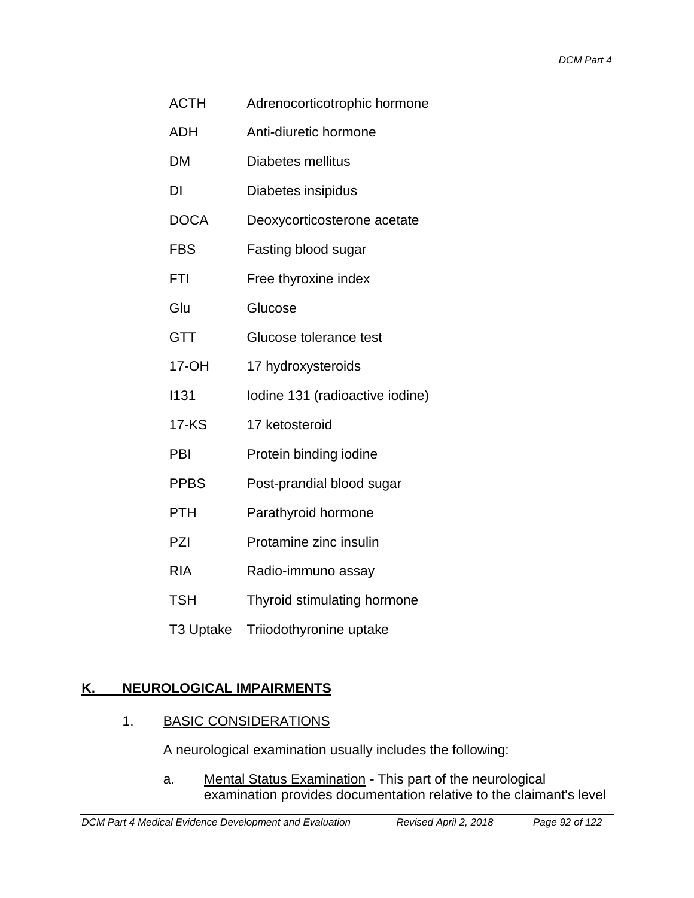| | |
|---|---|
| ACTH | Adrenocorticotrophic hormone |
| ADH | Anti-diuretic hormone |
| DM | Diabetes mellitus |
| DI | Diabetes insipidus |
| DOCA | Deoxycorticosterone acetate |
| FBS | Fasting blood sugar |
| FTI | Free thyroxine index |
| Glu | Glucose |
| GTT | Glucose tolerance test |
| 17-OH | 17 hydroxysteroids |
| I131 | Iodine 131 (radioactive iodine) |
| 17-KS | 17 ketosteroid |
| PBI | Protein binding iodine |
| PPBS | Post-prandial blood sugar |
| PTH | Parathyroid hormone |
| PZI | Protamine zinc insulin |
| RIA | Radio-immuno assay |
| TSH | Thyroid stimulating hormone |
| T3 Uptake | Triiodothyronine uptake |

## K. NEUROLOGICAL IMPAIRMENTS

### 1. BASIC CONSIDERATIONS

A neurological examination usually includes the following:

a. Mental Status Examination - This part of the neurological examination provides documentation relative to the claimant's level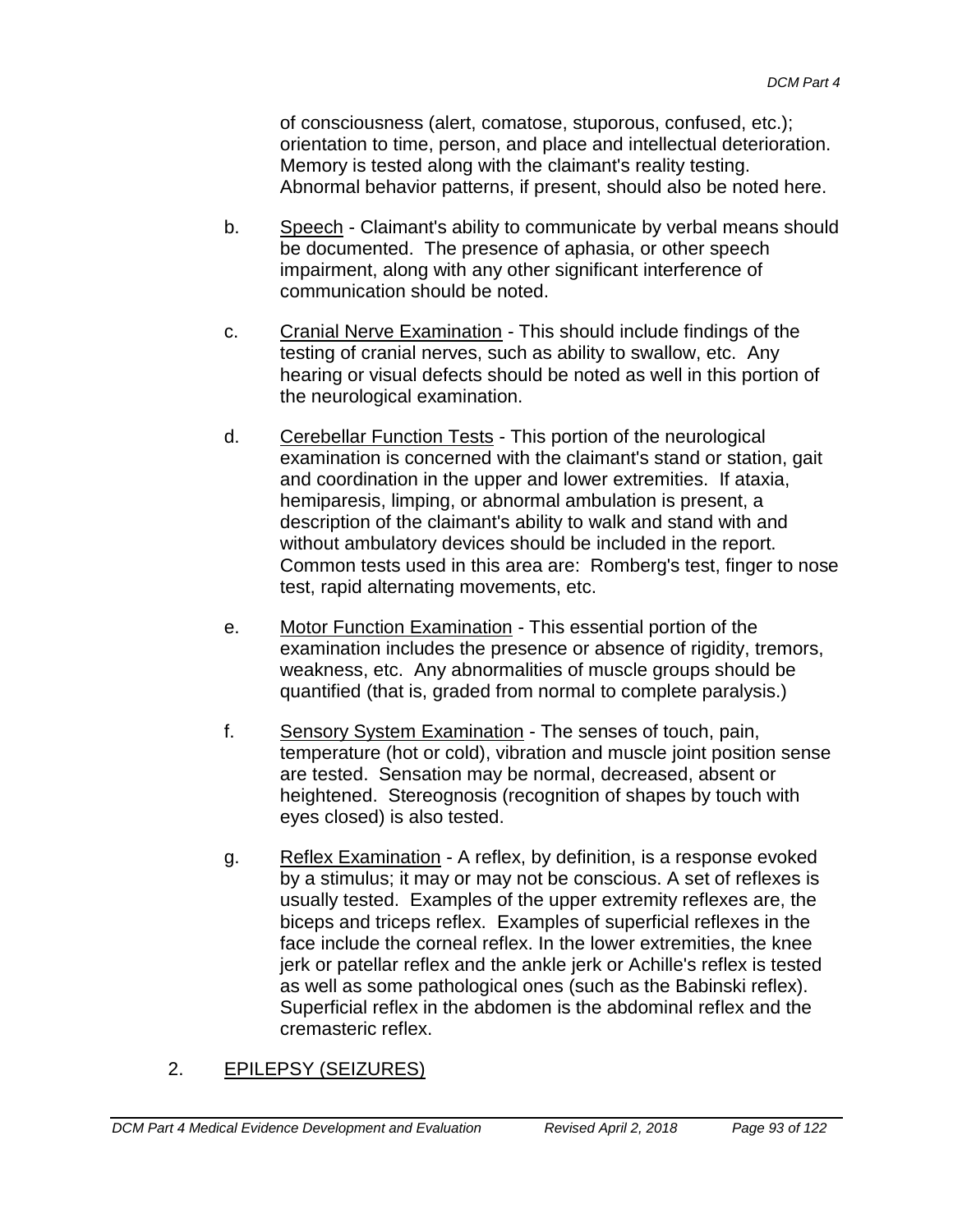of consciousness (alert, comatose, stuporous, confused, etc.); orientation to time, person, and place and intellectual deterioration. Memory is tested along with the claimant's reality testing. Abnormal behavior patterns, if present, should also be noted here.

b. Speech - Claimant's ability to communicate by verbal means should be documented. The presence of aphasia, or other speech impairment, along with any other significant interference of communication should be noted.

c. Cranial Nerve Examination - This should include findings of the testing of cranial nerves, such as ability to swallow, etc. Any hearing or visual defects should be noted as well in this portion of the neurological examination.

d. Cerebellar Function Tests - This portion of the neurological examination is concerned with the claimant's stand or station, gait and coordination in the upper and lower extremities. If ataxia, hemiparesis, limping, or abnormal ambulation is present, a description of the claimant's ability to walk and stand with and without ambulatory devices should be included in the report. Common tests used in this area are: Romberg's test, finger to nose test, rapid alternating movements, etc.

e. Motor Function Examination - This essential portion of the examination includes the presence or absence of rigidity, tremors, weakness, etc. Any abnormalities of muscle groups should be quantified (that is, graded from normal to complete paralysis.)

f. Sensory System Examination - The senses of touch, pain, temperature (hot or cold), vibration and muscle joint position sense are tested. Sensation may be normal, decreased, absent or heightened. Stereognosis (recognition of shapes by touch with eyes closed) is also tested.

g. Reflex Examination - A reflex, by definition, is a response evoked by a stimulus; it may or may not be conscious. A set of reflexes is usually tested. Examples of the upper extremity reflexes are, the biceps and triceps reflex. Examples of superficial reflexes in the face include the corneal reflex. In the lower extremities, the knee jerk or patellar reflex and the ankle jerk or Achille's reflex is tested as well as some pathological ones (such as the Babinski reflex). Superficial reflex in the abdomen is the abdominal reflex and the cremasteric reflex.

## 2. EPILEPSY (SEIZURES)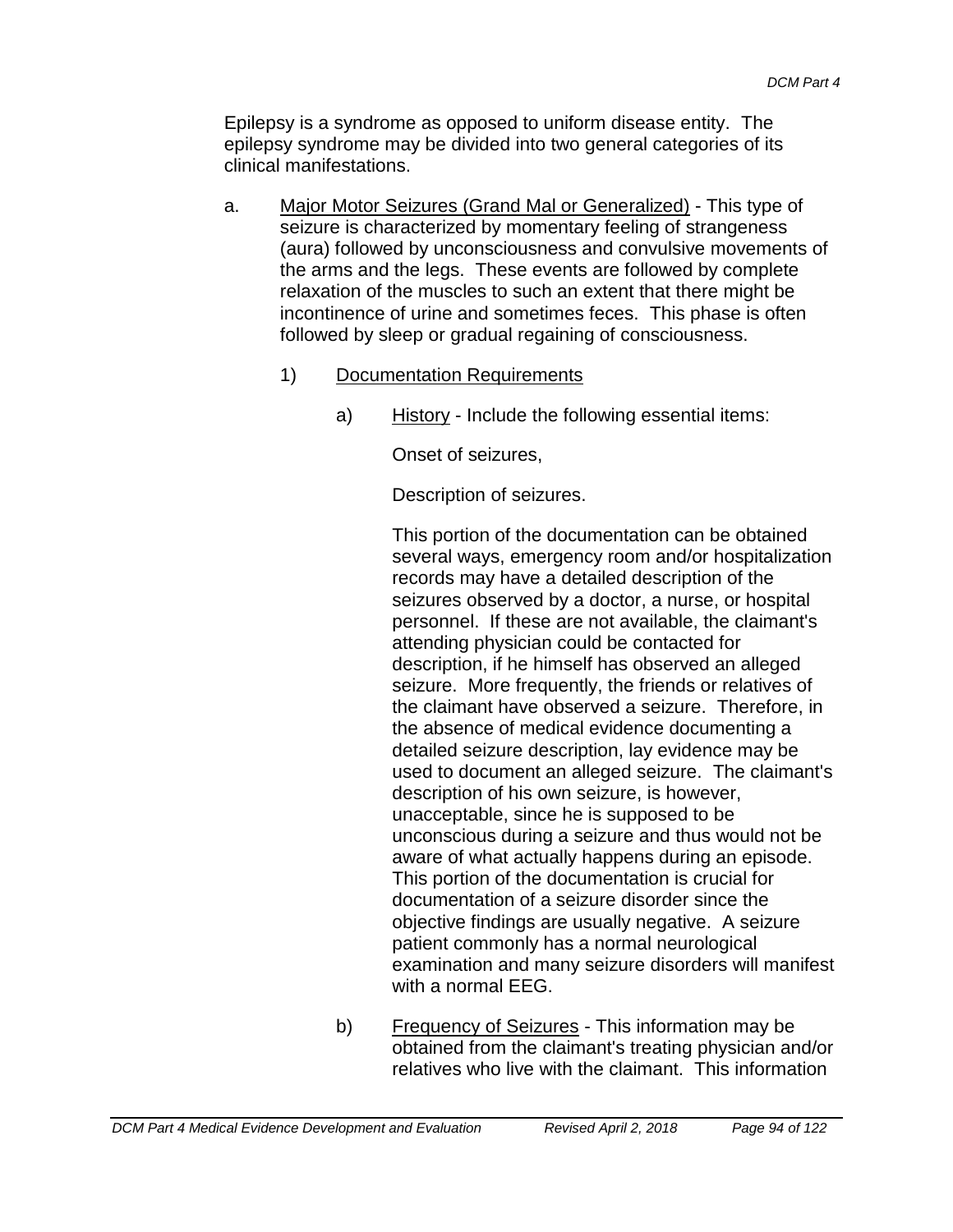Epilepsy is a syndrome as opposed to uniform disease entity. The epilepsy syndrome may be divided into two general categories of its clinical manifestations.

a. <u>Major Motor Seizures (Grand Mal or Generalized)</u> - This type of seizure is characterized by momentary feeling of strangeness (aura) followed by unconsciousness and convulsive movements of the arms and the legs. These events are followed by complete relaxation of the muscles to such an extent that there might be incontinence of urine and sometimes feces. This phase is often followed by sleep or gradual regaining of consciousness.

   1) <u>Documentation Requirements</u>

      a) <u>History</u> - Include the following essential items:

         Onset of seizures,

         Description of seizures.

         This portion of the documentation can be obtained several ways, emergency room and/or hospitalization records may have a detailed description of the seizures observed by a doctor, a nurse, or hospital personnel. If these are not available, the claimant's attending physician could be contacted for description, if he himself has observed an alleged seizure. More frequently, the friends or relatives of the claimant have observed a seizure. Therefore, in the absence of medical evidence documenting a detailed seizure description, lay evidence may be used to document an alleged seizure. The claimant's description of his own seizure, is however, unacceptable, since he is supposed to be unconscious during a seizure and thus would not be aware of what actually happens during an episode. This portion of the documentation is crucial for documentation of a seizure disorder since the objective findings are usually negative. A seizure patient commonly has a normal neurological examination and many seizure disorders will manifest with a normal EEG.

      b) <u>Frequency of Seizures</u> - This information may be obtained from the claimant's treating physician and/or relatives who live with the claimant. This information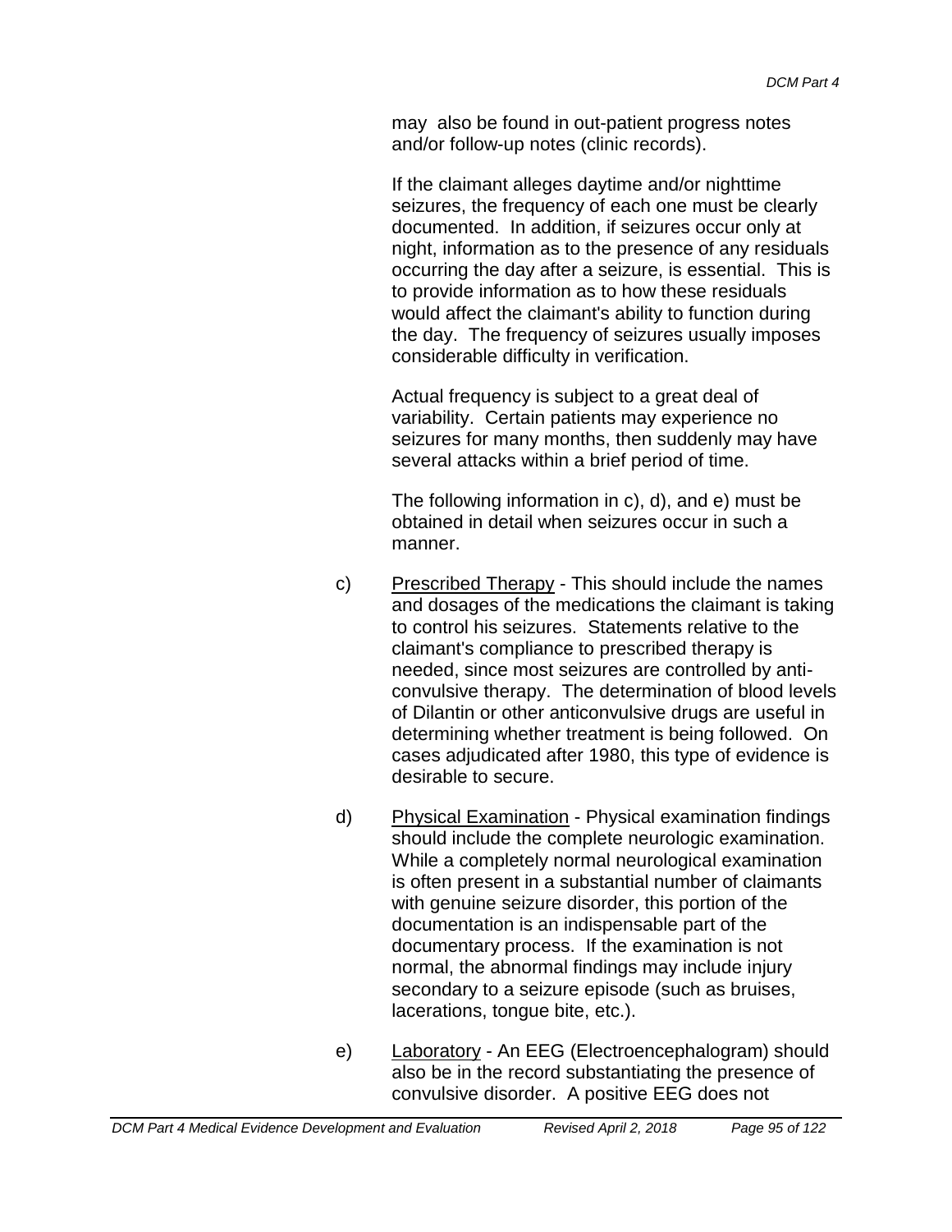may also be found in out-patient progress notes and/or follow-up notes (clinic records).

If the claimant alleges daytime and/or nighttime seizures, the frequency of each one must be clearly documented. In addition, if seizures occur only at night, information as to the presence of any residuals occurring the day after a seizure, is essential. This is to provide information as to how these residuals would affect the claimant's ability to function during the day. The frequency of seizures usually imposes considerable difficulty in verification.

Actual frequency is subject to a great deal of variability. Certain patients may experience no seizures for many months, then suddenly may have several attacks within a brief period of time.

The following information in c), d), and e) must be obtained in detail when seizures occur in such a manner.

c) Prescribed Therapy - This should include the names and dosages of the medications the claimant is taking to control his seizures. Statements relative to the claimant's compliance to prescribed therapy is needed, since most seizures are controlled by anti-convulsive therapy. The determination of blood levels of Dilantin or other anticonvulsive drugs are useful in determining whether treatment is being followed. On cases adjudicated after 1980, this type of evidence is desirable to secure.

d) Physical Examination - Physical examination findings should include the complete neurologic examination. While a completely normal neurological examination is often present in a substantial number of claimants with genuine seizure disorder, this portion of the documentation is an indispensable part of the documentary process. If the examination is not normal, the abnormal findings may include injury secondary to a seizure episode (such as bruises, lacerations, tongue bite, etc.).

e) Laboratory - An EEG (Electroencephalogram) should also be in the record substantiating the presence of convulsive disorder. A positive EEG does not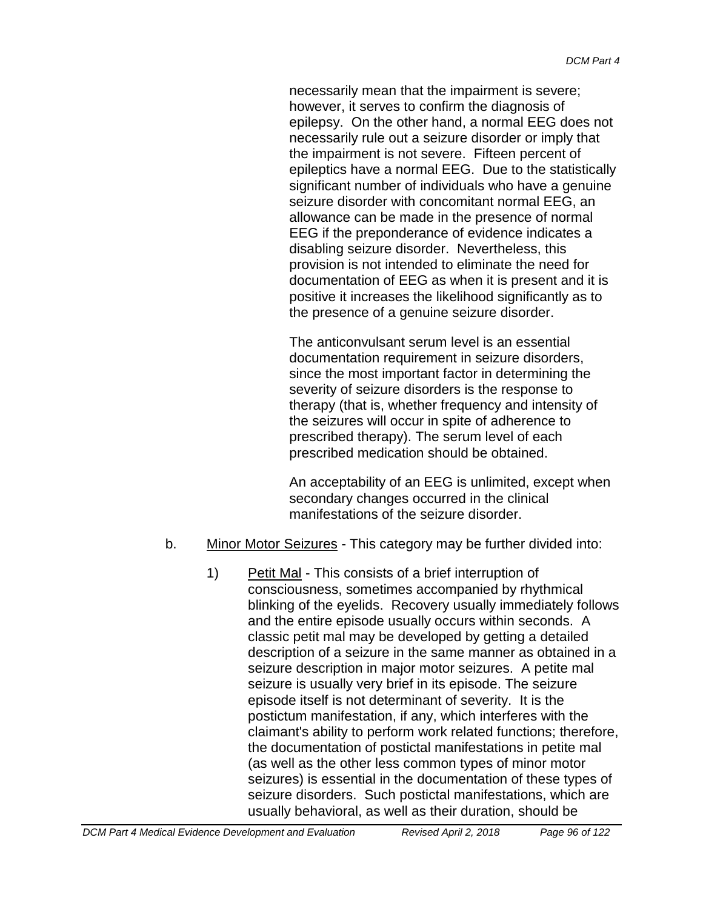necessarily mean that the impairment is severe; however, it serves to confirm the diagnosis of epilepsy. On the other hand, a normal EEG does not necessarily rule out a seizure disorder or imply that the impairment is not severe. Fifteen percent of epileptics have a normal EEG. Due to the statistically significant number of individuals who have a genuine seizure disorder with concomitant normal EEG, an allowance can be made in the presence of normal EEG if the preponderance of evidence indicates a disabling seizure disorder. Nevertheless, this provision is not intended to eliminate the need for documentation of EEG as when it is present and it is positive it increases the likelihood significantly as to the presence of a genuine seizure disorder.

The anticonvulsant serum level is an essential documentation requirement in seizure disorders, since the most important factor in determining the severity of seizure disorders is the response to therapy (that is, whether frequency and intensity of the seizures will occur in spite of adherence to prescribed therapy). The serum level of each prescribed medication should be obtained.

An acceptability of an EEG is unlimited, except when secondary changes occurred in the clinical manifestations of the seizure disorder.

b. Minor Motor Seizures - This category may be further divided into:

1) Petit Mal - This consists of a brief interruption of consciousness, sometimes accompanied by rhythmical blinking of the eyelids. Recovery usually immediately follows and the entire episode usually occurs within seconds. A classic petit mal may be developed by getting a detailed description of a seizure in the same manner as obtained in a seizure description in major motor seizures. A petite mal seizure is usually very brief in its episode. The seizure episode itself is not determinant of severity. It is the postictum manifestation, if any, which interferes with the claimant's ability to perform work related functions; therefore, the documentation of postictal manifestations in petite mal (as well as the other less common types of minor motor seizures) is essential in the documentation of these types of seizure disorders. Such postictal manifestations, which are usually behavioral, as well as their duration, should be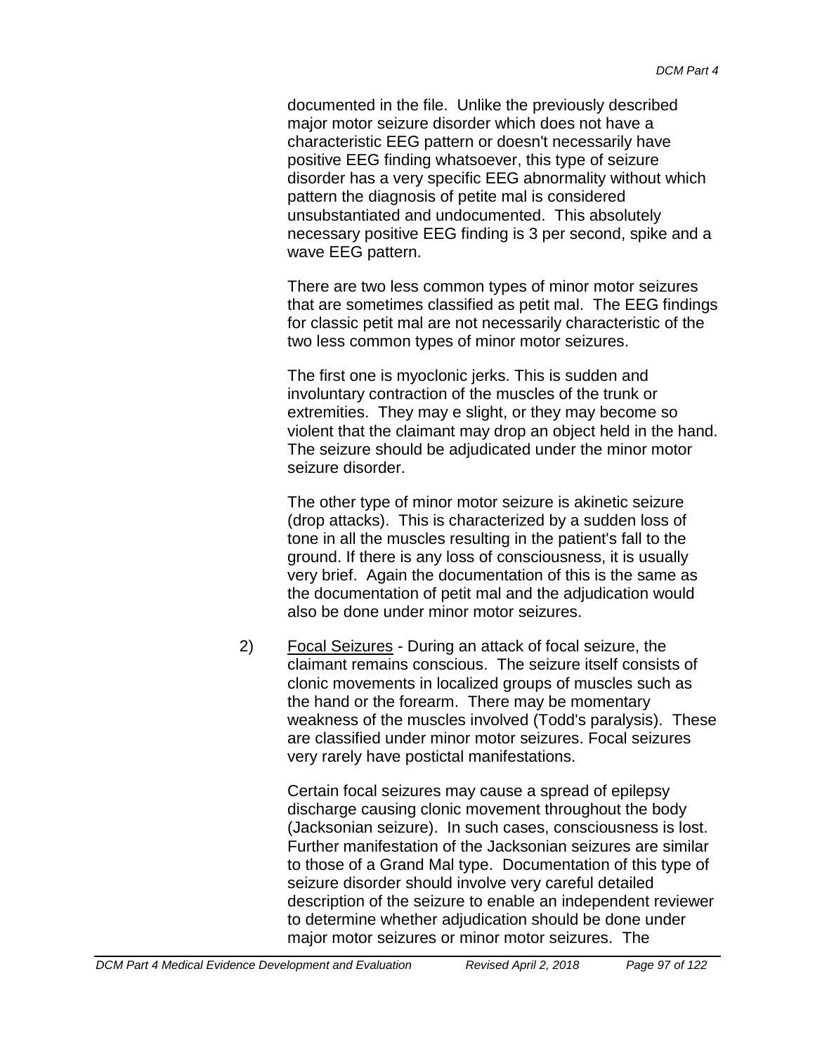documented in the file. Unlike the previously described major motor seizure disorder which does not have a characteristic EEG pattern or doesn't necessarily have positive EEG finding whatsoever, this type of seizure disorder has a very specific EEG abnormality without which pattern the diagnosis of petite mal is considered unsubstantiated and undocumented. This absolutely necessary positive EEG finding is 3 per second, spike and a wave EEG pattern.

There are two less common types of minor motor seizures that are sometimes classified as petit mal. The EEG findings for classic petit mal are not necessarily characteristic of the two less common types of minor motor seizures.

The first one is myoclonic jerks. This is sudden and involuntary contraction of the muscles of the trunk or extremities. They may e slight, or they may become so violent that the claimant may drop an object held in the hand. The seizure should be adjudicated under the minor motor seizure disorder.

The other type of minor motor seizure is akinetic seizure (drop attacks). This is characterized by a sudden loss of tone in all the muscles resulting in the patient's fall to the ground. If there is any loss of consciousness, it is usually very brief. Again the documentation of this is the same as the documentation of petit mal and the adjudication would also be done under minor motor seizures.

2) Focal Seizures - During an attack of focal seizure, the claimant remains conscious. The seizure itself consists of clonic movements in localized groups of muscles such as the hand or the forearm. There may be momentary weakness of the muscles involved (Todd's paralysis). These are classified under minor motor seizures. Focal seizures very rarely have postictal manifestations.

Certain focal seizures may cause a spread of epilepsy discharge causing clonic movement throughout the body (Jacksonian seizure). In such cases, consciousness is lost. Further manifestation of the Jacksonian seizures are similar to those of a Grand Mal type. Documentation of this type of seizure disorder should involve very careful detailed description of the seizure to enable an independent reviewer to determine whether adjudication should be done under major motor seizures or minor motor seizures. The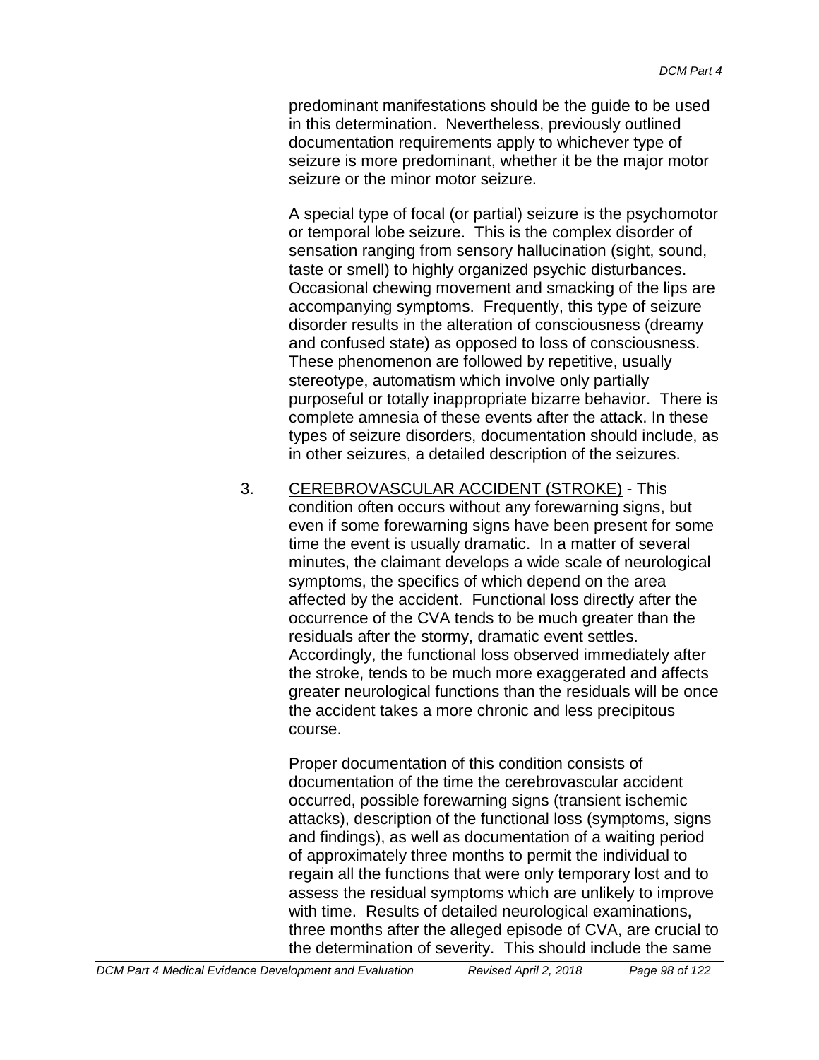predominant manifestations should be the guide to be used in this determination. Nevertheless, previously outlined documentation requirements apply to whichever type of seizure is more predominant, whether it be the major motor seizure or the minor motor seizure.

A special type of focal (or partial) seizure is the psychomotor or temporal lobe seizure. This is the complex disorder of sensation ranging from sensory hallucination (sight, sound, taste or smell) to highly organized psychic disturbances. Occasional chewing movement and smacking of the lips are accompanying symptoms. Frequently, this type of seizure disorder results in the alteration of consciousness (dreamy and confused state) as opposed to loss of consciousness. These phenomenon are followed by repetitive, usually stereotype, automatism which involve only partially purposeful or totally inappropriate bizarre behavior. There is complete amnesia of these events after the attack. In these types of seizure disorders, documentation should include, as in other seizures, a detailed description of the seizures.

3. <u>CEREBROVASCULAR ACCIDENT (STROKE)</u> - This condition often occurs without any forewarning signs, but even if some forewarning signs have been present for some time the event is usually dramatic. In a matter of several minutes, the claimant develops a wide scale of neurological symptoms, the specifics of which depend on the area affected by the accident. Functional loss directly after the occurrence of the CVA tends to be much greater than the residuals after the stormy, dramatic event settles. Accordingly, the functional loss observed immediately after the stroke, tends to be much more exaggerated and affects greater neurological functions than the residuals will be once the accident takes a more chronic and less precipitous course.

   Proper documentation of this condition consists of documentation of the time the cerebrovascular accident occurred, possible forewarning signs (transient ischemic attacks), description of the functional loss (symptoms, signs and findings), as well as documentation of a waiting period of approximately three months to permit the individual to regain all the functions that were only temporary lost and to assess the residual symptoms which are unlikely to improve with time. Results of detailed neurological examinations, three months after the alleged episode of CVA, are crucial to the determination of severity. This should include the same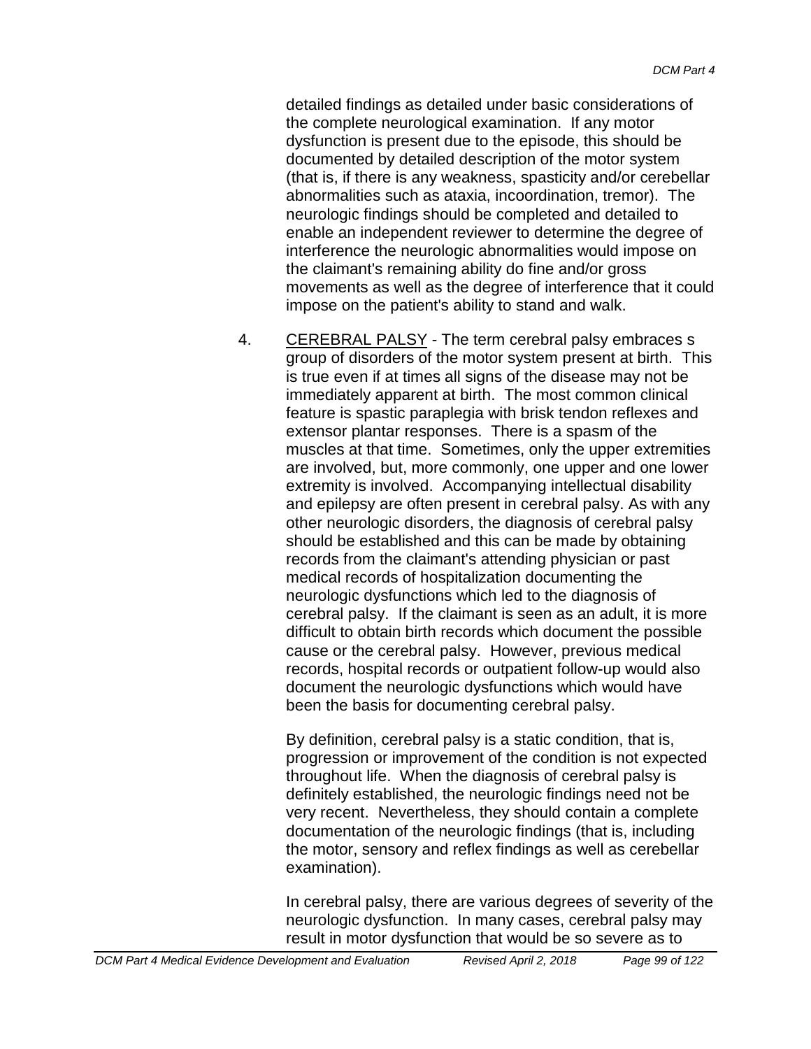detailed findings as detailed under basic considerations of the complete neurological examination. If any motor dysfunction is present due to the episode, this should be documented by detailed description of the motor system (that is, if there is any weakness, spasticity and/or cerebellar abnormalities such as ataxia, incoordination, tremor). The neurologic findings should be completed and detailed to enable an independent reviewer to determine the degree of interference the neurologic abnormalities would impose on the claimant's remaining ability do fine and/or gross movements as well as the degree of interference that it could impose on the patient's ability to stand and walk.

4. CEREBRAL PALSY - The term cerebral palsy embraces s group of disorders of the motor system present at birth. This is true even if at times all signs of the disease may not be immediately apparent at birth. The most common clinical feature is spastic paraplegia with brisk tendon reflexes and extensor plantar responses. There is a spasm of the muscles at that time. Sometimes, only the upper extremities are involved, but, more commonly, one upper and one lower extremity is involved. Accompanying intellectual disability and epilepsy are often present in cerebral palsy. As with any other neurologic disorders, the diagnosis of cerebral palsy should be established and this can be made by obtaining records from the claimant's attending physician or past medical records of hospitalization documenting the neurologic dysfunctions which led to the diagnosis of cerebral palsy. If the claimant is seen as an adult, it is more difficult to obtain birth records which document the possible cause or the cerebral palsy. However, previous medical records, hospital records or outpatient follow-up would also document the neurologic dysfunctions which would have been the basis for documenting cerebral palsy.

   By definition, cerebral palsy is a static condition, that is, progression or improvement of the condition is not expected throughout life. When the diagnosis of cerebral palsy is definitely established, the neurologic findings need not be very recent. Nevertheless, they should contain a complete documentation of the neurologic findings (that is, including the motor, sensory and reflex findings as well as cerebellar examination).

   In cerebral palsy, there are various degrees of severity of the neurologic dysfunction. In many cases, cerebral palsy may result in motor dysfunction that would be so severe as to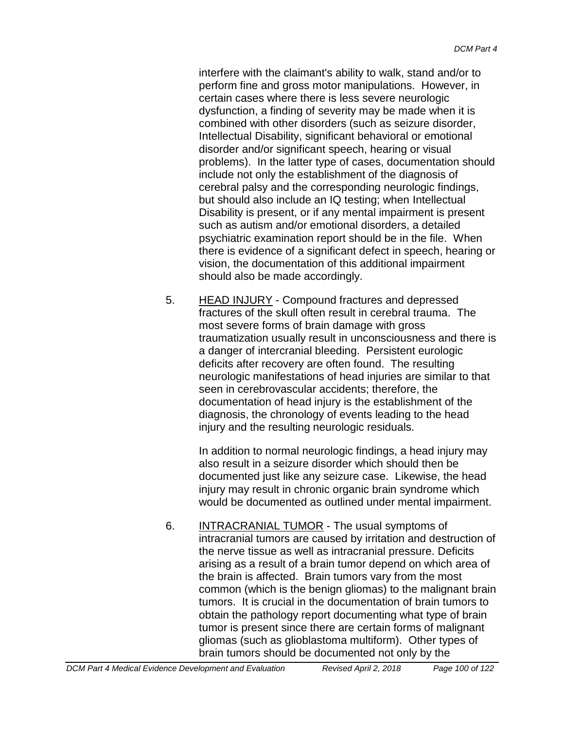interfere with the claimant's ability to walk, stand and/or to perform fine and gross motor manipulations. However, in certain cases where there is less severe neurologic dysfunction, a finding of severity may be made when it is combined with other disorders (such as seizure disorder, Intellectual Disability, significant behavioral or emotional disorder and/or significant speech, hearing or visual problems). In the latter type of cases, documentation should include not only the establishment of the diagnosis of cerebral palsy and the corresponding neurologic findings, but should also include an IQ testing; when Intellectual Disability is present, or if any mental impairment is present such as autism and/or emotional disorders, a detailed psychiatric examination report should be in the file. When there is evidence of a significant defect in speech, hearing or vision, the documentation of this additional impairment should also be made accordingly.

5. HEAD INJURY - Compound fractures and depressed fractures of the skull often result in cerebral trauma. The most severe forms of brain damage with gross traumatization usually result in unconsciousness and there is a danger of intercranial bleeding. Persistent eurologic deficits after recovery are often found. The resulting neurologic manifestations of head injuries are similar to that seen in cerebrovascular accidents; therefore, the documentation of head injury is the establishment of the diagnosis, the chronology of events leading to the head injury and the resulting neurologic residuals.

   In addition to normal neurologic findings, a head injury may also result in a seizure disorder which should then be documented just like any seizure case. Likewise, the head injury may result in chronic organic brain syndrome which would be documented as outlined under mental impairment.

6. INTRACRANIAL TUMOR - The usual symptoms of intracranial tumors are caused by irritation and destruction of the nerve tissue as well as intracranial pressure. Deficits arising as a result of a brain tumor depend on which area of the brain is affected. Brain tumors vary from the most common (which is the benign gliomas) to the malignant brain tumors. It is crucial in the documentation of brain tumors to obtain the pathology report documenting what type of brain tumor is present since there are certain forms of malignant gliomas (such as glioblastoma multiform). Other types of brain tumors should be documented not only by the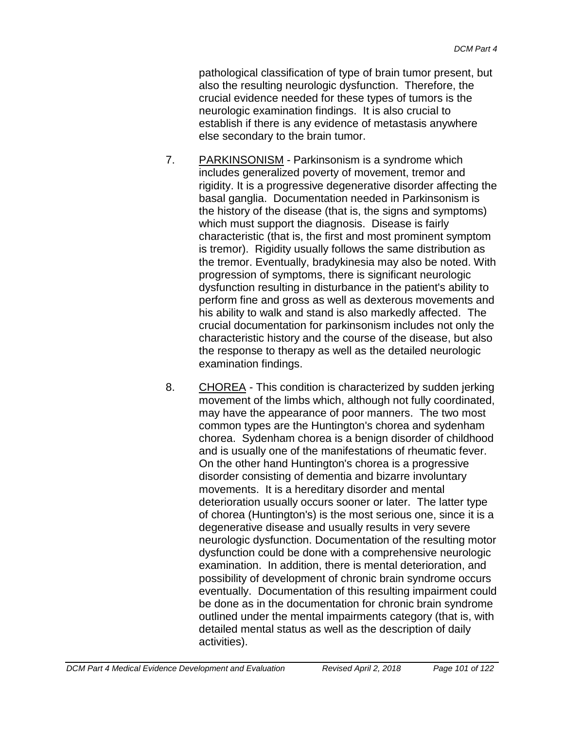pathological classification of type of brain tumor present, but also the resulting neurologic dysfunction. Therefore, the crucial evidence needed for these types of tumors is the neurologic examination findings. It is also crucial to establish if there is any evidence of metastasis anywhere else secondary to the brain tumor.

7. PARKINSONISM - Parkinsonism is a syndrome which includes generalized poverty of movement, tremor and rigidity. It is a progressive degenerative disorder affecting the basal ganglia. Documentation needed in Parkinsonism is the history of the disease (that is, the signs and symptoms) which must support the diagnosis. Disease is fairly characteristic (that is, the first and most prominent symptom is tremor). Rigidity usually follows the same distribution as the tremor. Eventually, bradykinesia may also be noted. With progression of symptoms, there is significant neurologic dysfunction resulting in disturbance in the patient's ability to perform fine and gross as well as dexterous movements and his ability to walk and stand is also markedly affected. The crucial documentation for parkinsonism includes not only the characteristic history and the course of the disease, but also the response to therapy as well as the detailed neurologic examination findings.

8. CHOREA - This condition is characterized by sudden jerking movement of the limbs which, although not fully coordinated, may have the appearance of poor manners. The two most common types are the Huntington's chorea and sydenham chorea. Sydenham chorea is a benign disorder of childhood and is usually one of the manifestations of rheumatic fever. On the other hand Huntington's chorea is a progressive disorder consisting of dementia and bizarre involuntary movements. It is a hereditary disorder and mental deterioration usually occurs sooner or later. The latter type of chorea (Huntington's) is the most serious one, since it is a degenerative disease and usually results in very severe neurologic dysfunction. Documentation of the resulting motor dysfunction could be done with a comprehensive neurologic examination. In addition, there is mental deterioration, and possibility of development of chronic brain syndrome occurs eventually. Documentation of this resulting impairment could be done as in the documentation for chronic brain syndrome outlined under the mental impairments category (that is, with detailed mental status as well as the description of daily activities).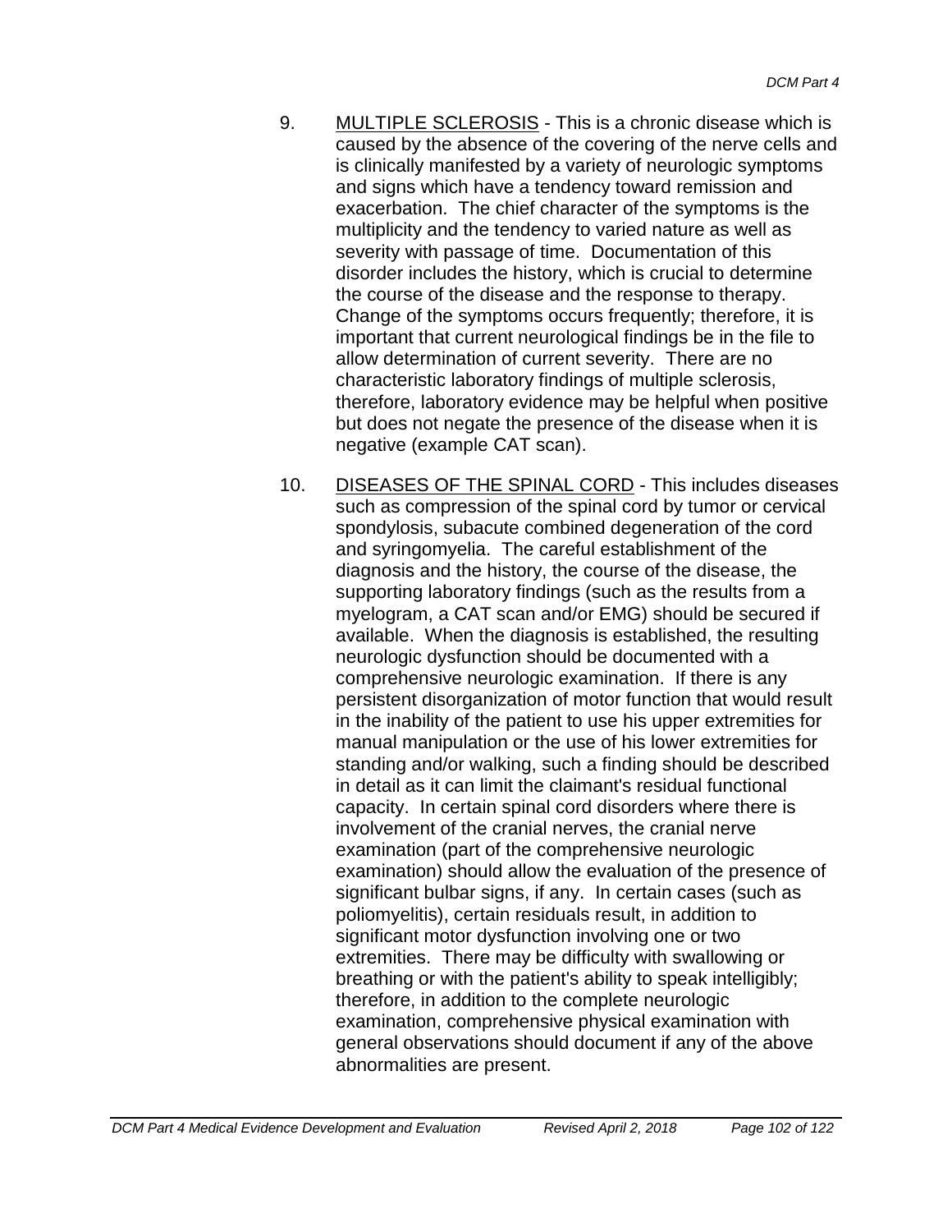9. <u>MULTIPLE SCLEROSIS</u> - This is a chronic disease which is caused by the absence of the covering of the nerve cells and is clinically manifested by a variety of neurologic symptoms and signs which have a tendency toward remission and exacerbation. The chief character of the symptoms is the multiplicity and the tendency to varied nature as well as severity with passage of time. Documentation of this disorder includes the history, which is crucial to determine the course of the disease and the response to therapy. Change of the symptoms occurs frequently; therefore, it is important that current neurological findings be in the file to allow determination of current severity. There are no characteristic laboratory findings of multiple sclerosis, therefore, laboratory evidence may be helpful when positive but does not negate the presence of the disease when it is negative (example CAT scan).

10. <u>DISEASES OF THE SPINAL CORD</u> - This includes diseases such as compression of the spinal cord by tumor or cervical spondylosis, subacute combined degeneration of the cord and syringomyelia. The careful establishment of the diagnosis and the history, the course of the disease, the supporting laboratory findings (such as the results from a myelogram, a CAT scan and/or EMG) should be secured if available. When the diagnosis is established, the resulting neurologic dysfunction should be documented with a comprehensive neurologic examination. If there is any persistent disorganization of motor function that would result in the inability of the patient to use his upper extremities for manual manipulation or the use of his lower extremities for standing and/or walking, such a finding should be described in detail as it can limit the claimant's residual functional capacity. In certain spinal cord disorders where there is involvement of the cranial nerves, the cranial nerve examination (part of the comprehensive neurologic examination) should allow the evaluation of the presence of significant bulbar signs, if any. In certain cases (such as poliomyelitis), certain residuals result, in addition to significant motor dysfunction involving one or two extremities. There may be difficulty with swallowing or breathing or with the patient's ability to speak intelligibly; therefore, in addition to the complete neurologic examination, comprehensive physical examination with general observations should document if any of the above abnormalities are present.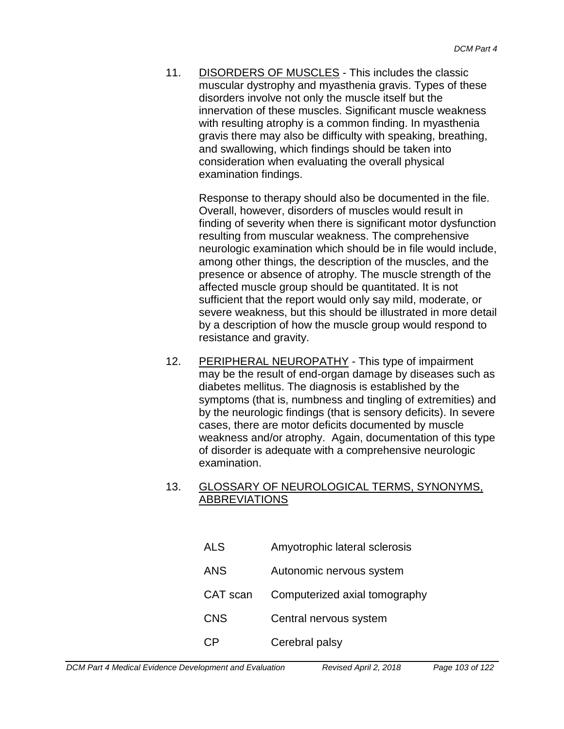11. <u>DISORDERS OF MUSCLES</u> - This includes the classic muscular dystrophy and myasthenia gravis. Types of these disorders involve not only the muscle itself but the innervation of these muscles. Significant muscle weakness with resulting atrophy is a common finding. In myasthenia gravis there may also be difficulty with speaking, breathing, and swallowing, which findings should be taken into consideration when evaluating the overall physical examination findings.

    Response to therapy should also be documented in the file. Overall, however, disorders of muscles would result in finding of severity when there is significant motor dysfunction resulting from muscular weakness. The comprehensive neurologic examination which should be in file would include, among other things, the description of the muscles, and the presence or absence of atrophy. The muscle strength of the affected muscle group should be quantitated. It is not sufficient that the report would only say mild, moderate, or severe weakness, but this should be illustrated in more detail by a description of how the muscle group would respond to resistance and gravity.

12. <u>PERIPHERAL NEUROPATHY</u> - This type of impairment may be the result of end-organ damage by diseases such as diabetes mellitus. The diagnosis is established by the symptoms (that is, numbness and tingling of extremities) and by the neurologic findings (that is sensory deficits). In severe cases, there are motor deficits documented by muscle weakness and/or atrophy. Again, documentation of this type of disorder is adequate with a comprehensive neurologic examination.

13. <u>GLOSSARY OF NEUROLOGICAL TERMS, SYNONYMS, ABBREVIATIONS</u>

| | |
|---|---|
| ALS | Amyotrophic lateral sclerosis |
| ANS | Autonomic nervous system |
| CAT scan | Computerized axial tomography |
| CNS | Central nervous system |
| CP | Cerebral palsy |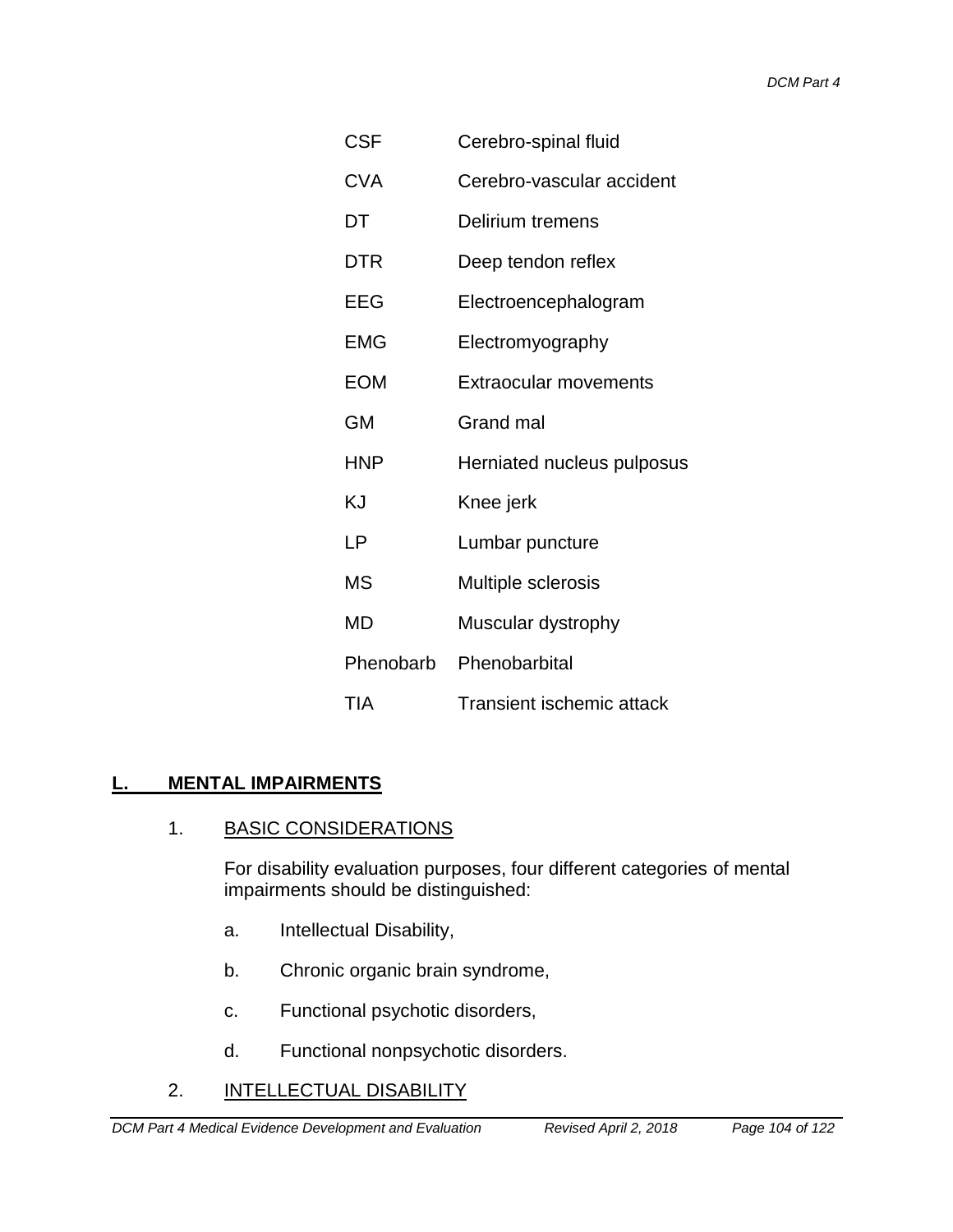| | |
|---|---|
| CSF | Cerebro-spinal fluid |
| CVA | Cerebro-vascular accident |
| DT | Delirium tremens |
| DTR | Deep tendon reflex |
| EEG | Electroencephalogram |
| EMG | Electromyography |
| EOM | Extraocular movements |
| GM | Grand mal |
| HNP | Herniated nucleus pulposus |
| KJ | Knee jerk |
| LP | Lumbar puncture |
| MS | Multiple sclerosis |
| MD | Muscular dystrophy |
| Phenobarb | Phenobarbital |
| TIA | Transient ischemic attack |

## L. MENTAL IMPAIRMENTS

### 1. BASIC CONSIDERATIONS

For disability evaluation purposes, four different categories of mental impairments should be distinguished:

a. Intellectual Disability,

b. Chronic organic brain syndrome,

c. Functional psychotic disorders,

d. Functional nonpsychotic disorders.

### 2. INTELLECTUAL DISABILITY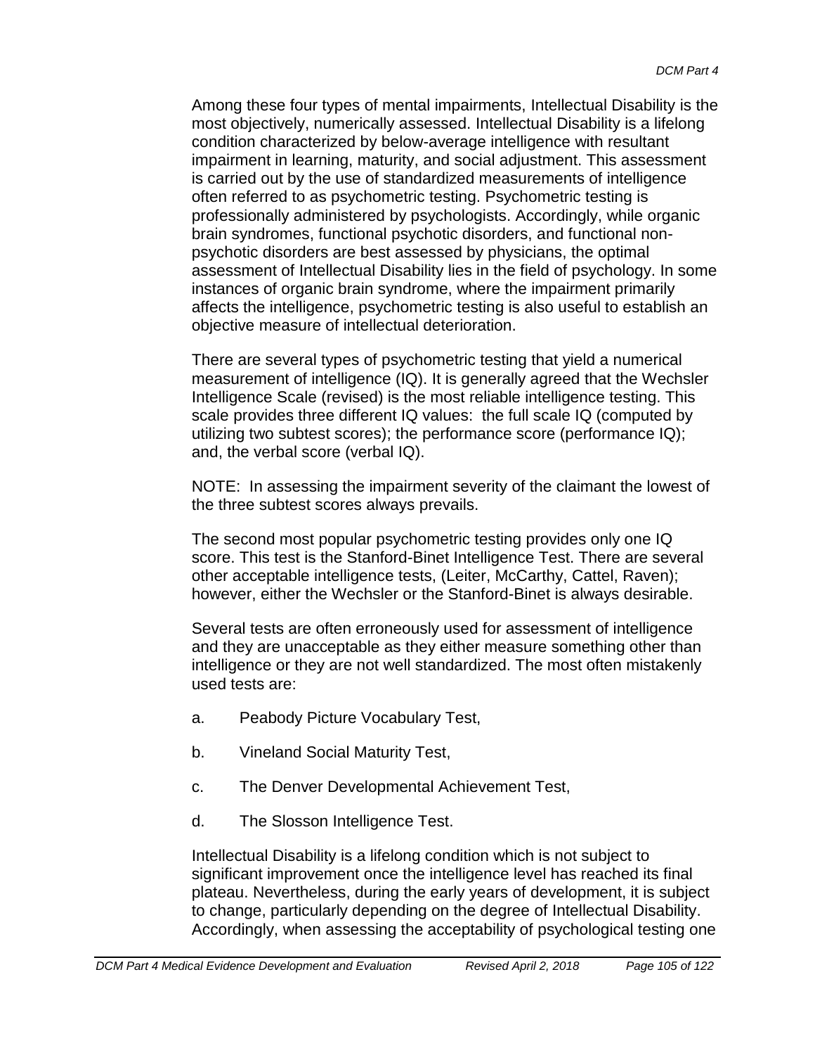Among these four types of mental impairments, Intellectual Disability is the most objectively, numerically assessed. Intellectual Disability is a lifelong condition characterized by below-average intelligence with resultant impairment in learning, maturity, and social adjustment. This assessment is carried out by the use of standardized measurements of intelligence often referred to as psychometric testing. Psychometric testing is professionally administered by psychologists. Accordingly, while organic brain syndromes, functional psychotic disorders, and functional non-psychotic disorders are best assessed by physicians, the optimal assessment of Intellectual Disability lies in the field of psychology. In some instances of organic brain syndrome, where the impairment primarily affects the intelligence, psychometric testing is also useful to establish an objective measure of intellectual deterioration.

There are several types of psychometric testing that yield a numerical measurement of intelligence (IQ). It is generally agreed that the Wechsler Intelligence Scale (revised) is the most reliable intelligence testing. This scale provides three different IQ values: the full scale IQ (computed by utilizing two subtest scores); the performance score (performance IQ); and, the verbal score (verbal IQ).

NOTE: In assessing the impairment severity of the claimant the lowest of the three subtest scores always prevails.

The second most popular psychometric testing provides only one IQ score. This test is the Stanford-Binet Intelligence Test. There are several other acceptable intelligence tests, (Leiter, McCarthy, Cattel, Raven); however, either the Wechsler or the Stanford-Binet is always desirable.

Several tests are often erroneously used for assessment of intelligence and they are unacceptable as they either measure something other than intelligence or they are not well standardized. The most often mistakenly used tests are:

a. Peabody Picture Vocabulary Test,

b. Vineland Social Maturity Test,

c. The Denver Developmental Achievement Test,

d. The Slosson Intelligence Test.

Intellectual Disability is a lifelong condition which is not subject to significant improvement once the intelligence level has reached its final plateau. Nevertheless, during the early years of development, it is subject to change, particularly depending on the degree of Intellectual Disability. Accordingly, when assessing the acceptability of psychological testing one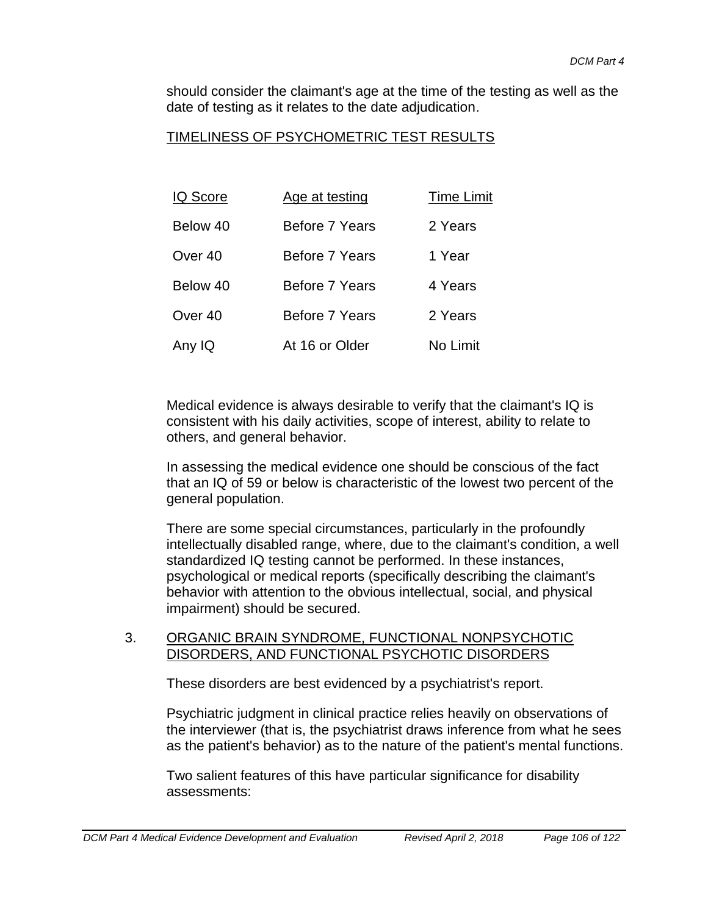should consider the claimant's age at the time of the testing as well as the date of testing as it relates to the date adjudication.

TIMELINESS OF PSYCHOMETRIC TEST RESULTS

| IQ Score | Age at testing | Time Limit |
|---|---|---|
| Below 40 | Before 7 Years | 2 Years |
| Over 40 | Before 7 Years | 1 Year |
| Below 40 | Before 7 Years | 4 Years |
| Over 40 | Before 7 Years | 2 Years |
| Any IQ | At 16 or Older | No Limit |

Medical evidence is always desirable to verify that the claimant's IQ is consistent with his daily activities, scope of interest, ability to relate to others, and general behavior.

In assessing the medical evidence one should be conscious of the fact that an IQ of 59 or below is characteristic of the lowest two percent of the general population.

There are some special circumstances, particularly in the profoundly intellectually disabled range, where, due to the claimant's condition, a well standardized IQ testing cannot be performed. In these instances, psychological or medical reports (specifically describing the claimant's behavior with attention to the obvious intellectual, social, and physical impairment) should be secured.

3. ORGANIC BRAIN SYNDROME, FUNCTIONAL NONPSYCHOTIC DISORDERS, AND FUNCTIONAL PSYCHOTIC DISORDERS

These disorders are best evidenced by a psychiatrist's report.

Psychiatric judgment in clinical practice relies heavily on observations of the interviewer (that is, the psychiatrist draws inference from what he sees as the patient's behavior) as to the nature of the patient's mental functions.

Two salient features of this have particular significance for disability assessments: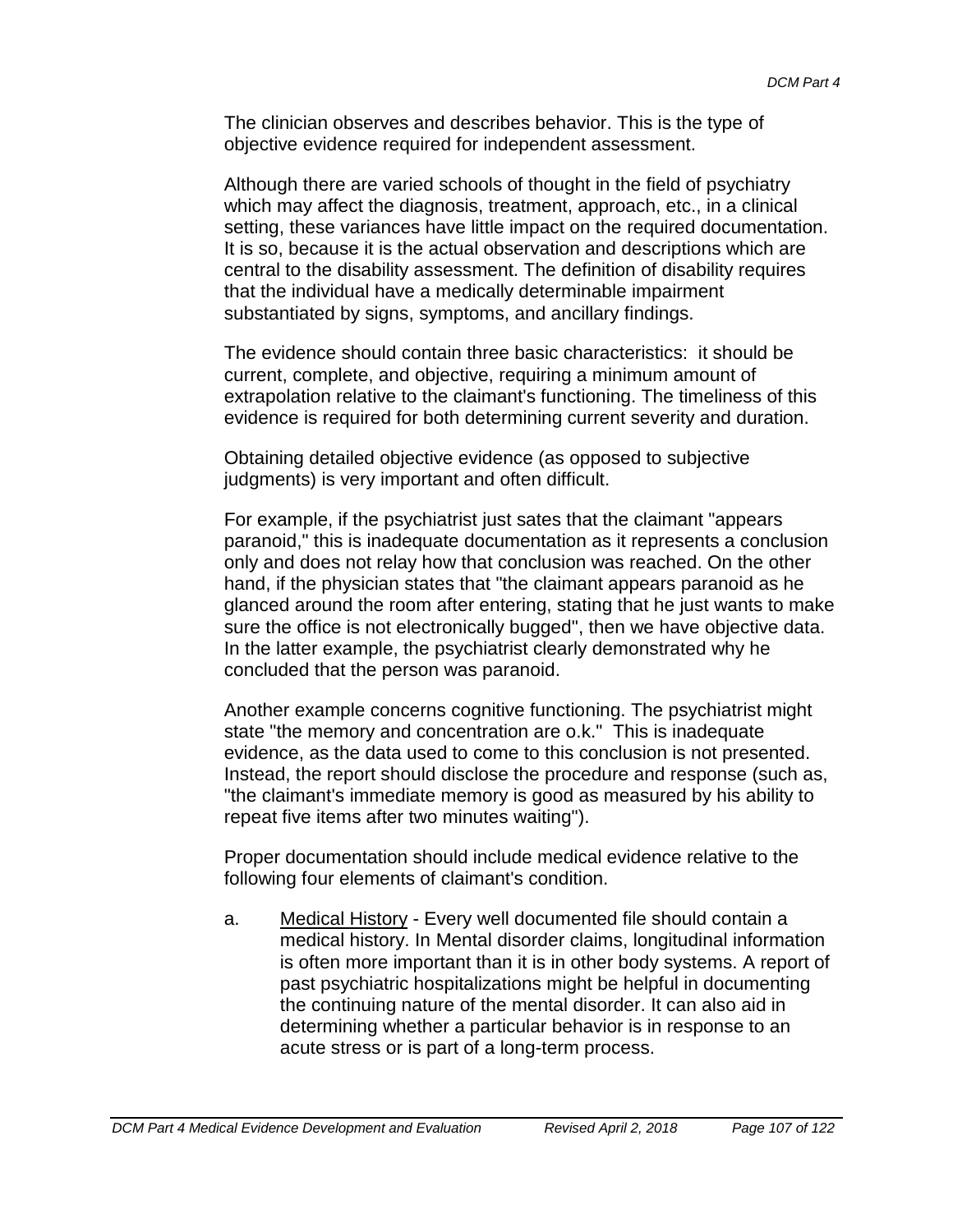The clinician observes and describes behavior. This is the type of objective evidence required for independent assessment.

Although there are varied schools of thought in the field of psychiatry which may affect the diagnosis, treatment, approach, etc., in a clinical setting, these variances have little impact on the required documentation. It is so, because it is the actual observation and descriptions which are central to the disability assessment. The definition of disability requires that the individual have a medically determinable impairment substantiated by signs, symptoms, and ancillary findings.

The evidence should contain three basic characteristics: it should be current, complete, and objective, requiring a minimum amount of extrapolation relative to the claimant's functioning. The timeliness of this evidence is required for both determining current severity and duration.

Obtaining detailed objective evidence (as opposed to subjective judgments) is very important and often difficult.

For example, if the psychiatrist just sates that the claimant "appears paranoid," this is inadequate documentation as it represents a conclusion only and does not relay how that conclusion was reached. On the other hand, if the physician states that "the claimant appears paranoid as he glanced around the room after entering, stating that he just wants to make sure the office is not electronically bugged", then we have objective data. In the latter example, the psychiatrist clearly demonstrated why he concluded that the person was paranoid.

Another example concerns cognitive functioning. The psychiatrist might state "the memory and concentration are o.k." This is inadequate evidence, as the data used to come to this conclusion is not presented. Instead, the report should disclose the procedure and response (such as, "the claimant's immediate memory is good as measured by his ability to repeat five items after two minutes waiting").

Proper documentation should include medical evidence relative to the following four elements of claimant's condition.

a. Medical History - Every well documented file should contain a medical history. In Mental disorder claims, longitudinal information is often more important than it is in other body systems. A report of past psychiatric hospitalizations might be helpful in documenting the continuing nature of the mental disorder. It can also aid in determining whether a particular behavior is in response to an acute stress or is part of a long-term process.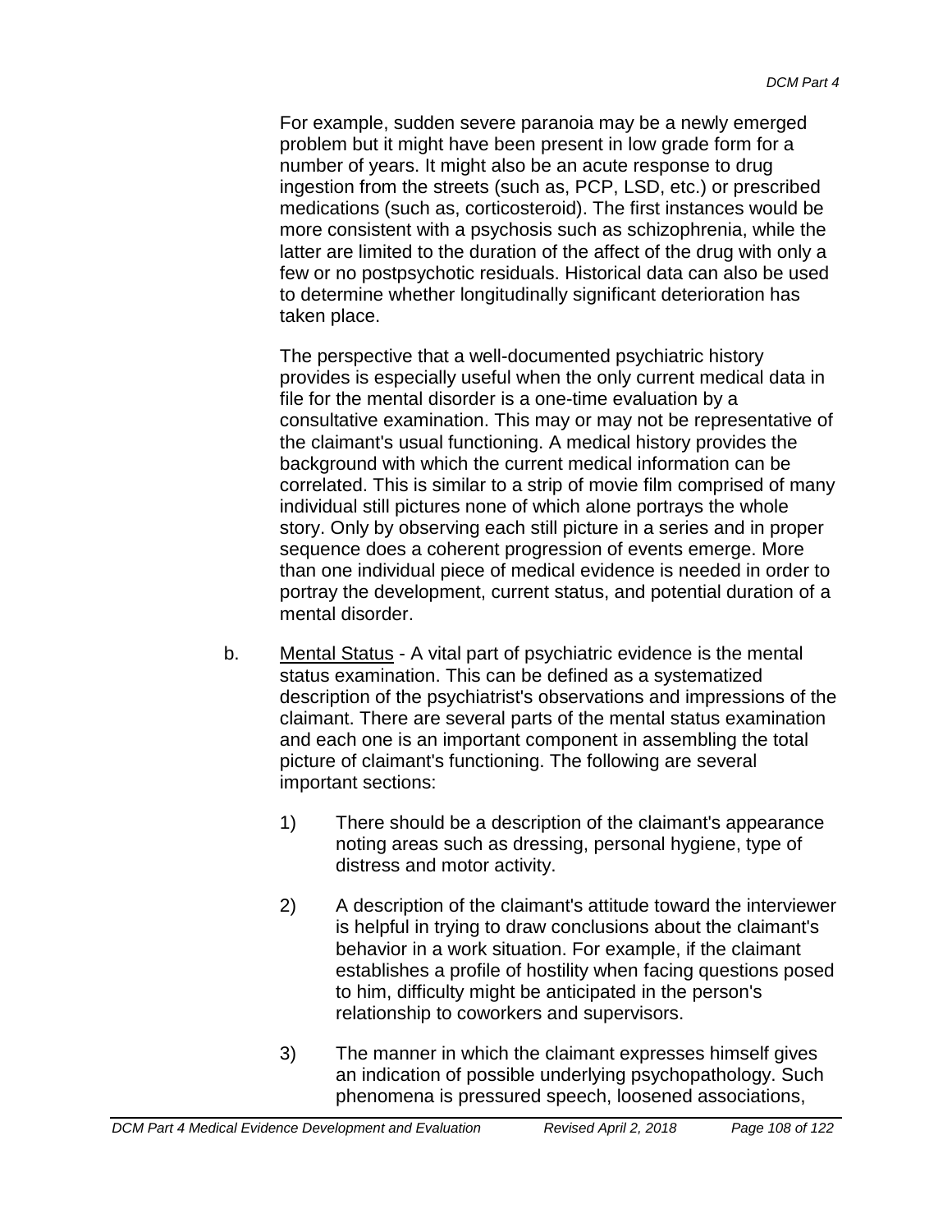For example, sudden severe paranoia may be a newly emerged problem but it might have been present in low grade form for a number of years. It might also be an acute response to drug ingestion from the streets (such as, PCP, LSD, etc.) or prescribed medications (such as, corticosteroid). The first instances would be more consistent with a psychosis such as schizophrenia, while the latter are limited to the duration of the affect of the drug with only a few or no postpsychotic residuals. Historical data can also be used to determine whether longitudinally significant deterioration has taken place.

The perspective that a well-documented psychiatric history provides is especially useful when the only current medical data in file for the mental disorder is a one-time evaluation by a consultative examination. This may or may not be representative of the claimant's usual functioning. A medical history provides the background with which the current medical information can be correlated. This is similar to a strip of movie film comprised of many individual still pictures none of which alone portrays the whole story. Only by observing each still picture in a series and in proper sequence does a coherent progression of events emerge. More than one individual piece of medical evidence is needed in order to portray the development, current status, and potential duration of a mental disorder.

b. Mental Status - A vital part of psychiatric evidence is the mental status examination. This can be defined as a systematized description of the psychiatrist's observations and impressions of the claimant. There are several parts of the mental status examination and each one is an important component in assembling the total picture of claimant's functioning. The following are several important sections:

1) There should be a description of the claimant's appearance noting areas such as dressing, personal hygiene, type of distress and motor activity.

2) A description of the claimant's attitude toward the interviewer is helpful in trying to draw conclusions about the claimant's behavior in a work situation. For example, if the claimant establishes a profile of hostility when facing questions posed to him, difficulty might be anticipated in the person's relationship to coworkers and supervisors.

3) The manner in which the claimant expresses himself gives an indication of possible underlying psychopathology. Such phenomena is pressured speech, loosened associations,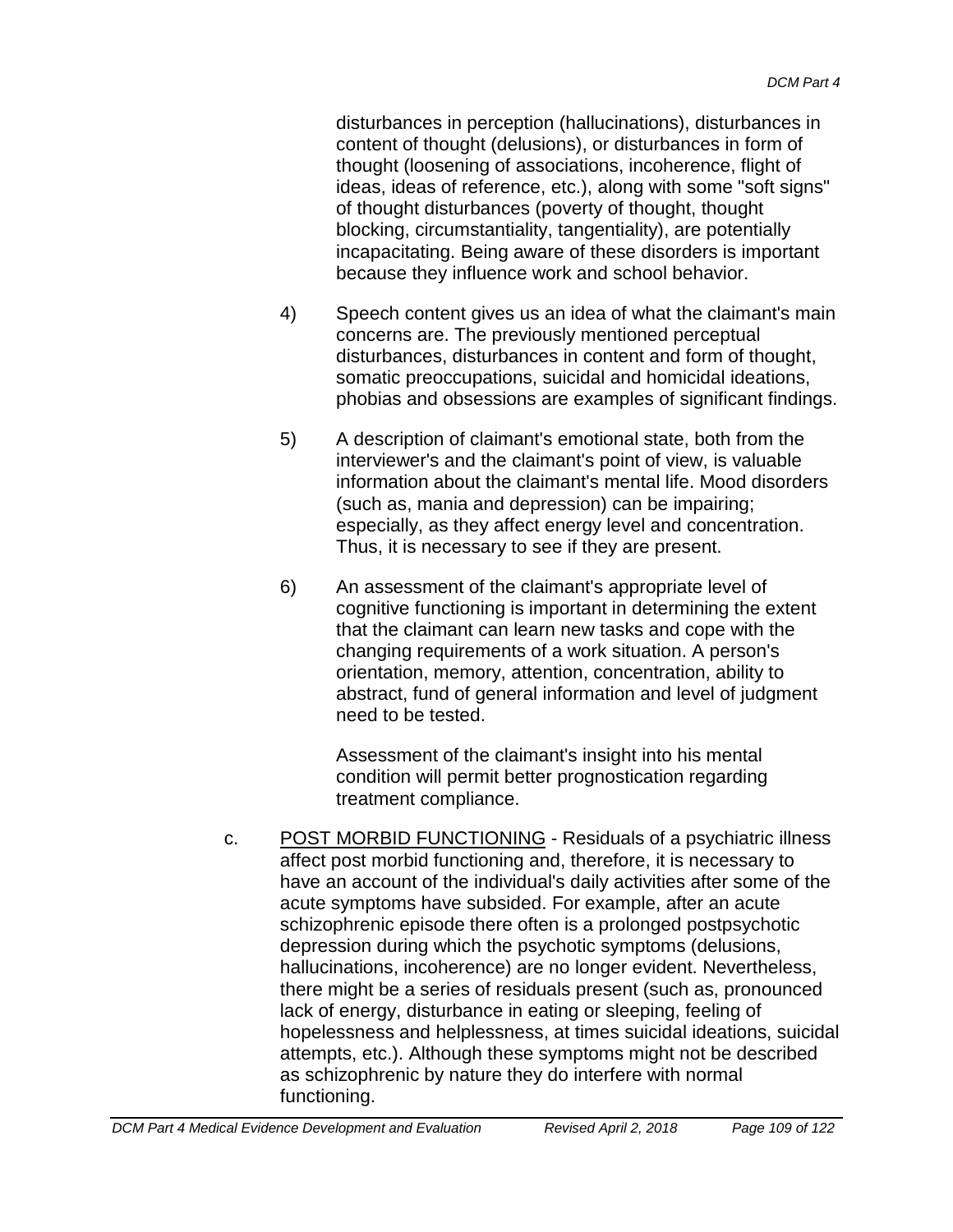disturbances in perception (hallucinations), disturbances in content of thought (delusions), or disturbances in form of thought (loosening of associations, incoherence, flight of ideas, ideas of reference, etc.), along with some "soft signs" of thought disturbances (poverty of thought, thought blocking, circumstantiality, tangentiality), are potentially incapacitating. Being aware of these disorders is important because they influence work and school behavior.

4) Speech content gives us an idea of what the claimant's main concerns are. The previously mentioned perceptual disturbances, disturbances in content and form of thought, somatic preoccupations, suicidal and homicidal ideations, phobias and obsessions are examples of significant findings.

5) A description of claimant's emotional state, both from the interviewer's and the claimant's point of view, is valuable information about the claimant's mental life. Mood disorders (such as, mania and depression) can be impairing; especially, as they affect energy level and concentration. Thus, it is necessary to see if they are present.

6) An assessment of the claimant's appropriate level of cognitive functioning is important in determining the extent that the claimant can learn new tasks and cope with the changing requirements of a work situation. A person's orientation, memory, attention, concentration, ability to abstract, fund of general information and level of judgment need to be tested.

   Assessment of the claimant's insight into his mental condition will permit better prognostication regarding treatment compliance.

c. <u>POST MORBID FUNCTIONING</u> - Residuals of a psychiatric illness affect post morbid functioning and, therefore, it is necessary to have an account of the individual's daily activities after some of the acute symptoms have subsided. For example, after an acute schizophrenic episode there often is a prolonged postpsychotic depression during which the psychotic symptoms (delusions, hallucinations, incoherence) are no longer evident. Nevertheless, there might be a series of residuals present (such as, pronounced lack of energy, disturbance in eating or sleeping, feeling of hopelessness and helplessness, at times suicidal ideations, suicidal attempts, etc.). Although these symptoms might not be described as schizophrenic by nature they do interfere with normal functioning.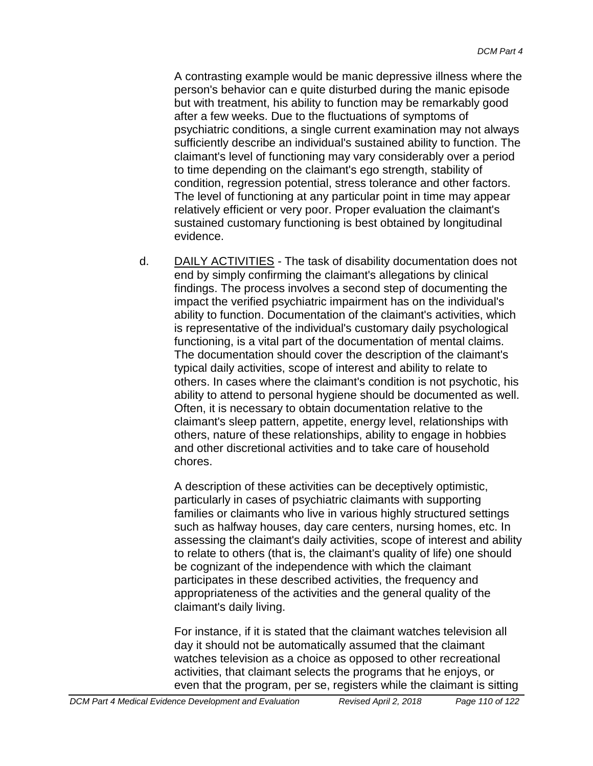A contrasting example would be manic depressive illness where the person's behavior can e quite disturbed during the manic episode but with treatment, his ability to function may be remarkably good after a few weeks. Due to the fluctuations of symptoms of psychiatric conditions, a single current examination may not always sufficiently describe an individual's sustained ability to function. The claimant's level of functioning may vary considerably over a period to time depending on the claimant's ego strength, stability of condition, regression potential, stress tolerance and other factors. The level of functioning at any particular point in time may appear relatively efficient or very poor. Proper evaluation the claimant's sustained customary functioning is best obtained by longitudinal evidence.

d. <u>DAILY ACTIVITIES</u> - The task of disability documentation does not end by simply confirming the claimant's allegations by clinical findings. The process involves a second step of documenting the impact the verified psychiatric impairment has on the individual's ability to function. Documentation of the claimant's activities, which is representative of the individual's customary daily psychological functioning, is a vital part of the documentation of mental claims. The documentation should cover the description of the claimant's typical daily activities, scope of interest and ability to relate to others. In cases where the claimant's condition is not psychotic, his ability to attend to personal hygiene should be documented as well. Often, it is necessary to obtain documentation relative to the claimant's sleep pattern, appetite, energy level, relationships with others, nature of these relationships, ability to engage in hobbies and other discretional activities and to take care of household chores.

A description of these activities can be deceptively optimistic, particularly in cases of psychiatric claimants with supporting families or claimants who live in various highly structured settings such as halfway houses, day care centers, nursing homes, etc. In assessing the claimant's daily activities, scope of interest and ability to relate to others (that is, the claimant's quality of life) one should be cognizant of the independence with which the claimant participates in these described activities, the frequency and appropriateness of the activities and the general quality of the claimant's daily living.

For instance, if it is stated that the claimant watches television all day it should not be automatically assumed that the claimant watches television as a choice as opposed to other recreational activities, that claimant selects the programs that he enjoys, or even that the program, per se, registers while the claimant is sitting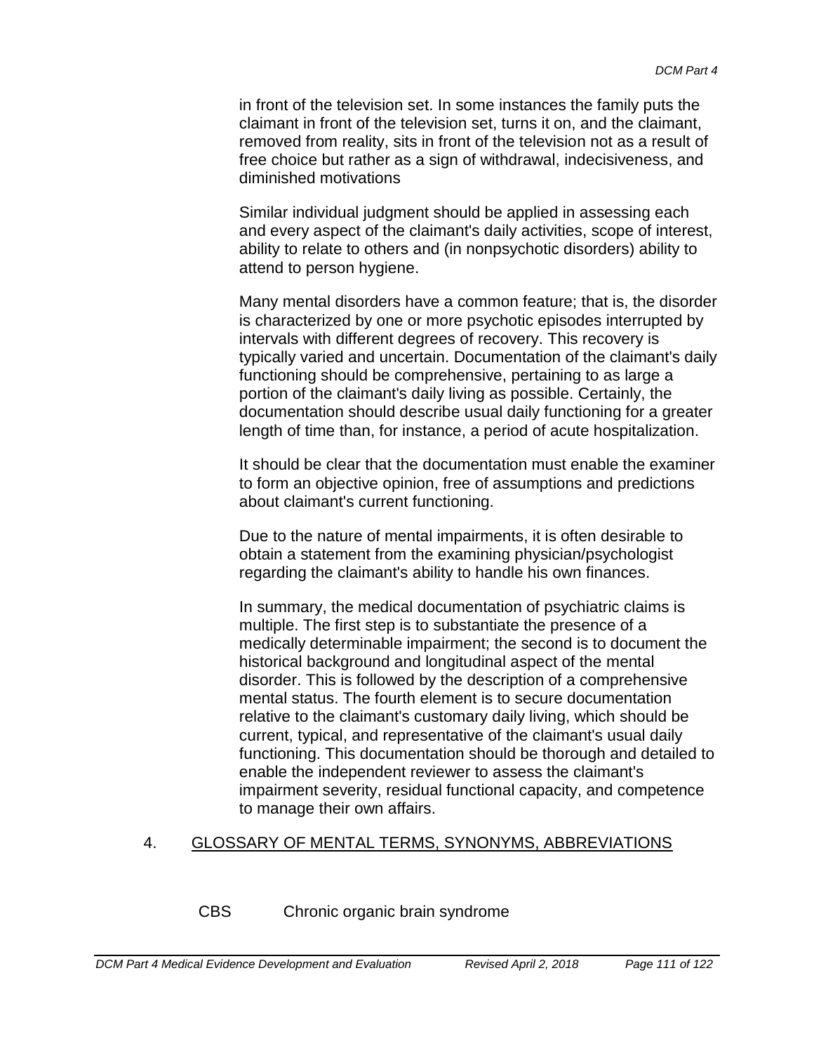in front of the television set. In some instances the family puts the claimant in front of the television set, turns it on, and the claimant, removed from reality, sits in front of the television not as a result of free choice but rather as a sign of withdrawal, indecisiveness, and diminished motivations

Similar individual judgment should be applied in assessing each and every aspect of the claimant's daily activities, scope of interest, ability to relate to others and (in nonpsychotic disorders) ability to attend to person hygiene.

Many mental disorders have a common feature; that is, the disorder is characterized by one or more psychotic episodes interrupted by intervals with different degrees of recovery. This recovery is typically varied and uncertain. Documentation of the claimant's daily functioning should be comprehensive, pertaining to as large a portion of the claimant's daily living as possible. Certainly, the documentation should describe usual daily functioning for a greater length of time than, for instance, a period of acute hospitalization.

It should be clear that the documentation must enable the examiner to form an objective opinion, free of assumptions and predictions about claimant's current functioning.

Due to the nature of mental impairments, it is often desirable to obtain a statement from the examining physician/psychologist regarding the claimant's ability to handle his own finances.

In summary, the medical documentation of psychiatric claims is multiple. The first step is to substantiate the presence of a medically determinable impairment; the second is to document the historical background and longitudinal aspect of the mental disorder. This is followed by the description of a comprehensive mental status. The fourth element is to secure documentation relative to the claimant's customary daily living, which should be current, typical, and representative of the claimant's usual daily functioning. This documentation should be thorough and detailed to enable the independent reviewer to assess the claimant's impairment severity, residual functional capacity, and competence to manage their own affairs.

## 4. GLOSSARY OF MENTAL TERMS, SYNONYMS, ABBREVIATIONS

CBS Chronic organic brain syndrome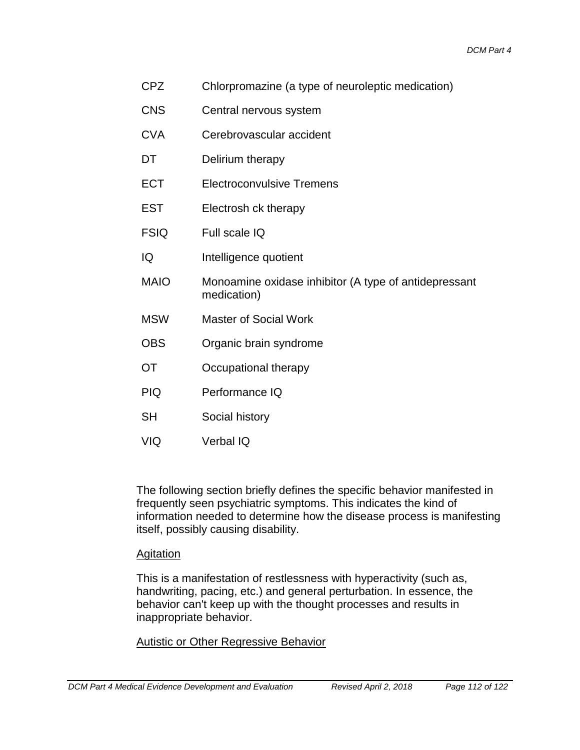| | |
|---|---|
| CPZ | Chlorpromazine (a type of neuroleptic medication) |
| CNS | Central nervous system |
| CVA | Cerebrovascular accident |
| DT | Delirium therapy |
| ECT | Electroconvulsive Tremens |
| EST | Electrosh ck therapy |
| FSIQ | Full scale IQ |
| IQ | Intelligence quotient |
| MAIO | Monoamine oxidase inhibitor (A type of antidepressant medication) |
| MSW | Master of Social Work |
| OBS | Organic brain syndrome |
| OT | Occupational therapy |
| PIQ | Performance IQ |
| SH | Social history |
| VIQ | Verbal IQ |

The following section briefly defines the specific behavior manifested in frequently seen psychiatric symptoms. This indicates the kind of information needed to determine how the disease process is manifesting itself, possibly causing disability.

Agitation

This is a manifestation of restlessness with hyperactivity (such as, handwriting, pacing, etc.) and general perturbation. In essence, the behavior can't keep up with the thought processes and results in inappropriate behavior.

Autistic or Other Regressive Behavior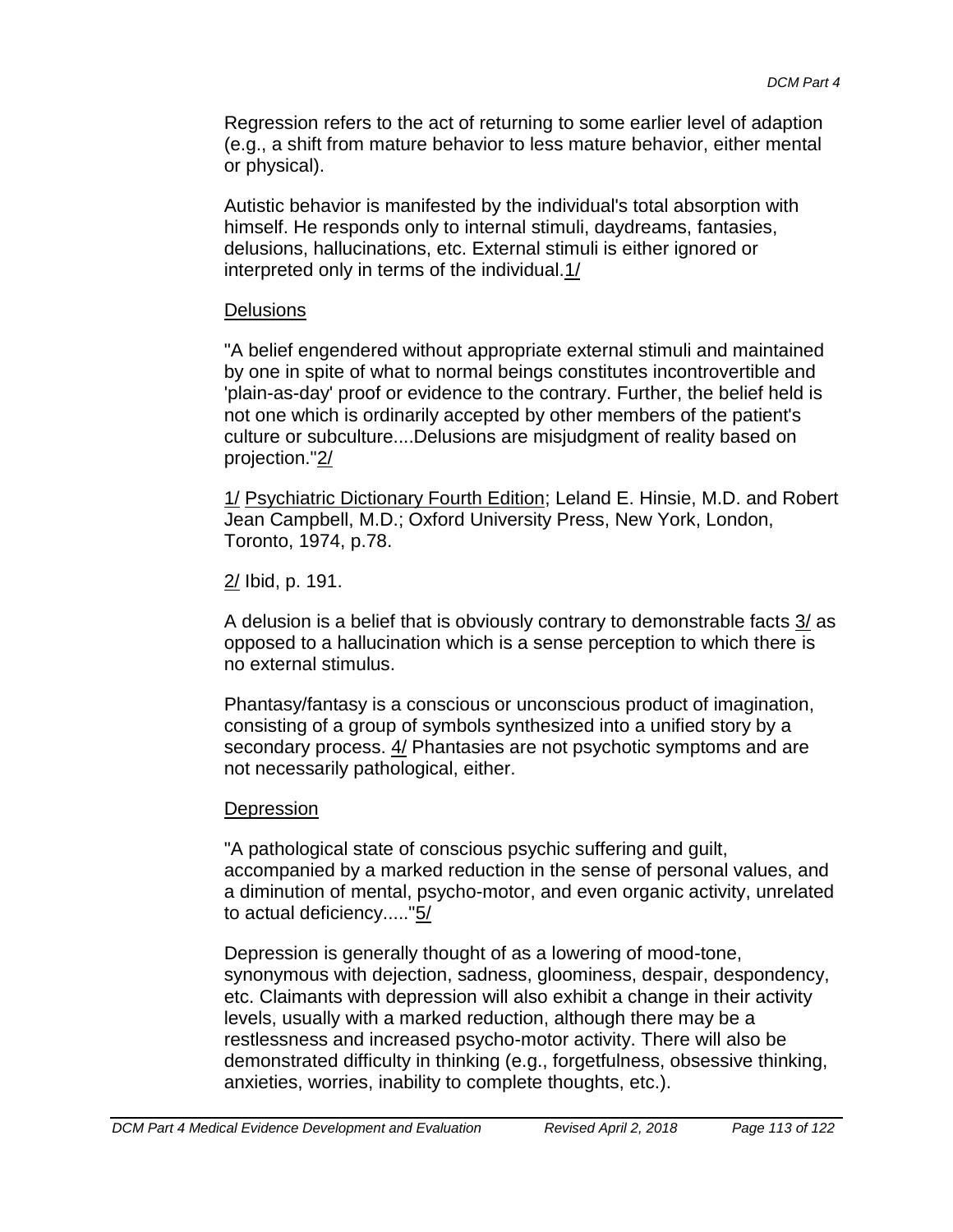Regression refers to the act of returning to some earlier level of adaption (e.g., a shift from mature behavior to less mature behavior, either mental or physical).

Autistic behavior is manifested by the individual's total absorption with himself. He responds only to internal stimuli, daydreams, fantasies, delusions, hallucinations, etc. External stimuli is either ignored or interpreted only in terms of the individual.1/

Delusions

"A belief engendered without appropriate external stimuli and maintained by one in spite of what to normal beings constitutes incontrovertible and 'plain-as-day' proof or evidence to the contrary. Further, the belief held is not one which is ordinarily accepted by other members of the patient's culture or subculture....Delusions are misjudgment of reality based on projection."2/

1/ Psychiatric Dictionary Fourth Edition; Leland E. Hinsie, M.D. and Robert Jean Campbell, M.D.; Oxford University Press, New York, London, Toronto, 1974, p.78.

2/ Ibid, p. 191.

A delusion is a belief that is obviously contrary to demonstrable facts 3/ as opposed to a hallucination which is a sense perception to which there is no external stimulus.

Phantasy/fantasy is a conscious or unconscious product of imagination, consisting of a group of symbols synthesized into a unified story by a secondary process. 4/ Phantasies are not psychotic symptoms and are not necessarily pathological, either.

Depression

"A pathological state of conscious psychic suffering and guilt, accompanied by a marked reduction in the sense of personal values, and a diminution of mental, psycho-motor, and even organic activity, unrelated to actual deficiency....."5/

Depression is generally thought of as a lowering of mood-tone, synonymous with dejection, sadness, gloominess, despair, despondency, etc. Claimants with depression will also exhibit a change in their activity levels, usually with a marked reduction, although there may be a restlessness and increased psycho-motor activity. There will also be demonstrated difficulty in thinking (e.g., forgetfulness, obsessive thinking, anxieties, worries, inability to complete thoughts, etc.).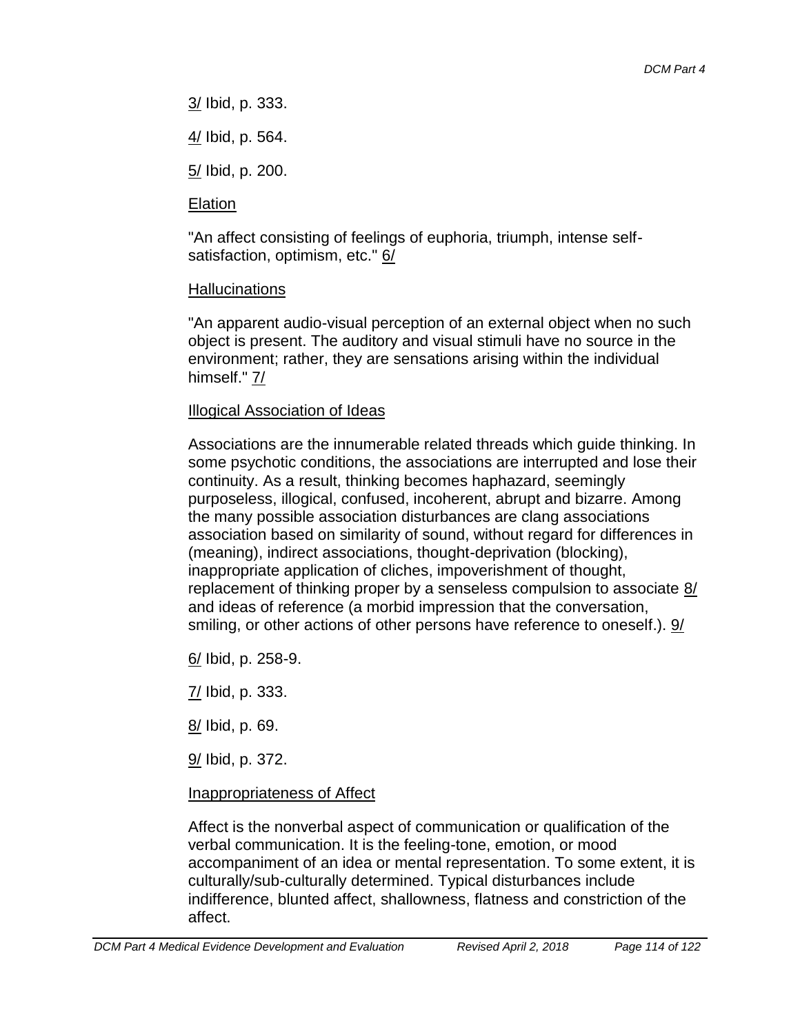3/ Ibid, p. 333.

4/ Ibid, p. 564.

5/ Ibid, p. 200.

Elation

"An affect consisting of feelings of euphoria, triumph, intense self-satisfaction, optimism, etc." 6/

Hallucinations

"An apparent audio-visual perception of an external object when no such object is present. The auditory and visual stimuli have no source in the environment; rather, they are sensations arising within the individual himself." 7/

Illogical Association of Ideas

Associations are the innumerable related threads which guide thinking. In some psychotic conditions, the associations are interrupted and lose their continuity. As a result, thinking becomes haphazard, seemingly purposeless, illogical, confused, incoherent, abrupt and bizarre. Among the many possible association disturbances are clang associations association based on similarity of sound, without regard for differences in (meaning), indirect associations, thought-deprivation (blocking), inappropriate application of cliches, impoverishment of thought, replacement of thinking proper by a senseless compulsion to associate 8/ and ideas of reference (a morbid impression that the conversation, smiling, or other actions of other persons have reference to oneself.). 9/

6/ Ibid, p. 258-9.

7/ Ibid, p. 333.

8/ Ibid, p. 69.

9/ Ibid, p. 372.

Inappropriateness of Affect

Affect is the nonverbal aspect of communication or qualification of the verbal communication. It is the feeling-tone, emotion, or mood accompaniment of an idea or mental representation. To some extent, it is culturally/sub-culturally determined. Typical disturbances include indifference, blunted affect, shallowness, flatness and constriction of the affect.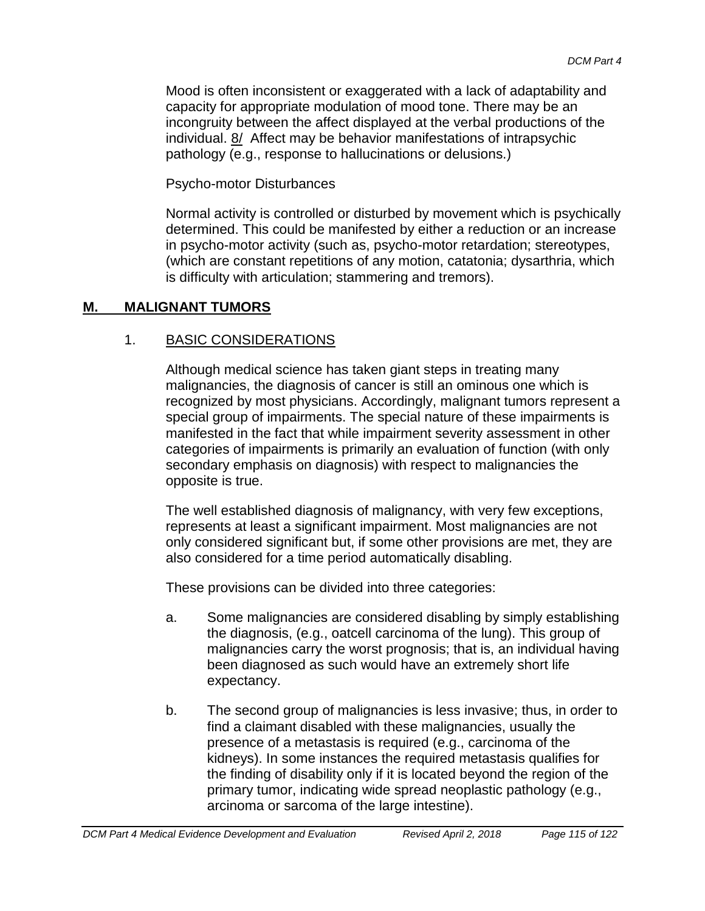Mood is often inconsistent or exaggerated with a lack of adaptability and capacity for appropriate modulation of mood tone. There may be an incongruity between the affect displayed at the verbal productions of the individual. 8/ Affect may be behavior manifestations of intrapsychic pathology (e.g., response to hallucinations or delusions.)

Psycho-motor Disturbances

Normal activity is controlled or disturbed by movement which is psychically determined. This could be manifested by either a reduction or an increase in psycho-motor activity (such as, psycho-motor retardation; stereotypes, (which are constant repetitions of any motion, catatonia; dysarthria, which is difficulty with articulation; stammering and tremors).

## M. MALIGNANT TUMORS

### 1. BASIC CONSIDERATIONS

Although medical science has taken giant steps in treating many malignancies, the diagnosis of cancer is still an ominous one which is recognized by most physicians. Accordingly, malignant tumors represent a special group of impairments. The special nature of these impairments is manifested in the fact that while impairment severity assessment in other categories of impairments is primarily an evaluation of function (with only secondary emphasis on diagnosis) with respect to malignancies the opposite is true.

The well established diagnosis of malignancy, with very few exceptions, represents at least a significant impairment. Most malignancies are not only considered significant but, if some other provisions are met, they are also considered for a time period automatically disabling.

These provisions can be divided into three categories:

a. Some malignancies are considered disabling by simply establishing the diagnosis, (e.g., oatcell carcinoma of the lung). This group of malignancies carry the worst prognosis; that is, an individual having been diagnosed as such would have an extremely short life expectancy.

b. The second group of malignancies is less invasive; thus, in order to find a claimant disabled with these malignancies, usually the presence of a metastasis is required (e.g., carcinoma of the kidneys). In some instances the required metastasis qualifies for the finding of disability only if it is located beyond the region of the primary tumor, indicating wide spread neoplastic pathology (e.g., arcinoma or sarcoma of the large intestine).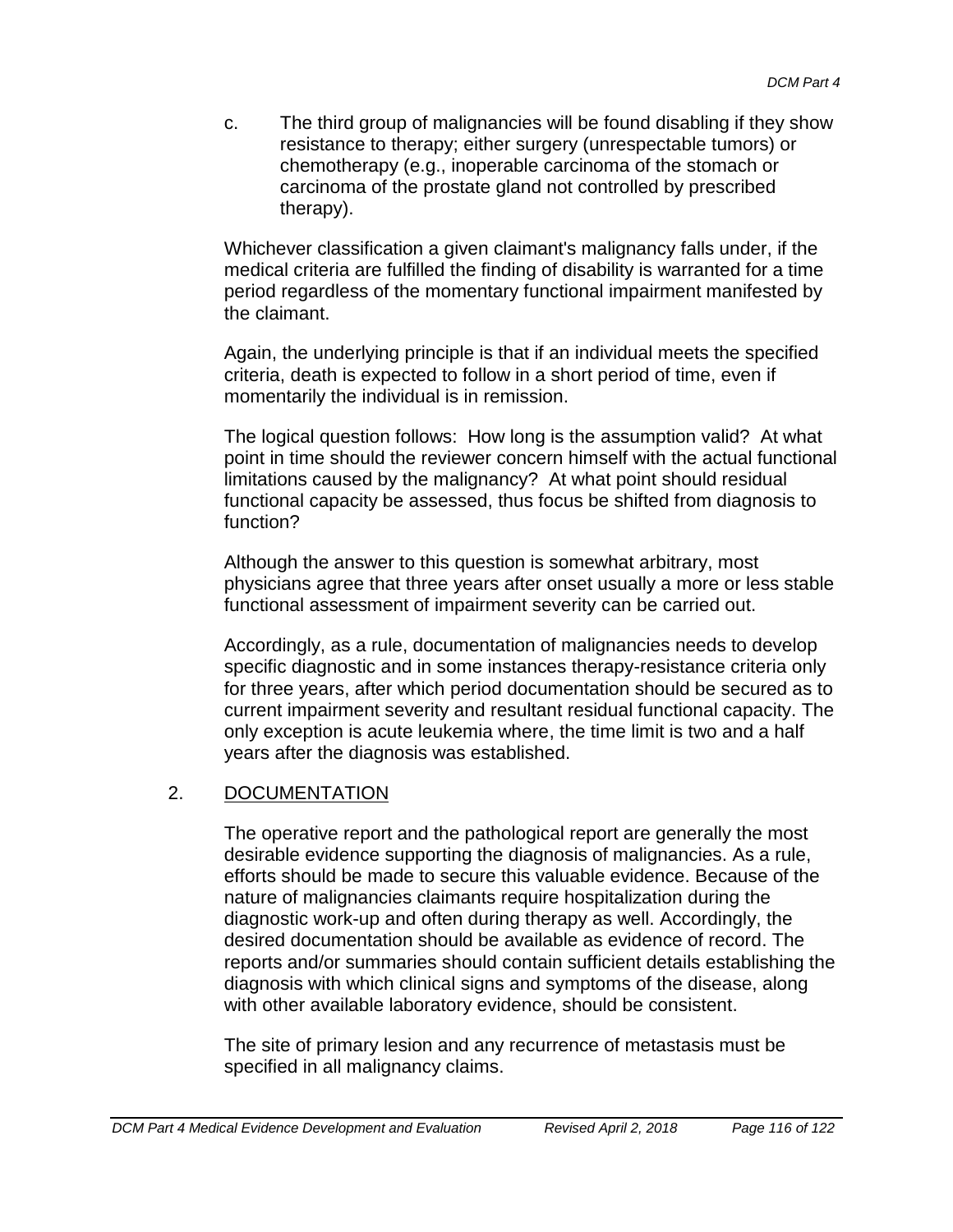c. The third group of malignancies will be found disabling if they show resistance to therapy; either surgery (unrespectable tumors) or chemotherapy (e.g., inoperable carcinoma of the stomach or carcinoma of the prostate gland not controlled by prescribed therapy).

Whichever classification a given claimant's malignancy falls under, if the medical criteria are fulfilled the finding of disability is warranted for a time period regardless of the momentary functional impairment manifested by the claimant.

Again, the underlying principle is that if an individual meets the specified criteria, death is expected to follow in a short period of time, even if momentarily the individual is in remission.

The logical question follows: How long is the assumption valid? At what point in time should the reviewer concern himself with the actual functional limitations caused by the malignancy? At what point should residual functional capacity be assessed, thus focus be shifted from diagnosis to function?

Although the answer to this question is somewhat arbitrary, most physicians agree that three years after onset usually a more or less stable functional assessment of impairment severity can be carried out.

Accordingly, as a rule, documentation of malignancies needs to develop specific diagnostic and in some instances therapy-resistance criteria only for three years, after which period documentation should be secured as to current impairment severity and resultant residual functional capacity. The only exception is acute leukemia where, the time limit is two and a half years after the diagnosis was established.

## 2. DOCUMENTATION

The operative report and the pathological report are generally the most desirable evidence supporting the diagnosis of malignancies. As a rule, efforts should be made to secure this valuable evidence. Because of the nature of malignancies claimants require hospitalization during the diagnostic work-up and often during therapy as well. Accordingly, the desired documentation should be available as evidence of record. The reports and/or summaries should contain sufficient details establishing the diagnosis with which clinical signs and symptoms of the disease, along with other available laboratory evidence, should be consistent.

The site of primary lesion and any recurrence of metastasis must be specified in all malignancy claims.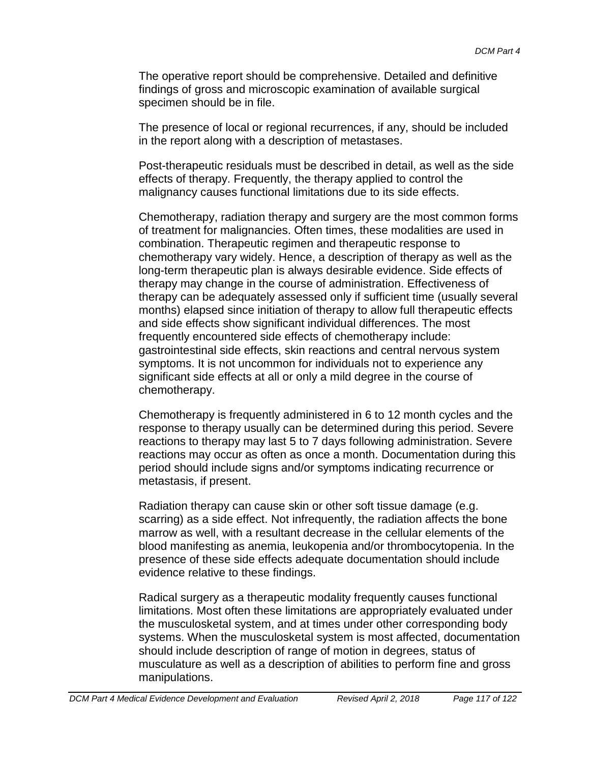The operative report should be comprehensive. Detailed and definitive findings of gross and microscopic examination of available surgical specimen should be in file.

The presence of local or regional recurrences, if any, should be included in the report along with a description of metastases.

Post-therapeutic residuals must be described in detail, as well as the side effects of therapy. Frequently, the therapy applied to control the malignancy causes functional limitations due to its side effects.

Chemotherapy, radiation therapy and surgery are the most common forms of treatment for malignancies. Often times, these modalities are used in combination. Therapeutic regimen and therapeutic response to chemotherapy vary widely. Hence, a description of therapy as well as the long-term therapeutic plan is always desirable evidence. Side effects of therapy may change in the course of administration. Effectiveness of therapy can be adequately assessed only if sufficient time (usually several months) elapsed since initiation of therapy to allow full therapeutic effects and side effects show significant individual differences. The most frequently encountered side effects of chemotherapy include: gastrointestinal side effects, skin reactions and central nervous system symptoms. It is not uncommon for individuals not to experience any significant side effects at all or only a mild degree in the course of chemotherapy.

Chemotherapy is frequently administered in 6 to 12 month cycles and the response to therapy usually can be determined during this period. Severe reactions to therapy may last 5 to 7 days following administration. Severe reactions may occur as often as once a month. Documentation during this period should include signs and/or symptoms indicating recurrence or metastasis, if present.

Radiation therapy can cause skin or other soft tissue damage (e.g. scarring) as a side effect. Not infrequently, the radiation affects the bone marrow as well, with a resultant decrease in the cellular elements of the blood manifesting as anemia, leukopenia and/or thrombocytopenia. In the presence of these side effects adequate documentation should include evidence relative to these findings.

Radical surgery as a therapeutic modality frequently causes functional limitations. Most often these limitations are appropriately evaluated under the musculoskeletal system, and at times under other corresponding body systems. When the musculoskeletal system is most affected, documentation should include description of range of motion in degrees, status of musculature as well as a description of abilities to perform fine and gross manipulations.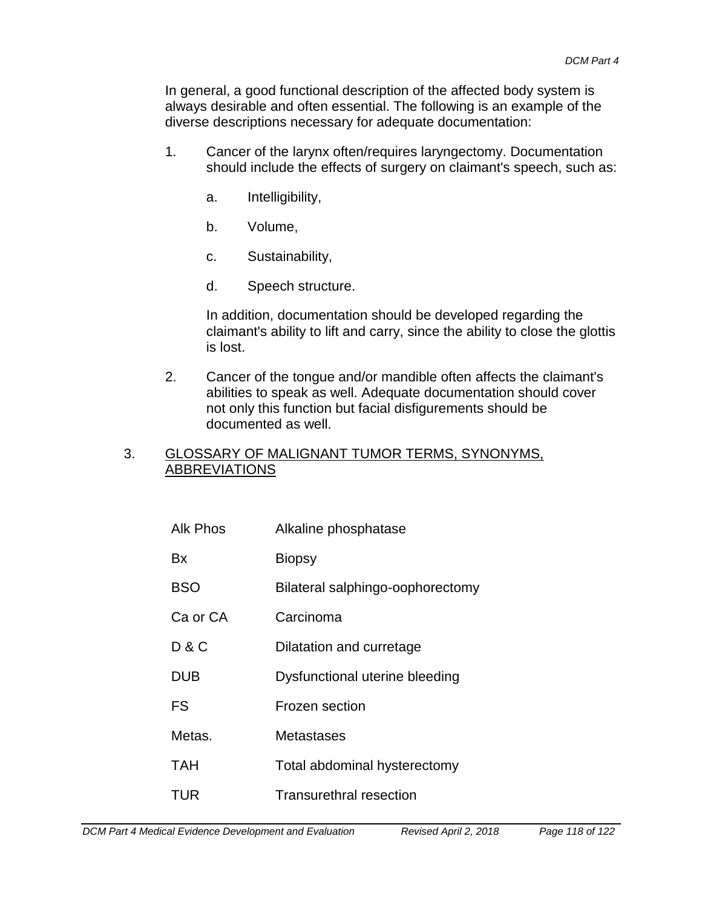In general, a good functional description of the affected body system is always desirable and often essential. The following is an example of the diverse descriptions necessary for adequate documentation:

1. Cancer of the larynx often/requires laryngectomy. Documentation should include the effects of surgery on claimant's speech, such as:

    a. Intelligibility,

    b. Volume,

    c. Sustainability,

    d. Speech structure.

    In addition, documentation should be developed regarding the claimant's ability to lift and carry, since the ability to close the glottis is lost.

2. Cancer of the tongue and/or mandible often affects the claimant's abilities to speak as well. Adequate documentation should cover not only this function but facial disfigurements should be documented as well.

3. <u>GLOSSARY OF MALIGNANT TUMOR TERMS, SYNONYMS, ABBREVIATIONS</u>

| | |
|---|---|
| Alk Phos | Alkaline phosphatase |
| Bx | Biopsy |
| BSO | Bilateral salphingo-oophorectomy |
| Ca or CA | Carcinoma |
| D & C | Dilatation and curretage |
| DUB | Dysfunctional uterine bleeding |
| FS | Frozen section |
| Metas. | Metastases |
| TAH | Total abdominal hysterectomy |
| TUR | Transurethral resection |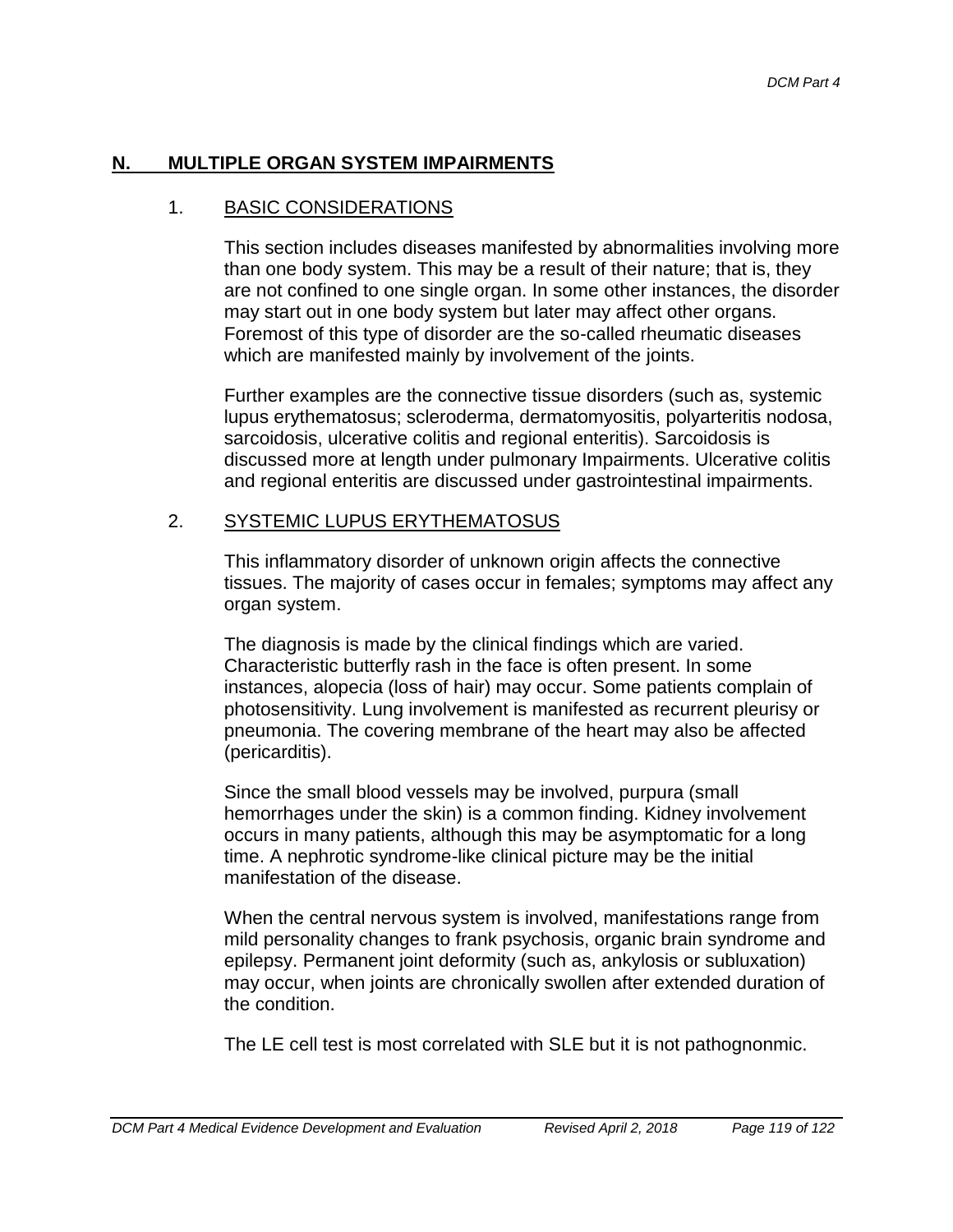## N. MULTIPLE ORGAN SYSTEM IMPAIRMENTS

### 1. BASIC CONSIDERATIONS

This section includes diseases manifested by abnormalities involving more than one body system. This may be a result of their nature; that is, they are not confined to one single organ. In some other instances, the disorder may start out in one body system but later may affect other organs. Foremost of this type of disorder are the so-called rheumatic diseases which are manifested mainly by involvement of the joints.

Further examples are the connective tissue disorders (such as, systemic lupus erythematosus; scleroderma, dermatomyositis, polyarteritis nodosa, sarcoidosis, ulcerative colitis and regional enteritis). Sarcoidosis is discussed more at length under pulmonary Impairments. Ulcerative colitis and regional enteritis are discussed under gastrointestinal impairments.

### 2. SYSTEMIC LUPUS ERYTHEMATOSUS

This inflammatory disorder of unknown origin affects the connective tissues. The majority of cases occur in females; symptoms may affect any organ system.

The diagnosis is made by the clinical findings which are varied. Characteristic butterfly rash in the face is often present. In some instances, alopecia (loss of hair) may occur. Some patients complain of photosensitivity. Lung involvement is manifested as recurrent pleurisy or pneumonia. The covering membrane of the heart may also be affected (pericarditis).

Since the small blood vessels may be involved, purpura (small hemorrhages under the skin) is a common finding. Kidney involvement occurs in many patients, although this may be asymptomatic for a long time. A nephrotic syndrome-like clinical picture may be the initial manifestation of the disease.

When the central nervous system is involved, manifestations range from mild personality changes to frank psychosis, organic brain syndrome and epilepsy. Permanent joint deformity (such as, ankylosis or subluxation) may occur, when joints are chronically swollen after extended duration of the condition.

The LE cell test is most correlated with SLE but it is not pathognonmic.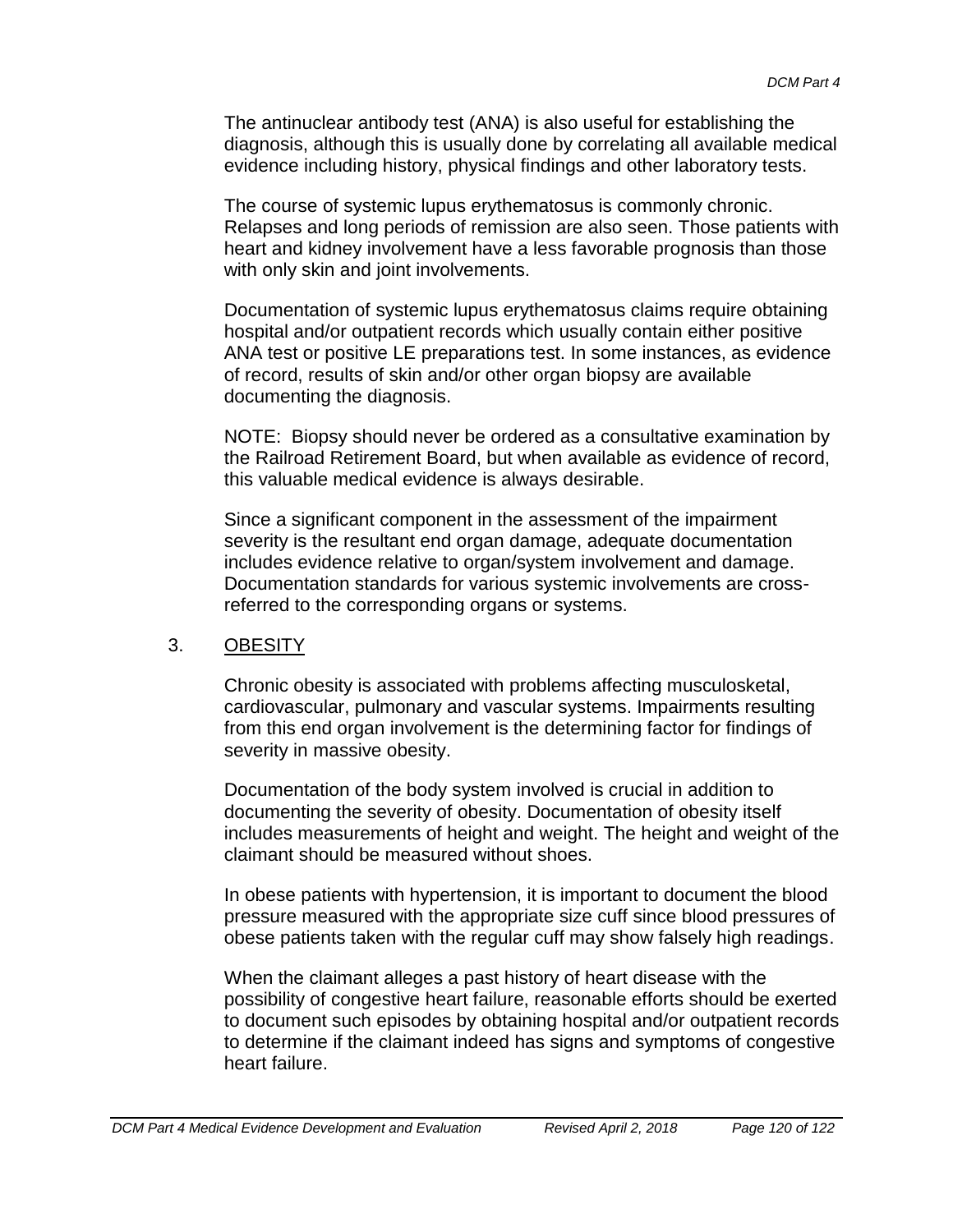The antinuclear antibody test (ANA) is also useful for establishing the diagnosis, although this is usually done by correlating all available medical evidence including history, physical findings and other laboratory tests.

The course of systemic lupus erythematosus is commonly chronic. Relapses and long periods of remission are also seen. Those patients with heart and kidney involvement have a less favorable prognosis than those with only skin and joint involvements.

Documentation of systemic lupus erythematosus claims require obtaining hospital and/or outpatient records which usually contain either positive ANA test or positive LE preparations test. In some instances, as evidence of record, results of skin and/or other organ biopsy are available documenting the diagnosis.

NOTE: Biopsy should never be ordered as a consultative examination by the Railroad Retirement Board, but when available as evidence of record, this valuable medical evidence is always desirable.

Since a significant component in the assessment of the impairment severity is the resultant end organ damage, adequate documentation includes evidence relative to organ/system involvement and damage. Documentation standards for various systemic involvements are cross-referred to the corresponding organs or systems.

### 3. OBESITY

Chronic obesity is associated with problems affecting musculosketal, cardiovascular, pulmonary and vascular systems. Impairments resulting from this end organ involvement is the determining factor for findings of severity in massive obesity.

Documentation of the body system involved is crucial in addition to documenting the severity of obesity. Documentation of obesity itself includes measurements of height and weight. The height and weight of the claimant should be measured without shoes.

In obese patients with hypertension, it is important to document the blood pressure measured with the appropriate size cuff since blood pressures of obese patients taken with the regular cuff may show falsely high readings.

When the claimant alleges a past history of heart disease with the possibility of congestive heart failure, reasonable efforts should be exerted to document such episodes by obtaining hospital and/or outpatient records to determine if the claimant indeed has signs and symptoms of congestive heart failure.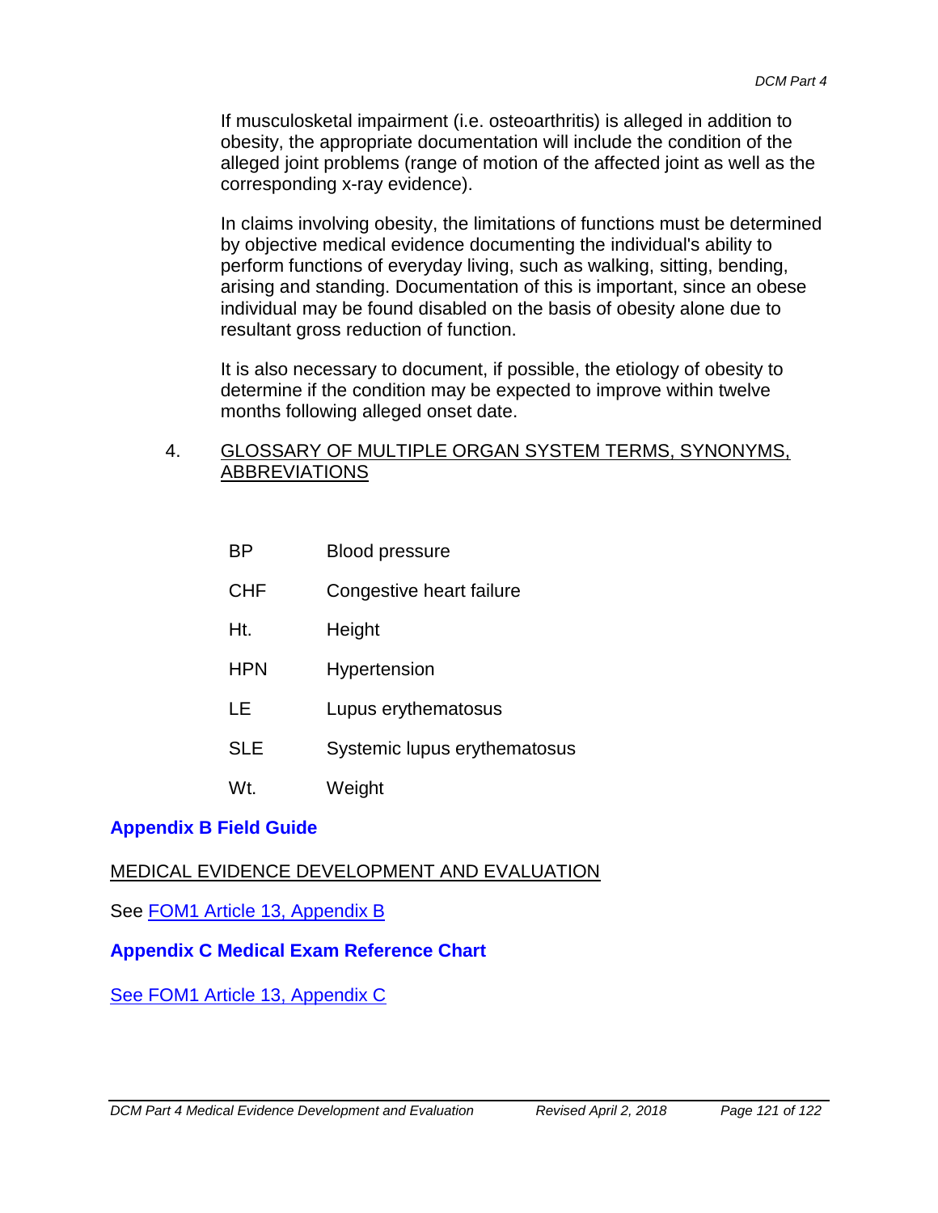If musculoskeletal impairment (i.e. osteoarthritis) is alleged in addition to obesity, the appropriate documentation will include the condition of the alleged joint problems (range of motion of the affected joint as well as the corresponding x-ray evidence).

In claims involving obesity, the limitations of functions must be determined by objective medical evidence documenting the individual's ability to perform functions of everyday living, such as walking, sitting, bending, arising and standing. Documentation of this is important, since an obese individual may be found disabled on the basis of obesity alone due to resultant gross reduction of function.

It is also necessary to document, if possible, the etiology of obesity to determine if the condition may be expected to improve within twelve months following alleged onset date.

4. GLOSSARY OF MULTIPLE ORGAN SYSTEM TERMS, SYNONYMS, ABBREVIATIONS

| | |
|---|---|
| BP | Blood pressure |
| CHF | Congestive heart failure |
| Ht. | Height |
| HPN | Hypertension |
| LE | Lupus erythematosus |
| SLE | Systemic lupus erythematosus |
| Wt. | Weight |

## Appendix B Field Guide

MEDICAL EVIDENCE DEVELOPMENT AND EVALUATION

See FOM1 Article 13, Appendix B

## Appendix C Medical Exam Reference Chart

See FOM1 Article 13, Appendix C